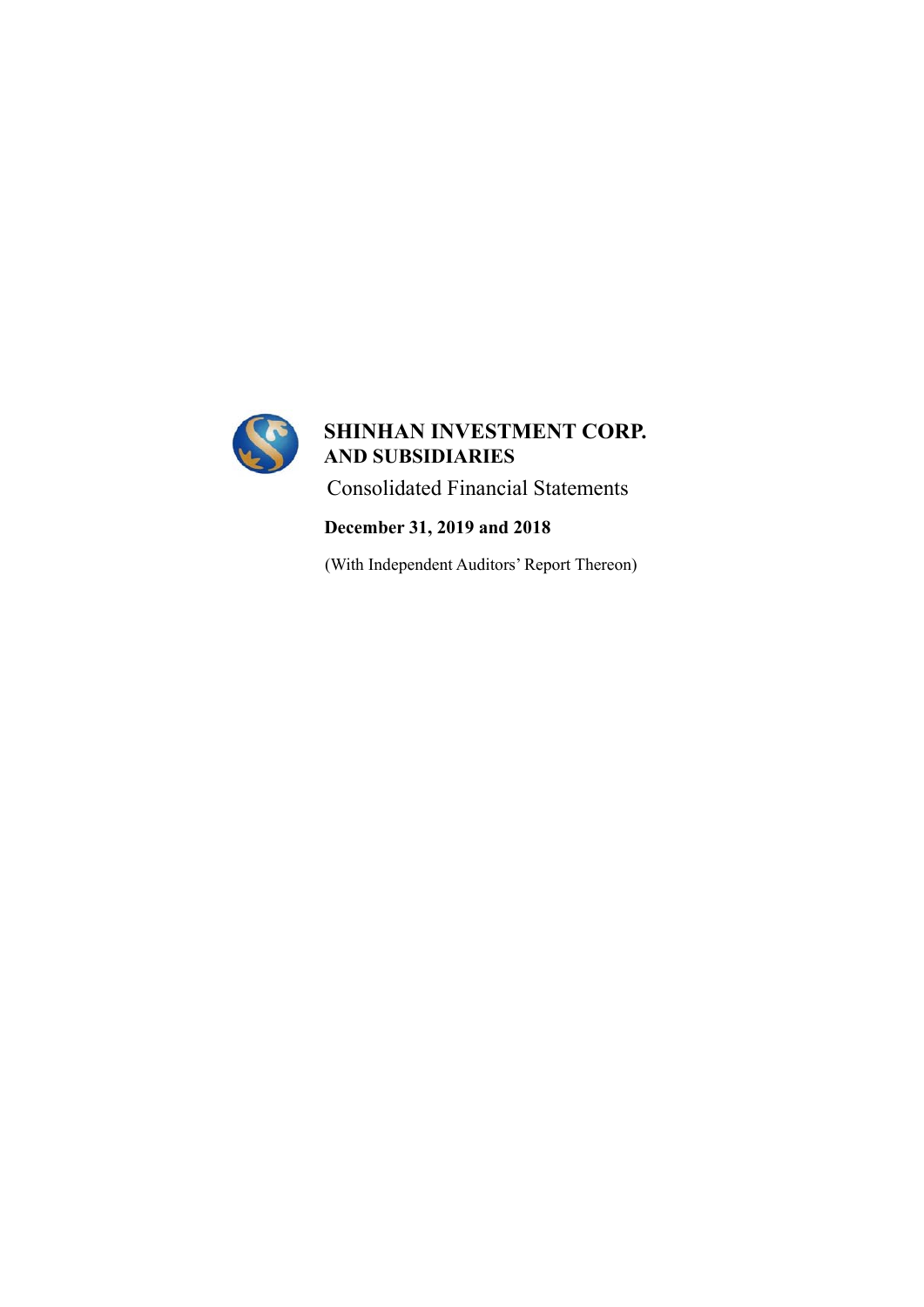# SHINHAN INVESTMENT CORP. AND SUBSIDIARIES

Consolidated Financial Statements

**December 31, 2019 and 2018**

(With Independent Auditors' Report Thereon)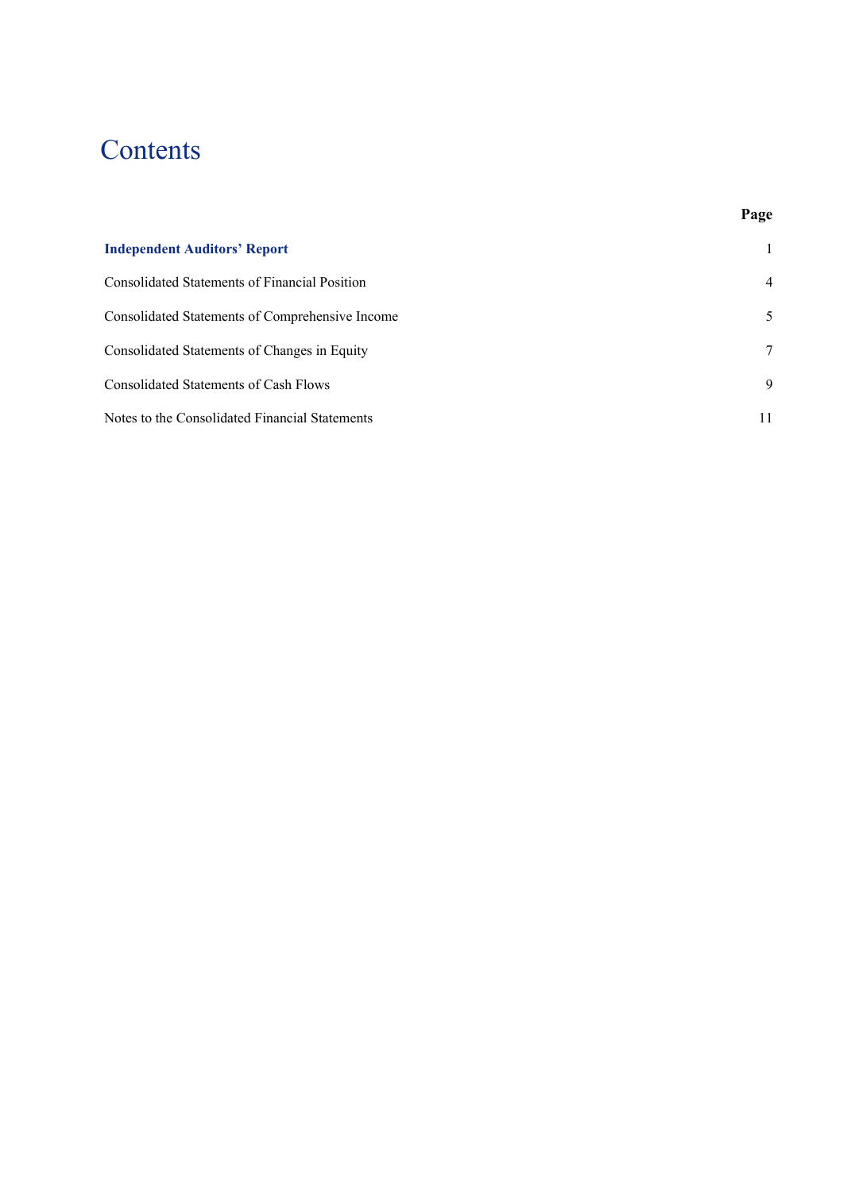# Contents

| | Page |
|---|---|
| **Independent Auditors' Report** | 1 |
| Consolidated Statements of Financial Position | 4 |
| Consolidated Statements of Comprehensive Income | 5 |
| Consolidated Statements of Changes in Equity | 7 |
| Consolidated Statements of Cash Flows | 9 |
| Notes to the Consolidated Financial Statements | 11 |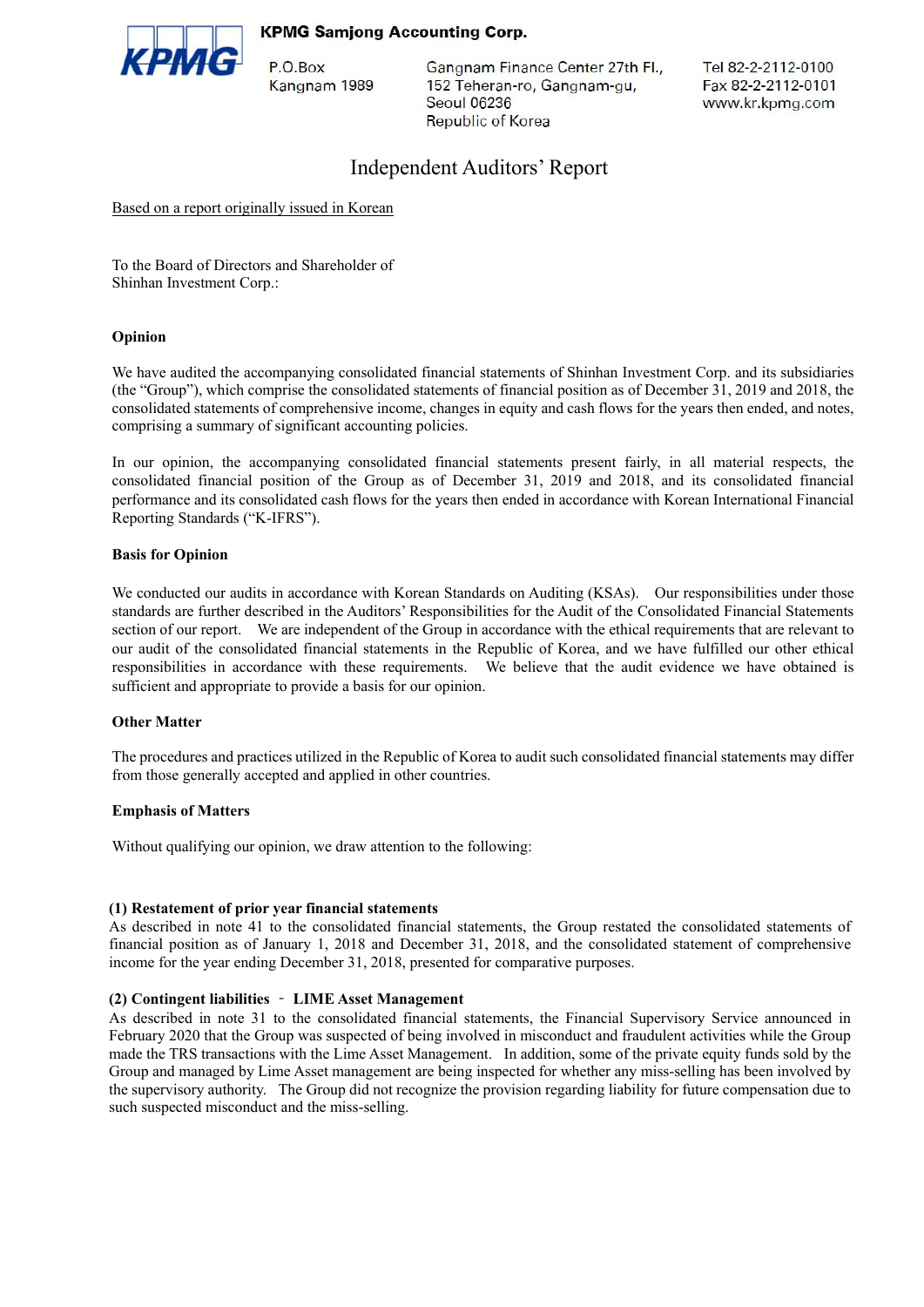**KPMG Samjong Accounting Corp.**

P.O.Box
Kangnam 1989

Gangnam Finance Center 27th Fl.,
152 Teheran-ro, Gangnam-gu,
Seoul 06236
Republic of Korea

Tel 82-2-2112-0100
Fax 82-2-2112-0101
www.kr.kpmg.com

# Independent Auditors' Report

Based on a report originally issued in Korean

To the Board of Directors and Shareholder of
Shinhan Investment Corp.:

### Opinion

We have audited the accompanying consolidated financial statements of Shinhan Investment Corp. and its subsidiaries (the "Group"), which comprise the consolidated statements of financial position as of December 31, 2019 and 2018, the consolidated statements of comprehensive income, changes in equity and cash flows for the years then ended, and notes, comprising a summary of significant accounting policies.

In our opinion, the accompanying consolidated financial statements present fairly, in all material respects, the consolidated financial position of the Group as of December 31, 2019 and 2018, and its consolidated financial performance and its consolidated cash flows for the years then ended in accordance with Korean International Financial Reporting Standards ("K-IFRS").

### Basis for Opinion

We conducted our audits in accordance with Korean Standards on Auditing (KSAs). Our responsibilities under those standards are further described in the Auditors' Responsibilities for the Audit of the Consolidated Financial Statements section of our report. We are independent of the Group in accordance with the ethical requirements that are relevant to our audit of the consolidated financial statements in the Republic of Korea, and we have fulfilled our other ethical responsibilities in accordance with these requirements. We believe that the audit evidence we have obtained is sufficient and appropriate to provide a basis for our opinion.

### Other Matter

The procedures and practices utilized in the Republic of Korea to audit such consolidated financial statements may differ from those generally accepted and applied in other countries.

### Emphasis of Matters

Without qualifying our opinion, we draw attention to the following:

**(1) Restatement of prior year financial statements**
As described in note 41 to the consolidated financial statements, the Group restated the consolidated statements of financial position as of January 1, 2018 and December 31, 2018, and the consolidated statement of comprehensive income for the year ending December 31, 2018, presented for comparative purposes.

**(2) Contingent liabilities - LIME Asset Management**
As described in note 31 to the consolidated financial statements, the Financial Supervisory Service announced in February 2020 that the Group was suspected of being involved in misconduct and fraudulent activities while the Group made the TRS transactions with the Lime Asset Management. In addition, some of the private equity funds sold by the Group and managed by Lime Asset management are being inspected for whether any miss-selling has been involved by the supervisory authority. The Group did not recognize the provision regarding liability for future compensation due to such suspected misconduct and the miss-selling.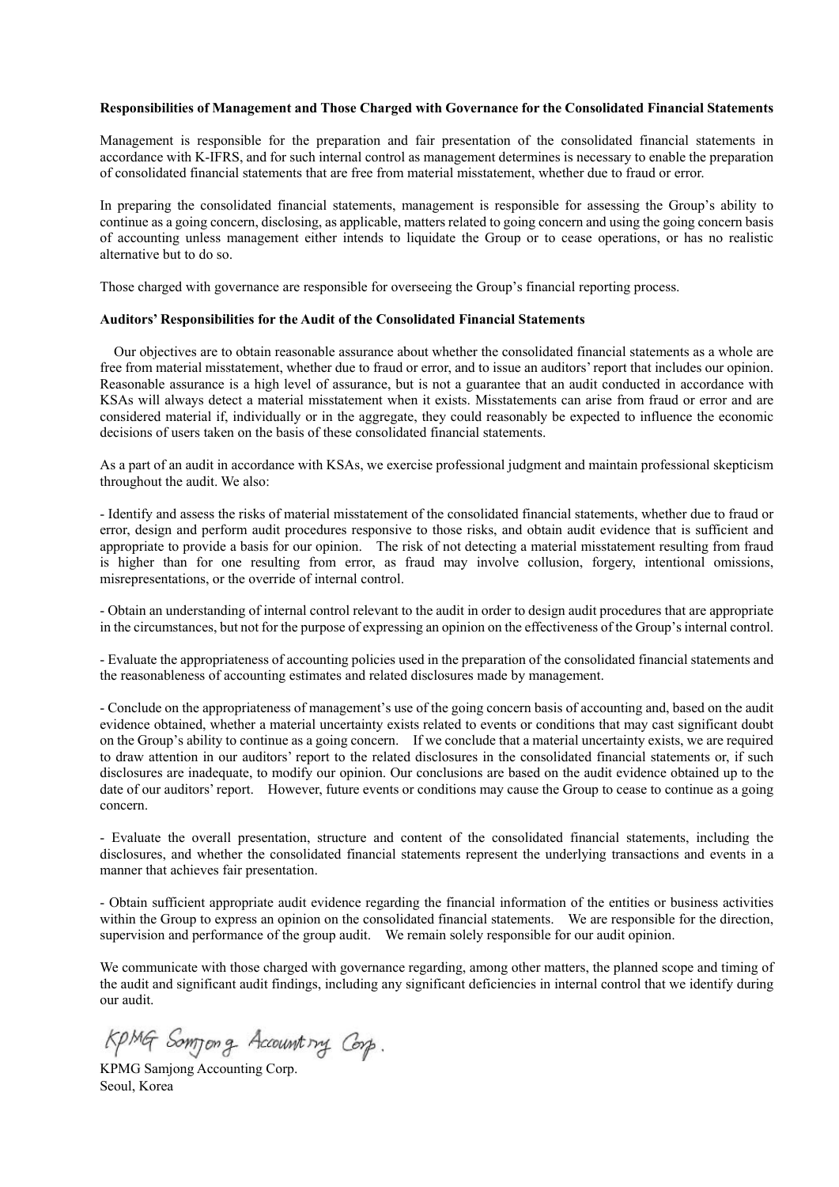**Responsibilities of Management and Those Charged with Governance for the Consolidated Financial Statements**

Management is responsible for the preparation and fair presentation of the consolidated financial statements in accordance with K-IFRS, and for such internal control as management determines is necessary to enable the preparation of consolidated financial statements that are free from material misstatement, whether due to fraud or error.

In preparing the consolidated financial statements, management is responsible for assessing the Group's ability to continue as a going concern, disclosing, as applicable, matters related to going concern and using the going concern basis of accounting unless management either intends to liquidate the Group or to cease operations, or has no realistic alternative but to do so.

Those charged with governance are responsible for overseeing the Group's financial reporting process.

**Auditors' Responsibilities for the Audit of the Consolidated Financial Statements**

Our objectives are to obtain reasonable assurance about whether the consolidated financial statements as a whole are free from material misstatement, whether due to fraud or error, and to issue an auditors' report that includes our opinion. Reasonable assurance is a high level of assurance, but is not a guarantee that an audit conducted in accordance with KSAs will always detect a material misstatement when it exists. Misstatements can arise from fraud or error and are considered material if, individually or in the aggregate, they could reasonably be expected to influence the economic decisions of users taken on the basis of these consolidated financial statements.

As a part of an audit in accordance with KSAs, we exercise professional judgment and maintain professional skepticism throughout the audit. We also:

- Identify and assess the risks of material misstatement of the consolidated financial statements, whether due to fraud or error, design and perform audit procedures responsive to those risks, and obtain audit evidence that is sufficient and appropriate to provide a basis for our opinion. The risk of not detecting a material misstatement resulting from fraud is higher than for one resulting from error, as fraud may involve collusion, forgery, intentional omissions, misrepresentations, or the override of internal control.

- Obtain an understanding of internal control relevant to the audit in order to design audit procedures that are appropriate in the circumstances, but not for the purpose of expressing an opinion on the effectiveness of the Group's internal control.

- Evaluate the appropriateness of accounting policies used in the preparation of the consolidated financial statements and the reasonableness of accounting estimates and related disclosures made by management.

- Conclude on the appropriateness of management's use of the going concern basis of accounting and, based on the audit evidence obtained, whether a material uncertainty exists related to events or conditions that may cast significant doubt on the Group's ability to continue as a going concern. If we conclude that a material uncertainty exists, we are required to draw attention in our auditors' report to the related disclosures in the consolidated financial statements or, if such disclosures are inadequate, to modify our opinion. Our conclusions are based on the audit evidence obtained up to the date of our auditors' report. However, future events or conditions may cause the Group to cease to continue as a going concern.

- Evaluate the overall presentation, structure and content of the consolidated financial statements, including the disclosures, and whether the consolidated financial statements represent the underlying transactions and events in a manner that achieves fair presentation.

- Obtain sufficient appropriate audit evidence regarding the financial information of the entities or business activities within the Group to express an opinion on the consolidated financial statements. We are responsible for the direction, supervision and performance of the group audit. We remain solely responsible for our audit opinion.

We communicate with those charged with governance regarding, among other matters, the planned scope and timing of the audit and significant audit findings, including any significant deficiencies in internal control that we identify during our audit.

KPMG Samjong Accounting Corp.

KPMG Samjong Accounting Corp.
Seoul, Korea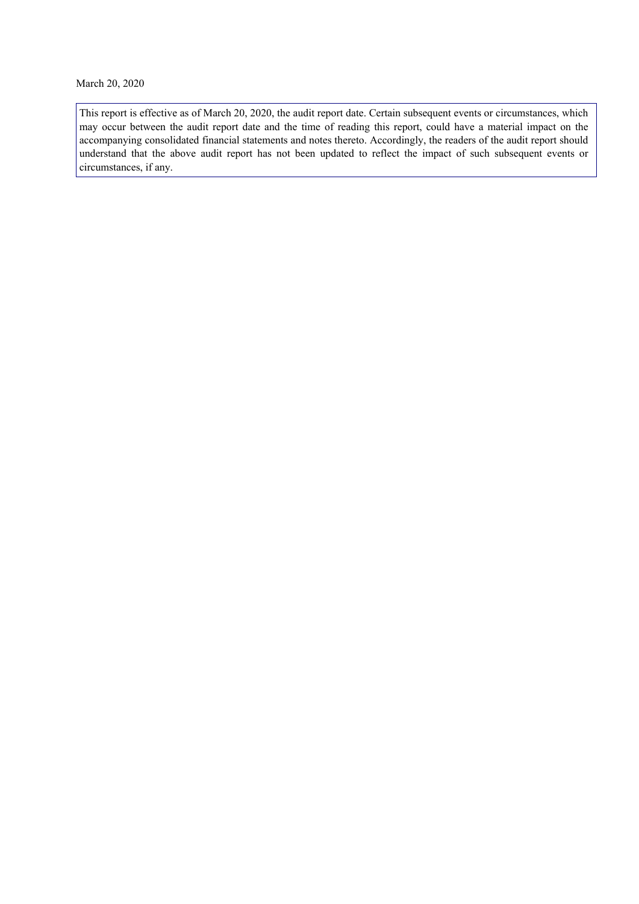March 20, 2020

This report is effective as of March 20, 2020, the audit report date. Certain subsequent events or circumstances, which may occur between the audit report date and the time of reading this report, could have a material impact on the accompanying consolidated financial statements and notes thereto. Accordingly, the readers of the audit report should understand that the above audit report has not been updated to reflect the impact of such subsequent events or circumstances, if any.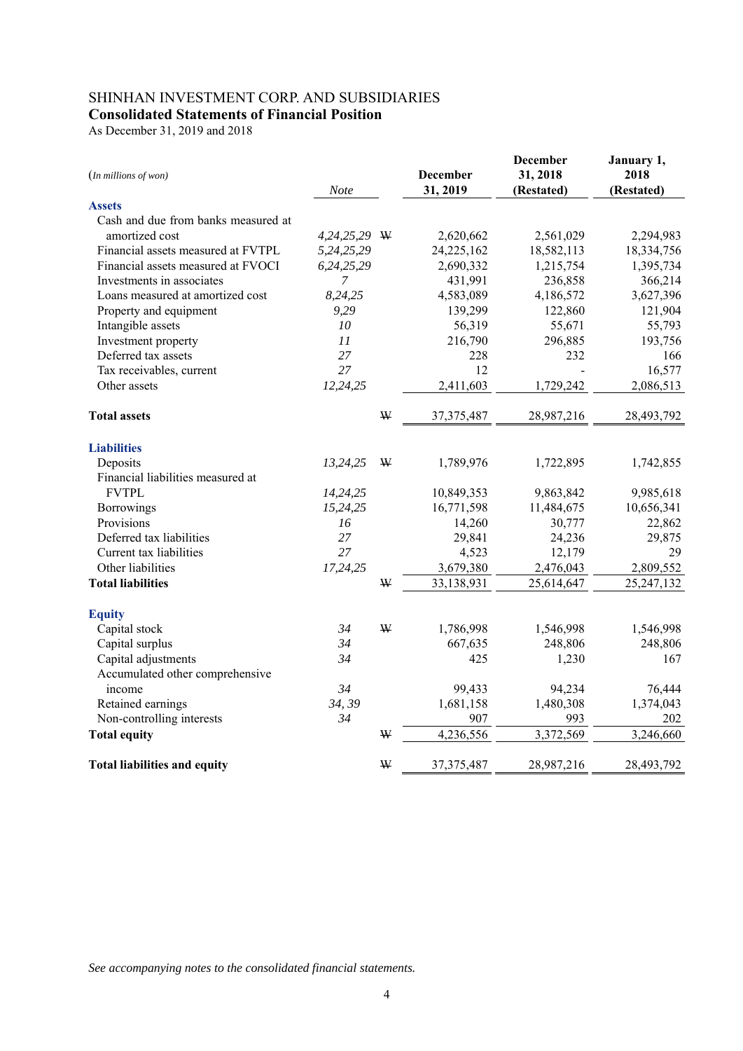# SHINHAN INVESTMENT CORP. AND SUBSIDIARIES

## Consolidated Statements of Financial Position

As December 31, 2019 and 2018

| *(In millions of won)* | *Note* | | December 31, 2019 | December 31, 2018 (Restated) | January 1, 2018 (Restated) |
|---|---|---|---|---|---|
| **Assets** | | | | | |
| Cash and due from banks measured at amortized cost | *4,24,25,29* | ₩ | 2,620,662 | 2,561,029 | 2,294,983 |
| Financial assets measured at FVTPL | *5,24,25,29* | | 24,225,162 | 18,582,113 | 18,334,756 |
| Financial assets measured at FVOCI | *6,24,25,29* | | 2,690,332 | 1,215,754 | 1,395,734 |
| Investments in associates | *7* | | 431,991 | 236,858 | 366,214 |
| Loans measured at amortized cost | *8,24,25* | | 4,583,089 | 4,186,572 | 3,627,396 |
| Property and equipment | *9,29* | | 139,299 | 122,860 | 121,904 |
| Intangible assets | *10* | | 56,319 | 55,671 | 55,793 |
| Investment property | *11* | | 216,790 | 296,885 | 193,756 |
| Deferred tax assets | *27* | | 228 | 232 | 166 |
| Tax receivables, current | *27* | | 12 | - | 16,577 |
| Other assets | *12,24,25* | | 2,411,603 | 1,729,242 | 2,086,513 |
| **Total assets** | | ₩ | 37,375,487 | 28,987,216 | 28,493,792 |
| **Liabilities** | | | | | |
| Deposits | *13,24,25* | ₩ | 1,789,976 | 1,722,895 | 1,742,855 |
| Financial liabilities measured at FVTPL | *14,24,25* | | 10,849,353 | 9,863,842 | 9,985,618 |
| Borrowings | *15,24,25* | | 16,771,598 | 11,484,675 | 10,656,341 |
| Provisions | *16* | | 14,260 | 30,777 | 22,862 |
| Deferred tax liabilities | *27* | | 29,841 | 24,236 | 29,875 |
| Current tax liabilities | *27* | | 4,523 | 12,179 | 29 |
| Other liabilities | *17,24,25* | | 3,679,380 | 2,476,043 | 2,809,552 |
| **Total liabilities** | | ₩ | 33,138,931 | 25,614,647 | 25,247,132 |
| **Equity** | | | | | |
| Capital stock | *34* | ₩ | 1,786,998 | 1,546,998 | 1,546,998 |
| Capital surplus | *34* | | 667,635 | 248,806 | 248,806 |
| Capital adjustments | *34* | | 425 | 1,230 | 167 |
| Accumulated other comprehensive income | *34* | | 99,433 | 94,234 | 76,444 |
| Retained earnings | *34, 39* | | 1,681,158 | 1,480,308 | 1,374,043 |
| Non-controlling interests | *34* | | 907 | 993 | 202 |
| **Total equity** | | ₩ | 4,236,556 | 3,372,569 | 3,246,660 |
| **Total liabilities and equity** | | ₩ | 37,375,487 | 28,987,216 | 28,493,792 |

*See accompanying notes to the consolidated financial statements.*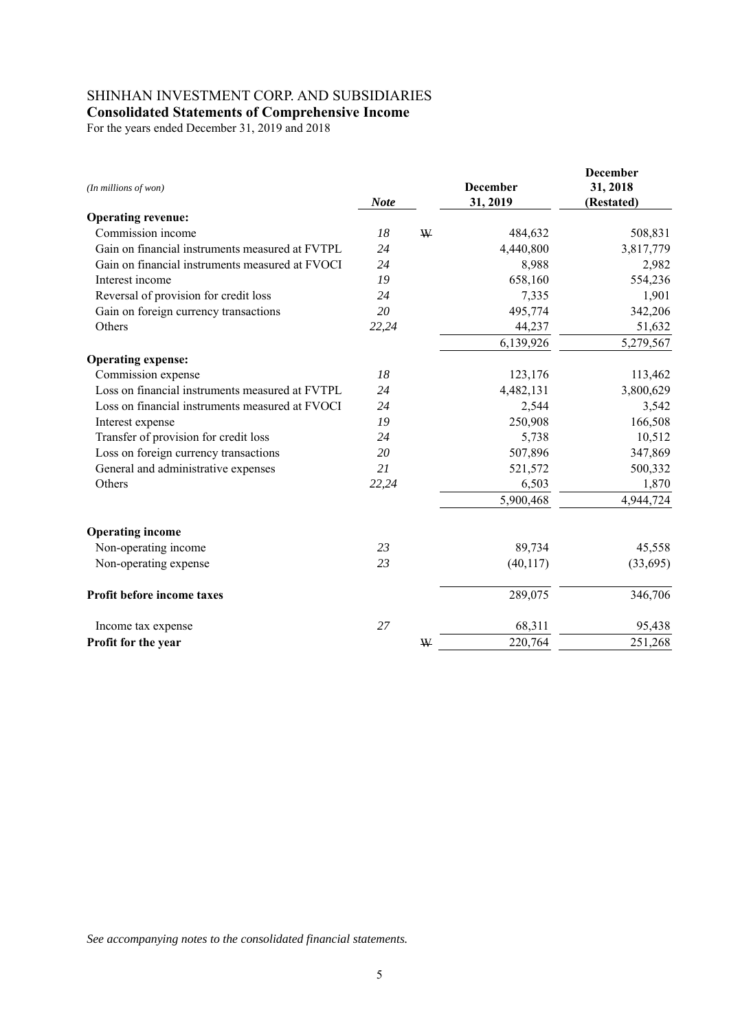SHINHAN INVESTMENT CORP. AND SUBSIDIARIES

**Consolidated Statements of Comprehensive Income**

For the years ended December 31, 2019 and 2018

| *(In millions of won)* | *Note* | | December 31, 2019 | December 31, 2018 (Restated) |
|---|---|---|---|---|
| **Operating revenue:** | | | | |
| Commission income | *18* | ₩ | 484,632 | 508,831 |
| Gain on financial instruments measured at FVTPL | *24* | | 4,440,800 | 3,817,779 |
| Gain on financial instruments measured at FVOCI | *24* | | 8,988 | 2,982 |
| Interest income | *19* | | 658,160 | 554,236 |
| Reversal of provision for credit loss | *24* | | 7,335 | 1,901 |
| Gain on foreign currency transactions | *20* | | 495,774 | 342,206 |
| Others | *22,24* | | 44,237 | 51,632 |
| | | | 6,139,926 | 5,279,567 |
| **Operating expense:** | | | | |
| Commission expense | *18* | | 123,176 | 113,462 |
| Loss on financial instruments measured at FVTPL | *24* | | 4,482,131 | 3,800,629 |
| Loss on financial instruments measured at FVOCI | *24* | | 2,544 | 3,542 |
| Interest expense | *19* | | 250,908 | 166,508 |
| Transfer of provision for credit loss | *24* | | 5,738 | 10,512 |
| Loss on foreign currency transactions | *20* | | 507,896 | 347,869 |
| General and administrative expenses | *21* | | 521,572 | 500,332 |
| Others | *22,24* | | 6,503 | 1,870 |
| | | | 5,900,468 | 4,944,724 |
| **Operating income** | | | | |
| Non-operating income | *23* | | 89,734 | 45,558 |
| Non-operating expense | *23* | | (40,117) | (33,695) |
| **Profit before income taxes** | | | 289,075 | 346,706 |
| Income tax expense | *27* | | 68,311 | 95,438 |
| **Profit for the year** | | ₩ | 220,764 | 251,268 |

*See accompanying notes to the consolidated financial statements.*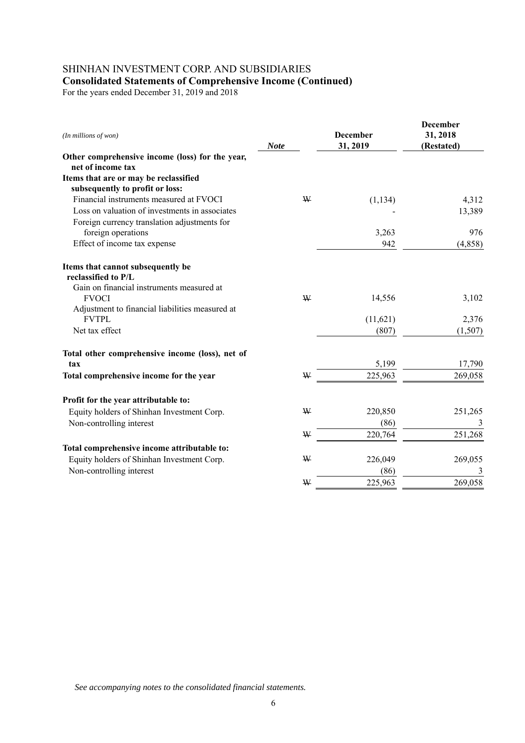# SHINHAN INVESTMENT CORP. AND SUBSIDIARIES

## Consolidated Statements of Comprehensive Income (Continued)

For the years ended December 31, 2019 and 2018

| *(In millions of won)* | *Note* | | December 31, 2019 | December 31, 2018 (Restated) |
|---|---|---|---|---|
| **Other comprehensive income (loss) for the year, net of income tax** | | | | |
| **Items that are or may be reclassified subsequently to profit or loss:** | | | | |
| Financial instruments measured at FVOCI | | ₩ | (1,134) | 4,312 |
| Loss on valuation of investments in associates | | | - | 13,389 |
| Foreign currency translation adjustments for foreign operations | | | 3,263 | 976 |
| Effect of income tax expense | | | 942 | (4,858) |
| **Items that cannot subsequently be reclassified to P/L** | | | | |
| Gain on financial instruments measured at FVOCI | | ₩ | 14,556 | 3,102 |
| Adjustment to financial liabilities measured at FVTPL | | | (11,621) | 2,376 |
| Net tax effect | | | (807) | (1,507) |
| **Total other comprehensive income (loss), net of tax** | | | 5,199 | 17,790 |
| **Total comprehensive income for the year** | | ₩ | 225,963 | 269,058 |
| **Profit for the year attributable to:** | | | | |
| Equity holders of Shinhan Investment Corp. | | ₩ | 220,850 | 251,265 |
| Non-controlling interest | | | (86) | 3 |
| | | ₩ | 220,764 | 251,268 |
| **Total comprehensive income attributable to:** | | | | |
| Equity holders of Shinhan Investment Corp. | | ₩ | 226,049 | 269,055 |
| Non-controlling interest | | | (86) | 3 |
| | | ₩ | 225,963 | 269,058 |

*See accompanying notes to the consolidated financial statements.*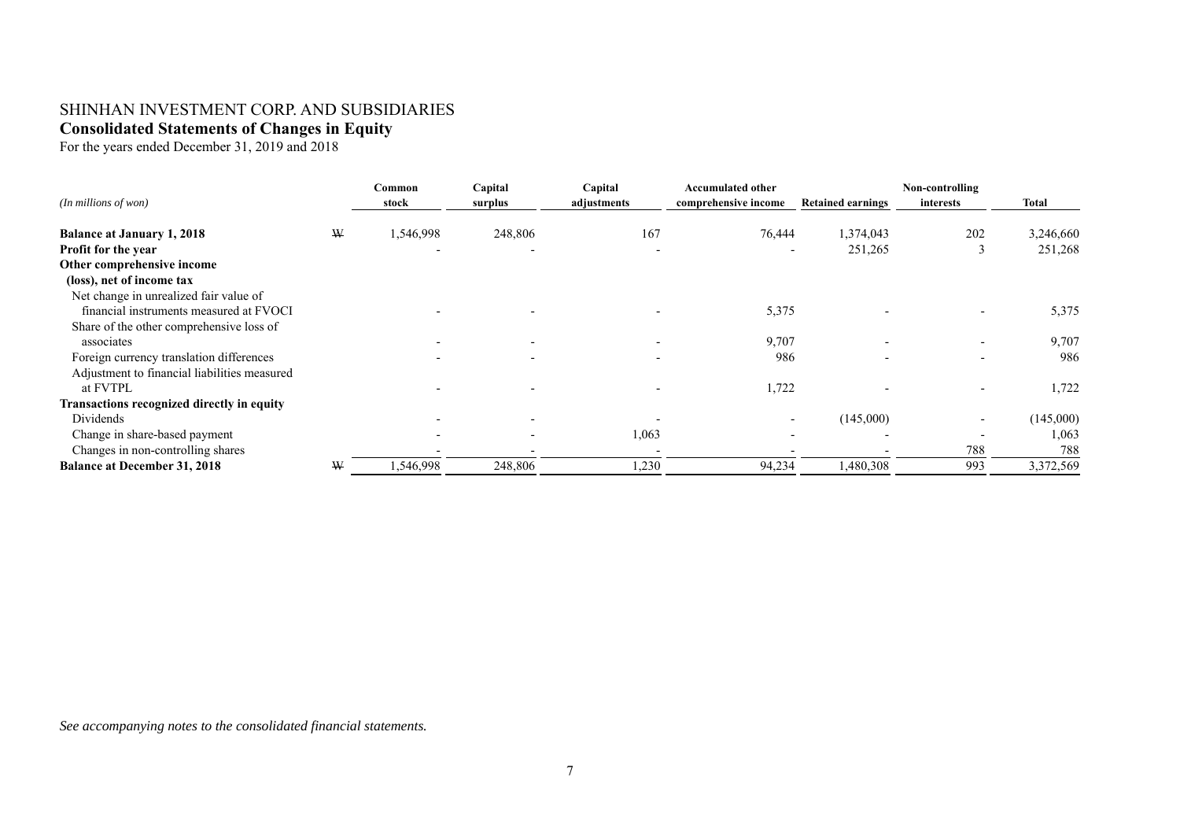# SHINHAN INVESTMENT CORP. AND SUBSIDIARIES

## Consolidated Statements of Changes in Equity

For the years ended December 31, 2019 and 2018

| *(In millions of won)* | | Common stock | Capital surplus | Capital adjustments | Accumulated other comprehensive income | Retained earnings | Non-controlling interests | Total |
|---|---|---|---|---|---|---|---|---|
| **Balance at January 1, 2018** | ₩ | 1,546,998 | 248,806 | 167 | 76,444 | 1,374,043 | 202 | 3,246,660 |
| **Profit for the year** | | - | - | - | - | 251,265 | 3 | 251,268 |
| **Other comprehensive income (loss), net of income tax** | | | | | | | | |
| Net change in unrealized fair value of financial instruments measured at FVOCI | | - | - | - | 5,375 | - | - | 5,375 |
| Share of the other comprehensive loss of associates | | - | - | - | 9,707 | - | - | 9,707 |
| Foreign currency translation differences | | - | - | - | 986 | - | - | 986 |
| Adjustment to financial liabilities measured at FVTPL | | - | - | - | 1,722 | - | - | 1,722 |
| **Transactions recognized directly in equity** | | | | | | | | |
| Dividends | | - | - | - | - | (145,000) | - | (145,000) |
| Change in share-based payment | | - | - | 1,063 | - | - | - | 1,063 |
| Changes in non-controlling shares | | - | - | - | - | - | 788 | 788 |
| **Balance at December 31, 2018** | ₩ | 1,546,998 | 248,806 | 1,230 | 94,234 | 1,480,308 | 993 | 3,372,569 |

*See accompanying notes to the consolidated financial statements.*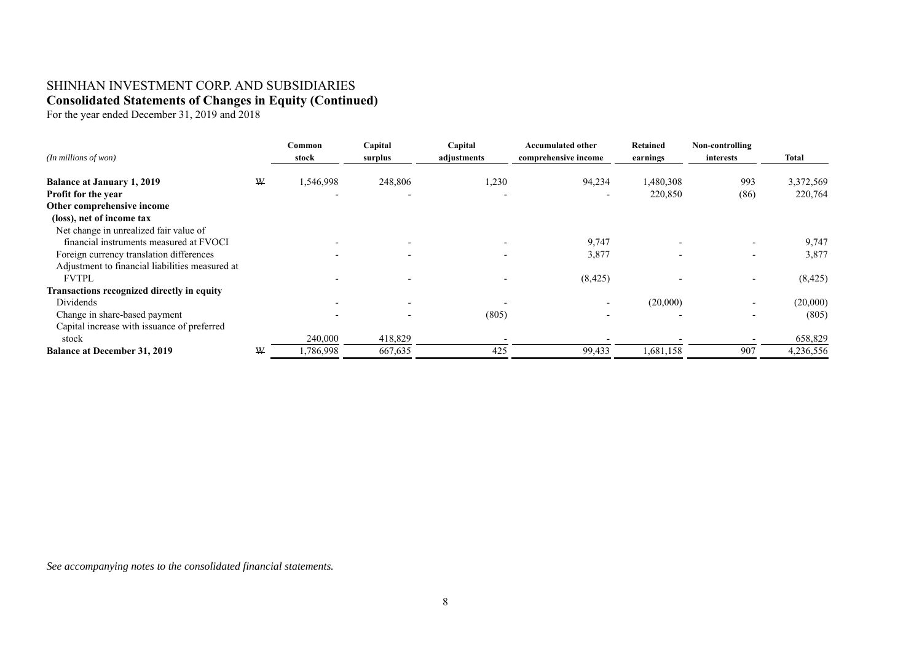# SHINHAN INVESTMENT CORP. AND SUBSIDIARIES

## Consolidated Statements of Changes in Equity (Continued)

For the year ended December 31, 2019 and 2018

| *(In millions of won)* | | Common stock | Capital surplus | Capital adjustments | Accumulated other comprehensive income | Retained earnings | Non-controlling interests | Total |
|---|---|---|---|---|---|---|---|---|
| **Balance at January 1, 2019** | ₩ | 1,546,998 | 248,806 | 1,230 | 94,234 | 1,480,308 | 993 | 3,372,569 |
| **Profit for the year** | | - | - | - | - | 220,850 | (86) | 220,764 |
| **Other comprehensive income (loss), net of income tax** | | | | | | | | |
| Net change in unrealized fair value of financial instruments measured at FVOCI | | - | - | - | 9,747 | - | - | 9,747 |
| Foreign currency translation differences | | - | - | - | 3,877 | - | - | 3,877 |
| Adjustment to financial liabilities measured at FVTPL | | - | - | - | (8,425) | - | - | (8,425) |
| **Transactions recognized directly in equity** | | | | | | | | |
| Dividends | | - | - | - | - | (20,000) | - | (20,000) |
| Change in share-based payment | | - | - | (805) | - | - | - | (805) |
| Capital increase with issuance of preferred stock | | 240,000 | 418,829 | - | - | - | - | 658,829 |
| **Balance at December 31, 2019** | ₩ | 1,786,998 | 667,635 | 425 | 99,433 | 1,681,158 | 907 | 4,236,556 |

*See accompanying notes to the consolidated financial statements.*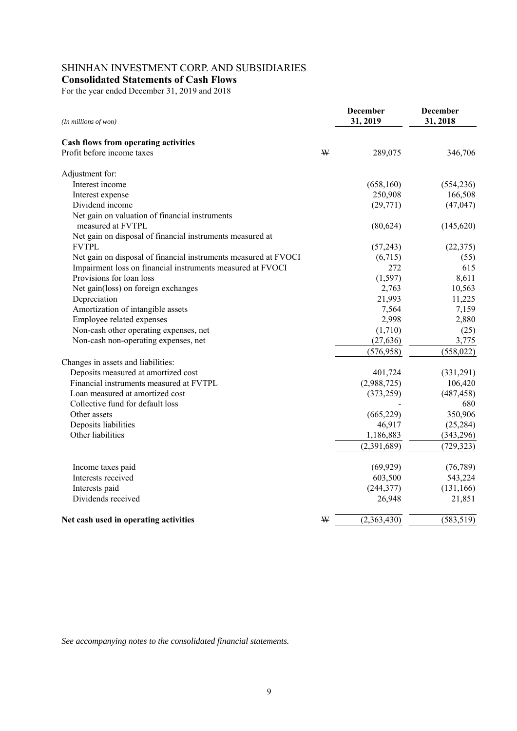# SHINHAN INVESTMENT CORP. AND SUBSIDIARIES

## Consolidated Statements of Cash Flows

For the year ended December 31, 2019 and 2018

| *(In millions of won)* | | December 31, 2019 | December 31, 2018 |
|---|---|---|---|
| **Cash flows from operating activities** | | | |
| Profit before income taxes | ₩ | 289,075 | 346,706 |
| Adjustment for: | | | |
| Interest income | | (658,160) | (554,236) |
| Interest expense | | 250,908 | 166,508 |
| Dividend income | | (29,771) | (47,047) |
| Net gain on valuation of financial instruments measured at FVTPL | | (80,624) | (145,620) |
| Net gain on disposal of financial instruments measured at FVTPL | | (57,243) | (22,375) |
| Net gain on disposal of financial instruments measured at FVOCI | | (6,715) | (55) |
| Impairment loss on financial instruments measured at FVOCI | | 272 | 615 |
| Provisions for loan loss | | (1,597) | 8,611 |
| Net gain(loss) on foreign exchanges | | 2,763 | 10,563 |
| Depreciation | | 21,993 | 11,225 |
| Amortization of intangible assets | | 7,564 | 7,159 |
| Employee related expenses | | 2,998 | 2,880 |
| Non-cash other operating expenses, net | | (1,710) | (25) |
| Non-cash non-operating expenses, net | | (27,636) | 3,775 |
| | | (576,958) | (558,022) |
| Changes in assets and liabilities: | | | |
| Deposits measured at amortized cost | | 401,724 | (331,291) |
| Financial instruments measured at FVTPL | | (2,988,725) | 106,420 |
| Loan measured at amortized cost | | (373,259) | (487,458) |
| Collective fund for default loss | | - | 680 |
| Other assets | | (665,229) | 350,906 |
| Deposits liabilities | | 46,917 | (25,284) |
| Other liabilities | | 1,186,883 | (343,296) |
| | | (2,391,689) | (729,323) |
| Income taxes paid | | (69,929) | (76,789) |
| Interests received | | 603,500 | 543,224 |
| Interests paid | | (244,377) | (131,166) |
| Dividends received | | 26,948 | 21,851 |
| **Net cash used in operating activities** | ₩ | (2,363,430) | (583,519) |

*See accompanying notes to the consolidated financial statements.*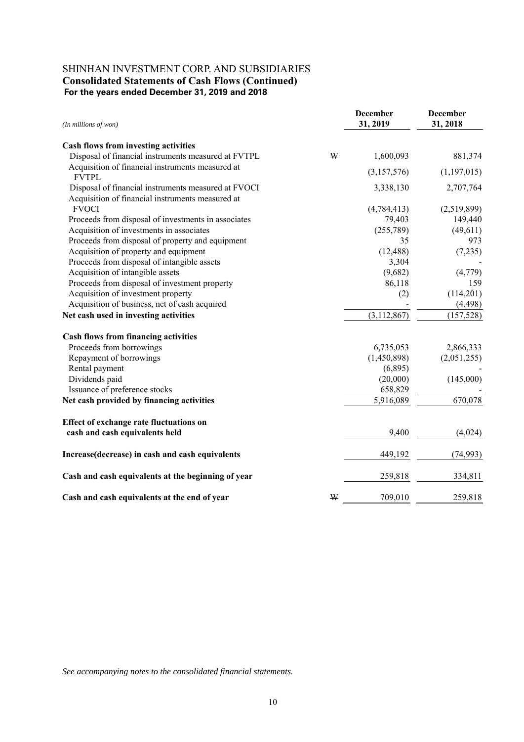# SHINHAN INVESTMENT CORP. AND SUBSIDIARIES

## Consolidated Statements of Cash Flows (Continued)

**For the years ended December 31, 2019 and 2018**

| *(In millions of won)* | | December 31, 2019 | December 31, 2018 |
|---|---|---|---|
| **Cash flows from investing activities** | | | |
| Disposal of financial instruments measured at FVTPL | ₩ | 1,600,093 | 881,374 |
| Acquisition of financial instruments measured at FVTPL | | (3,157,576) | (1,197,015) |
| Disposal of financial instruments measured at FVOCI | | 3,338,130 | 2,707,764 |
| Acquisition of financial instruments measured at FVOCI | | (4,784,413) | (2,519,899) |
| Proceeds from disposal of investments in associates | | 79,403 | 149,440 |
| Acquisition of investments in associates | | (255,789) | (49,611) |
| Proceeds from disposal of property and equipment | | 35 | 973 |
| Acquisition of property and equipment | | (12,488) | (7,235) |
| Proceeds from disposal of intangible assets | | 3,304 | - |
| Acquisition of intangible assets | | (9,682) | (4,779) |
| Proceeds from disposal of investment property | | 86,118 | 159 |
| Acquisition of investment property | | (2) | (114,201) |
| Acquisition of business, net of cash acquired | | - | (4,498) |
| **Net cash used in investing activities** | | (3,112,867) | (157,528) |
| **Cash flows from financing activities** | | | |
| Proceeds from borrowings | | 6,735,053 | 2,866,333 |
| Repayment of borrowings | | (1,450,898) | (2,051,255) |
| Rental payment | | (6,895) | - |
| Dividends paid | | (20,000) | (145,000) |
| Issuance of preference stocks | | 658,829 | - |
| **Net cash provided by financing activities** | | 5,916,089 | 670,078 |
| **Effect of exchange rate fluctuations on cash and cash equivalents held** | | 9,400 | (4,024) |
| **Increase(decrease) in cash and cash equivalents** | | 449,192 | (74,993) |
| **Cash and cash equivalents at the beginning of year** | | 259,818 | 334,811 |
| **Cash and cash equivalents at the end of year** | ₩ | 709,010 | 259,818 |

*See accompanying notes to the consolidated financial statements.*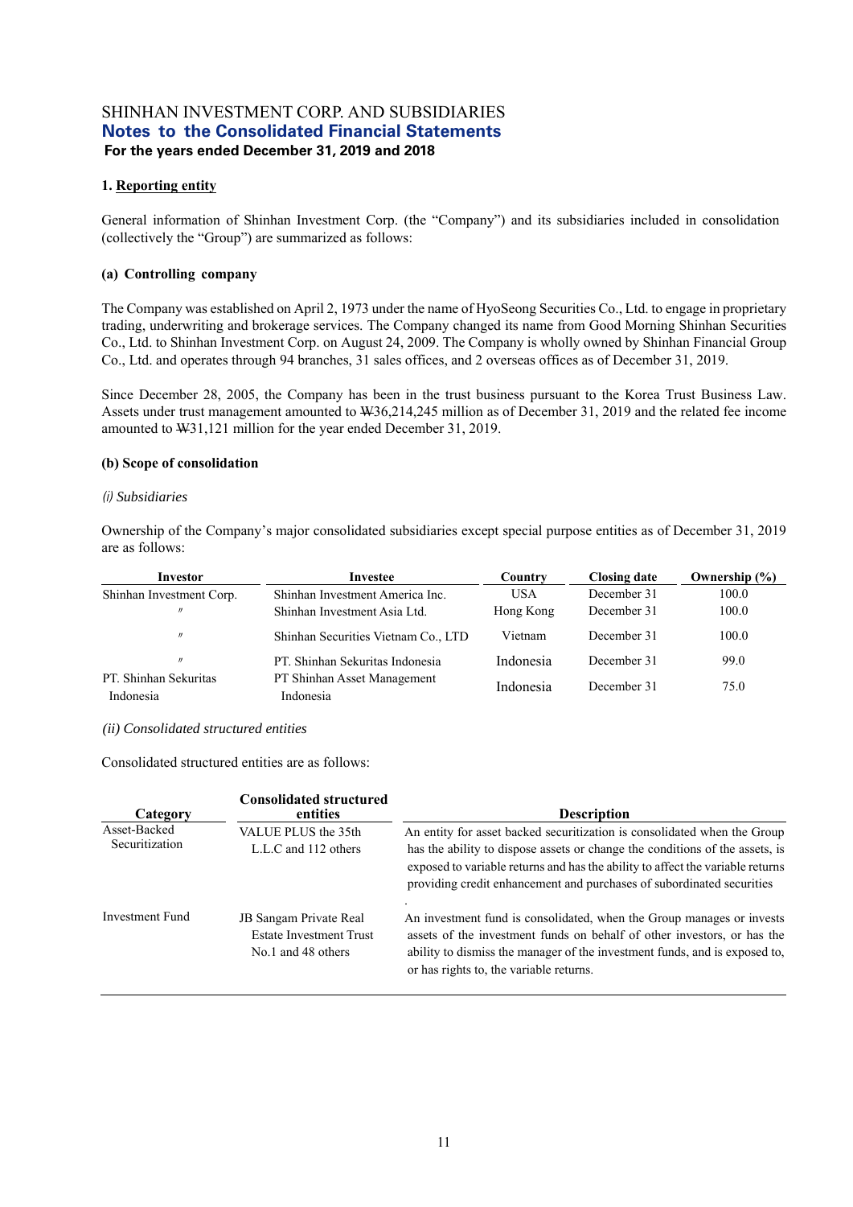# SHINHAN INVESTMENT CORP. AND SUBSIDIARIES
## Notes to the Consolidated Financial Statements
**For the years ended December 31, 2019 and 2018**

### 1. Reporting entity

General information of Shinhan Investment Corp. (the "Company") and its subsidiaries included in consolidation (collectively the "Group") are summarized as follows:

#### (a) Controlling company

The Company was established on April 2, 1973 under the name of HyoSeong Securities Co., Ltd. to engage in proprietary trading, underwriting and brokerage services. The Company changed its name from Good Morning Shinhan Securities Co., Ltd. to Shinhan Investment Corp. on August 24, 2009. The Company is wholly owned by Shinhan Financial Group Co., Ltd. and operates through 94 branches, 31 sales offices, and 2 overseas offices as of December 31, 2019.

Since December 28, 2005, the Company has been in the trust business pursuant to the Korea Trust Business Law. Assets under trust management amounted to ₩36,214,245 million as of December 31, 2019 and the related fee income amounted to ₩31,121 million for the year ended December 31, 2019.

#### (b) Scope of consolidation

*(i) Subsidiaries*

Ownership of the Company's major consolidated subsidiaries except special purpose entities as of December 31, 2019 are as follows:

| Investor | Investee | Country | Closing date | Ownership (%) |
|---|---|---|---|---|
| Shinhan Investment Corp. | Shinhan Investment America Inc. | USA | December 31 | 100.0 |
| 〃 | Shinhan Investment Asia Ltd. | Hong Kong | December 31 | 100.0 |
| 〃 | Shinhan Securities Vietnam Co., LTD | Vietnam | December 31 | 100.0 |
| 〃 | PT. Shinhan Sekuritas Indonesia | Indonesia | December 31 | 99.0 |
| PT. Shinhan Sekuritas Indonesia | PT Shinhan Asset Management Indonesia | Indonesia | December 31 | 75.0 |

*(ii) Consolidated structured entities*

Consolidated structured entities are as follows:

| Category | Consolidated structured entities | Description |
|---|---|---|
| Asset-Backed Securitization | VALUE PLUS the 35th L.L.C and 112 others | An entity for asset backed securitization is consolidated when the Group has the ability to dispose assets or change the conditions of the assets, is exposed to variable returns and has the ability to affect the variable returns providing credit enhancement and purchases of subordinated securities. |
| Investment Fund | JB Sangam Private Real Estate Investment Trust No.1 and 48 others | An investment fund is consolidated, when the Group manages or invests assets of the investment funds on behalf of other investors, or has the ability to dismiss the manager of the investment funds, and is exposed to, or has rights to, the variable returns. |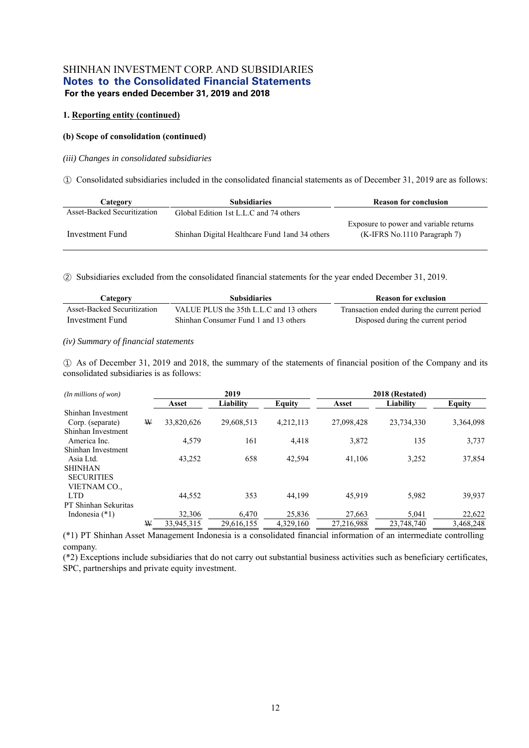## 1. Reporting entity (continued)

### (b) Scope of consolidation (continued)

*(iii) Changes in consolidated subsidiaries*

① Consolidated subsidiaries included in the consolidated financial statements as of December 31, 2019 are as follows:

| Category | Subsidiaries | Reason for conclusion |
|---|---|---|
| Asset-Backed Securitization | Global Edition 1st L.L.C and 74 others | Exposure to power and variable returns (K-IFRS No.1110 Paragraph 7) |
| Investment Fund | Shinhan Digital Healthcare Fund 1and 34 others | |

② Subsidiaries excluded from the consolidated financial statements for the year ended December 31, 2019.

| Category | Subsidiaries | Reason for exclusion |
|---|---|---|
| Asset-Backed Securitization | VALUE PLUS the 35th L.L.C and 13 others | Transaction ended during the current period |
| Investment Fund | Shinhan Consumer Fund 1 and 13 others | Disposed during the current period |

*(iv) Summary of financial statements*

① As of December 31, 2019 and 2018, the summary of the statements of financial position of the Company and its consolidated subsidiaries is as follows:

| *(In millions of won)* | | 2019 | | | 2018 (Restated) | | |
|---|---|---|---|---|---|---|---|
| | | Asset | Liability | Equity | Asset | Liability | Equity |
| Shinhan Investment Corp. (separate) | ₩ | 33,820,626 | 29,608,513 | 4,212,113 | 27,098,428 | 23,734,330 | 3,364,098 |
| Shinhan Investment America Inc. | | 4,579 | 161 | 4,418 | 3,872 | 135 | 3,737 |
| Shinhan Investment Asia Ltd. | | 43,252 | 658 | 42,594 | 41,106 | 3,252 | 37,854 |
| SHINHAN SECURITIES VIETNAM CO., LTD | | 44,552 | 353 | 44,199 | 45,919 | 5,982 | 39,937 |
| PT Shinhan Sekuritas Indonesia (*1) | | 32,306 | 6,470 | 25,836 | 27,663 | 5,041 | 22,622 |
| | ₩ | 33,945,315 | 29,616,155 | 4,329,160 | 27,216,988 | 23,748,740 | 3,468,248 |

(*1) PT Shinhan Asset Management Indonesia is a consolidated financial information of an intermediate controlling company.

(*2) Exceptions include subsidiaries that do not carry out substantial business activities such as beneficiary certificates, SPC, partnerships and private equity investment.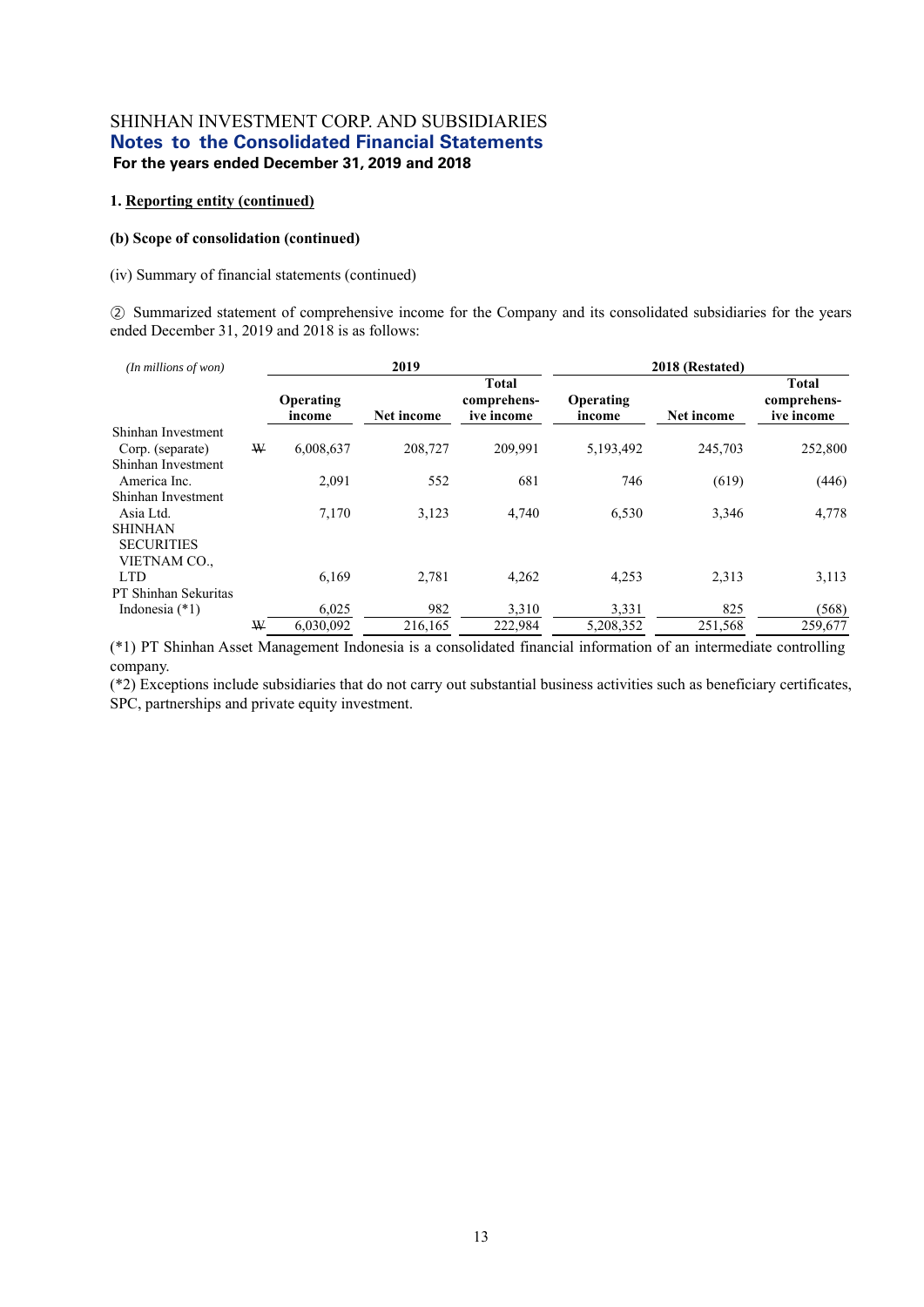SHINHAN INVESTMENT CORP. AND SUBSIDIARIES
**Notes to the Consolidated Financial Statements**
**For the years ended December 31, 2019 and 2018**

**1. Reporting entity (continued)**

**(b) Scope of consolidation (continued)**

(iv) Summary of financial statements (continued)

② Summarized statement of comprehensive income for the Company and its consolidated subsidiaries for the years ended December 31, 2019 and 2018 is as follows:

| *(In millions of won)* | | 2019 | | | 2018 (Restated) | | |
|---|---|---|---|---|---|---|---|
| | | Operating income | Net income | Total comprehensive income | Operating income | Net income | Total comprehensive income |
| Shinhan Investment Corp. (separate) | ₩ | 6,008,637 | 208,727 | 209,991 | 5,193,492 | 245,703 | 252,800 |
| Shinhan Investment America Inc. | | 2,091 | 552 | 681 | 746 | (619) | (446) |
| Shinhan Investment Asia Ltd. | | 7,170 | 3,123 | 4,740 | 6,530 | 3,346 | 4,778 |
| SHINHAN SECURITIES VIETNAM CO., LTD | | 6,169 | 2,781 | 4,262 | 4,253 | 2,313 | 3,113 |
| PT Shinhan Sekuritas Indonesia (*1) | | 6,025 | 982 | 3,310 | 3,331 | 825 | (568) |
| | ₩ | 6,030,092 | 216,165 | 222,984 | 5,208,352 | 251,568 | 259,677 |

(*1) PT Shinhan Asset Management Indonesia is a consolidated financial information of an intermediate controlling company.

(*2) Exceptions include subsidiaries that do not carry out substantial business activities such as beneficiary certificates, SPC, partnerships and private equity investment.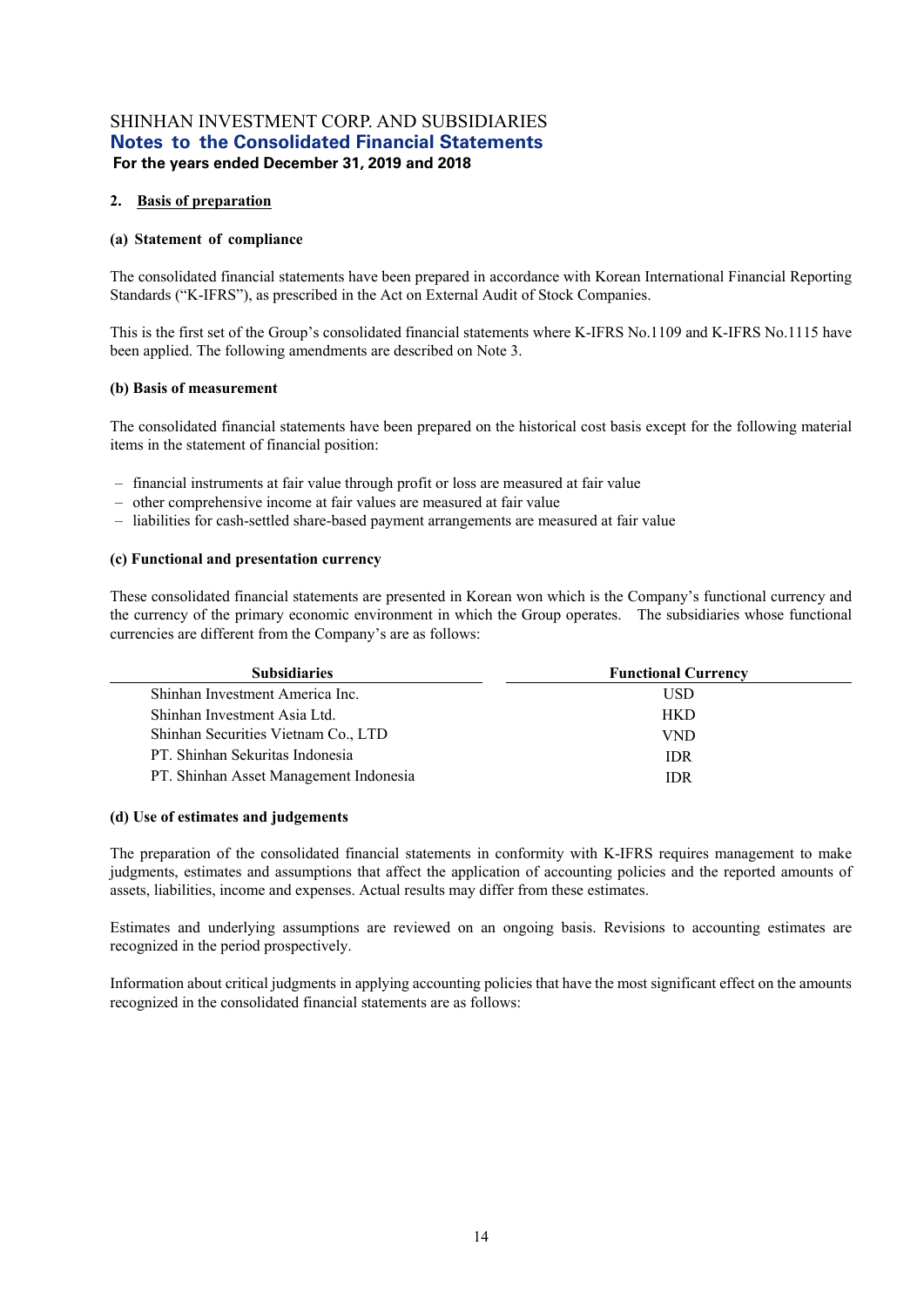## 2. Basis of preparation

### (a) Statement of compliance

The consolidated financial statements have been prepared in accordance with Korean International Financial Reporting Standards ("K-IFRS"), as prescribed in the Act on External Audit of Stock Companies.

This is the first set of the Group's consolidated financial statements where K-IFRS No.1109 and K-IFRS No.1115 have been applied. The following amendments are described on Note 3.

### (b) Basis of measurement

The consolidated financial statements have been prepared on the historical cost basis except for the following material items in the statement of financial position:

- financial instruments at fair value through profit or loss are measured at fair value
- other comprehensive income at fair values are measured at fair value
- liabilities for cash-settled share-based payment arrangements are measured at fair value

### (c) Functional and presentation currency

These consolidated financial statements are presented in Korean won which is the Company's functional currency and the currency of the primary economic environment in which the Group operates. The subsidiaries whose functional currencies are different from the Company's are as follows:

| Subsidiaries | Functional Currency |
|---|---|
| Shinhan Investment America Inc. | USD |
| Shinhan Investment Asia Ltd. | HKD |
| Shinhan Securities Vietnam Co., LTD | VND |
| PT. Shinhan Sekuritas Indonesia | IDR |
| PT. Shinhan Asset Management Indonesia | IDR |

### (d) Use of estimates and judgements

The preparation of the consolidated financial statements in conformity with K-IFRS requires management to make judgments, estimates and assumptions that affect the application of accounting policies and the reported amounts of assets, liabilities, income and expenses. Actual results may differ from these estimates.

Estimates and underlying assumptions are reviewed on an ongoing basis. Revisions to accounting estimates are recognized in the period prospectively.

Information about critical judgments in applying accounting policies that have the most significant effect on the amounts recognized in the consolidated financial statements are as follows: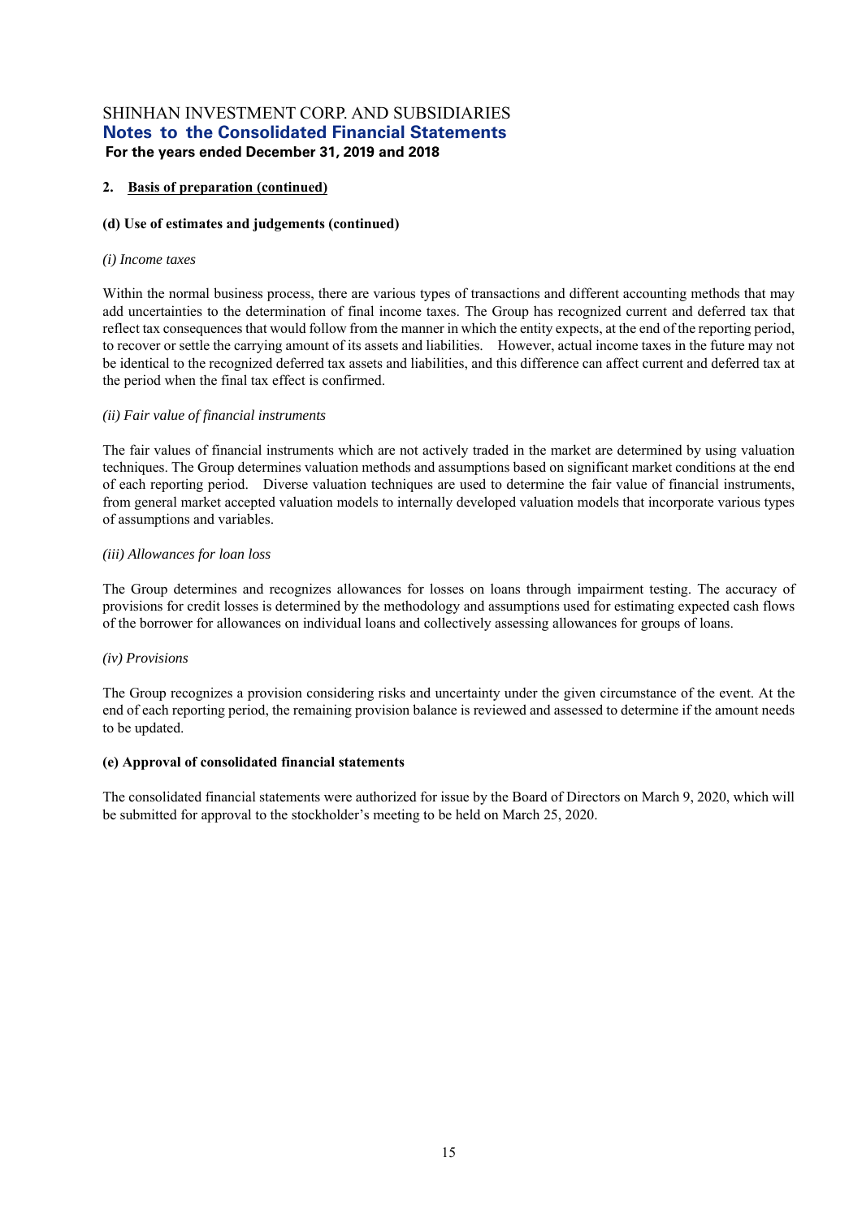## 2. Basis of preparation (continued)

### (d) Use of estimates and judgements (continued)

*(i) Income taxes*

Within the normal business process, there are various types of transactions and different accounting methods that may add uncertainties to the determination of final income taxes. The Group has recognized current and deferred tax that reflect tax consequences that would follow from the manner in which the entity expects, at the end of the reporting period, to recover or settle the carrying amount of its assets and liabilities. However, actual income taxes in the future may not be identical to the recognized deferred tax assets and liabilities, and this difference can affect current and deferred tax at the period when the final tax effect is confirmed.

*(ii) Fair value of financial instruments*

The fair values of financial instruments which are not actively traded in the market are determined by using valuation techniques. The Group determines valuation methods and assumptions based on significant market conditions at the end of each reporting period. Diverse valuation techniques are used to determine the fair value of financial instruments, from general market accepted valuation models to internally developed valuation models that incorporate various types of assumptions and variables.

*(iii) Allowances for loan loss*

The Group determines and recognizes allowances for losses on loans through impairment testing. The accuracy of provisions for credit losses is determined by the methodology and assumptions used for estimating expected cash flows of the borrower for allowances on individual loans and collectively assessing allowances for groups of loans.

*(iv) Provisions*

The Group recognizes a provision considering risks and uncertainty under the given circumstance of the event. At the end of each reporting period, the remaining provision balance is reviewed and assessed to determine if the amount needs to be updated.

### (e) Approval of consolidated financial statements

The consolidated financial statements were authorized for issue by the Board of Directors on March 9, 2020, which will be submitted for approval to the stockholder's meeting to be held on March 25, 2020.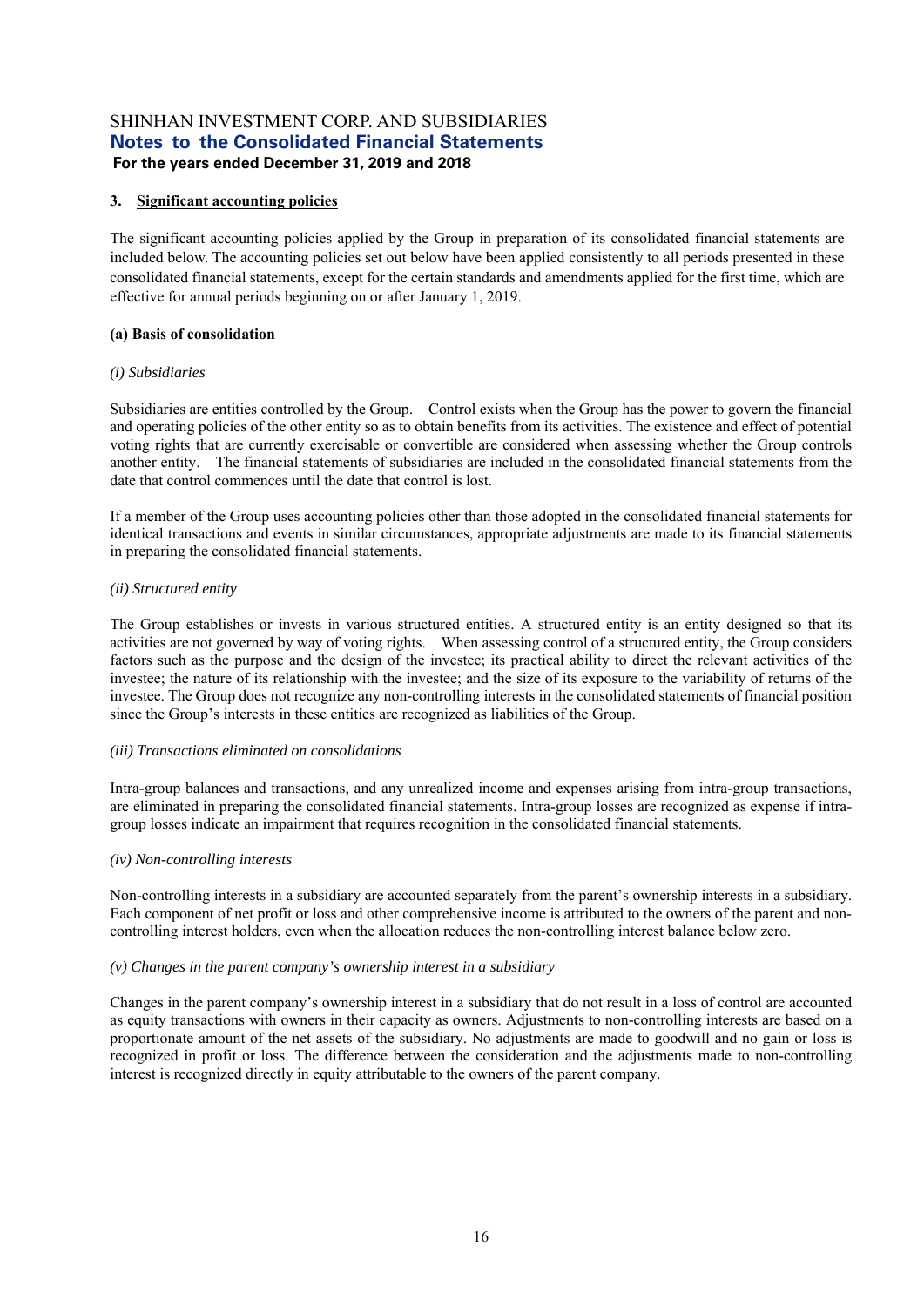## 3. Significant accounting policies

The significant accounting policies applied by the Group in preparation of its consolidated financial statements are included below. The accounting policies set out below have been applied consistently to all periods presented in these consolidated financial statements, except for the certain standards and amendments applied for the first time, which are effective for annual periods beginning on or after January 1, 2019.

### (a) Basis of consolidation

*(i) Subsidiaries*

Subsidiaries are entities controlled by the Group. Control exists when the Group has the power to govern the financial and operating policies of the other entity so as to obtain benefits from its activities. The existence and effect of potential voting rights that are currently exercisable or convertible are considered when assessing whether the Group controls another entity. The financial statements of subsidiaries are included in the consolidated financial statements from the date that control commences until the date that control is lost.

If a member of the Group uses accounting policies other than those adopted in the consolidated financial statements for identical transactions and events in similar circumstances, appropriate adjustments are made to its financial statements in preparing the consolidated financial statements.

*(ii) Structured entity*

The Group establishes or invests in various structured entities. A structured entity is an entity designed so that its activities are not governed by way of voting rights. When assessing control of a structured entity, the Group considers factors such as the purpose and the design of the investee; its practical ability to direct the relevant activities of the investee; the nature of its relationship with the investee; and the size of its exposure to the variability of returns of the investee. The Group does not recognize any non-controlling interests in the consolidated statements of financial position since the Group's interests in these entities are recognized as liabilities of the Group.

*(iii) Transactions eliminated on consolidations*

Intra-group balances and transactions, and any unrealized income and expenses arising from intra-group transactions, are eliminated in preparing the consolidated financial statements. Intra-group losses are recognized as expense if intra-group losses indicate an impairment that requires recognition in the consolidated financial statements.

*(iv) Non-controlling interests*

Non-controlling interests in a subsidiary are accounted separately from the parent's ownership interests in a subsidiary. Each component of net profit or loss and other comprehensive income is attributed to the owners of the parent and non-controlling interest holders, even when the allocation reduces the non-controlling interest balance below zero.

*(v) Changes in the parent company's ownership interest in a subsidiary*

Changes in the parent company's ownership interest in a subsidiary that do not result in a loss of control are accounted as equity transactions with owners in their capacity as owners. Adjustments to non-controlling interests are based on a proportionate amount of the net assets of the subsidiary. No adjustments are made to goodwill and no gain or loss is recognized in profit or loss. The difference between the consideration and the adjustments made to non-controlling interest is recognized directly in equity attributable to the owners of the parent company.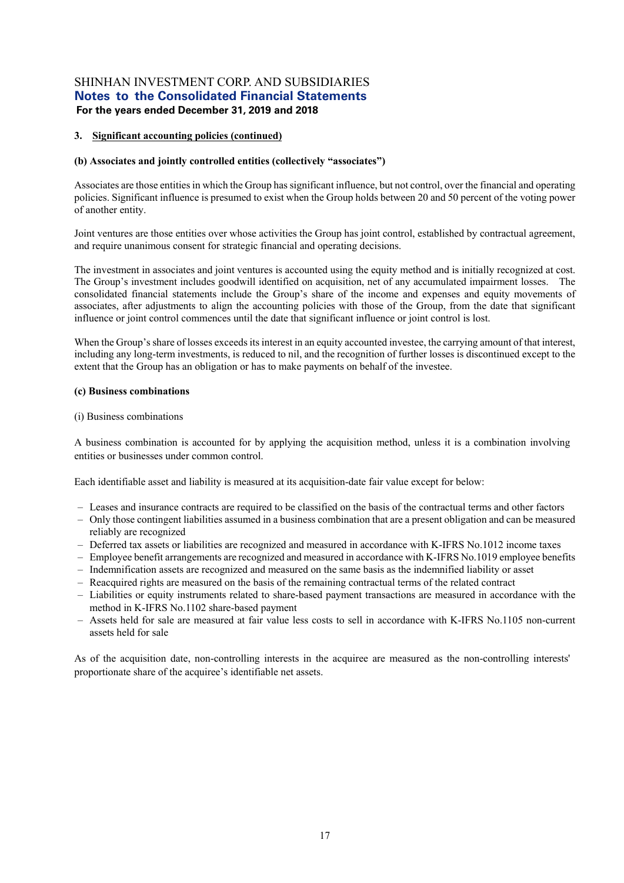### 3. Significant accounting policies (continued)

**(b) Associates and jointly controlled entities (collectively "associates")**

Associates are those entities in which the Group has significant influence, but not control, over the financial and operating policies. Significant influence is presumed to exist when the Group holds between 20 and 50 percent of the voting power of another entity.

Joint ventures are those entities over whose activities the Group has joint control, established by contractual agreement, and require unanimous consent for strategic financial and operating decisions.

The investment in associates and joint ventures is accounted using the equity method and is initially recognized at cost. The Group's investment includes goodwill identified on acquisition, net of any accumulated impairment losses. The consolidated financial statements include the Group's share of the income and expenses and equity movements of associates, after adjustments to align the accounting policies with those of the Group, from the date that significant influence or joint control commences until the date that significant influence or joint control is lost.

When the Group's share of losses exceeds its interest in an equity accounted investee, the carrying amount of that interest, including any long-term investments, is reduced to nil, and the recognition of further losses is discontinued except to the extent that the Group has an obligation or has to make payments on behalf of the investee.

**(c) Business combinations**

(i) Business combinations

A business combination is accounted for by applying the acquisition method, unless it is a combination involving entities or businesses under common control.

Each identifiable asset and liability is measured at its acquisition-date fair value except for below:

- Leases and insurance contracts are required to be classified on the basis of the contractual terms and other factors
- Only those contingent liabilities assumed in a business combination that are a present obligation and can be measured reliably are recognized
- Deferred tax assets or liabilities are recognized and measured in accordance with K-IFRS No.1012 income taxes
- Employee benefit arrangements are recognized and measured in accordance with K-IFRS No.1019 employee benefits
- Indemnification assets are recognized and measured on the same basis as the indemnified liability or asset
- Reacquired rights are measured on the basis of the remaining contractual terms of the related contract
- Liabilities or equity instruments related to share-based payment transactions are measured in accordance with the method in K-IFRS No.1102 share-based payment
- Assets held for sale are measured at fair value less costs to sell in accordance with K-IFRS No.1105 non-current assets held for sale

As of the acquisition date, non-controlling interests in the acquiree are measured as the non-controlling interests' proportionate share of the acquiree's identifiable net assets.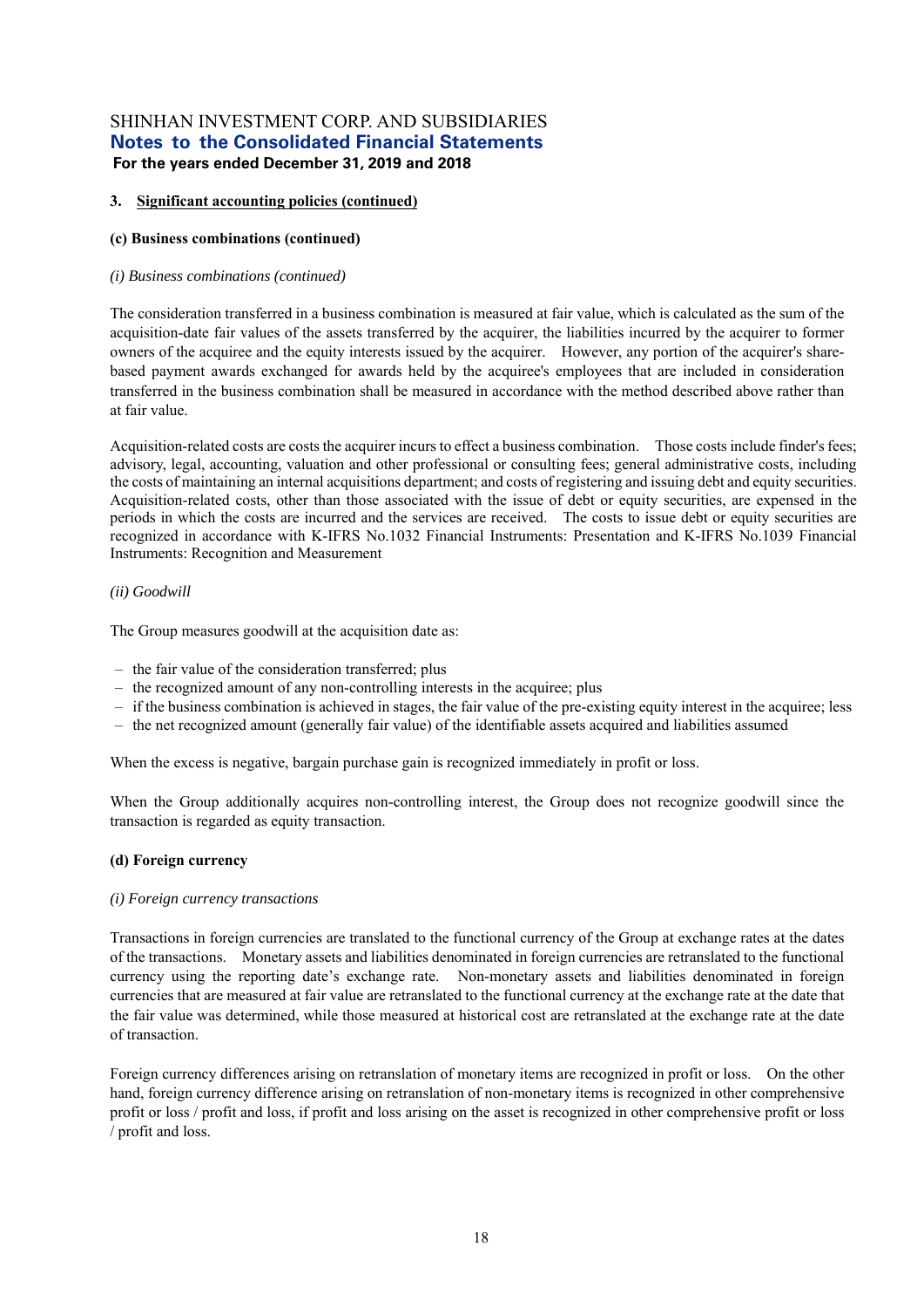**3. Significant accounting policies (continued)**

**(c) Business combinations (continued)**

*(i) Business combinations (continued)*

The consideration transferred in a business combination is measured at fair value, which is calculated as the sum of the acquisition-date fair values of the assets transferred by the acquirer, the liabilities incurred by the acquirer to former owners of the acquiree and the equity interests issued by the acquirer. However, any portion of the acquirer's share-based payment awards exchanged for awards held by the acquiree's employees that are included in consideration transferred in the business combination shall be measured in accordance with the method described above rather than at fair value.

Acquisition-related costs are costs the acquirer incurs to effect a business combination. Those costs include finder's fees; advisory, legal, accounting, valuation and other professional or consulting fees; general administrative costs, including the costs of maintaining an internal acquisitions department; and costs of registering and issuing debt and equity securities. Acquisition-related costs, other than those associated with the issue of debt or equity securities, are expensed in the periods in which the costs are incurred and the services are received. The costs to issue debt or equity securities are recognized in accordance with K-IFRS No.1032 Financial Instruments: Presentation and K-IFRS No.1039 Financial Instruments: Recognition and Measurement

*(ii) Goodwill*

The Group measures goodwill at the acquisition date as:

- the fair value of the consideration transferred; plus
- the recognized amount of any non-controlling interests in the acquiree; plus
- if the business combination is achieved in stages, the fair value of the pre-existing equity interest in the acquiree; less
- the net recognized amount (generally fair value) of the identifiable assets acquired and liabilities assumed

When the excess is negative, bargain purchase gain is recognized immediately in profit or loss.

When the Group additionally acquires non-controlling interest, the Group does not recognize goodwill since the transaction is regarded as equity transaction.

**(d) Foreign currency**

*(i) Foreign currency transactions*

Transactions in foreign currencies are translated to the functional currency of the Group at exchange rates at the dates of the transactions. Monetary assets and liabilities denominated in foreign currencies are retranslated to the functional currency using the reporting date's exchange rate. Non-monetary assets and liabilities denominated in foreign currencies that are measured at fair value are retranslated to the functional currency at the exchange rate at the date that the fair value was determined, while those measured at historical cost are retranslated at the exchange rate at the date of transaction.

Foreign currency differences arising on retranslation of monetary items are recognized in profit or loss. On the other hand, foreign currency difference arising on retranslation of non-monetary items is recognized in other comprehensive profit or loss / profit and loss, if profit and loss arising on the asset is recognized in other comprehensive profit or loss / profit and loss.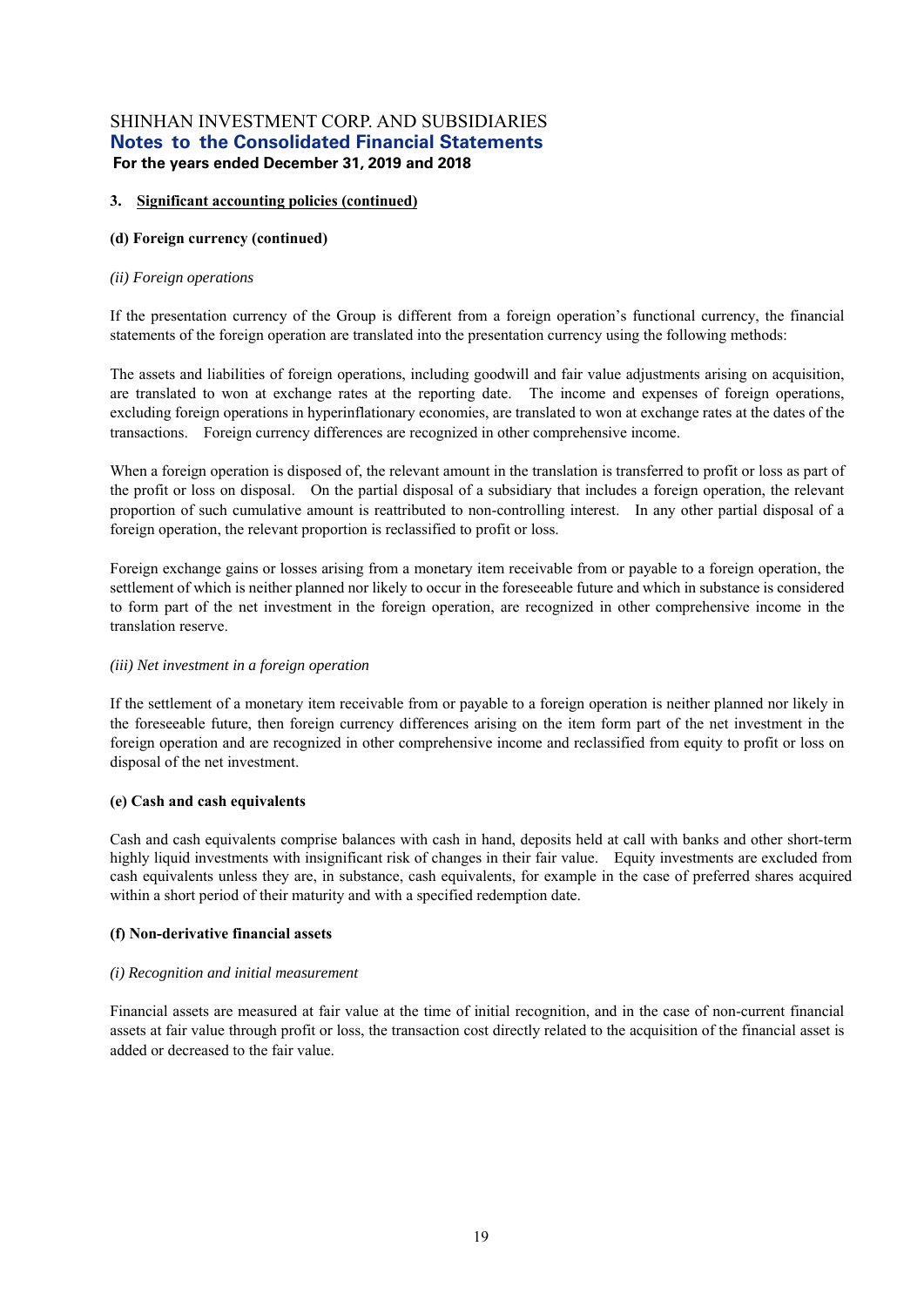### 3. Significant accounting policies (continued)

**(d) Foreign currency (continued)**

*(ii) Foreign operations*

If the presentation currency of the Group is different from a foreign operation's functional currency, the financial statements of the foreign operation are translated into the presentation currency using the following methods:

The assets and liabilities of foreign operations, including goodwill and fair value adjustments arising on acquisition, are translated to won at exchange rates at the reporting date. The income and expenses of foreign operations, excluding foreign operations in hyperinflationary economies, are translated to won at exchange rates at the dates of the transactions. Foreign currency differences are recognized in other comprehensive income.

When a foreign operation is disposed of, the relevant amount in the translation is transferred to profit or loss as part of the profit or loss on disposal. On the partial disposal of a subsidiary that includes a foreign operation, the relevant proportion of such cumulative amount is reattributed to non-controlling interest. In any other partial disposal of a foreign operation, the relevant proportion is reclassified to profit or loss.

Foreign exchange gains or losses arising from a monetary item receivable from or payable to a foreign operation, the settlement of which is neither planned nor likely to occur in the foreseeable future and which in substance is considered to form part of the net investment in the foreign operation, are recognized in other comprehensive income in the translation reserve.

*(iii) Net investment in a foreign operation*

If the settlement of a monetary item receivable from or payable to a foreign operation is neither planned nor likely in the foreseeable future, then foreign currency differences arising on the item form part of the net investment in the foreign operation and are recognized in other comprehensive income and reclassified from equity to profit or loss on disposal of the net investment.

**(e) Cash and cash equivalents**

Cash and cash equivalents comprise balances with cash in hand, deposits held at call with banks and other short-term highly liquid investments with insignificant risk of changes in their fair value. Equity investments are excluded from cash equivalents unless they are, in substance, cash equivalents, for example in the case of preferred shares acquired within a short period of their maturity and with a specified redemption date.

**(f) Non-derivative financial assets**

*(i) Recognition and initial measurement*

Financial assets are measured at fair value at the time of initial recognition, and in the case of non-current financial assets at fair value through profit or loss, the transaction cost directly related to the acquisition of the financial asset is added or decreased to the fair value.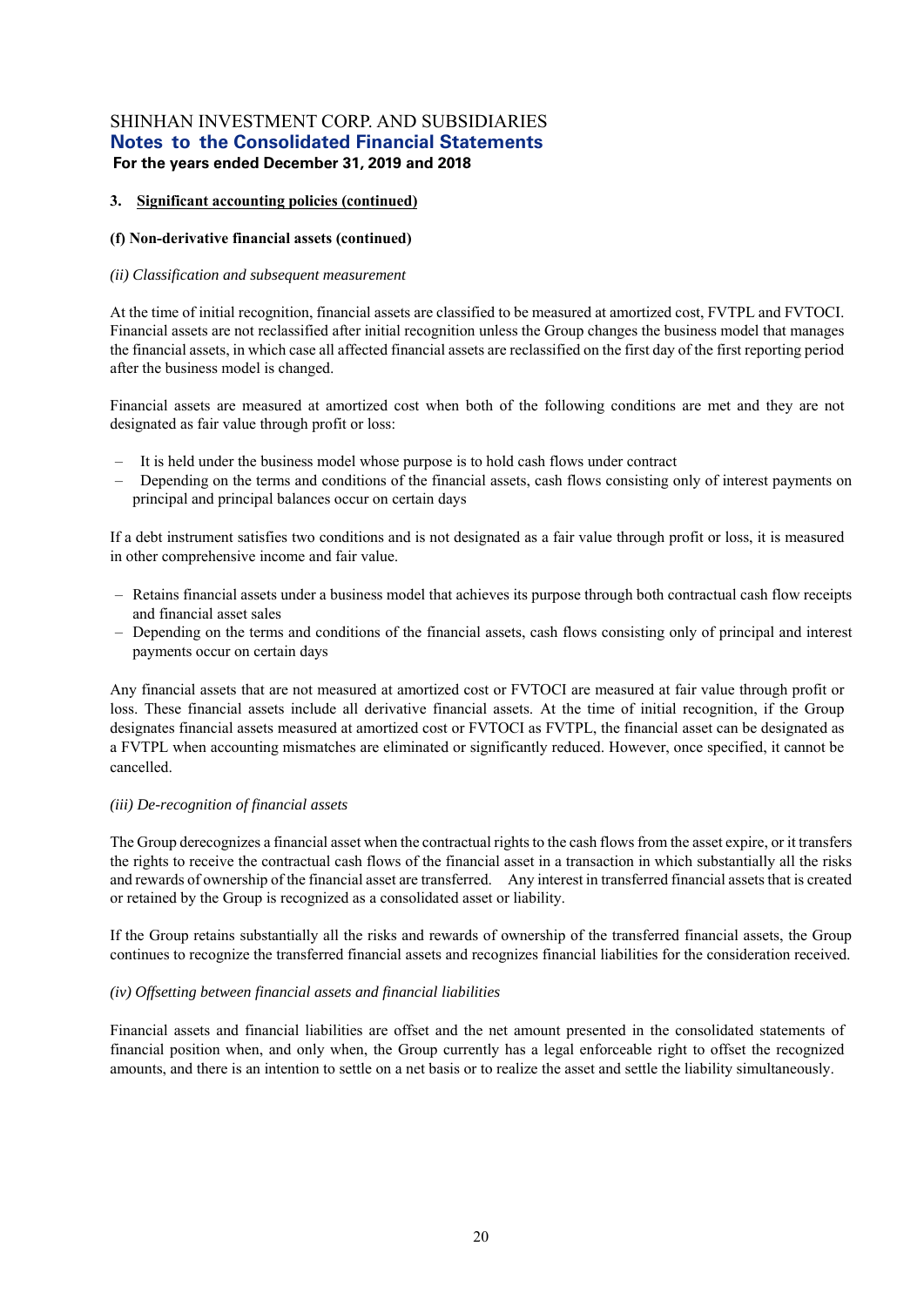### 3. Significant accounting policies (continued)

#### (f) Non-derivative financial assets (continued)

*(ii) Classification and subsequent measurement*

At the time of initial recognition, financial assets are classified to be measured at amortized cost, FVTPL and FVTOCI. Financial assets are not reclassified after initial recognition unless the Group changes the business model that manages the financial assets, in which case all affected financial assets are reclassified on the first day of the first reporting period after the business model is changed.

Financial assets are measured at amortized cost when both of the following conditions are met and they are not designated as fair value through profit or loss:

- It is held under the business model whose purpose is to hold cash flows under contract
- Depending on the terms and conditions of the financial assets, cash flows consisting only of interest payments on principal and principal balances occur on certain days

If a debt instrument satisfies two conditions and is not designated as a fair value through profit or loss, it is measured in other comprehensive income and fair value.

- Retains financial assets under a business model that achieves its purpose through both contractual cash flow receipts and financial asset sales
- Depending on the terms and conditions of the financial assets, cash flows consisting only of principal and interest payments occur on certain days

Any financial assets that are not measured at amortized cost or FVTOCI are measured at fair value through profit or loss. These financial assets include all derivative financial assets. At the time of initial recognition, if the Group designates financial assets measured at amortized cost or FVTOCI as FVTPL, the financial asset can be designated as a FVTPL when accounting mismatches are eliminated or significantly reduced. However, once specified, it cannot be cancelled.

*(iii) De-recognition of financial assets*

The Group derecognizes a financial asset when the contractual rights to the cash flows from the asset expire, or it transfers the rights to receive the contractual cash flows of the financial asset in a transaction in which substantially all the risks and rewards of ownership of the financial asset are transferred. Any interest in transferred financial assets that is created or retained by the Group is recognized as a consolidated asset or liability.

If the Group retains substantially all the risks and rewards of ownership of the transferred financial assets, the Group continues to recognize the transferred financial assets and recognizes financial liabilities for the consideration received.

*(iv) Offsetting between financial assets and financial liabilities*

Financial assets and financial liabilities are offset and the net amount presented in the consolidated statements of financial position when, and only when, the Group currently has a legal enforceable right to offset the recognized amounts, and there is an intention to settle on a net basis or to realize the asset and settle the liability simultaneously.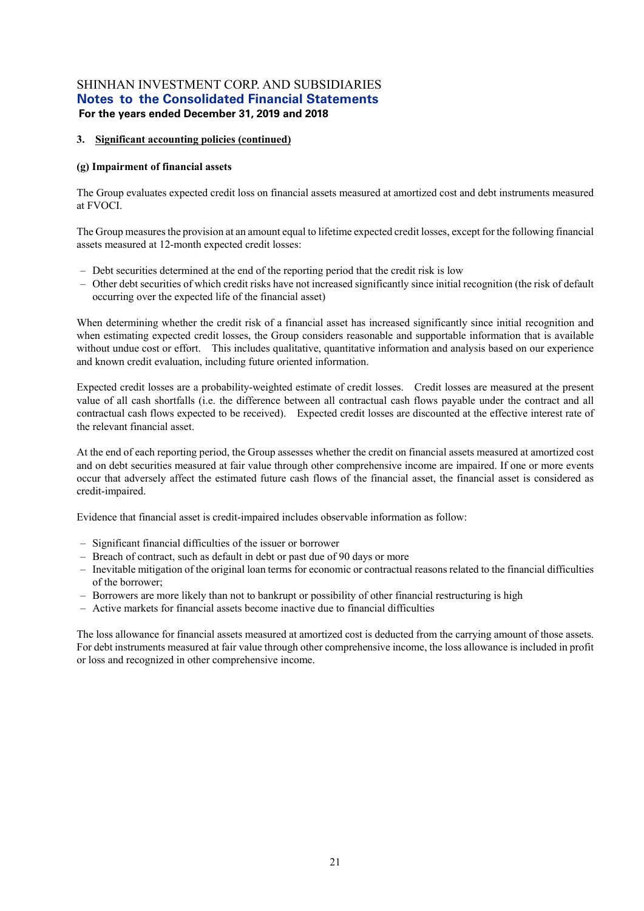## 3. Significant accounting policies (continued)

### (g) Impairment of financial assets

The Group evaluates expected credit loss on financial assets measured at amortized cost and debt instruments measured at FVOCI.

The Group measures the provision at an amount equal to lifetime expected credit losses, except for the following financial assets measured at 12-month expected credit losses:

- Debt securities determined at the end of the reporting period that the credit risk is low
- Other debt securities of which credit risks have not increased significantly since initial recognition (the risk of default occurring over the expected life of the financial asset)

When determining whether the credit risk of a financial asset has increased significantly since initial recognition and when estimating expected credit losses, the Group considers reasonable and supportable information that is available without undue cost or effort. This includes qualitative, quantitative information and analysis based on our experience and known credit evaluation, including future oriented information.

Expected credit losses are a probability-weighted estimate of credit losses. Credit losses are measured at the present value of all cash shortfalls (i.e. the difference between all contractual cash flows payable under the contract and all contractual cash flows expected to be received). Expected credit losses are discounted at the effective interest rate of the relevant financial asset.

At the end of each reporting period, the Group assesses whether the credit on financial assets measured at amortized cost and on debt securities measured at fair value through other comprehensive income are impaired. If one or more events occur that adversely affect the estimated future cash flows of the financial asset, the financial asset is considered as credit-impaired.

Evidence that financial asset is credit-impaired includes observable information as follow:

- Significant financial difficulties of the issuer or borrower
- Breach of contract, such as default in debt or past due of 90 days or more
- Inevitable mitigation of the original loan terms for economic or contractual reasons related to the financial difficulties of the borrower;
- Borrowers are more likely than not to bankrupt or possibility of other financial restructuring is high
- Active markets for financial assets become inactive due to financial difficulties

The loss allowance for financial assets measured at amortized cost is deducted from the carrying amount of those assets. For debt instruments measured at fair value through other comprehensive income, the loss allowance is included in profit or loss and recognized in other comprehensive income.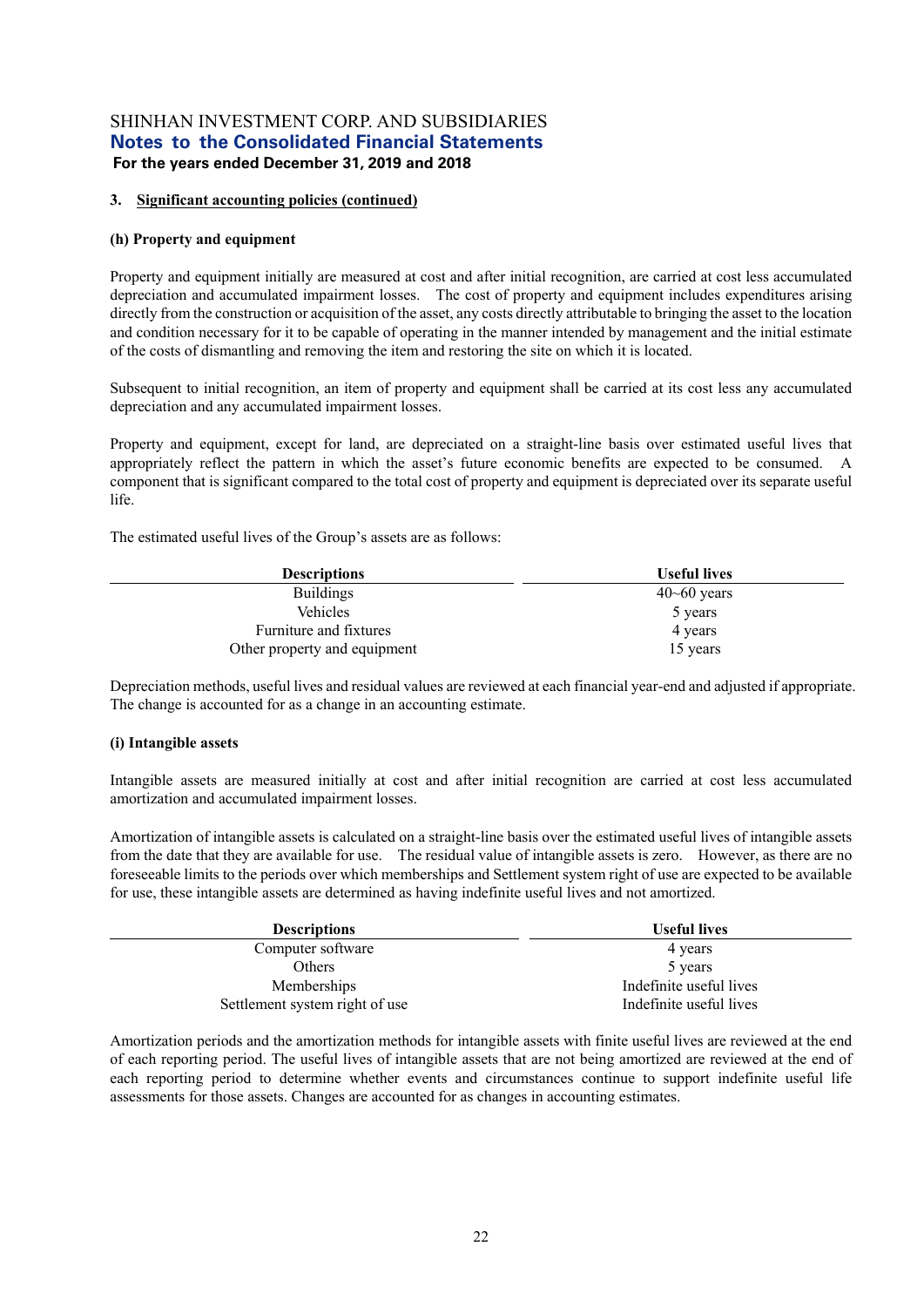## 3. Significant accounting policies (continued)

### (h) Property and equipment

Property and equipment initially are measured at cost and after initial recognition, are carried at cost less accumulated depreciation and accumulated impairment losses. The cost of property and equipment includes expenditures arising directly from the construction or acquisition of the asset, any costs directly attributable to bringing the asset to the location and condition necessary for it to be capable of operating in the manner intended by management and the initial estimate of the costs of dismantling and removing the item and restoring the site on which it is located.

Subsequent to initial recognition, an item of property and equipment shall be carried at its cost less any accumulated depreciation and any accumulated impairment losses.

Property and equipment, except for land, are depreciated on a straight-line basis over estimated useful lives that appropriately reflect the pattern in which the asset's future economic benefits are expected to be consumed. A component that is significant compared to the total cost of property and equipment is depreciated over its separate useful life.

The estimated useful lives of the Group's assets are as follows:

| Descriptions | Useful lives |
|---|---|
| Buildings | 40~60 years |
| Vehicles | 5 years |
| Furniture and fixtures | 4 years |
| Other property and equipment | 15 years |

Depreciation methods, useful lives and residual values are reviewed at each financial year-end and adjusted if appropriate. The change is accounted for as a change in an accounting estimate.

### (i) Intangible assets

Intangible assets are measured initially at cost and after initial recognition are carried at cost less accumulated amortization and accumulated impairment losses.

Amortization of intangible assets is calculated on a straight-line basis over the estimated useful lives of intangible assets from the date that they are available for use. The residual value of intangible assets is zero. However, as there are no foreseeable limits to the periods over which memberships and Settlement system right of use are expected to be available for use, these intangible assets are determined as having indefinite useful lives and not amortized.

| Descriptions | Useful lives |
|---|---|
| Computer software | 4 years |
| Others | 5 years |
| Memberships | Indefinite useful lives |
| Settlement system right of use | Indefinite useful lives |

Amortization periods and the amortization methods for intangible assets with finite useful lives are reviewed at the end of each reporting period. The useful lives of intangible assets that are not being amortized are reviewed at the end of each reporting period to determine whether events and circumstances continue to support indefinite useful life assessments for those assets. Changes are accounted for as changes in accounting estimates.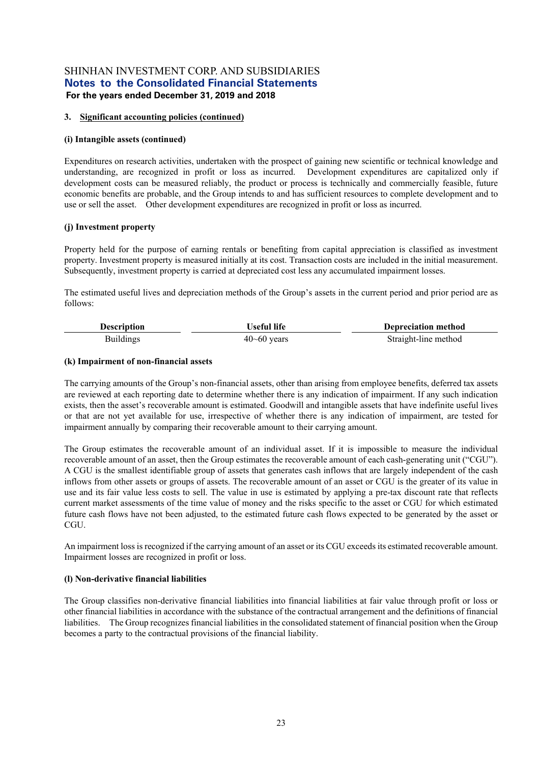### 3. Significant accounting policies (continued)

**(i) Intangible assets (continued)**

Expenditures on research activities, undertaken with the prospect of gaining new scientific or technical knowledge and understanding, are recognized in profit or loss as incurred. Development expenditures are capitalized only if development costs can be measured reliably, the product or process is technically and commercially feasible, future economic benefits are probable, and the Group intends to and has sufficient resources to complete development and to use or sell the asset. Other development expenditures are recognized in profit or loss as incurred.

**(j) Investment property**

Property held for the purpose of earning rentals or benefiting from capital appreciation is classified as investment property. Investment property is measured initially at its cost. Transaction costs are included in the initial measurement. Subsequently, investment property is carried at depreciated cost less any accumulated impairment losses.

The estimated useful lives and depreciation methods of the Group's assets in the current period and prior period are as follows:

| Description | Useful life | Depreciation method |
|---|---|---|
| Buildings | 40~60 years | Straight-line method |

**(k) Impairment of non-financial assets**

The carrying amounts of the Group's non-financial assets, other than arising from employee benefits, deferred tax assets are reviewed at each reporting date to determine whether there is any indication of impairment. If any such indication exists, then the asset's recoverable amount is estimated. Goodwill and intangible assets that have indefinite useful lives or that are not yet available for use, irrespective of whether there is any indication of impairment, are tested for impairment annually by comparing their recoverable amount to their carrying amount.

The Group estimates the recoverable amount of an individual asset. If it is impossible to measure the individual recoverable amount of an asset, then the Group estimates the recoverable amount of each cash-generating unit ("CGU"). A CGU is the smallest identifiable group of assets that generates cash inflows that are largely independent of the cash inflows from other assets or groups of assets. The recoverable amount of an asset or CGU is the greater of its value in use and its fair value less costs to sell. The value in use is estimated by applying a pre-tax discount rate that reflects current market assessments of the time value of money and the risks specific to the asset or CGU for which estimated future cash flows have not been adjusted, to the estimated future cash flows expected to be generated by the asset or CGU.

An impairment loss is recognized if the carrying amount of an asset or its CGU exceeds its estimated recoverable amount. Impairment losses are recognized in profit or loss.

**(l) Non-derivative financial liabilities**

The Group classifies non-derivative financial liabilities into financial liabilities at fair value through profit or loss or other financial liabilities in accordance with the substance of the contractual arrangement and the definitions of financial liabilities. The Group recognizes financial liabilities in the consolidated statement of financial position when the Group becomes a party to the contractual provisions of the financial liability.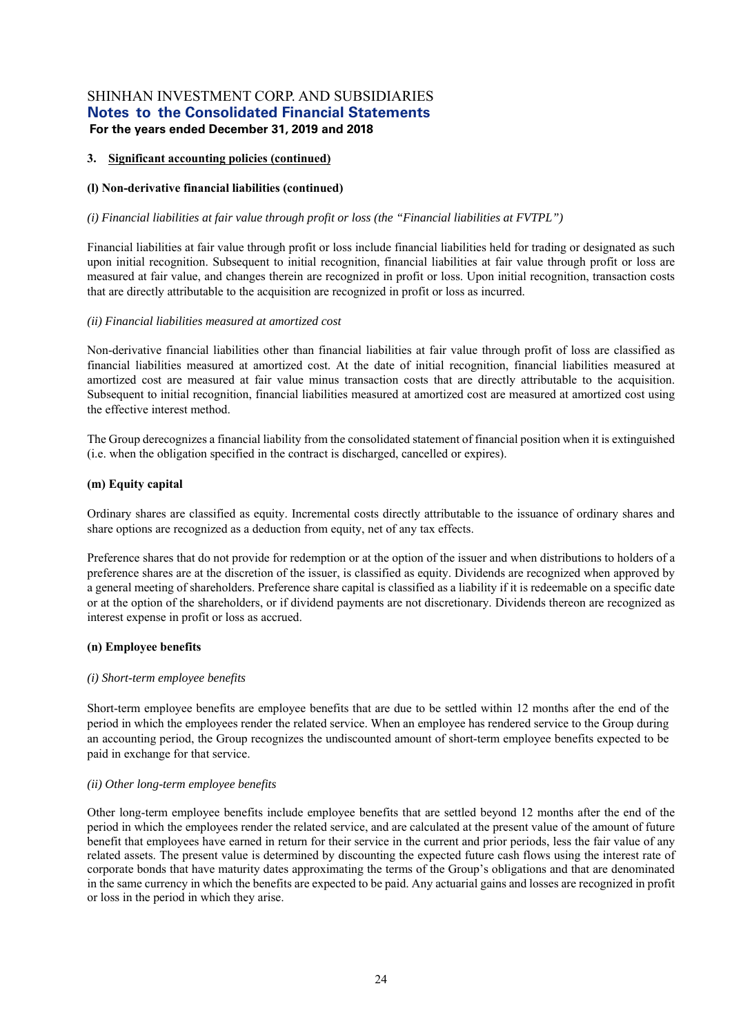## 3. Significant accounting policies (continued)

**(l) Non-derivative financial liabilities (continued)**

*(i) Financial liabilities at fair value through profit or loss (the "Financial liabilities at FVTPL")*

Financial liabilities at fair value through profit or loss include financial liabilities held for trading or designated as such upon initial recognition. Subsequent to initial recognition, financial liabilities at fair value through profit or loss are measured at fair value, and changes therein are recognized in profit or loss. Upon initial recognition, transaction costs that are directly attributable to the acquisition are recognized in profit or loss as incurred.

*(ii) Financial liabilities measured at amortized cost*

Non-derivative financial liabilities other than financial liabilities at fair value through profit of loss are classified as financial liabilities measured at amortized cost. At the date of initial recognition, financial liabilities measured at amortized cost are measured at fair value minus transaction costs that are directly attributable to the acquisition. Subsequent to initial recognition, financial liabilities measured at amortized cost are measured at amortized cost using the effective interest method.

The Group derecognizes a financial liability from the consolidated statement of financial position when it is extinguished (i.e. when the obligation specified in the contract is discharged, cancelled or expires).

**(m) Equity capital**

Ordinary shares are classified as equity. Incremental costs directly attributable to the issuance of ordinary shares and share options are recognized as a deduction from equity, net of any tax effects.

Preference shares that do not provide for redemption or at the option of the issuer and when distributions to holders of a preference shares are at the discretion of the issuer, is classified as equity. Dividends are recognized when approved by a general meeting of shareholders. Preference share capital is classified as a liability if it is redeemable on a specific date or at the option of the shareholders, or if dividend payments are not discretionary. Dividends thereon are recognized as interest expense in profit or loss as accrued.

**(n) Employee benefits**

*(i) Short-term employee benefits*

Short-term employee benefits are employee benefits that are due to be settled within 12 months after the end of the period in which the employees render the related service. When an employee has rendered service to the Group during an accounting period, the Group recognizes the undiscounted amount of short-term employee benefits expected to be paid in exchange for that service.

*(ii) Other long-term employee benefits*

Other long-term employee benefits include employee benefits that are settled beyond 12 months after the end of the period in which the employees render the related service, and are calculated at the present value of the amount of future benefit that employees have earned in return for their service in the current and prior periods, less the fair value of any related assets. The present value is determined by discounting the expected future cash flows using the interest rate of corporate bonds that have maturity dates approximating the terms of the Group's obligations and that are denominated in the same currency in which the benefits are expected to be paid. Any actuarial gains and losses are recognized in profit or loss in the period in which they arise.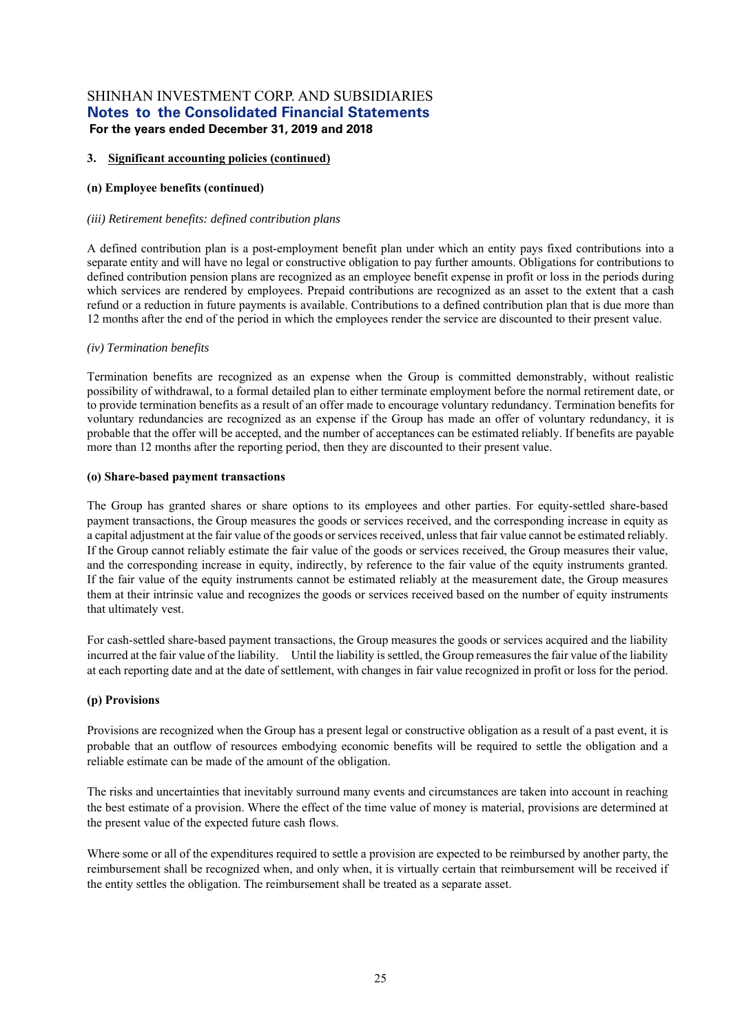**3. Significant accounting policies (continued)**

**(n) Employee benefits (continued)**

*(iii) Retirement benefits: defined contribution plans*

A defined contribution plan is a post-employment benefit plan under which an entity pays fixed contributions into a separate entity and will have no legal or constructive obligation to pay further amounts. Obligations for contributions to defined contribution pension plans are recognized as an employee benefit expense in profit or loss in the periods during which services are rendered by employees. Prepaid contributions are recognized as an asset to the extent that a cash refund or a reduction in future payments is available. Contributions to a defined contribution plan that is due more than 12 months after the end of the period in which the employees render the service are discounted to their present value.

*(iv) Termination benefits*

Termination benefits are recognized as an expense when the Group is committed demonstrably, without realistic possibility of withdrawal, to a formal detailed plan to either terminate employment before the normal retirement date, or to provide termination benefits as a result of an offer made to encourage voluntary redundancy. Termination benefits for voluntary redundancies are recognized as an expense if the Group has made an offer of voluntary redundancy, it is probable that the offer will be accepted, and the number of acceptances can be estimated reliably. If benefits are payable more than 12 months after the reporting period, then they are discounted to their present value.

**(o) Share-based payment transactions**

The Group has granted shares or share options to its employees and other parties. For equity-settled share-based payment transactions, the Group measures the goods or services received, and the corresponding increase in equity as a capital adjustment at the fair value of the goods or services received, unless that fair value cannot be estimated reliably. If the Group cannot reliably estimate the fair value of the goods or services received, the Group measures their value, and the corresponding increase in equity, indirectly, by reference to the fair value of the equity instruments granted. If the fair value of the equity instruments cannot be estimated reliably at the measurement date, the Group measures them at their intrinsic value and recognizes the goods or services received based on the number of equity instruments that ultimately vest.

For cash-settled share-based payment transactions, the Group measures the goods or services acquired and the liability incurred at the fair value of the liability. Until the liability is settled, the Group remeasures the fair value of the liability at each reporting date and at the date of settlement, with changes in fair value recognized in profit or loss for the period.

**(p) Provisions**

Provisions are recognized when the Group has a present legal or constructive obligation as a result of a past event, it is probable that an outflow of resources embodying economic benefits will be required to settle the obligation and a reliable estimate can be made of the amount of the obligation.

The risks and uncertainties that inevitably surround many events and circumstances are taken into account in reaching the best estimate of a provision. Where the effect of the time value of money is material, provisions are determined at the present value of the expected future cash flows.

Where some or all of the expenditures required to settle a provision are expected to be reimbursed by another party, the reimbursement shall be recognized when, and only when, it is virtually certain that reimbursement will be received if the entity settles the obligation. The reimbursement shall be treated as a separate asset.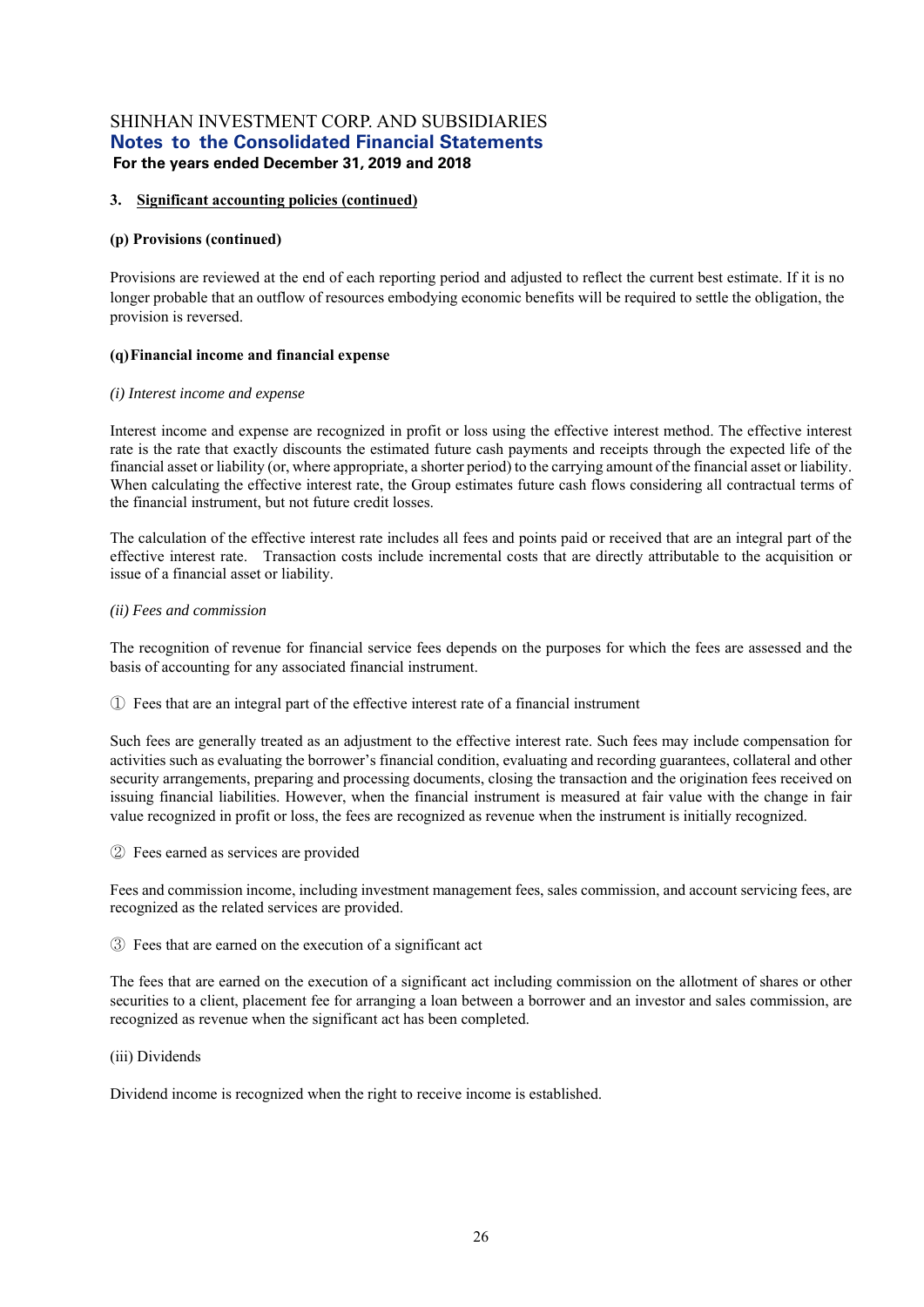## 3. Significant accounting policies (continued)

### (p) Provisions (continued)

Provisions are reviewed at the end of each reporting period and adjusted to reflect the current best estimate. If it is no longer probable that an outflow of resources embodying economic benefits will be required to settle the obligation, the provision is reversed.

### (q) Financial income and financial expense

*(i) Interest income and expense*

Interest income and expense are recognized in profit or loss using the effective interest method. The effective interest rate is the rate that exactly discounts the estimated future cash payments and receipts through the expected life of the financial asset or liability (or, where appropriate, a shorter period) to the carrying amount of the financial asset or liability. When calculating the effective interest rate, the Group estimates future cash flows considering all contractual terms of the financial instrument, but not future credit losses.

The calculation of the effective interest rate includes all fees and points paid or received that are an integral part of the effective interest rate. Transaction costs include incremental costs that are directly attributable to the acquisition or issue of a financial asset or liability.

*(ii) Fees and commission*

The recognition of revenue for financial service fees depends on the purposes for which the fees are assessed and the basis of accounting for any associated financial instrument.

① Fees that are an integral part of the effective interest rate of a financial instrument

Such fees are generally treated as an adjustment to the effective interest rate. Such fees may include compensation for activities such as evaluating the borrower's financial condition, evaluating and recording guarantees, collateral and other security arrangements, preparing and processing documents, closing the transaction and the origination fees received on issuing financial liabilities. However, when the financial instrument is measured at fair value with the change in fair value recognized in profit or loss, the fees are recognized as revenue when the instrument is initially recognized.

② Fees earned as services are provided

Fees and commission income, including investment management fees, sales commission, and account servicing fees, are recognized as the related services are provided.

③ Fees that are earned on the execution of a significant act

The fees that are earned on the execution of a significant act including commission on the allotment of shares or other securities to a client, placement fee for arranging a loan between a borrower and an investor and sales commission, are recognized as revenue when the significant act has been completed.

(iii) Dividends

Dividend income is recognized when the right to receive income is established.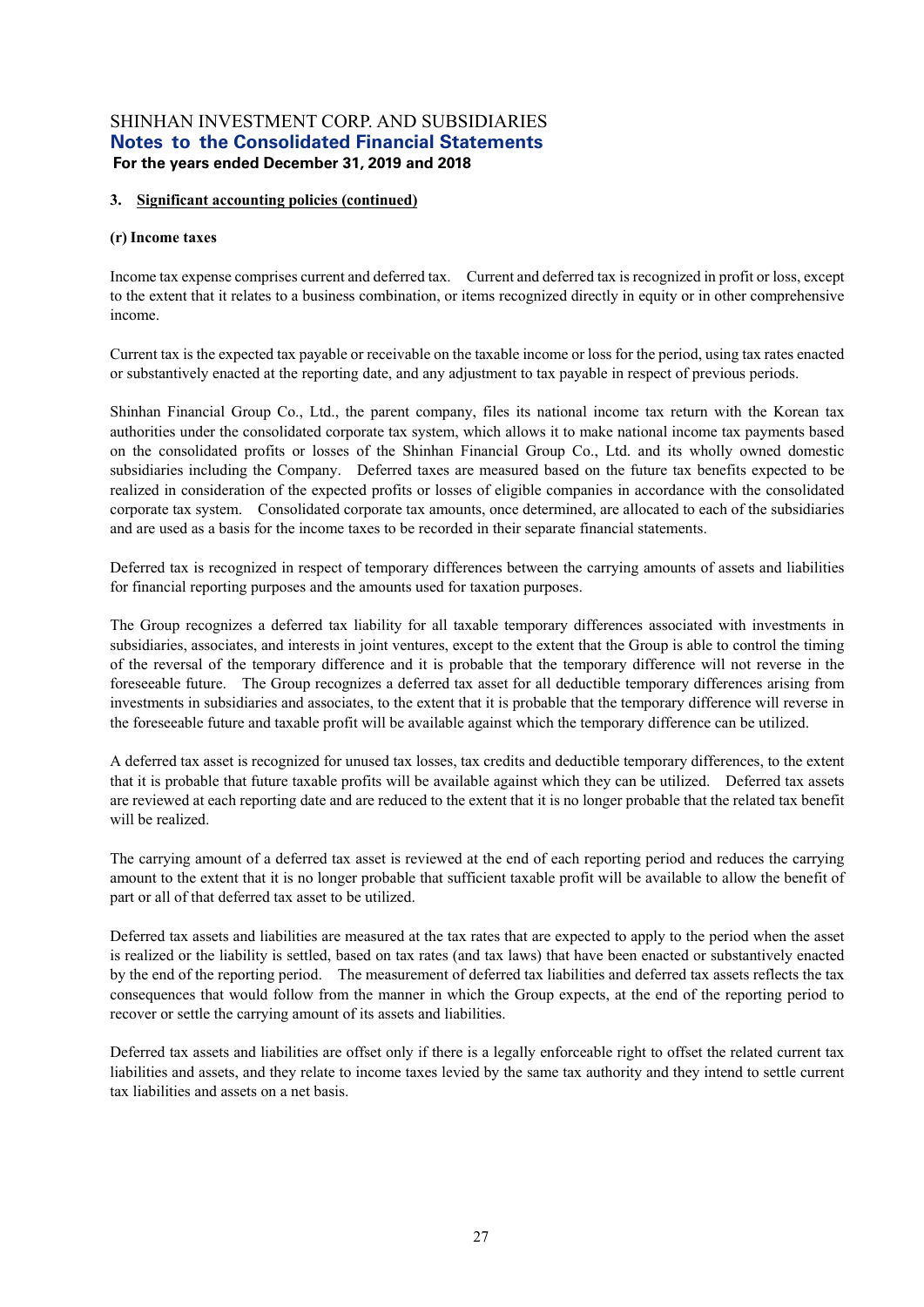### 3. Significant accounting policies (continued)

#### (r) Income taxes

Income tax expense comprises current and deferred tax. Current and deferred tax is recognized in profit or loss, except to the extent that it relates to a business combination, or items recognized directly in equity or in other comprehensive income.

Current tax is the expected tax payable or receivable on the taxable income or loss for the period, using tax rates enacted or substantively enacted at the reporting date, and any adjustment to tax payable in respect of previous periods.

Shinhan Financial Group Co., Ltd., the parent company, files its national income tax return with the Korean tax authorities under the consolidated corporate tax system, which allows it to make national income tax payments based on the consolidated profits or losses of the Shinhan Financial Group Co., Ltd. and its wholly owned domestic subsidiaries including the Company. Deferred taxes are measured based on the future tax benefits expected to be realized in consideration of the expected profits or losses of eligible companies in accordance with the consolidated corporate tax system. Consolidated corporate tax amounts, once determined, are allocated to each of the subsidiaries and are used as a basis for the income taxes to be recorded in their separate financial statements.

Deferred tax is recognized in respect of temporary differences between the carrying amounts of assets and liabilities for financial reporting purposes and the amounts used for taxation purposes.

The Group recognizes a deferred tax liability for all taxable temporary differences associated with investments in subsidiaries, associates, and interests in joint ventures, except to the extent that the Group is able to control the timing of the reversal of the temporary difference and it is probable that the temporary difference will not reverse in the foreseeable future. The Group recognizes a deferred tax asset for all deductible temporary differences arising from investments in subsidiaries and associates, to the extent that it is probable that the temporary difference will reverse in the foreseeable future and taxable profit will be available against which the temporary difference can be utilized.

A deferred tax asset is recognized for unused tax losses, tax credits and deductible temporary differences, to the extent that it is probable that future taxable profits will be available against which they can be utilized. Deferred tax assets are reviewed at each reporting date and are reduced to the extent that it is no longer probable that the related tax benefit will be realized.

The carrying amount of a deferred tax asset is reviewed at the end of each reporting period and reduces the carrying amount to the extent that it is no longer probable that sufficient taxable profit will be available to allow the benefit of part or all of that deferred tax asset to be utilized.

Deferred tax assets and liabilities are measured at the tax rates that are expected to apply to the period when the asset is realized or the liability is settled, based on tax rates (and tax laws) that have been enacted or substantively enacted by the end of the reporting period. The measurement of deferred tax liabilities and deferred tax assets reflects the tax consequences that would follow from the manner in which the Group expects, at the end of the reporting period to recover or settle the carrying amount of its assets and liabilities.

Deferred tax assets and liabilities are offset only if there is a legally enforceable right to offset the related current tax liabilities and assets, and they relate to income taxes levied by the same tax authority and they intend to settle current tax liabilities and assets on a net basis.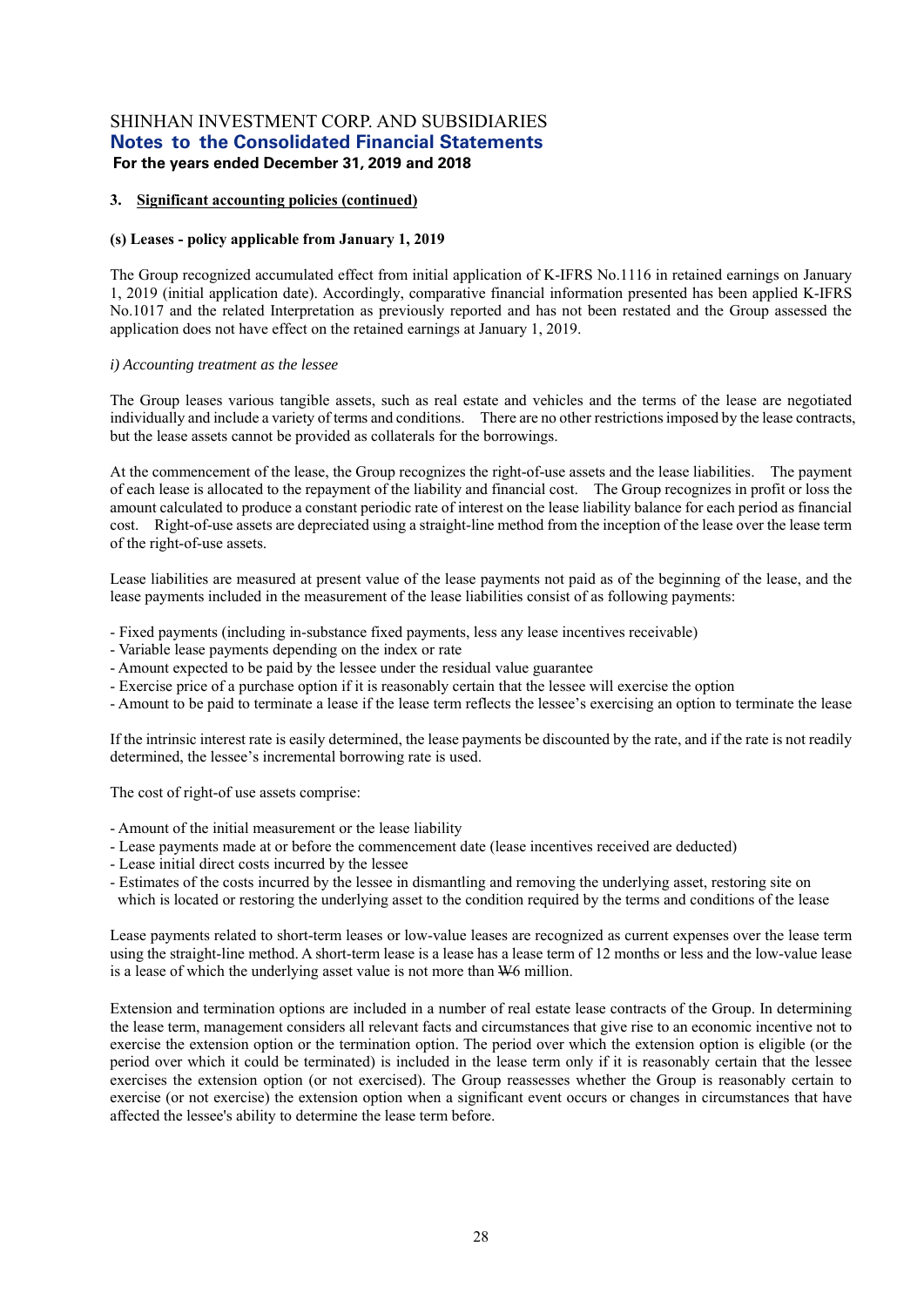### 3. Significant accounting policies (continued)

**(s) Leases - policy applicable from January 1, 2019**

The Group recognized accumulated effect from initial application of K-IFRS No.1116 in retained earnings on January 1, 2019 (initial application date). Accordingly, comparative financial information presented has been applied K-IFRS No.1017 and the related Interpretation as previously reported and has not been restated and the Group assessed the application does not have effect on the retained earnings at January 1, 2019.

*i) Accounting treatment as the lessee*

The Group leases various tangible assets, such as real estate and vehicles and the terms of the lease are negotiated individually and include a variety of terms and conditions. There are no other restrictions imposed by the lease contracts, but the lease assets cannot be provided as collaterals for the borrowings.

At the commencement of the lease, the Group recognizes the right-of-use assets and the lease liabilities. The payment of each lease is allocated to the repayment of the liability and financial cost. The Group recognizes in profit or loss the amount calculated to produce a constant periodic rate of interest on the lease liability balance for each period as financial cost. Right-of-use assets are depreciated using a straight-line method from the inception of the lease over the lease term of the right-of-use assets.

Lease liabilities are measured at present value of the lease payments not paid as of the beginning of the lease, and the lease payments included in the measurement of the lease liabilities consist of as following payments:

- Fixed payments (including in-substance fixed payments, less any lease incentives receivable)
- Variable lease payments depending on the index or rate
- Amount expected to be paid by the lessee under the residual value guarantee
- Exercise price of a purchase option if it is reasonably certain that the lessee will exercise the option
- Amount to be paid to terminate a lease if the lease term reflects the lessee's exercising an option to terminate the lease

If the intrinsic interest rate is easily determined, the lease payments be discounted by the rate, and if the rate is not readily determined, the lessee's incremental borrowing rate is used.

The cost of right-of use assets comprise:

- Amount of the initial measurement or the lease liability
- Lease payments made at or before the commencement date (lease incentives received are deducted)
- Lease initial direct costs incurred by the lessee
- Estimates of the costs incurred by the lessee in dismantling and removing the underlying asset, restoring site on which is located or restoring the underlying asset to the condition required by the terms and conditions of the lease

Lease payments related to short-term leases or low-value leases are recognized as current expenses over the lease term using the straight-line method. A short-term lease is a lease has a lease term of 12 months or less and the low-value lease is a lease of which the underlying asset value is not more than ₩6 million.

Extension and termination options are included in a number of real estate lease contracts of the Group. In determining the lease term, management considers all relevant facts and circumstances that give rise to an economic incentive not to exercise the extension option or the termination option. The period over which the extension option is eligible (or the period over which it could be terminated) is included in the lease term only if it is reasonably certain that the lessee exercises the extension option (or not exercised). The Group reassesses whether the Group is reasonably certain to exercise (or not exercise) the extension option when a significant event occurs or changes in circumstances that have affected the lessee's ability to determine the lease term before.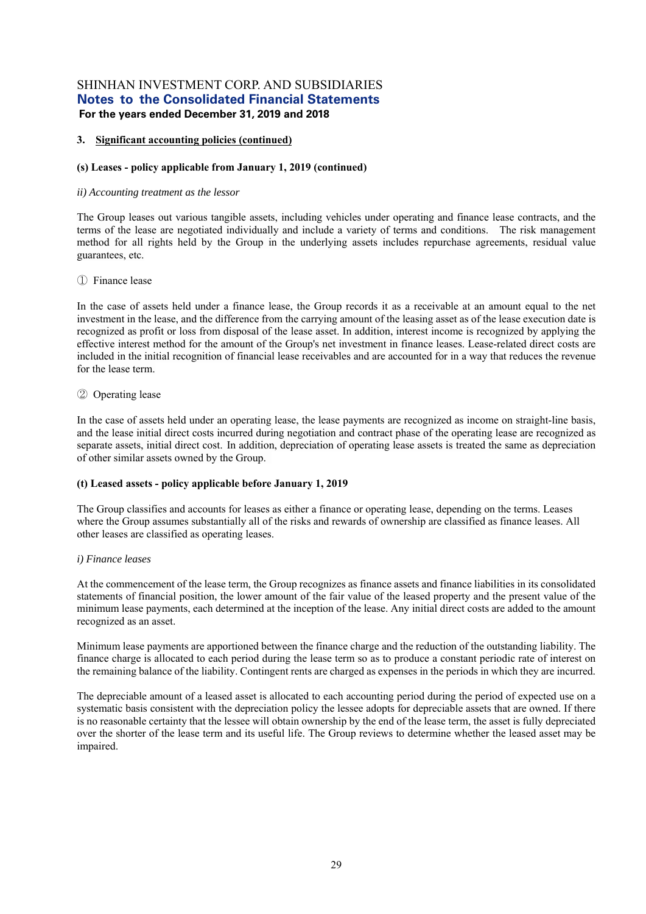### 3. Significant accounting policies (continued)

#### (s) Leases - policy applicable from January 1, 2019 (continued)

*ii) Accounting treatment as the lessor*

The Group leases out various tangible assets, including vehicles under operating and finance lease contracts, and the terms of the lease are negotiated individually and include a variety of terms and conditions. The risk management method for all rights held by the Group in the underlying assets includes repurchase agreements, residual value guarantees, etc.

① Finance lease

In the case of assets held under a finance lease, the Group records it as a receivable at an amount equal to the net investment in the lease, and the difference from the carrying amount of the leasing asset as of the lease execution date is recognized as profit or loss from disposal of the lease asset. In addition, interest income is recognized by applying the effective interest method for the amount of the Group's net investment in finance leases. Lease-related direct costs are included in the initial recognition of financial lease receivables and are accounted for in a way that reduces the revenue for the lease term.

② Operating lease

In the case of assets held under an operating lease, the lease payments are recognized as income on straight-line basis, and the lease initial direct costs incurred during negotiation and contract phase of the operating lease are recognized as separate assets, initial direct cost. In addition, depreciation of operating lease assets is treated the same as depreciation of other similar assets owned by the Group.

#### (t) Leased assets - policy applicable before January 1, 2019

The Group classifies and accounts for leases as either a finance or operating lease, depending on the terms. Leases where the Group assumes substantially all of the risks and rewards of ownership are classified as finance leases. All other leases are classified as operating leases.

*i) Finance leases*

At the commencement of the lease term, the Group recognizes as finance assets and finance liabilities in its consolidated statements of financial position, the lower amount of the fair value of the leased property and the present value of the minimum lease payments, each determined at the inception of the lease. Any initial direct costs are added to the amount recognized as an asset.

Minimum lease payments are apportioned between the finance charge and the reduction of the outstanding liability. The finance charge is allocated to each period during the lease term so as to produce a constant periodic rate of interest on the remaining balance of the liability. Contingent rents are charged as expenses in the periods in which they are incurred.

The depreciable amount of a leased asset is allocated to each accounting period during the period of expected use on a systematic basis consistent with the depreciation policy the lessee adopts for depreciable assets that are owned. If there is no reasonable certainty that the lessee will obtain ownership by the end of the lease term, the asset is fully depreciated over the shorter of the lease term and its useful life. The Group reviews to determine whether the leased asset may be impaired.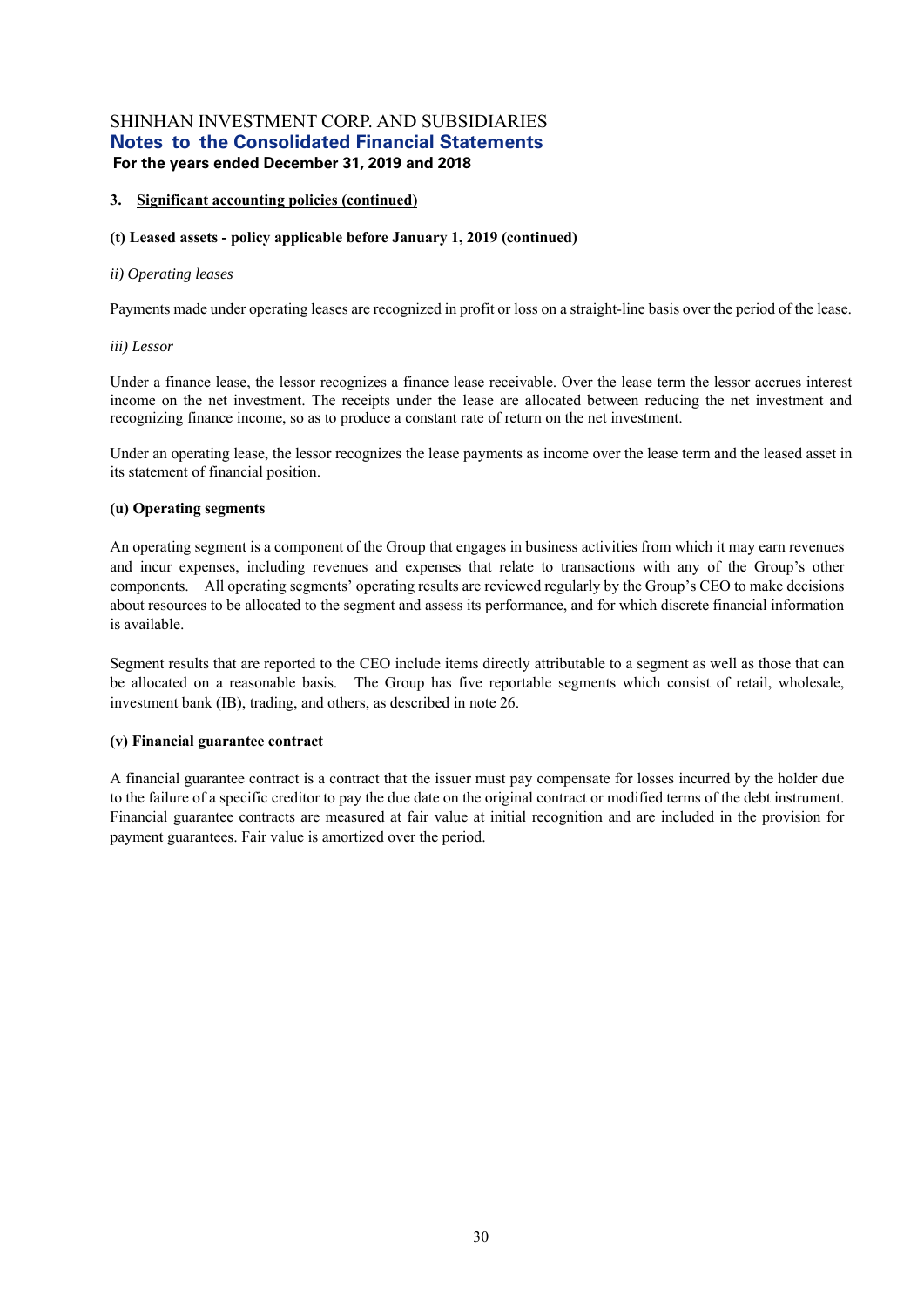## 3. Significant accounting policies (continued)

### (t) Leased assets - policy applicable before January 1, 2019 (continued)

*ii) Operating leases*

Payments made under operating leases are recognized in profit or loss on a straight-line basis over the period of the lease.

*iii) Lessor*

Under a finance lease, the lessor recognizes a finance lease receivable. Over the lease term the lessor accrues interest income on the net investment. The receipts under the lease are allocated between reducing the net investment and recognizing finance income, so as to produce a constant rate of return on the net investment.

Under an operating lease, the lessor recognizes the lease payments as income over the lease term and the leased asset in its statement of financial position.

### (u) Operating segments

An operating segment is a component of the Group that engages in business activities from which it may earn revenues and incur expenses, including revenues and expenses that relate to transactions with any of the Group's other components. All operating segments' operating results are reviewed regularly by the Group's CEO to make decisions about resources to be allocated to the segment and assess its performance, and for which discrete financial information is available.

Segment results that are reported to the CEO include items directly attributable to a segment as well as those that can be allocated on a reasonable basis. The Group has five reportable segments which consist of retail, wholesale, investment bank (IB), trading, and others, as described in note 26.

### (v) Financial guarantee contract

A financial guarantee contract is a contract that the issuer must pay compensate for losses incurred by the holder due to the failure of a specific creditor to pay the due date on the original contract or modified terms of the debt instrument. Financial guarantee contracts are measured at fair value at initial recognition and are included in the provision for payment guarantees. Fair value is amortized over the period.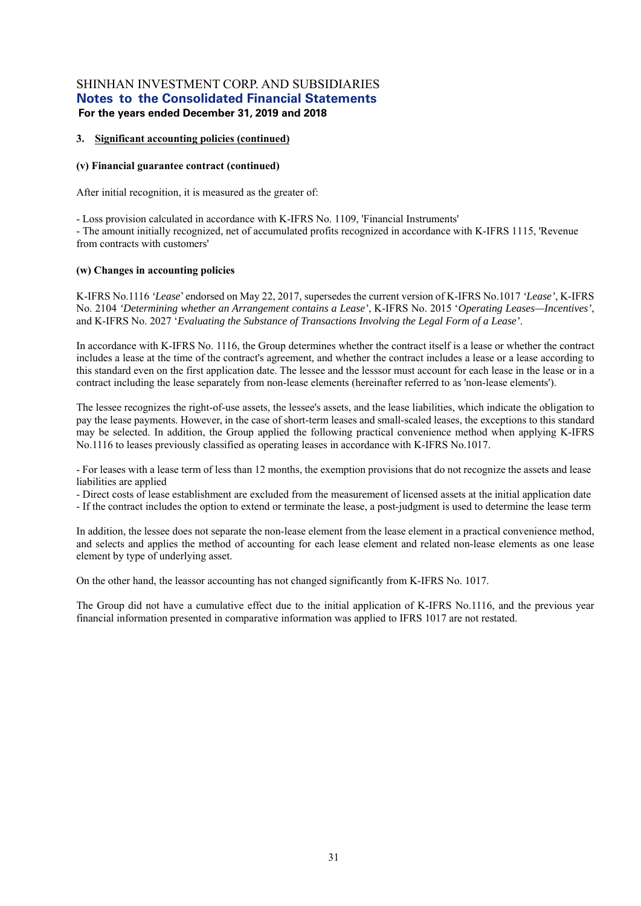### 3. Significant accounting policies (continued)

**(v) Financial guarantee contract (continued)**

After initial recognition, it is measured as the greater of:

- Loss provision calculated in accordance with K-IFRS No. 1109, 'Financial Instruments'
- The amount initially recognized, net of accumulated profits recognized in accordance with K-IFRS 1115, 'Revenue from contracts with customers'

**(w) Changes in accounting policies**

K-IFRS No.1116 *'Lease'* endorsed on May 22, 2017, supersedes the current version of K-IFRS No.1017 *'Lease'*, K-IFRS No. 2104 *'Determining whether an Arrangement contains a Lease'*, K-IFRS No. 2015 '*Operating Leases—Incentives'*, and K-IFRS No. 2027 '*Evaluating the Substance of Transactions Involving the Legal Form of a Lease'*.

In accordance with K-IFRS No. 1116, the Group determines whether the contract itself is a lease or whether the contract includes a lease at the time of the contract's agreement, and whether the contract includes a lease or a lease according to this standard even on the first application date. The lessee and the lesssor must account for each lease in the lease or in a contract including the lease separately from non-lease elements (hereinafter referred to as 'non-lease elements').

The lessee recognizes the right-of-use assets, the lessee's assets, and the lease liabilities, which indicate the obligation to pay the lease payments. However, in the case of short-term leases and small-scaled leases, the exceptions to this standard may be selected. In addition, the Group applied the following practical convenience method when applying K-IFRS No.1116 to leases previously classified as operating leases in accordance with K-IFRS No.1017.

- For leases with a lease term of less than 12 months, the exemption provisions that do not recognize the assets and lease liabilities are applied
- Direct costs of lease establishment are excluded from the measurement of licensed assets at the initial application date
- If the contract includes the option to extend or terminate the lease, a post-judgment is used to determine the lease term

In addition, the lessee does not separate the non-lease element from the lease element in a practical convenience method, and selects and applies the method of accounting for each lease element and related non-lease elements as one lease element by type of underlying asset.

On the other hand, the leassor accounting has not changed significantly from K-IFRS No. 1017.

The Group did not have a cumulative effect due to the initial application of K-IFRS No.1116, and the previous year financial information presented in comparative information was applied to IFRS 1017 are not restated.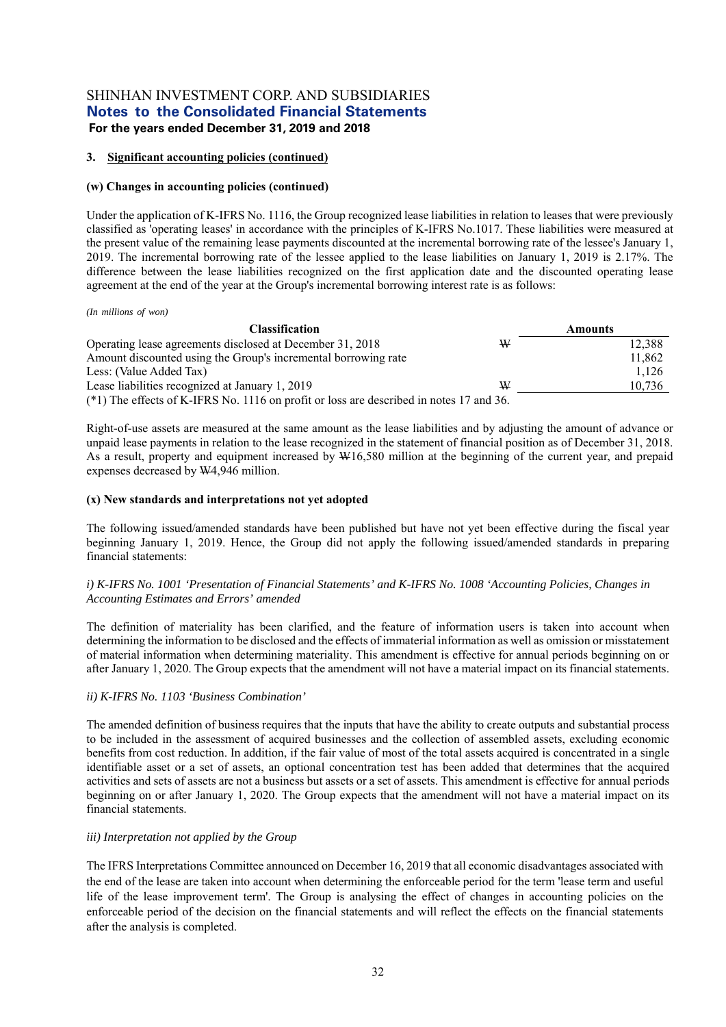### 3. Significant accounting policies (continued)

#### (w) Changes in accounting policies (continued)

Under the application of K-IFRS No. 1116, the Group recognized lease liabilities in relation to leases that were previously classified as 'operating leases' in accordance with the principles of K-IFRS No.1017. These liabilities were measured at the present value of the remaining lease payments discounted at the incremental borrowing rate of the lessee's January 1, 2019. The incremental borrowing rate of the lessee applied to the lease liabilities on January 1, 2019 is 2.17%. The difference between the lease liabilities recognized on the first application date and the discounted operating lease agreement at the end of the year at the Group's incremental borrowing interest rate is as follows:

*(In millions of won)*

| Classification | | Amounts |
|---|---|---|
| Operating lease agreements disclosed at December 31, 2018 | ₩ | 12,388 |
| Amount discounted using the Group's incremental borrowing rate | | 11,862 |
| Less: (Value Added Tax) | | 1,126 |
| Lease liabilities recognized at January 1, 2019 | ₩ | 10,736 |

(*1) The effects of K-IFRS No. 1116 on profit or loss are described in notes 17 and 36.

Right-of-use assets are measured at the same amount as the lease liabilities and by adjusting the amount of advance or unpaid lease payments in relation to the lease recognized in the statement of financial position as of December 31, 2018. As a result, property and equipment increased by ₩16,580 million at the beginning of the current year, and prepaid expenses decreased by ₩4,946 million.

#### (x) New standards and interpretations not yet adopted

The following issued/amended standards have been published but have not yet been effective during the fiscal year beginning January 1, 2019. Hence, the Group did not apply the following issued/amended standards in preparing financial statements:

*i) K-IFRS No. 1001 'Presentation of Financial Statements' and K-IFRS No. 1008 'Accounting Policies, Changes in Accounting Estimates and Errors' amended*

The definition of materiality has been clarified, and the feature of information users is taken into account when determining the information to be disclosed and the effects of immaterial information as well as omission or misstatement of material information when determining materiality. This amendment is effective for annual periods beginning on or after January 1, 2020. The Group expects that the amendment will not have a material impact on its financial statements.

*ii) K-IFRS No. 1103 'Business Combination'*

The amended definition of business requires that the inputs that have the ability to create outputs and substantial process to be included in the assessment of acquired businesses and the collection of assembled assets, excluding economic benefits from cost reduction. In addition, if the fair value of most of the total assets acquired is concentrated in a single identifiable asset or a set of assets, an optional concentration test has been added that determines that the acquired activities and sets of assets are not a business but assets or a set of assets. This amendment is effective for annual periods beginning on or after January 1, 2020. The Group expects that the amendment will not have a material impact on its financial statements.

*iii) Interpretation not applied by the Group*

The IFRS Interpretations Committee announced on December 16, 2019 that all economic disadvantages associated with the end of the lease are taken into account when determining the enforceable period for the term 'lease term and useful life of the lease improvement term'. The Group is analysing the effect of changes in accounting policies on the enforceable period of the decision on the financial statements and will reflect the effects on the financial statements after the analysis is completed.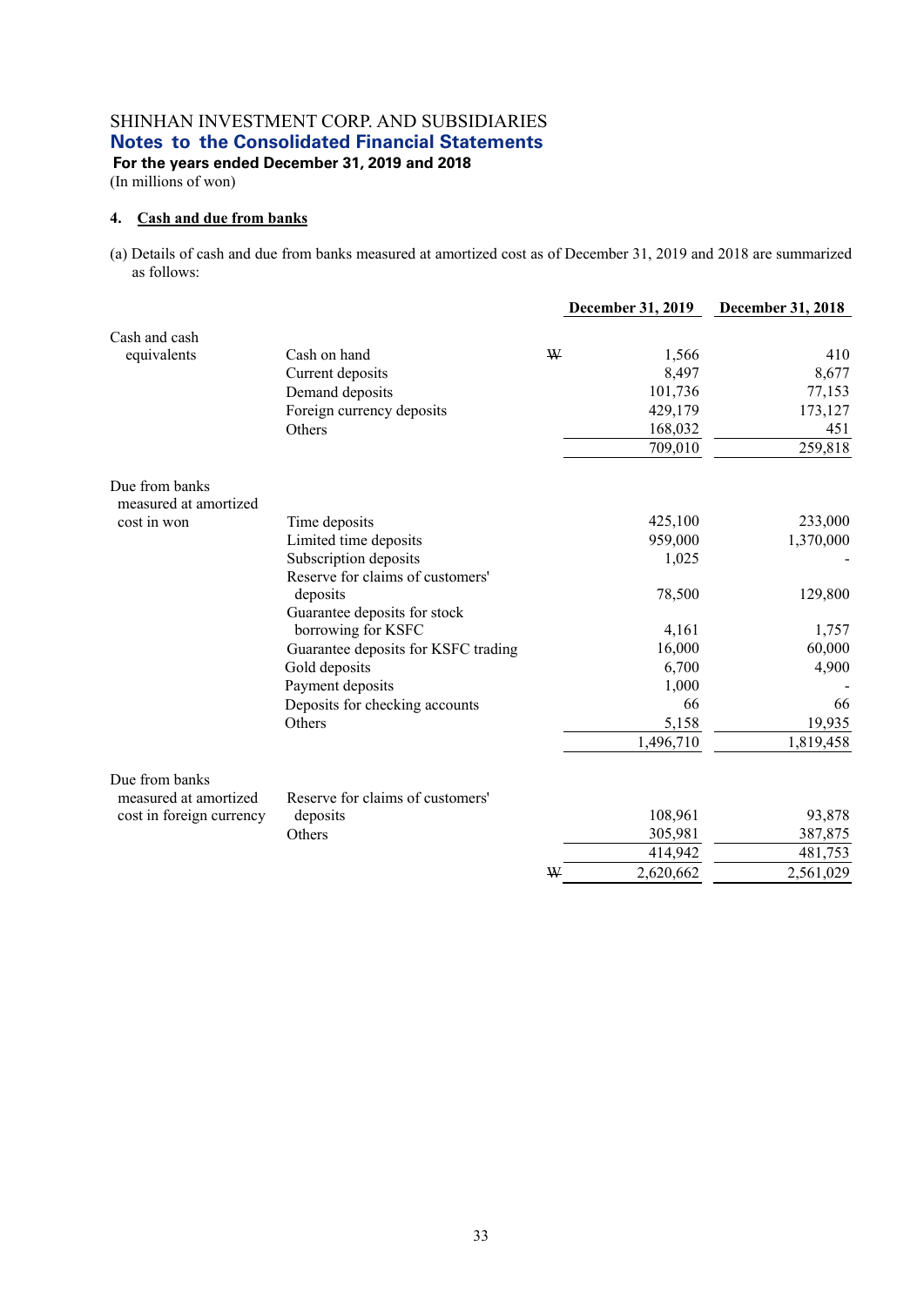SHINHAN INVESTMENT CORP. AND SUBSIDIARIES

## Notes to the Consolidated Financial Statements

**For the years ended December 31, 2019 and 2018**

(In millions of won)

### 4. Cash and due from banks

(a) Details of cash and due from banks measured at amortized cost as of December 31, 2019 and 2018 are summarized as follows:

| | | | December 31, 2019 | December 31, 2018 |
|---|---|---|---|---|
| Cash and cash equivalents | Cash on hand | ₩ | 1,566 | 410 |
| | Current deposits | | 8,497 | 8,677 |
| | Demand deposits | | 101,736 | 77,153 |
| | Foreign currency deposits | | 429,179 | 173,127 |
| | Others | | 168,032 | 451 |
| | | | 709,010 | 259,818 |
| Due from banks measured at amortized cost in won | Time deposits | | 425,100 | 233,000 |
| | Limited time deposits | | 959,000 | 1,370,000 |
| | Subscription deposits | | 1,025 | - |
| | Reserve for claims of customers' deposits | | 78,500 | 129,800 |
| | Guarantee deposits for stock borrowing for KSFC | | 4,161 | 1,757 |
| | Guarantee deposits for KSFC trading | | 16,000 | 60,000 |
| | Gold deposits | | 6,700 | 4,900 |
| | Payment deposits | | 1,000 | - |
| | Deposits for checking accounts | | 66 | 66 |
| | Others | | 5,158 | 19,935 |
| | | | 1,496,710 | 1,819,458 |
| Due from banks measured at amortized cost in foreign currency | Reserve for claims of customers' deposits | | 108,961 | 93,878 |
| | Others | | 305,981 | 387,875 |
| | | | 414,942 | 481,753 |
| | | ₩ | 2,620,662 | 2,561,029 |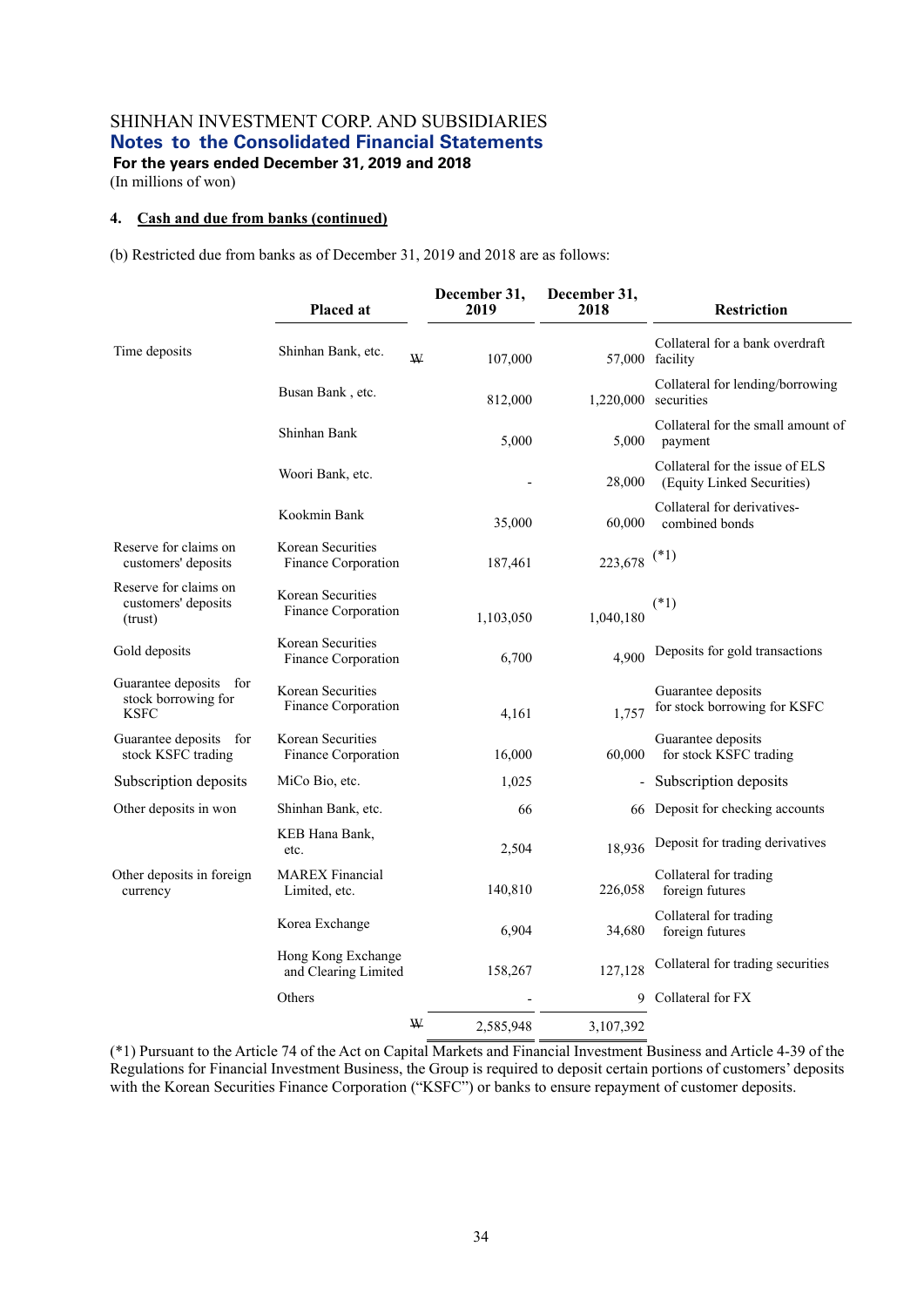SHINHAN INVESTMENT CORP. AND SUBSIDIARIES
**Notes to the Consolidated Financial Statements**
**For the years ended December 31, 2019 and 2018**
(In millions of won)

**4. Cash and due from banks (continued)**

(b) Restricted due from banks as of December 31, 2019 and 2018 are as follows:

| | Placed at | | December 31, 2019 | December 31, 2018 | Restriction |
|---|---|---|---|---|---|
| Time deposits | Shinhan Bank, etc. | ₩ | 107,000 | 57,000 | Collateral for a bank overdraft facility |
| | Busan Bank , etc. | | 812,000 | 1,220,000 | Collateral for lending/borrowing securities |
| | Shinhan Bank | | 5,000 | 5,000 | Collateral for the small amount of payment |
| | Woori Bank, etc. | | - | 28,000 | Collateral for the issue of ELS (Equity Linked Securities) |
| | Kookmin Bank | | 35,000 | 60,000 | Collateral for derivatives-combined bonds |
| Reserve for claims on customers' deposits | Korean Securities Finance Corporation | | 187,461 | 223,678 | (*1) |
| Reserve for claims on customers' deposits (trust) | Korean Securities Finance Corporation | | 1,103,050 | 1,040,180 | (*1) |
| Gold deposits | Korean Securities Finance Corporation | | 6,700 | 4,900 | Deposits for gold transactions |
| Guarantee deposits for stock borrowing for KSFC | Korean Securities Finance Corporation | | 4,161 | 1,757 | Guarantee deposits for stock borrowing for KSFC |
| Guarantee deposits for stock KSFC trading | Korean Securities Finance Corporation | | 16,000 | 60,000 | Guarantee deposits for stock KSFC trading |
| Subscription deposits | MiCo Bio, etc. | | 1,025 | - | Subscription deposits |
| Other deposits in won | Shinhan Bank, etc. | | 66 | 66 | Deposit for checking accounts |
| | KEB Hana Bank, etc. | | 2,504 | 18,936 | Deposit for trading derivatives |
| Other deposits in foreign currency | MAREX Financial Limited, etc. | | 140,810 | 226,058 | Collateral for trading foreign futures |
| | Korea Exchange | | 6,904 | 34,680 | Collateral for trading foreign futures |
| | Hong Kong Exchange and Clearing Limited | | 158,267 | 127,128 | Collateral for trading securities |
| | Others | | - | 9 | Collateral for FX |
| | | ₩ | 2,585,948 | 3,107,392 | |

(*1) Pursuant to the Article 74 of the Act on Capital Markets and Financial Investment Business and Article 4-39 of the Regulations for Financial Investment Business, the Group is required to deposit certain portions of customers' deposits with the Korean Securities Finance Corporation ("KSFC") or banks to ensure repayment of customer deposits.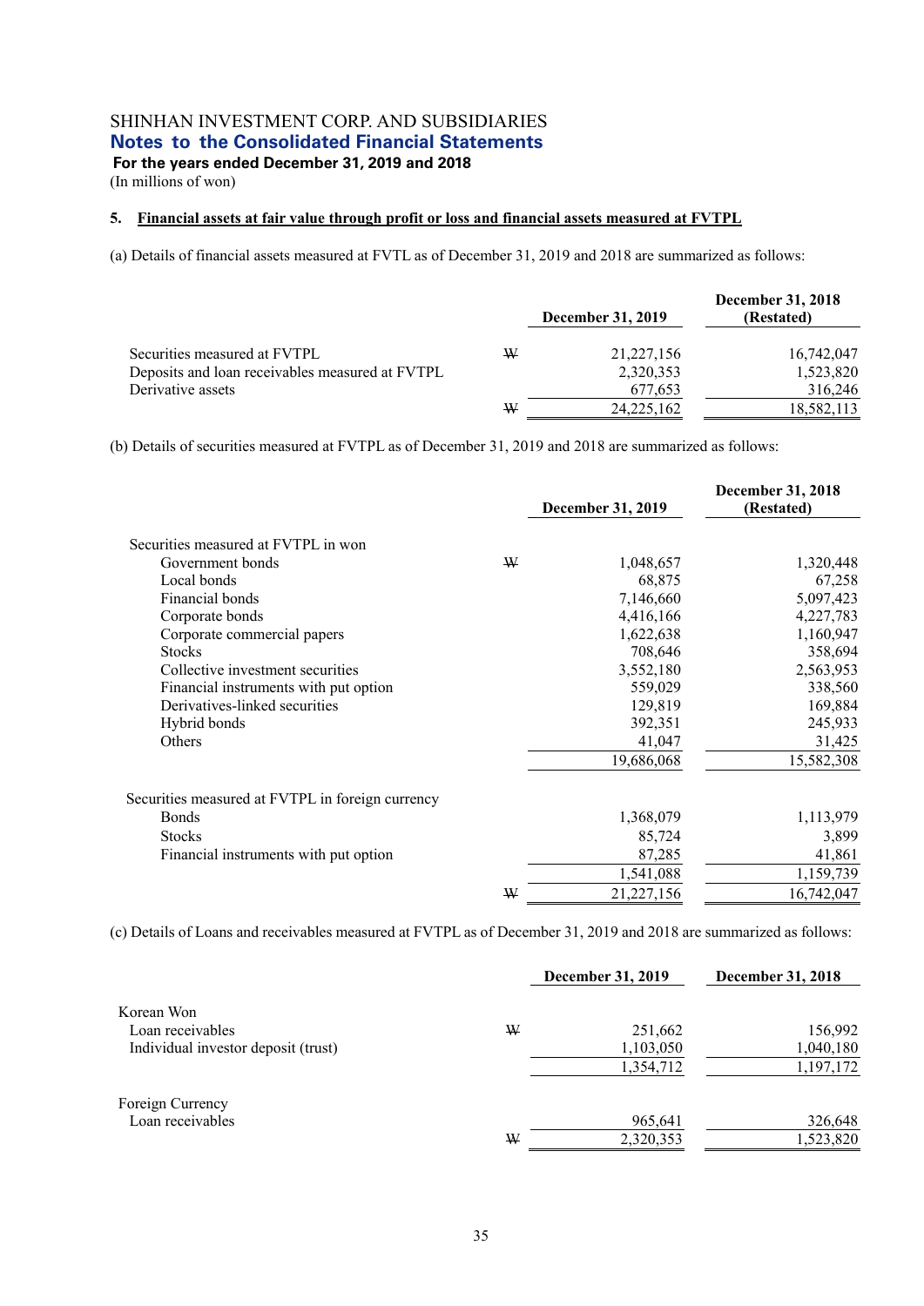SHINHAN INVESTMENT CORP. AND SUBSIDIARIES
## Notes to the Consolidated Financial Statements
**For the years ended December 31, 2019 and 2018**
(In millions of won)

### 5. Financial assets at fair value through profit or loss and financial assets measured at FVTPL

(a) Details of financial assets measured at FVTL as of December 31, 2019 and 2018 are summarized as follows:

| | | December 31, 2019 | December 31, 2018 (Restated) |
|---|---|---|---|
| Securities measured at FVTPL | ₩ | 21,227,156 | 16,742,047 |
| Deposits and loan receivables measured at FVTPL | | 2,320,353 | 1,523,820 |
| Derivative assets | | 677,653 | 316,246 |
| | ₩ | 24,225,162 | 18,582,113 |

(b) Details of securities measured at FVTPL as of December 31, 2019 and 2018 are summarized as follows:

| | | December 31, 2019 | December 31, 2018 (Restated) |
|---|---|---|---|
| Securities measured at FVTPL in won | | | |
| Government bonds | ₩ | 1,048,657 | 1,320,448 |
| Local bonds | | 68,875 | 67,258 |
| Financial bonds | | 7,146,660 | 5,097,423 |
| Corporate bonds | | 4,416,166 | 4,227,783 |
| Corporate commercial papers | | 1,622,638 | 1,160,947 |
| Stocks | | 708,646 | 358,694 |
| Collective investment securities | | 3,552,180 | 2,563,953 |
| Financial instruments with put option | | 559,029 | 338,560 |
| Derivatives-linked securities | | 129,819 | 169,884 |
| Hybrid bonds | | 392,351 | 245,933 |
| Others | | 41,047 | 31,425 |
| | | 19,686,068 | 15,582,308 |
| Securities measured at FVTPL in foreign currency | | | |
| Bonds | | 1,368,079 | 1,113,979 |
| Stocks | | 85,724 | 3,899 |
| Financial instruments with put option | | 87,285 | 41,861 |
| | | 1,541,088 | 1,159,739 |
| | ₩ | 21,227,156 | 16,742,047 |

(c) Details of Loans and receivables measured at FVTPL as of December 31, 2019 and 2018 are summarized as follows:

| | | December 31, 2019 | December 31, 2018 |
|---|---|---|---|
| Korean Won | | | |
| Loan receivables | ₩ | 251,662 | 156,992 |
| Individual investor deposit (trust) | | 1,103,050 | 1,040,180 |
| | | 1,354,712 | 1,197,172 |
| Foreign Currency | | | |
| Loan receivables | | 965,641 | 326,648 |
| | ₩ | 2,320,353 | 1,523,820 |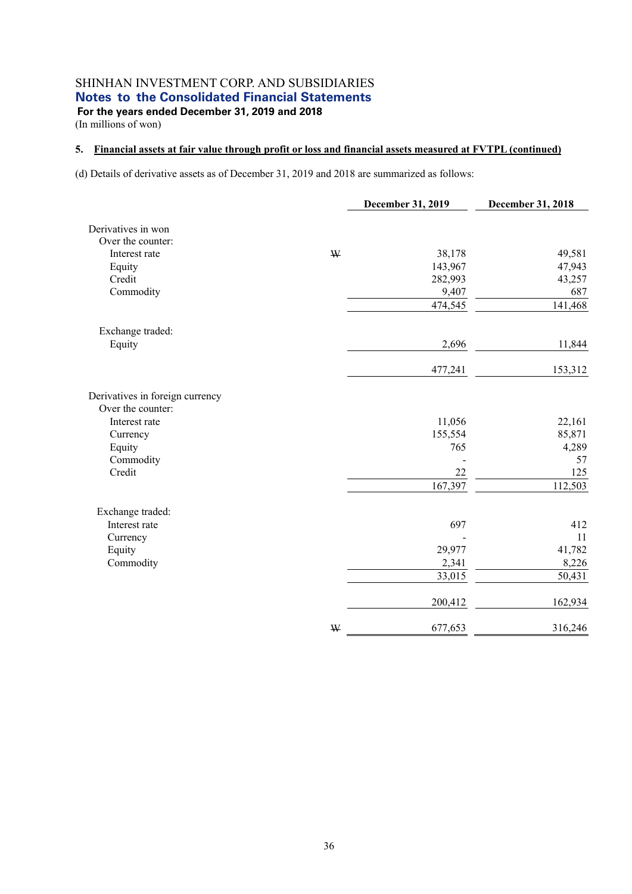SHINHAN INVESTMENT CORP. AND SUBSIDIARIES

**Notes to the Consolidated Financial Statements**

**For the years ended December 31, 2019 and 2018**

(In millions of won)

**5. Financial assets at fair value through profit or loss and financial assets measured at FVTPL (continued)**

(d) Details of derivative assets as of December 31, 2019 and 2018 are summarized as follows:

| | | December 31, 2019 | December 31, 2018 |
|---|---|---|---|
| Derivatives in won | | | |
| Over the counter: | | | |
| Interest rate | ₩ | 38,178 | 49,581 |
| Equity | | 143,967 | 47,943 |
| Credit | | 282,993 | 43,257 |
| Commodity | | 9,407 | 687 |
| | | 474,545 | 141,468 |
| Exchange traded: | | | |
| Equity | | 2,696 | 11,844 |
| | | 477,241 | 153,312 |
| Derivatives in foreign currency | | | |
| Over the counter: | | | |
| Interest rate | | 11,056 | 22,161 |
| Currency | | 155,554 | 85,871 |
| Equity | | 765 | 4,289 |
| Commodity | | - | 57 |
| Credit | | 22 | 125 |
| | | 167,397 | 112,503 |
| Exchange traded: | | | |
| Interest rate | | 697 | 412 |
| Currency | | - | 11 |
| Equity | | 29,977 | 41,782 |
| Commodity | | 2,341 | 8,226 |
| | | 33,015 | 50,431 |
| | | 200,412 | 162,934 |
| | ₩ | 677,653 | 316,246 |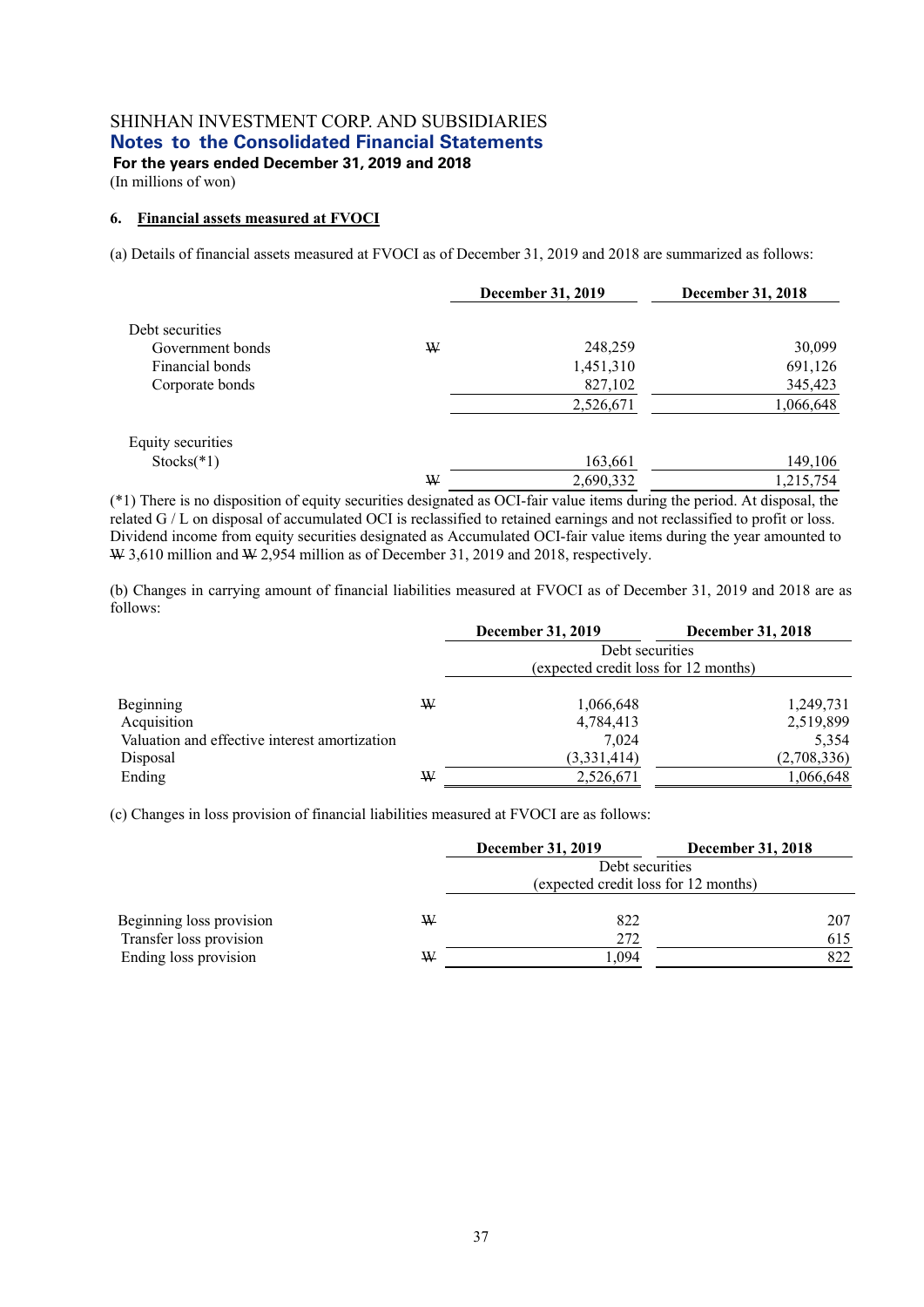SHINHAN INVESTMENT CORP. AND SUBSIDIARIES

**Notes to the Consolidated Financial Statements**

**For the years ended December 31, 2019 and 2018**

(In millions of won)

**6. Financial assets measured at FVOCI**

(a) Details of financial assets measured at FVOCI as of December 31, 2019 and 2018 are summarized as follows:

| | | December 31, 2019 | December 31, 2018 |
|---|---|---|---|
| Debt securities | | | |
| Government bonds | ₩ | 248,259 | 30,099 |
| Financial bonds | | 1,451,310 | 691,126 |
| Corporate bonds | | 827,102 | 345,423 |
| | | 2,526,671 | 1,066,648 |
| Equity securities | | | |
| Stocks(*1) | | 163,661 | 149,106 |
| | ₩ | 2,690,332 | 1,215,754 |

(*1) There is no disposition of equity securities designated as OCI-fair value items during the period. At disposal, the related G / L on disposal of accumulated OCI is reclassified to retained earnings and not reclassified to profit or loss. Dividend income from equity securities designated as Accumulated OCI-fair value items during the year amounted to ₩ 3,610 million and ₩ 2,954 million as of December 31, 2019 and 2018, respectively.

(b) Changes in carrying amount of financial liabilities measured at FVOCI as of December 31, 2019 and 2018 are as follows:

| | | December 31, 2019 | December 31, 2018 |
|---|---|---|---|
| | | Debt securities (expected credit loss for 12 months) | |
| Beginning | ₩ | 1,066,648 | 1,249,731 |
| Acquisition | | 4,784,413 | 2,519,899 |
| Valuation and effective interest amortization | | 7,024 | 5,354 |
| Disposal | | (3,331,414) | (2,708,336) |
| Ending | ₩ | 2,526,671 | 1,066,648 |

(c) Changes in loss provision of financial liabilities measured at FVOCI are as follows:

| | | December 31, 2019 | December 31, 2018 |
|---|---|---|---|
| | | Debt securities (expected credit loss for 12 months) | |
| Beginning loss provision | ₩ | 822 | 207 |
| Transfer loss provision | | 272 | 615 |
| Ending loss provision | ₩ | 1,094 | 822 |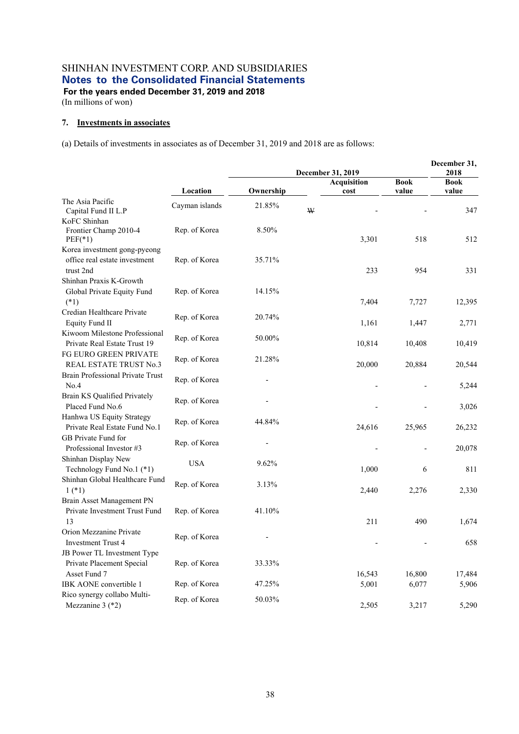SHINHAN INVESTMENT CORP. AND SUBSIDIARIES

## Notes to the Consolidated Financial Statements

**For the years ended December 31, 2019 and 2018**

(In millions of won)

### 7. Investments in associates

(a) Details of investments in associates as of December 31, 2019 and 2018 are as follows:

| | | December 31, 2019 | | | December 31, 2018 |
|---|---|---|---|---|---|
| | Location | Ownership | Acquisition cost | Book value | Book value |
| The Asia Pacific Capital Fund II L.P | Cayman islands | 21.85% | ₩ - | - | 347 |
| KoFC Shinhan Frontier Champ 2010-4 PEF(*1) | Rep. of Korea | 8.50% | 3,301 | 518 | 512 |
| Korea investment gong-pyeong office real estate investment trust 2nd | Rep. of Korea | 35.71% | 233 | 954 | 331 |
| Shinhan Praxis K-Growth Global Private Equity Fund (*1) | Rep. of Korea | 14.15% | 7,404 | 7,727 | 12,395 |
| Credian Healthcare Private Equity Fund II | Rep. of Korea | 20.74% | 1,161 | 1,447 | 2,771 |
| Kiwoom Milestone Professional Private Real Estate Trust 19 | Rep. of Korea | 50.00% | 10,814 | 10,408 | 10,419 |
| FG EURO GREEN PRIVATE REAL ESTATE TRUST No.3 | Rep. of Korea | 21.28% | 20,000 | 20,884 | 20,544 |
| Brain Professional Private Trust No.4 | Rep. of Korea | - | - | - | 5,244 |
| Brain KS Qualified Privately Placed Fund No.6 | Rep. of Korea | - | - | - | 3,026 |
| Hanhwa US Equity Strategy Private Real Estate Fund No.1 | Rep. of Korea | 44.84% | 24,616 | 25,965 | 26,232 |
| GB Private Fund for Professional Investor #3 | Rep. of Korea | - | - | - | 20,078 |
| Shinhan Display New Technology Fund No.1 (*1) | USA | 9.62% | 1,000 | 6 | 811 |
| Shinhan Global Healthcare Fund 1 (*1) | Rep. of Korea | 3.13% | 2,440 | 2,276 | 2,330 |
| Brain Asset Management PN Private Investment Trust Fund 13 | Rep. of Korea | 41.10% | 211 | 490 | 1,674 |
| Orion Mezzanine Private Investment Trust 4 | Rep. of Korea | - | - | - | 658 |
| JB Power TL Investment Type Private Placement Special Asset Fund 7 | Rep. of Korea | 33.33% | 16,543 | 16,800 | 17,484 |
| IBK AONE convertible 1 | Rep. of Korea | 47.25% | 5,001 | 6,077 | 5,906 |
| Rico synergy collabo Multi-Mezzanine 3 (*2) | Rep. of Korea | 50.03% | 2,505 | 3,217 | 5,290 |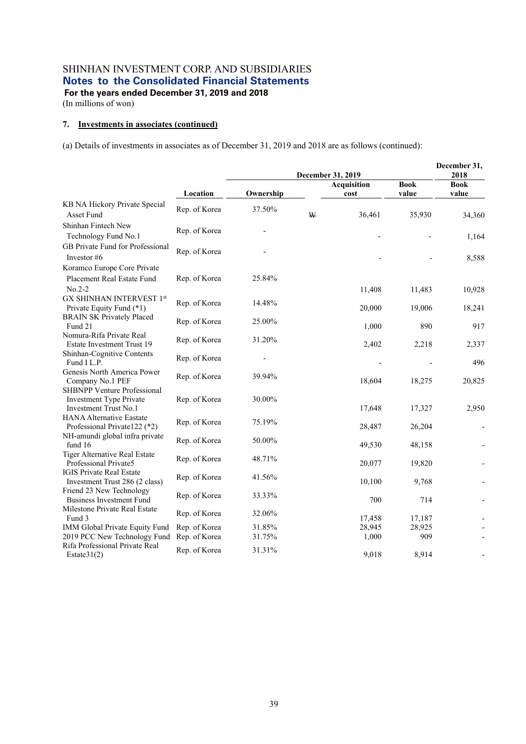SHINHAN INVESTMENT CORP. AND SUBSIDIARIES

**Notes to the Consolidated Financial Statements**

**For the years ended December 31, 2019 and 2018**

(In millions of won)

### 7. Investments in associates (continued)

(a) Details of investments in associates as of December 31, 2019 and 2018 are as follows (continued):

| | | December 31, 2019 | | | December 31, 2018 |
|---|---|---|---|---|---|
| | Location | Ownership | Acquisition cost | Book value | Book value |
| KB NA Hickory Private Special Asset Fund | Rep. of Korea | 37.50% | ₩ 36,461 | 35,930 | 34,360 |
| Shinhan Fintech New Technology Fund No.1 | Rep. of Korea | - | - | - | 1,164 |
| GB Private Fund for Professional Investor #6 | Rep. of Korea | - | - | - | 8,588 |
| Koramco Europe Core Private Placement Real Estate Fund No.2-2 | Rep. of Korea | 25.84% | 11,408 | 11,483 | 10,928 |
| GX SHINHAN INTERVEST 1st Private Equity Fund (*1) | Rep. of Korea | 14.48% | 20,000 | 19,006 | 18,241 |
| BRAIN SK Privately Placed Fund 21 | Rep. of Korea | 25.00% | 1,000 | 890 | 917 |
| Nomura-Rifa Private Real Estate Investment Trust 19 | Rep. of Korea | 31.20% | 2,402 | 2,218 | 2,337 |
| Shinhan-Cognitive Contents Fund I L.P. | Rep. of Korea | - | - | - | 496 |
| Genesis North America Power Company No.1 PEF | Rep. of Korea | 39.94% | 18,604 | 18,275 | 20,825 |
| SHBNPP Venture Professional Investment Type Private Investment Trust No.1 | Rep. of Korea | 30.00% | 17,648 | 17,327 | 2,950 |
| HANA Alternative Eastate Professional Private122 (*2) | Rep. of Korea | 75.19% | 28,487 | 26,204 | - |
| NH-amundi global infra private fund 16 | Rep. of Korea | 50.00% | 49,530 | 48,158 | - |
| Tiger Alternative Real Estate Professional Private5 | Rep. of Korea | 48.71% | 20,077 | 19,820 | - |
| IGIS Private Real Estate Investment Trust 286 (2 class) | Rep. of Korea | 41.56% | 10,100 | 9,768 | - |
| Friend 23 New Technology Business Investment Fund | Rep. of Korea | 33.33% | 700 | 714 | - |
| Milestone Private Real Estate Fund 3 | Rep. of Korea | 32.06% | 17,458 | 17,187 | - |
| IMM Global Private Equity Fund | Rep. of Korea | 31.85% | 28,945 | 28,925 | - |
| 2019 PCC New Technology Fund | Rep. of Korea | 31.75% | 1,000 | 909 | - |
| Rifa Professional Private Real Estate31(2) | Rep. of Korea | 31.31% | 9,018 | 8,914 | - |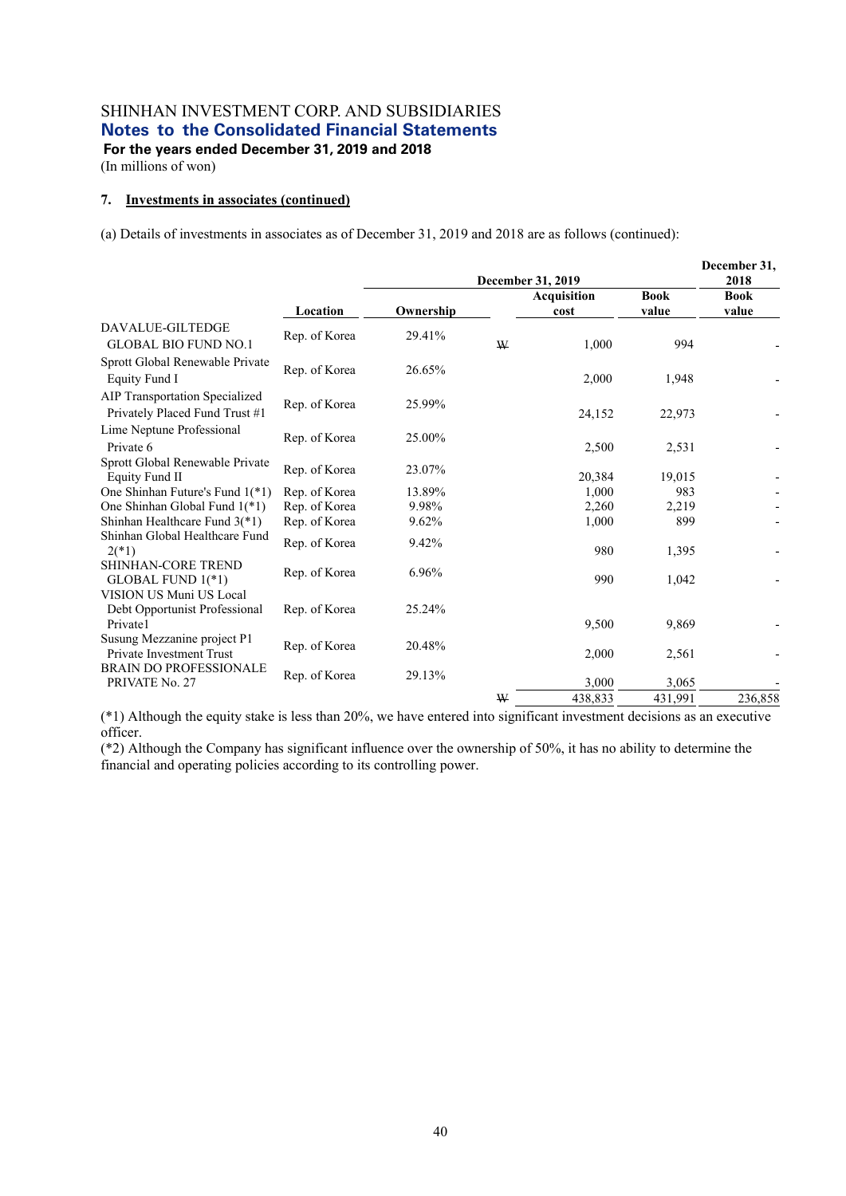SHINHAN INVESTMENT CORP. AND SUBSIDIARIES
**Notes to the Consolidated Financial Statements**
**For the years ended December 31, 2019 and 2018**
(In millions of won)

### 7. Investments in associates (continued)

(a) Details of investments in associates as of December 31, 2019 and 2018 are as follows (continued):

| | | December 31, 2019 | | | | December 31, 2018 |
|---|---|---|---|---|---|---|
| | Location | Ownership | | Acquisition cost | Book value | Book value |
| DAVALUE-GILTEDGE GLOBAL BIO FUND NO.1 | Rep. of Korea | 29.41% | ₩ | 1,000 | 994 | - |
| Sprott Global Renewable Private Equity Fund I | Rep. of Korea | 26.65% | | 2,000 | 1,948 | - |
| AIP Transportation Specialized Privately Placed Fund Trust #1 | Rep. of Korea | 25.99% | | 24,152 | 22,973 | - |
| Lime Neptune Professional Private 6 | Rep. of Korea | 25.00% | | 2,500 | 2,531 | - |
| Sprott Global Renewable Private Equity Fund II | Rep. of Korea | 23.07% | | 20,384 | 19,015 | - |
| One Shinhan Future's Fund 1(*1) | Rep. of Korea | 13.89% | | 1,000 | 983 | - |
| One Shinhan Global Fund 1(*1) | Rep. of Korea | 9.98% | | 2,260 | 2,219 | - |
| Shinhan Healthcare Fund 3(*1) | Rep. of Korea | 9.62% | | 1,000 | 899 | - |
| Shinhan Global Healthcare Fund 2(*1) | Rep. of Korea | 9.42% | | 980 | 1,395 | - |
| SHINHAN-CORE TREND GLOBAL FUND 1(*1) | Rep. of Korea | 6.96% | | 990 | 1,042 | - |
| VISION US Muni US Local Debt Opportunist Professional Private1 | Rep. of Korea | 25.24% | | 9,500 | 9,869 | - |
| Susung Mezzanine project P1 Private Investment Trust | Rep. of Korea | 20.48% | | 2,000 | 2,561 | - |
| BRAIN DO PROFESSIONALE PRIVATE No. 27 | Rep. of Korea | 29.13% | | 3,000 | 3,065 | - |
| | | | ₩ | 438,833 | 431,991 | 236,858 |

(*1) Although the equity stake is less than 20%, we have entered into significant investment decisions as an executive officer.

(*2) Although the Company has significant influence over the ownership of 50%, it has no ability to determine the financial and operating policies according to its controlling power.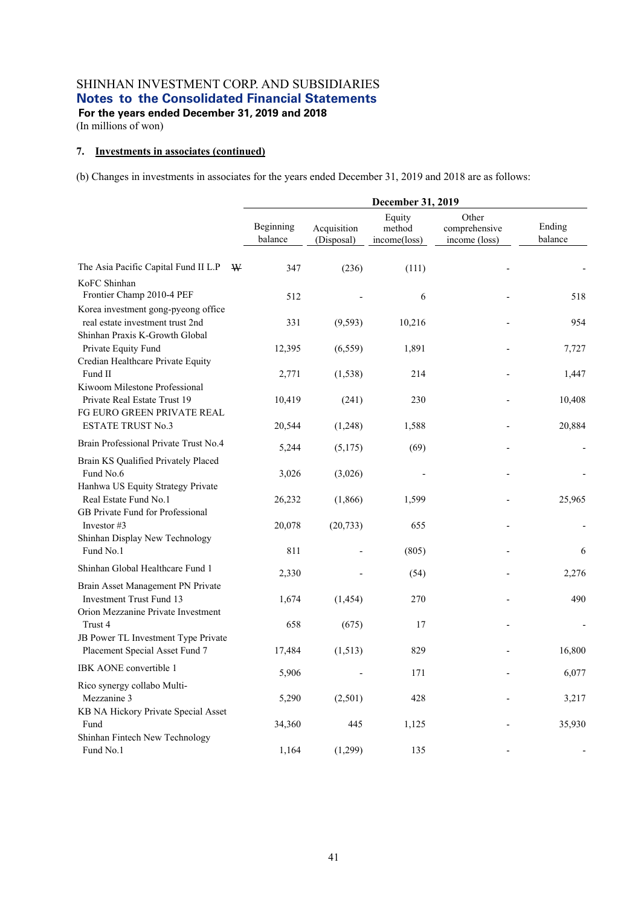SHINHAN INVESTMENT CORP. AND SUBSIDIARIES
**Notes to the Consolidated Financial Statements**
**For the years ended December 31, 2019 and 2018**
(In millions of won)

## 7. Investments in associates (continued)

(b) Changes in investments in associates for the years ended December 31, 2019 and 2018 are as follows:

| | December 31, 2019 | | | | |
|---|---|---|---|---|---|
| | Beginning balance | Acquisition (Disposal) | Equity method income(loss) | Other comprehensive income (loss) | Ending balance |
| The Asia Pacific Capital Fund II L.P ₩ | 347 | (236) | (111) | - | - |
| KoFC Shinhan Frontier Champ 2010-4 PEF | 512 | - | 6 | - | 518 |
| Korea investment gong-pyeong office real estate investment trust 2nd | 331 | (9,593) | 10,216 | - | 954 |
| Shinhan Praxis K-Growth Global Private Equity Fund | 12,395 | (6,559) | 1,891 | - | 7,727 |
| Credian Healthcare Private Equity Fund II | 2,771 | (1,538) | 214 | - | 1,447 |
| Kiwoom Milestone Professional Private Real Estate Trust 19 | 10,419 | (241) | 230 | - | 10,408 |
| FG EURO GREEN PRIVATE REAL ESTATE TRUST No.3 | 20,544 | (1,248) | 1,588 | - | 20,884 |
| Brain Professional Private Trust No.4 | 5,244 | (5,175) | (69) | - | - |
| Brain KS Qualified Privately Placed Fund No.6 | 3,026 | (3,026) | - | - | - |
| Hanhwa US Equity Strategy Private Real Estate Fund No.1 | 26,232 | (1,866) | 1,599 | - | 25,965 |
| GB Private Fund for Professional Investor #3 | 20,078 | (20,733) | 655 | - | - |
| Shinhan Display New Technology Fund No.1 | 811 | - | (805) | - | 6 |
| Shinhan Global Healthcare Fund 1 | 2,330 | - | (54) | - | 2,276 |
| Brain Asset Management PN Private Investment Trust Fund 13 | 1,674 | (1,454) | 270 | - | 490 |
| Orion Mezzanine Private Investment Trust 4 | 658 | (675) | 17 | - | - |
| JB Power TL Investment Type Private Placement Special Asset Fund 7 | 17,484 | (1,513) | 829 | - | 16,800 |
| IBK AONE convertible 1 | 5,906 | - | 171 | - | 6,077 |
| Rico synergy collabo Multi-Mezzanine 3 | 5,290 | (2,501) | 428 | - | 3,217 |
| KB NA Hickory Private Special Asset Fund | 34,360 | 445 | 1,125 | - | 35,930 |
| Shinhan Fintech New Technology Fund No.1 | 1,164 | (1,299) | 135 | - | - |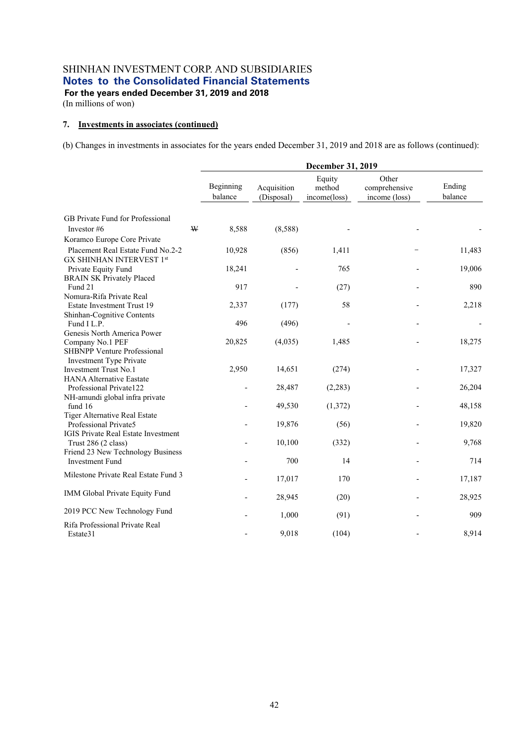SHINHAN INVESTMENT CORP. AND SUBSIDIARIES

**Notes to the Consolidated Financial Statements**

**For the years ended December 31, 2019 and 2018**

(In millions of won)

### 7. Investments in associates (continued)

(b) Changes in investments in associates for the years ended December 31, 2019 and 2018 are as follows (continued):

| | December 31, 2019 | | | | |
|---|---|---|---|---|---|
| | Beginning balance | Acquisition (Disposal) | Equity method income(loss) | Other comprehensive income (loss) | Ending balance |
| GB Private Fund for Professional Investor #6 | ₩ 8,588 | (8,588) | - | - | - |
| Koramco Europe Core Private Placement Real Estate Fund No.2-2 | 10,928 | (856) | 1,411 | − | 11,483 |
| GX SHINHAN INTERVEST 1st Private Equity Fund | 18,241 | - | 765 | - | 19,006 |
| BRAIN SK Privately Placed Fund 21 | 917 | - | (27) | - | 890 |
| Nomura-Rifa Private Real Estate Investment Trust 19 | 2,337 | (177) | 58 | - | 2,218 |
| Shinhan-Cognitive Contents Fund I L.P. | 496 | (496) | - | - | - |
| Genesis North America Power Company No.1 PEF | 20,825 | (4,035) | 1,485 | - | 18,275 |
| SHBNPP Venture Professional Investment Type Private Investment Trust No.1 | 2,950 | 14,651 | (274) | - | 17,327 |
| HANA Alternative Eastate Professional Private122 | - | 28,487 | (2,283) | - | 26,204 |
| NH-amundi global infra private fund 16 | - | 49,530 | (1,372) | - | 48,158 |
| Tiger Alternative Real Estate Professional Private5 | - | 19,876 | (56) | - | 19,820 |
| IGIS Private Real Estate Investment Trust 286 (2 class) | - | 10,100 | (332) | - | 9,768 |
| Friend 23 New Technology Business Investment Fund | - | 700 | 14 | - | 714 |
| Milestone Private Real Estate Fund 3 | - | 17,017 | 170 | - | 17,187 |
| IMM Global Private Equity Fund | - | 28,945 | (20) | - | 28,925 |
| 2019 PCC New Technology Fund | - | 1,000 | (91) | - | 909 |
| Rifa Professional Private Real Estate31 | - | 9,018 | (104) | - | 8,914 |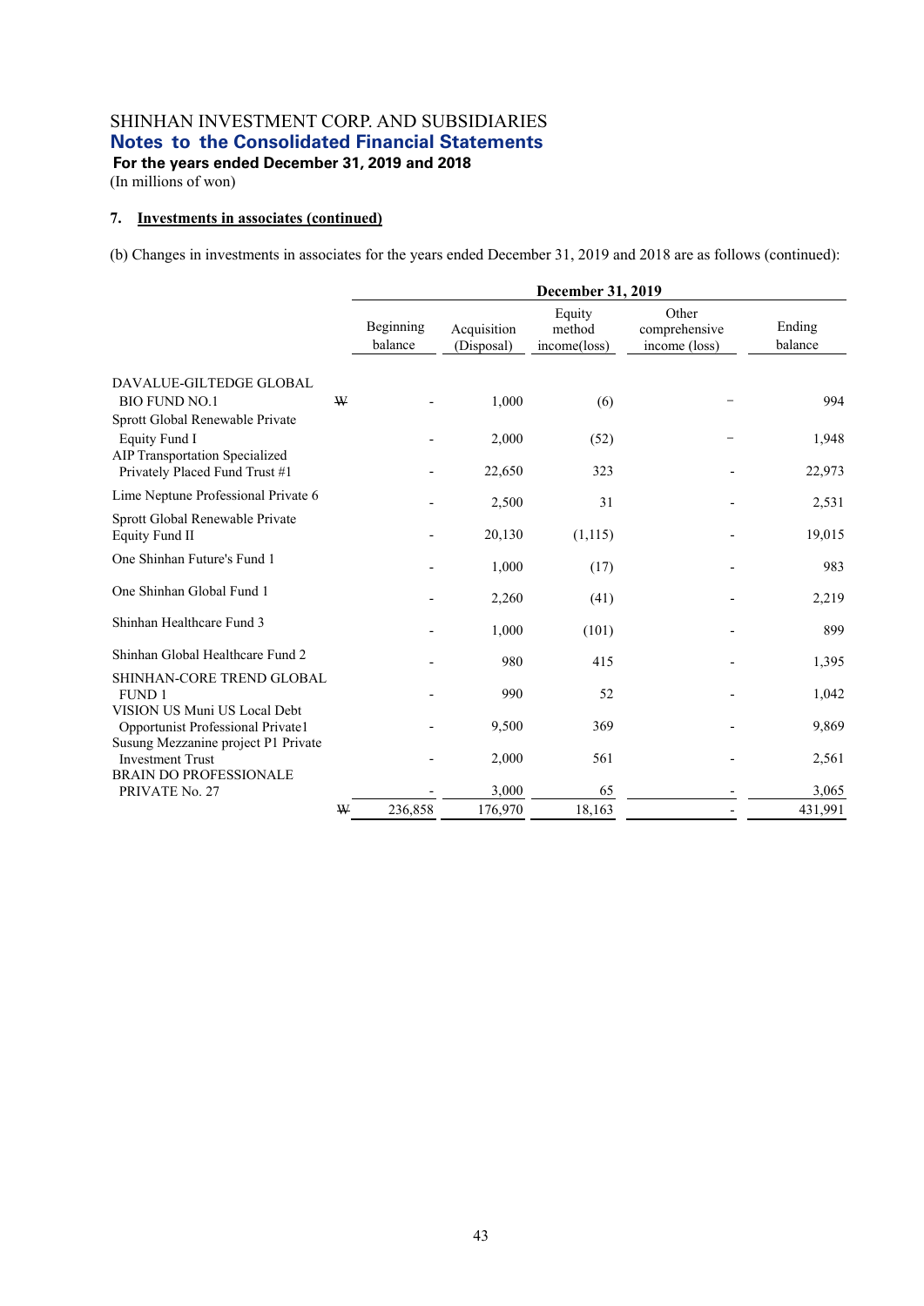SHINHAN INVESTMENT CORP. AND SUBSIDIARIES
**Notes to the Consolidated Financial Statements**
**For the years ended December 31, 2019 and 2018**
(In millions of won)

## 7. Investments in associates (continued)

(b) Changes in investments in associates for the years ended December 31, 2019 and 2018 are as follows (continued):

| | December 31, 2019 | | | | |
|---|---|---|---|---|---|
| | Beginning balance | Acquisition (Disposal) | Equity method income(loss) | Other comprehensive income (loss) | Ending balance |
| DAVALUE-GILTEDGE GLOBAL BIO FUND NO.1 | ₩ - | 1,000 | (6) | - | 994 |
| Sprott Global Renewable Private Equity Fund I | - | 2,000 | (52) | - | 1,948 |
| AIP Transportation Specialized Privately Placed Fund Trust #1 | - | 22,650 | 323 | - | 22,973 |
| Lime Neptune Professional Private 6 | - | 2,500 | 31 | - | 2,531 |
| Sprott Global Renewable Private Equity Fund II | - | 20,130 | (1,115) | - | 19,015 |
| One Shinhan Future's Fund 1 | - | 1,000 | (17) | - | 983 |
| One Shinhan Global Fund 1 | - | 2,260 | (41) | - | 2,219 |
| Shinhan Healthcare Fund 3 | - | 1,000 | (101) | - | 899 |
| Shinhan Global Healthcare Fund 2 | - | 980 | 415 | - | 1,395 |
| SHINHAN-CORE TREND GLOBAL FUND 1 | - | 990 | 52 | - | 1,042 |
| VISION US Muni US Local Debt Opportunist Professional Private1 | - | 9,500 | 369 | - | 9,869 |
| Susung Mezzanine project P1 Private Investment Trust | - | 2,000 | 561 | - | 2,561 |
| BRAIN DO PROFESSIONALE PRIVATE No. 27 | - | 3,000 | 65 | - | 3,065 |
| | ₩ 236,858 | 176,970 | 18,163 | - | 431,991 |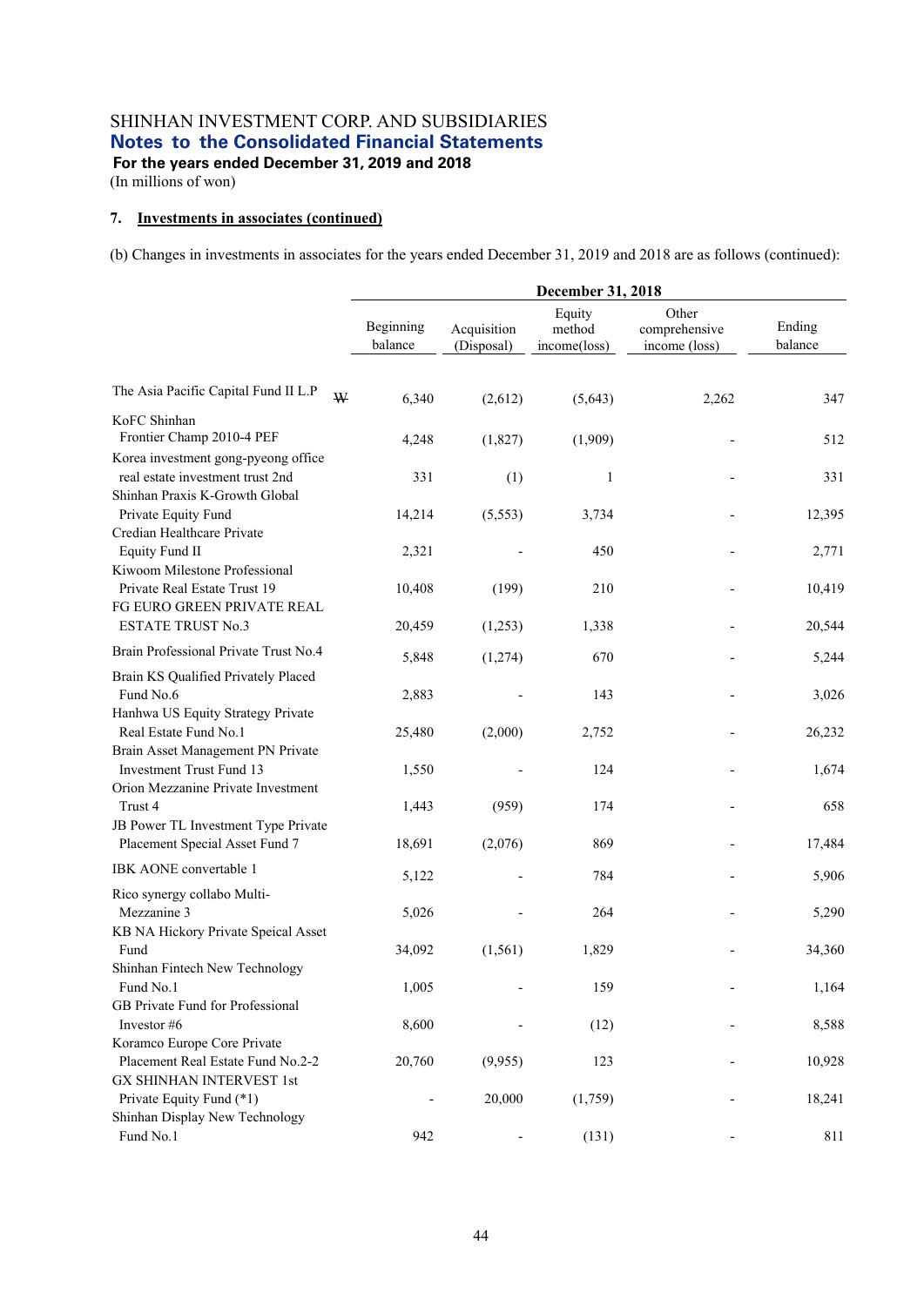SHINHAN INVESTMENT CORP. AND SUBSIDIARIES
**Notes to the Consolidated Financial Statements**
**For the years ended December 31, 2019 and 2018**
(In millions of won)

**7. Investments in associates (continued)**

(b) Changes in investments in associates for the years ended December 31, 2019 and 2018 are as follows (continued):

| | December 31, 2018 | | | | |
|---|---|---|---|---|---|
| | Beginning balance | Acquisition (Disposal) | Equity method income(loss) | Other comprehensive income (loss) | Ending balance |
| The Asia Pacific Capital Fund II L.P | ₩ 6,340 | (2,612) | (5,643) | 2,262 | 347 |
| KoFC Shinhan Frontier Champ 2010-4 PEF | 4,248 | (1,827) | (1,909) | - | 512 |
| Korea investment gong-pyeong office real estate investment trust 2nd | 331 | (1) | 1 | - | 331 |
| Shinhan Praxis K-Growth Global Private Equity Fund | 14,214 | (5,553) | 3,734 | - | 12,395 |
| Credian Healthcare Private Equity Fund II | 2,321 | - | 450 | - | 2,771 |
| Kiwoom Milestone Professional Private Real Estate Trust 19 | 10,408 | (199) | 210 | - | 10,419 |
| FG EURO GREEN PRIVATE REAL ESTATE TRUST No.3 | 20,459 | (1,253) | 1,338 | - | 20,544 |
| Brain Professional Private Trust No.4 | 5,848 | (1,274) | 670 | - | 5,244 |
| Brain KS Qualified Privately Placed Fund No.6 | 2,883 | - | 143 | - | 3,026 |
| Hanhwa US Equity Strategy Private Real Estate Fund No.1 | 25,480 | (2,000) | 2,752 | - | 26,232 |
| Brain Asset Management PN Private Investment Trust Fund 13 | 1,550 | - | 124 | - | 1,674 |
| Orion Mezzanine Private Investment Trust 4 | 1,443 | (959) | 174 | - | 658 |
| JB Power TL Investment Type Private Placement Special Asset Fund 7 | 18,691 | (2,076) | 869 | - | 17,484 |
| IBK AONE convertable 1 | 5,122 | - | 784 | - | 5,906 |
| Rico synergy collabo Multi-Mezzanine 3 | 5,026 | - | 264 | - | 5,290 |
| KB NA Hickory Private Speical Asset Fund | 34,092 | (1,561) | 1,829 | - | 34,360 |
| Shinhan Fintech New Technology Fund No.1 | 1,005 | - | 159 | - | 1,164 |
| GB Private Fund for Professional Investor #6 | 8,600 | - | (12) | - | 8,588 |
| Koramco Europe Core Private Placement Real Estate Fund No.2-2 | 20,760 | (9,955) | 123 | - | 10,928 |
| GX SHINHAN INTERVEST 1st Private Equity Fund (*1) | - | 20,000 | (1,759) | - | 18,241 |
| Shinhan Display New Technology Fund No.1 | 942 | - | (131) | - | 811 |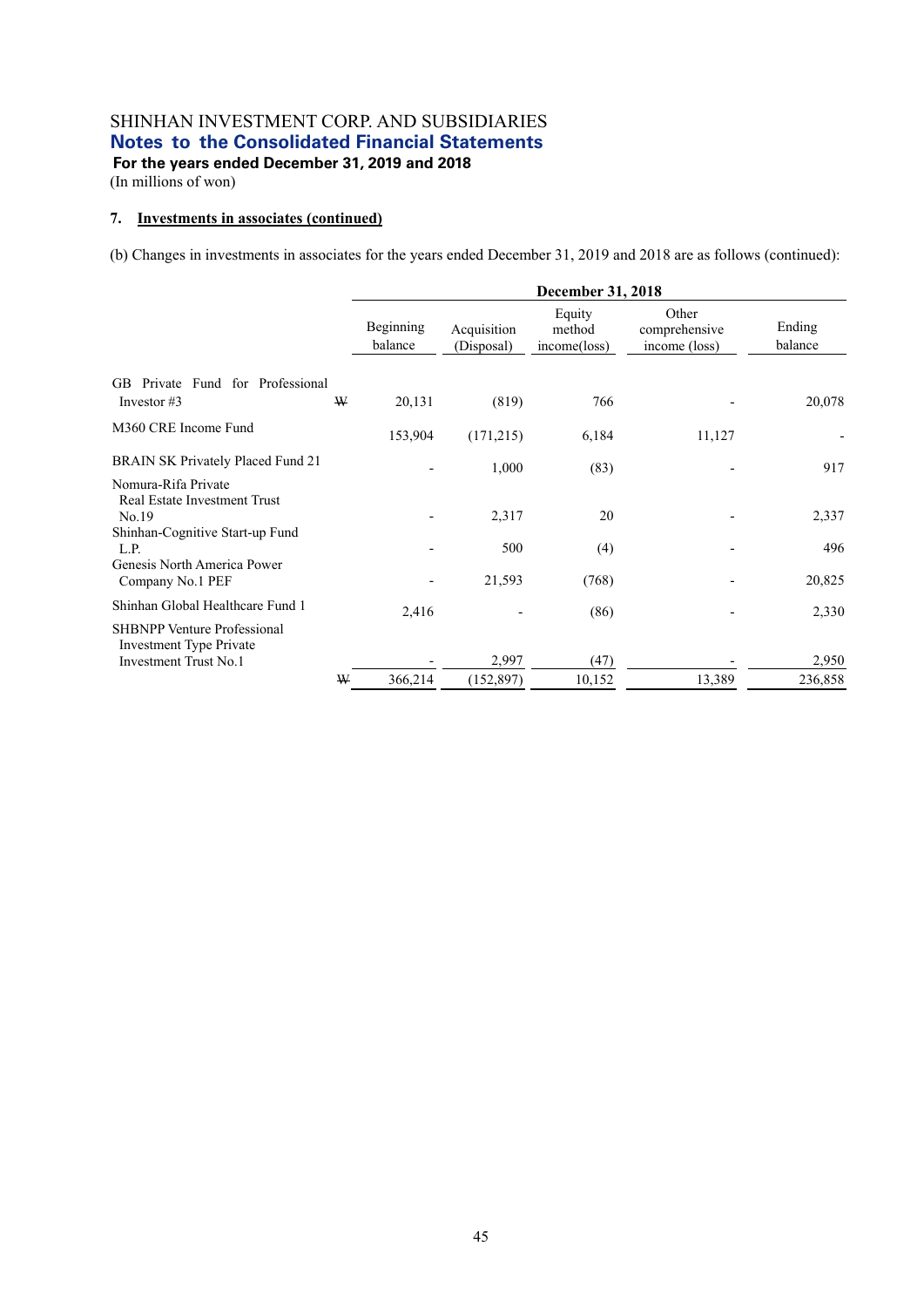SHINHAN INVESTMENT CORP. AND SUBSIDIARIES

**Notes to the Consolidated Financial Statements**

**For the years ended December 31, 2019 and 2018**

(In millions of won)

## 7. Investments in associates (continued)

(b) Changes in investments in associates for the years ended December 31, 2019 and 2018 are as follows (continued):

| | | December 31, 2018 | | | | |
|---|---|---|---|---|---|---|
| | | Beginning balance | Acquisition (Disposal) | Equity method income(loss) | Other comprehensive income (loss) | Ending balance |
| GB Private Fund for Professional Investor #3 | ₩ | 20,131 | (819) | 766 | - | 20,078 |
| M360 CRE Income Fund | | 153,904 | (171,215) | 6,184 | 11,127 | - |
| BRAIN SK Privately Placed Fund 21 | | - | 1,000 | (83) | - | 917 |
| Nomura-Rifa Private Real Estate Investment Trust No.19 | | - | 2,317 | 20 | - | 2,337 |
| Shinhan-Cognitive Start-up Fund L.P. | | - | 500 | (4) | - | 496 |
| Genesis North America Power Company No.1 PEF | | - | 21,593 | (768) | - | 20,825 |
| Shinhan Global Healthcare Fund 1 | | 2,416 | - | (86) | - | 2,330 |
| SHBNPP Venture Professional Investment Type Private Investment Trust No.1 | | - | 2,997 | (47) | - | 2,950 |
| | ₩ | 366,214 | (152,897) | 10,152 | 13,389 | 236,858 |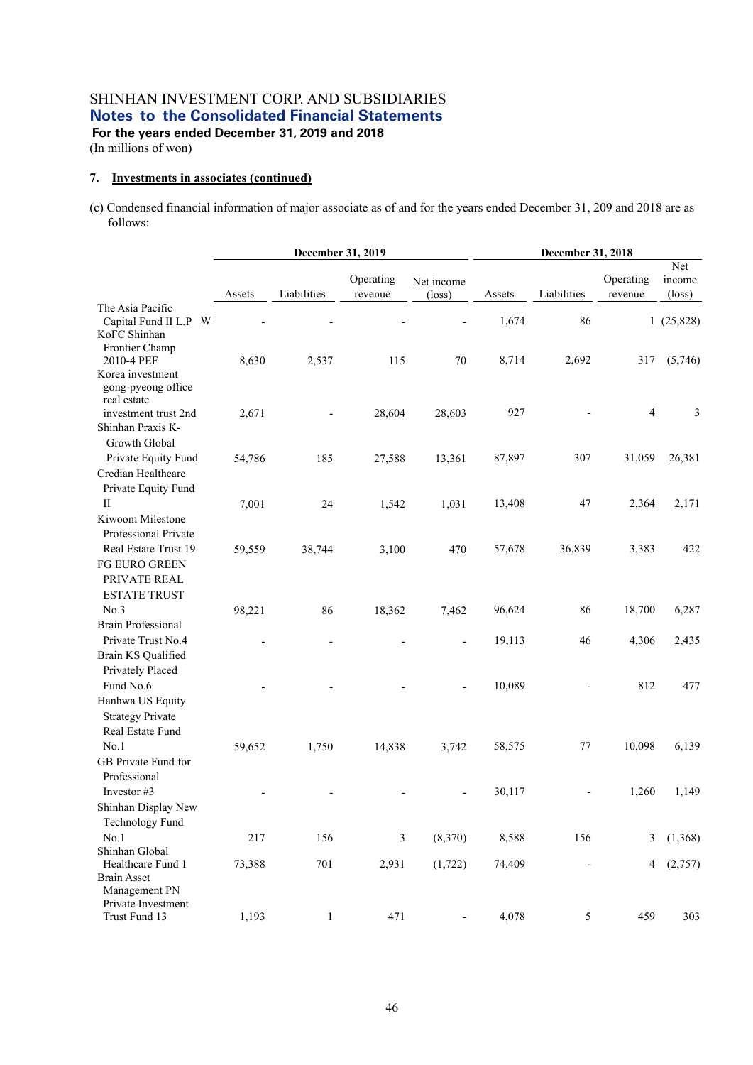# SHINHAN INVESTMENT CORP. AND SUBSIDIARIES
## Notes to the Consolidated Financial Statements
**For the years ended December 31, 2019 and 2018**
(In millions of won)

### 7. Investments in associates (continued)

(c) Condensed financial information of major associate as of and for the years ended December 31, 209 and 2018 are as follows:

| | December 31, 2019 | | | | December 31, 2018 | | | |
|---|---|---|---|---|---|---|---|---|
| | Assets | Liabilities | Operating revenue | Net income (loss) | Assets | Liabilities | Operating revenue | Net income (loss) |
| The Asia Pacific Capital Fund II L.P ₩ | - | - | - | - | 1,674 | 86 | 1 | (25,828) |
| KoFC Shinhan Frontier Champ 2010-4 PEF | 8,630 | 2,537 | 115 | 70 | 8,714 | 2,692 | 317 | (5,746) |
| Korea investment gong-pyeong office real estate investment trust 2nd | 2,671 | - | 28,604 | 28,603 | 927 | - | 4 | 3 |
| Shinhan Praxis K-Growth Global Private Equity Fund | 54,786 | 185 | 27,588 | 13,361 | 87,897 | 307 | 31,059 | 26,381 |
| Credian Healthcare Private Equity Fund II | 7,001 | 24 | 1,542 | 1,031 | 13,408 | 47 | 2,364 | 2,171 |
| Kiwoom Milestone Professional Private Real Estate Trust 19 | 59,559 | 38,744 | 3,100 | 470 | 57,678 | 36,839 | 3,383 | 422 |
| FG EURO GREEN PRIVATE REAL ESTATE TRUST No.3 | 98,221 | 86 | 18,362 | 7,462 | 96,624 | 86 | 18,700 | 6,287 |
| Brain Professional Private Trust No.4 | - | - | - | - | 19,113 | 46 | 4,306 | 2,435 |
| Brain KS Qualified Privately Placed Fund No.6 | - | - | - | - | 10,089 | - | 812 | 477 |
| Hanhwa US Equity Strategy Private Real Estate Fund No.1 | 59,652 | 1,750 | 14,838 | 3,742 | 58,575 | 77 | 10,098 | 6,139 |
| GB Private Fund for Professional Investor #3 | - | - | - | - | 30,117 | - | 1,260 | 1,149 |
| Shinhan Display New Technology Fund No.1 | 217 | 156 | 3 | (8,370) | 8,588 | 156 | 3 | (1,368) |
| Shinhan Global Healthcare Fund 1 | 73,388 | 701 | 2,931 | (1,722) | 74,409 | - | 4 | (2,757) |
| Brain Asset Management PN Private Investment Trust Fund 13 | 1,193 | 1 | 471 | - | 4,078 | 5 | 459 | 303 |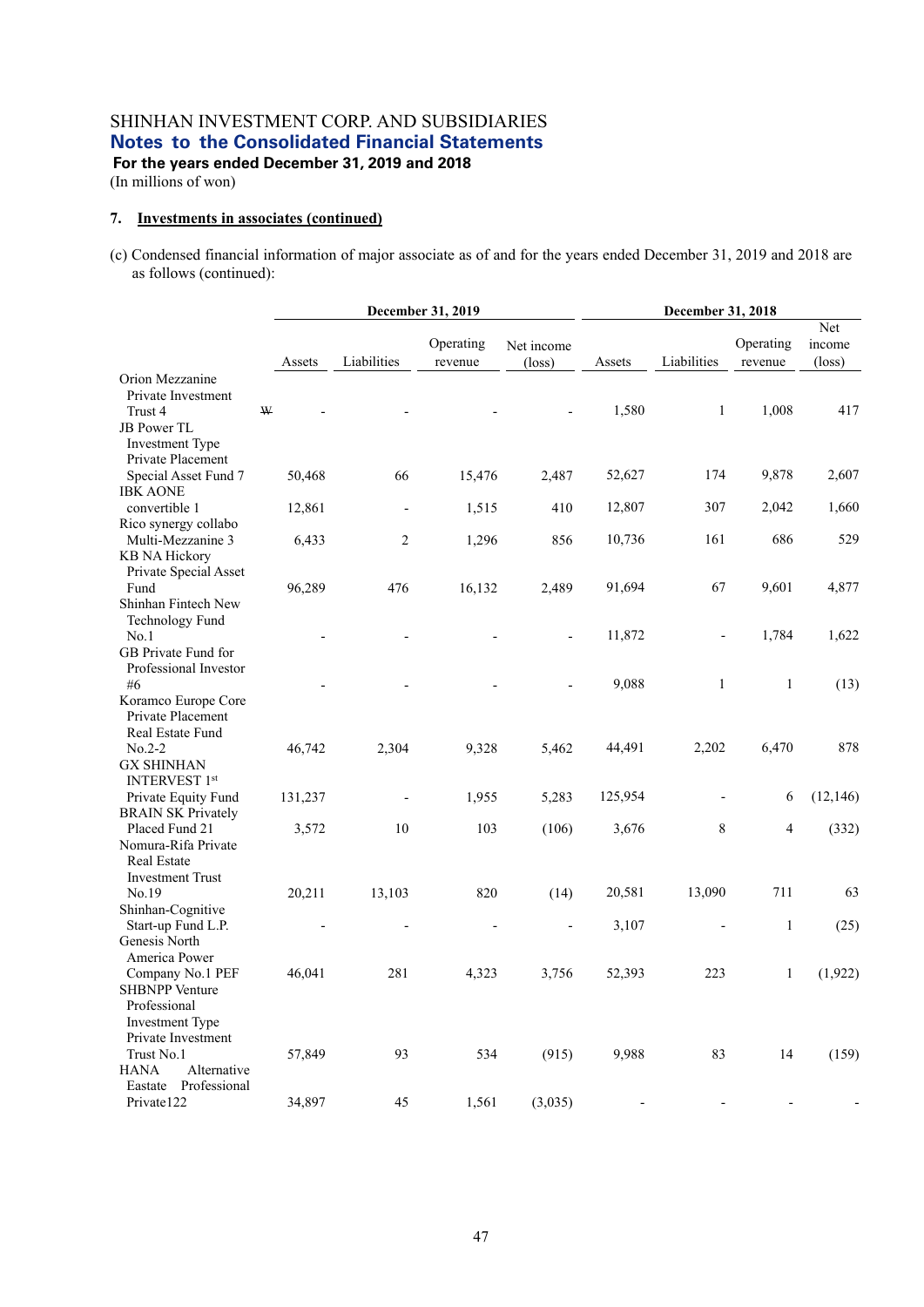SHINHAN INVESTMENT CORP. AND SUBSIDIARIES

## Notes to the Consolidated Financial Statements

**For the years ended December 31, 2019 and 2018**

(In millions of won)

### 7. Investments in associates (continued)

(c) Condensed financial information of major associate as of and for the years ended December 31, 2019 and 2018 are as follows (continued):

| | December 31, 2019 | | | | December 31, 2018 | | | |
|---|---|---|---|---|---|---|---|---|
| | Assets | Liabilities | Operating revenue | Net income (loss) | Assets | Liabilities | Operating revenue | Net income (loss) |
| Orion Mezzanine Private Investment Trust 4 | ₩ - | - | - | - | 1,580 | 1 | 1,008 | 417 |
| JB Power TL Investment Type Private Placement Special Asset Fund 7 | 50,468 | 66 | 15,476 | 2,487 | 52,627 | 174 | 9,878 | 2,607 |
| IBK AONE convertible 1 | 12,861 | - | 1,515 | 410 | 12,807 | 307 | 2,042 | 1,660 |
| Rico synergy collabo Multi-Mezzanine 3 | 6,433 | 2 | 1,296 | 856 | 10,736 | 161 | 686 | 529 |
| KB NA Hickory Private Special Asset Fund | 96,289 | 476 | 16,132 | 2,489 | 91,694 | 67 | 9,601 | 4,877 |
| Shinhan Fintech New Technology Fund No.1 | - | - | - | - | 11,872 | - | 1,784 | 1,622 |
| GB Private Fund for Professional Investor #6 | - | - | - | - | 9,088 | 1 | 1 | (13) |
| Koramco Europe Core Private Placement Real Estate Fund No.2-2 | 46,742 | 2,304 | 9,328 | 5,462 | 44,491 | 2,202 | 6,470 | 878 |
| GX SHINHAN INTERVEST 1st Private Equity Fund | 131,237 | - | 1,955 | 5,283 | 125,954 | - | 6 | (12,146) |
| BRAIN SK Privately Placed Fund 21 | 3,572 | 10 | 103 | (106) | 3,676 | 8 | 4 | (332) |
| Nomura-Rifa Private Real Estate Investment Trust No.19 | 20,211 | 13,103 | 820 | (14) | 20,581 | 13,090 | 711 | 63 |
| Shinhan-Cognitive Start-up Fund L.P. | - | - | - | - | 3,107 | - | 1 | (25) |
| Genesis North America Power Company No.1 PEF | 46,041 | 281 | 4,323 | 3,756 | 52,393 | 223 | 1 | (1,922) |
| SHBNPP Venture Professional Investment Type Private Investment Trust No.1 | 57,849 | 93 | 534 | (915) | 9,988 | 83 | 14 | (159) |
| HANA Alternative Eastate Professional Private122 | 34,897 | 45 | 1,561 | (3,035) | - | - | - | - |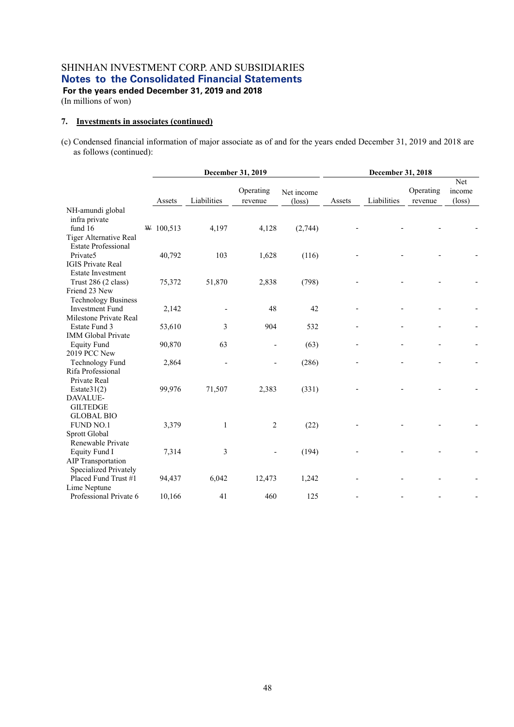SHINHAN INVESTMENT CORP. AND SUBSIDIARIES
**Notes to the Consolidated Financial Statements**
**For the years ended December 31, 2019 and 2018**
(In millions of won)

## 7. Investments in associates (continued)

(c) Condensed financial information of major associate as of and for the years ended December 31, 2019 and 2018 are as follows (continued):

| | December 31, 2019 | | | | December 31, 2018 | | | |
|---|---|---|---|---|---|---|---|---|
| | Assets | Liabilities | Operating revenue | Net income (loss) | Assets | Liabilities | Operating revenue | Net income (loss) |
| NH-amundi global infra private fund 16 | ₩ 100,513 | 4,197 | 4,128 | (2,744) | - | - | - | - |
| Tiger Alternative Real Estate Professional Private5 | 40,792 | 103 | 1,628 | (116) | - | - | - | - |
| IGIS Private Real Estate Investment Trust 286 (2 class) | 75,372 | 51,870 | 2,838 | (798) | - | - | - | - |
| Friend 23 New Technology Business Investment Fund | 2,142 | - | 48 | 42 | - | - | - | - |
| Milestone Private Real Estate Fund 3 | 53,610 | 3 | 904 | 532 | - | - | - | - |
| IMM Global Private Equity Fund | 90,870 | 63 | - | (63) | - | - | - | - |
| 2019 PCC New Technology Fund | 2,864 | - | - | (286) | - | - | - | - |
| Rifa Professional Private Real Estate31(2) | 99,976 | 71,507 | 2,383 | (331) | - | - | - | - |
| DAVALUE-GILTEDGE GLOBAL BIO FUND NO.1 | 3,379 | 1 | 2 | (22) | - | - | - | - |
| Sprott Global Renewable Private Equity Fund I | 7,314 | 3 | - | (194) | - | - | - | - |
| AIP Transportation Specialized Privately Placed Fund Trust #1 | 94,437 | 6,042 | 12,473 | 1,242 | - | - | - | - |
| Lime Neptune Professional Private 6 | 10,166 | 41 | 460 | 125 | - | - | - | - |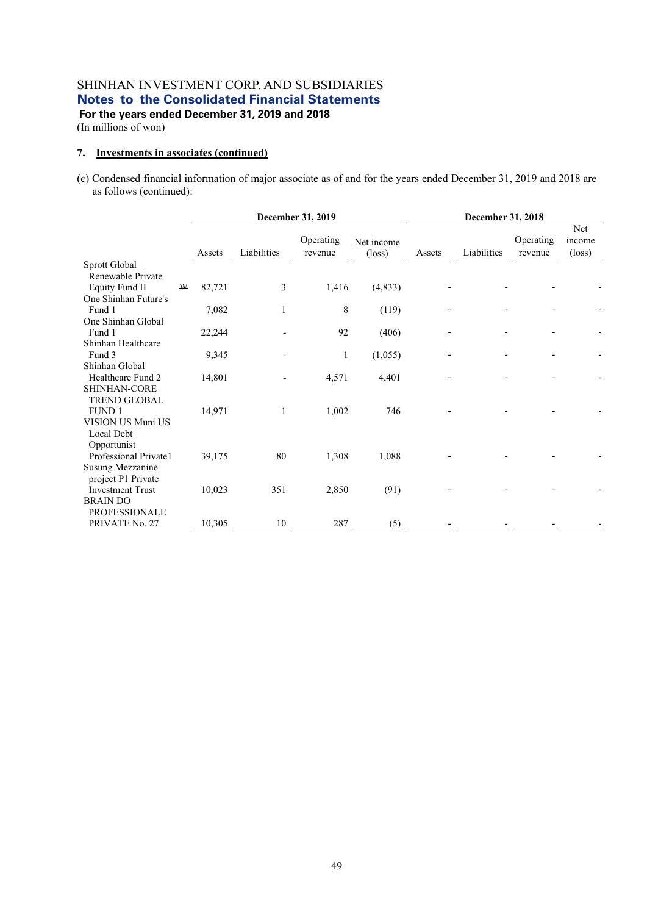# SHINHAN INVESTMENT CORP. AND SUBSIDIARIES
## Notes to the Consolidated Financial Statements
**For the years ended December 31, 2019 and 2018**
(In millions of won)

### 7. Investments in associates (continued)

(c) Condensed financial information of major associate as of and for the years ended December 31, 2019 and 2018 are as follows (continued):

| | December 31, 2019 | | | | December 31, 2018 | | | |
|---|---|---|---|---|---|---|---|---|
| | Assets | Liabilities | Operating revenue | Net income (loss) | Assets | Liabilities | Operating revenue | Net income (loss) |
| Sprott Global Renewable Private Equity Fund II | ₩ 82,721 | 3 | 1,416 | (4,833) | - | - | - | - |
| One Shinhan Future's Fund 1 | 7,082 | 1 | 8 | (119) | - | - | - | - |
| One Shinhan Global Fund 1 | 22,244 | - | 92 | (406) | - | - | - | - |
| Shinhan Healthcare Fund 3 | 9,345 | - | 1 | (1,055) | - | - | - | - |
| Shinhan Global Healthcare Fund 2 | 14,801 | - | 4,571 | 4,401 | - | - | - | - |
| SHINHAN-CORE TREND GLOBAL FUND 1 | 14,971 | 1 | 1,002 | 746 | - | - | - | - |
| VISION US Muni US Local Debt Opportunist Professional Private1 | 39,175 | 80 | 1,308 | 1,088 | - | - | - | - |
| Susung Mezzanine project P1 Private Investment Trust | 10,023 | 351 | 2,850 | (91) | - | - | - | - |
| BRAIN DO PROFESSIONALE PRIVATE No. 27 | 10,305 | 10 | 287 | (5) | - | - | - | - |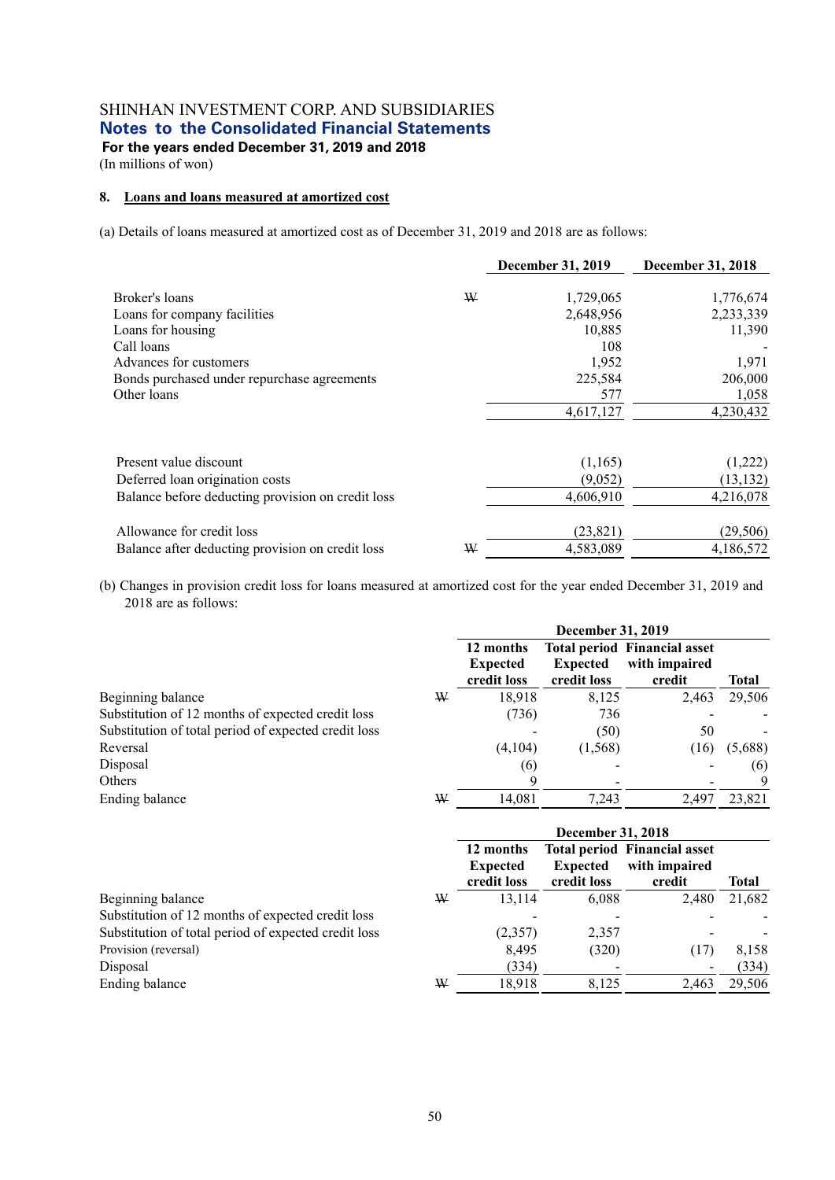SHINHAN INVESTMENT CORP. AND SUBSIDIARIES
**Notes to the Consolidated Financial Statements**
**For the years ended December 31, 2019 and 2018**
(In millions of won)

**8. Loans and loans measured at amortized cost**

(a) Details of loans measured at amortized cost as of December 31, 2019 and 2018 are as follows:

| | | December 31, 2019 | December 31, 2018 |
|---|---|---|---|
| Broker's loans | ₩ | 1,729,065 | 1,776,674 |
| Loans for company facilities | | 2,648,956 | 2,233,339 |
| Loans for housing | | 10,885 | 11,390 |
| Call loans | | 108 | - |
| Advances for customers | | 1,952 | 1,971 |
| Bonds purchased under repurchase agreements | | 225,584 | 206,000 |
| Other loans | | 577 | 1,058 |
| | | 4,617,127 | 4,230,432 |
| Present value discount | | (1,165) | (1,222) |
| Deferred loan origination costs | | (9,052) | (13,132) |
| Balance before deducting provision on credit loss | | 4,606,910 | 4,216,078 |
| Allowance for credit loss | | (23,821) | (29,506) |
| Balance after deducting provision on credit loss | ₩ | 4,583,089 | 4,186,572 |

(b) Changes in provision credit loss for loans measured at amortized cost for the year ended December 31, 2019 and 2018 are as follows:

| | | December 31, 2019 | | | |
|---|---|---|---|---|---|
| | | 12 months Expected credit loss | Total period Expected credit loss | Financial asset with impaired credit | Total |
| Beginning balance | ₩ | 18,918 | 8,125 | 2,463 | 29,506 |
| Substitution of 12 months of expected credit loss | | (736) | 736 | - | - |
| Substitution of total period of expected credit loss | | - | (50) | 50 | - |
| Reversal | | (4,104) | (1,568) | (16) | (5,688) |
| Disposal | | (6) | - | - | (6) |
| Others | | 9 | - | - | 9 |
| Ending balance | ₩ | 14,081 | 7,243 | 2,497 | 23,821 |

| | | December 31, 2018 | | | |
|---|---|---|---|---|---|
| | | 12 months Expected credit loss | Total period Expected credit loss | Financial asset with impaired credit | Total |
| Beginning balance | ₩ | 13,114 | 6,088 | 2,480 | 21,682 |
| Substitution of 12 months of expected credit loss | | - | - | - | - |
| Substitution of total period of expected credit loss | | (2,357) | 2,357 | - | - |
| Provision (reversal) | | 8,495 | (320) | (17) | 8,158 |
| Disposal | | (334) | - | - | (334) |
| Ending balance | ₩ | 18,918 | 8,125 | 2,463 | 29,506 |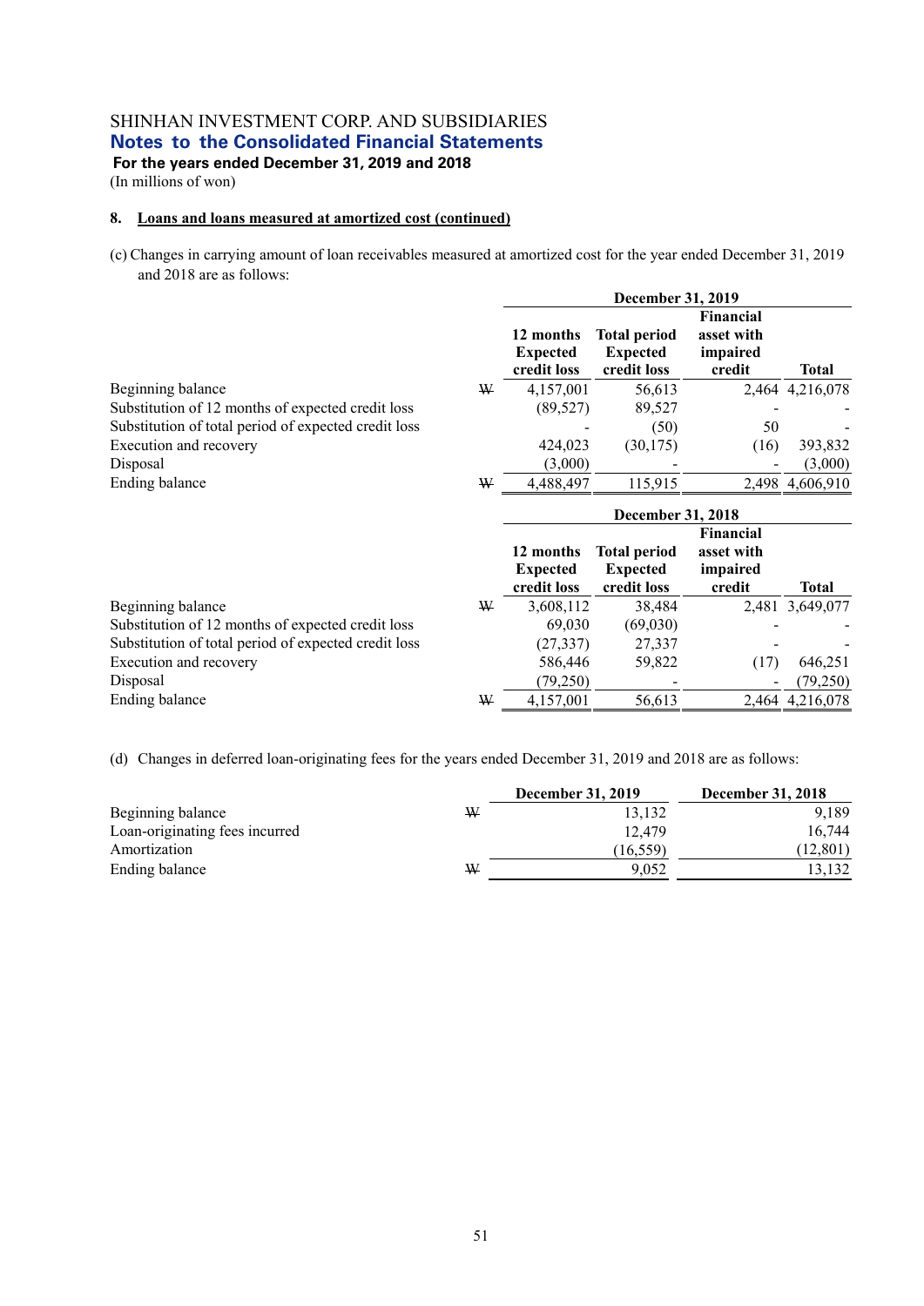SHINHAN INVESTMENT CORP. AND SUBSIDIARIES
**Notes to the Consolidated Financial Statements**
**For the years ended December 31, 2019 and 2018**
(In millions of won)

**8. Loans and loans measured at amortized cost (continued)**

(c) Changes in carrying amount of loan receivables measured at amortized cost for the year ended December 31, 2019 and 2018 are as follows:

| | | December 31, 2019 | | | |
|---|---|---|---|---|---|
| | | 12 months Expected credit loss | Total period Expected credit loss | Financial asset with impaired credit | Total |
| Beginning balance | ₩ | 4,157,001 | 56,613 | 2,464 | 4,216,078 |
| Substitution of 12 months of expected credit loss | | (89,527) | 89,527 | - | - |
| Substitution of total period of expected credit loss | | - | (50) | 50 | - |
| Execution and recovery | | 424,023 | (30,175) | (16) | 393,832 |
| Disposal | | (3,000) | - | - | (3,000) |
| Ending balance | ₩ | 4,488,497 | 115,915 | 2,498 | 4,606,910 |

| | | December 31, 2018 | | | |
|---|---|---|---|---|---|
| | | 12 months Expected credit loss | Total period Expected credit loss | Financial asset with impaired credit | Total |
| Beginning balance | ₩ | 3,608,112 | 38,484 | 2,481 | 3,649,077 |
| Substitution of 12 months of expected credit loss | | 69,030 | (69,030) | - | - |
| Substitution of total period of expected credit loss | | (27,337) | 27,337 | - | - |
| Execution and recovery | | 586,446 | 59,822 | (17) | 646,251 |
| Disposal | | (79,250) | - | - | (79,250) |
| Ending balance | ₩ | 4,157,001 | 56,613 | 2,464 | 4,216,078 |

(d) Changes in deferred loan-originating fees for the years ended December 31, 2019 and 2018 are as follows:

| | | December 31, 2019 | December 31, 2018 |
|---|---|---|---|
| Beginning balance | ₩ | 13,132 | 9,189 |
| Loan-originating fees incurred | | 12,479 | 16,744 |
| Amortization | | (16,559) | (12,801) |
| Ending balance | ₩ | 9,052 | 13,132 |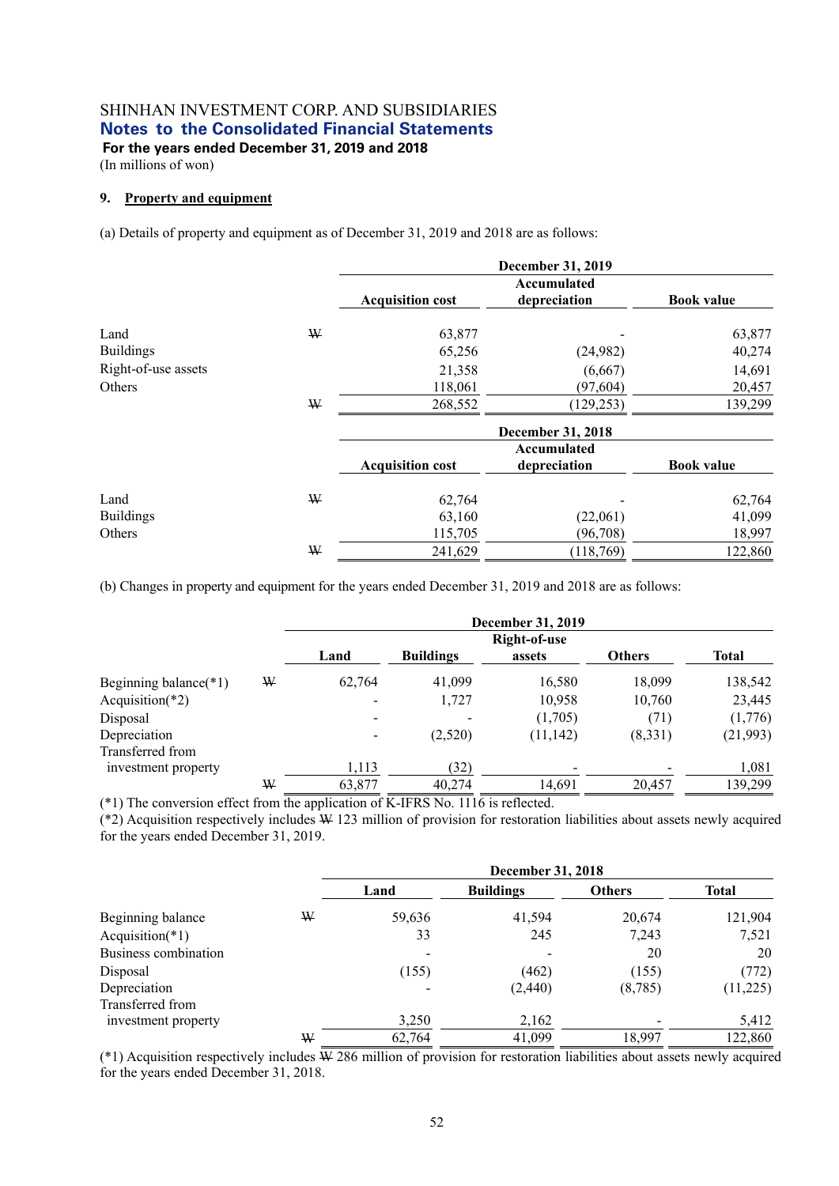SHINHAN INVESTMENT CORP. AND SUBSIDIARIES
**Notes to the Consolidated Financial Statements**
**For the years ended December 31, 2019 and 2018**
(In millions of won)

**9. Property and equipment**

(a) Details of property and equipment as of December 31, 2019 and 2018 are as follows:

| | | December 31, 2019 | | |
|---|---|---|---|---|
| | | Acquisition cost | Accumulated depreciation | Book value |
| Land | ₩ | 63,877 | - | 63,877 |
| Buildings | | 65,256 | (24,982) | 40,274 |
| Right-of-use assets | | 21,358 | (6,667) | 14,691 |
| Others | | 118,061 | (97,604) | 20,457 |
| | ₩ | 268,552 | (129,253) | 139,299 |

| | | December 31, 2018 | | |
|---|---|---|---|---|
| | | Acquisition cost | Accumulated depreciation | Book value |
| Land | ₩ | 62,764 | - | 62,764 |
| Buildings | | 63,160 | (22,061) | 41,099 |
| Others | | 115,705 | (96,708) | 18,997 |
| | ₩ | 241,629 | (118,769) | 122,860 |

(b) Changes in property and equipment for the years ended December 31, 2019 and 2018 are as follows:

| | | December 31, 2019 | | | | |
|---|---|---|---|---|---|---|
| | | Land | Buildings | Right-of-use assets | Others | Total |
| Beginning balance(*1) | ₩ | 62,764 | 41,099 | 16,580 | 18,099 | 138,542 |
| Acquisition(*2) | | - | 1,727 | 10,958 | 10,760 | 23,445 |
| Disposal | | - | - | (1,705) | (71) | (1,776) |
| Depreciation | | - | (2,520) | (11,142) | (8,331) | (21,993) |
| Transferred from investment property | | 1,113 | (32) | - | - | 1,081 |
| | ₩ | 63,877 | 40,274 | 14,691 | 20,457 | 139,299 |

(*1) The conversion effect from the application of K-IFRS No. 1116 is reflected.
(*2) Acquisition respectively includes ₩ 123 million of provision for restoration liabilities about assets newly acquired for the years ended December 31, 2019.

| | | December 31, 2018 | | | |
|---|---|---|---|---|---|
| | | Land | Buildings | Others | Total |
| Beginning balance | ₩ | 59,636 | 41,594 | 20,674 | 121,904 |
| Acquisition(*1) | | 33 | 245 | 7,243 | 7,521 |
| Business combination | | - | - | 20 | 20 |
| Disposal | | (155) | (462) | (155) | (772) |
| Depreciation | | - | (2,440) | (8,785) | (11,225) |
| Transferred from investment property | | 3,250 | 2,162 | - | 5,412 |
| | ₩ | 62,764 | 41,099 | 18,997 | 122,860 |

(*1) Acquisition respectively includes ₩ 286 million of provision for restoration liabilities about assets newly acquired for the years ended December 31, 2018.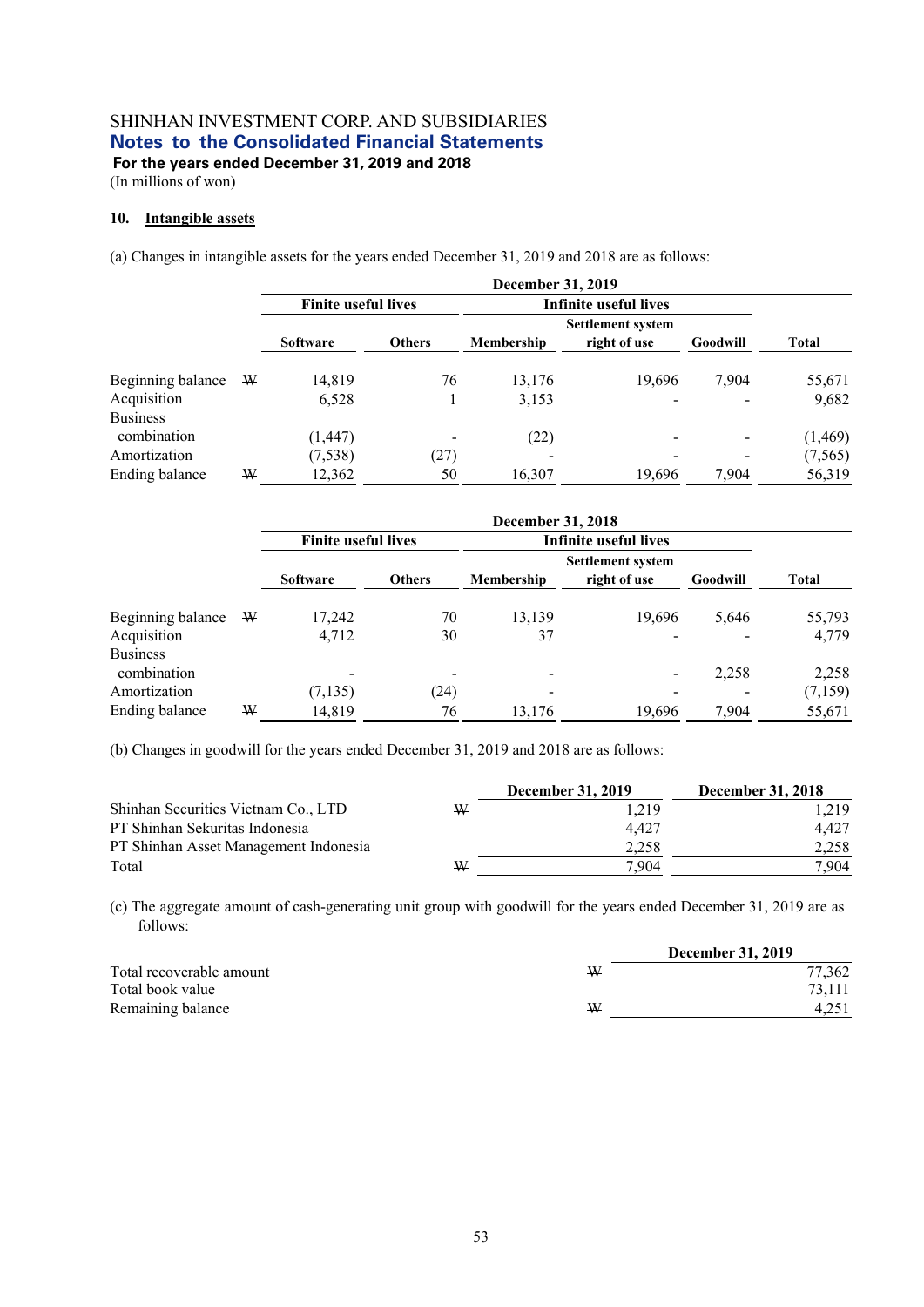SHINHAN INVESTMENT CORP. AND SUBSIDIARIES
**Notes to the Consolidated Financial Statements**
**For the years ended December 31, 2019 and 2018**
(In millions of won)

### 10. Intangible assets

(a) Changes in intangible assets for the years ended December 31, 2019 and 2018 are as follows:

| | December 31, 2019 | | | | | | |
|---|---|---|---|---|---|---|---|
| | | Finite useful lives | | Infinite useful lives | | | |
| | | Software | Others | Membership | Settlement system right of use | Goodwill | Total |
| Beginning balance | ₩ | 14,819 | 76 | 13,176 | 19,696 | 7,904 | 55,671 |
| Acquisition | | 6,528 | 1 | 3,153 | - | - | 9,682 |
| Business combination | | (1,447) | - | (22) | - | - | (1,469) |
| Amortization | | (7,538) | (27) | - | - | - | (7,565) |
| Ending balance | ₩ | 12,362 | 50 | 16,307 | 19,696 | 7,904 | 56,319 |

| | December 31, 2018 | | | | | | |
|---|---|---|---|---|---|---|---|
| | | Finite useful lives | | Infinite useful lives | | | |
| | | Software | Others | Membership | Settlement system right of use | Goodwill | Total |
| Beginning balance | ₩ | 17,242 | 70 | 13,139 | 19,696 | 5,646 | 55,793 |
| Acquisition | | 4,712 | 30 | 37 | - | - | 4,779 |
| Business combination | | - | - | - | - | 2,258 | 2,258 |
| Amortization | | (7,135) | (24) | - | - | - | (7,159) |
| Ending balance | ₩ | 14,819 | 76 | 13,176 | 19,696 | 7,904 | 55,671 |

(b) Changes in goodwill for the years ended December 31, 2019 and 2018 are as follows:

| | | December 31, 2019 | December 31, 2018 |
|---|---|---|---|
| Shinhan Securities Vietnam Co., LTD | ₩ | 1,219 | 1,219 |
| PT Shinhan Sekuritas Indonesia | | 4,427 | 4,427 |
| PT Shinhan Asset Management Indonesia | | 2,258 | 2,258 |
| Total | ₩ | 7,904 | 7,904 |

(c) The aggregate amount of cash-generating unit group with goodwill for the years ended December 31, 2019 are as follows:

| | | December 31, 2019 |
|---|---|---|
| Total recoverable amount | ₩ | 77,362 |
| Total book value | | 73,111 |
| Remaining balance | ₩ | 4,251 |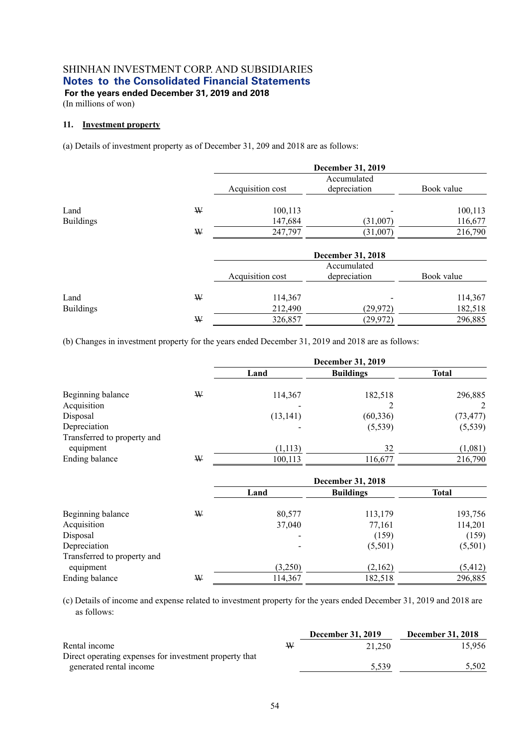SHINHAN INVESTMENT CORP. AND SUBSIDIARIES
**Notes to the Consolidated Financial Statements**
**For the years ended December 31, 2019 and 2018**
(In millions of won)

## 11. Investment property

(a) Details of investment property as of December 31, 209 and 2018 are as follows:

| | | December 31, 2019 | | |
|---|---|---|---|---|
| | | Acquisition cost | Accumulated depreciation | Book value |
| Land | ₩ | 100,113 | - | 100,113 |
| Buildings | | 147,684 | (31,007) | 116,677 |
| | ₩ | 247,797 | (31,007) | 216,790 |

| | | December 31, 2018 | | |
|---|---|---|---|---|
| | | Acquisition cost | Accumulated depreciation | Book value |
| Land | ₩ | 114,367 | - | 114,367 |
| Buildings | | 212,490 | (29,972) | 182,518 |
| | ₩ | 326,857 | (29,972) | 296,885 |

(b) Changes in investment property for the years ended December 31, 2019 and 2018 are as follows:

| | | December 31, 2019 | | |
|---|---|---|---|---|
| | | **Land** | **Buildings** | **Total** |
| Beginning balance | ₩ | 114,367 | 182,518 | 296,885 |
| Acquisition | | - | 2 | 2 |
| Disposal | | (13,141) | (60,336) | (73,477) |
| Depreciation | | - | (5,539) | (5,539) |
| Transferred to property and equipment | | (1,113) | 32 | (1,081) |
| Ending balance | ₩ | 100,113 | 116,677 | 216,790 |

| | | December 31, 2018 | | |
|---|---|---|---|---|
| | | **Land** | **Buildings** | **Total** |
| Beginning balance | ₩ | 80,577 | 113,179 | 193,756 |
| Acquisition | | 37,040 | 77,161 | 114,201 |
| Disposal | | - | (159) | (159) |
| Depreciation | | - | (5,501) | (5,501) |
| Transferred to property and equipment | | (3,250) | (2,162) | (5,412) |
| Ending balance | ₩ | 114,367 | 182,518 | 296,885 |

(c) Details of income and expense related to investment property for the years ended December 31, 2019 and 2018 are as follows:

| | | **December 31, 2019** | **December 31, 2018** |
|---|---|---|---|
| Rental income | ₩ | 21,250 | 15,956 |
| Direct operating expenses for investment property that generated rental income | | 5,539 | 5,502 |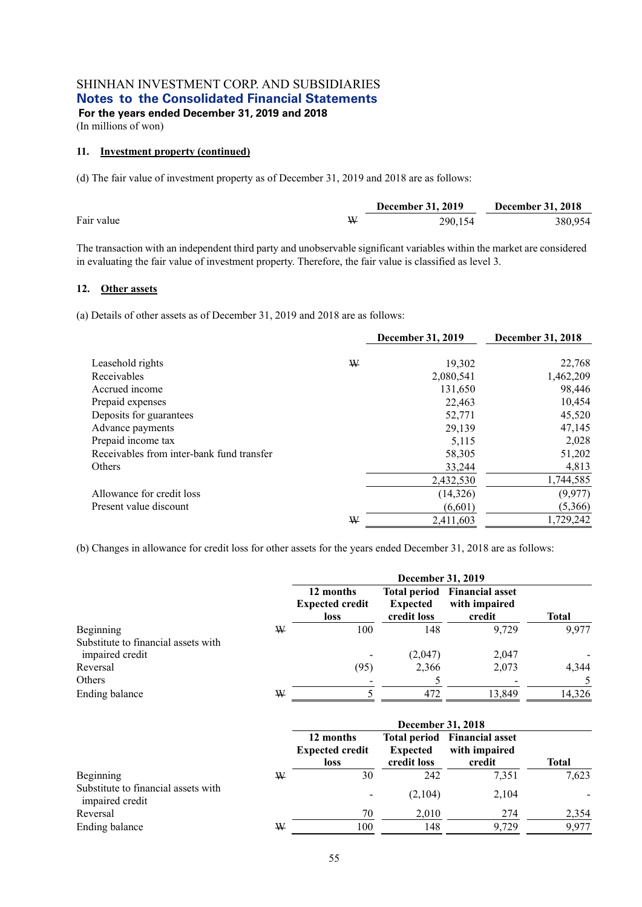SHINHAN INVESTMENT CORP. AND SUBSIDIARIES
**Notes to the Consolidated Financial Statements**
**For the years ended December 31, 2019 and 2018**
(In millions of won)

### 11. Investment property (continued)

(d) The fair value of investment property as of December 31, 2019 and 2018 are as follows:

| | | December 31, 2019 | December 31, 2018 |
|---|---|---|---|
| Fair value | ₩ | 290,154 | 380,954 |

The transaction with an independent third party and unobservable significant variables within the market are considered in evaluating the fair value of investment property. Therefore, the fair value is classified as level 3.

### 12. Other assets

(a) Details of other assets as of December 31, 2019 and 2018 are as follows:

| | | December 31, 2019 | December 31, 2018 |
|---|---|---|---|
| Leasehold rights | ₩ | 19,302 | 22,768 |
| Receivables | | 2,080,541 | 1,462,209 |
| Accrued income | | 131,650 | 98,446 |
| Prepaid expenses | | 22,463 | 10,454 |
| Deposits for guarantees | | 52,771 | 45,520 |
| Advance payments | | 29,139 | 47,145 |
| Prepaid income tax | | 5,115 | 2,028 |
| Receivables from inter-bank fund transfer | | 58,305 | 51,202 |
| Others | | 33,244 | 4,813 |
| | | 2,432,530 | 1,744,585 |
| Allowance for credit loss | | (14,326) | (9,977) |
| Present value discount | | (6,601) | (5,366) |
| | ₩ | 2,411,603 | 1,729,242 |

(b) Changes in allowance for credit loss for other assets for the years ended December 31, 2018 are as follows:

| | | December 31, 2019 | | | |
|---|---|---|---|---|---|
| | | 12 months Expected credit loss | Total period Expected credit loss | Financial asset with impaired credit | Total |
| Beginning | ₩ | 100 | 148 | 9,729 | 9,977 |
| Substitute to financial assets with impaired credit | | - | (2,047) | 2,047 | - |
| Reversal | | (95) | 2,366 | 2,073 | 4,344 |
| Others | | - | 5 | - | 5 |
| Ending balance | ₩ | 5 | 472 | 13,849 | 14,326 |

| | | December 31, 2018 | | | |
|---|---|---|---|---|---|
| | | 12 months Expected credit loss | Total period Expected credit loss | Financial asset with impaired credit | Total |
| Beginning | ₩ | 30 | 242 | 7,351 | 7,623 |
| Substitute to financial assets with impaired credit | | - | (2,104) | 2,104 | - |
| Reversal | | 70 | 2,010 | 274 | 2,354 |
| Ending balance | ₩ | 100 | 148 | 9,729 | 9,977 |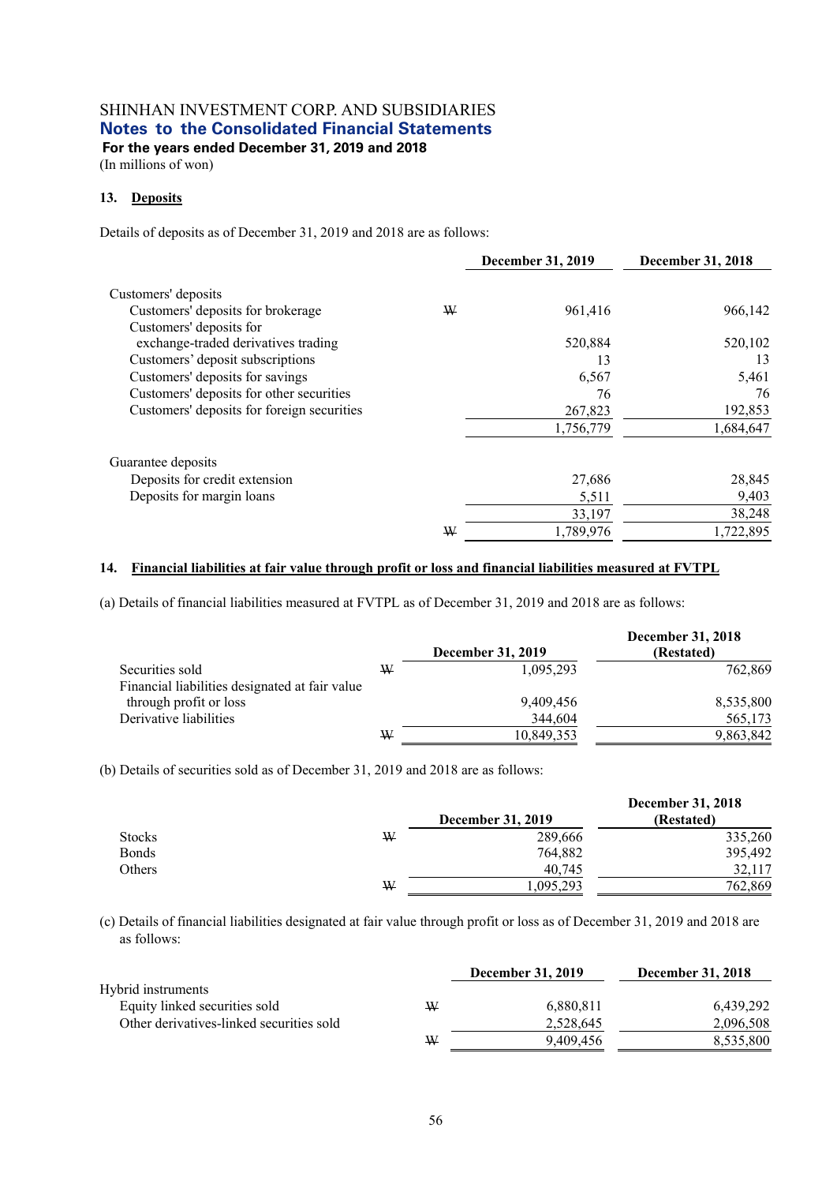SHINHAN INVESTMENT CORP. AND SUBSIDIARIES
**Notes to the Consolidated Financial Statements**
**For the years ended December 31, 2019 and 2018**
(In millions of won)

## 13. Deposits

Details of deposits as of December 31, 2019 and 2018 are as follows:

| | | December 31, 2019 | December 31, 2018 |
|---|---|---|---|
| Customers' deposits | | | |
| Customers' deposits for brokerage | ₩ | 961,416 | 966,142 |
| Customers' deposits for exchange-traded derivatives trading | | 520,884 | 520,102 |
| Customers' deposit subscriptions | | 13 | 13 |
| Customers' deposits for savings | | 6,567 | 5,461 |
| Customers' deposits for other securities | | 76 | 76 |
| Customers' deposits for foreign securities | | 267,823 | 192,853 |
| | | 1,756,779 | 1,684,647 |
| Guarantee deposits | | | |
| Deposits for credit extension | | 27,686 | 28,845 |
| Deposits for margin loans | | 5,511 | 9,403 |
| | | 33,197 | 38,248 |
| | ₩ | 1,789,976 | 1,722,895 |

## 14. Financial liabilities at fair value through profit or loss and financial liabilities measured at FVTPL

(a) Details of financial liabilities measured at FVTPL as of December 31, 2019 and 2018 are as follows:

| | | December 31, 2019 | December 31, 2018 (Restated) |
|---|---|---|---|
| Securities sold | ₩ | 1,095,293 | 762,869 |
| Financial liabilities designated at fair value through profit or loss | | 9,409,456 | 8,535,800 |
| Derivative liabilities | | 344,604 | 565,173 |
| | ₩ | 10,849,353 | 9,863,842 |

(b) Details of securities sold as of December 31, 2019 and 2018 are as follows:

| | | December 31, 2019 | December 31, 2018 (Restated) |
|---|---|---|---|
| Stocks | ₩ | 289,666 | 335,260 |
| Bonds | | 764,882 | 395,492 |
| Others | | 40,745 | 32,117 |
| | ₩ | 1,095,293 | 762,869 |

(c) Details of financial liabilities designated at fair value through profit or loss as of December 31, 2019 and 2018 are as follows:

| | | December 31, 2019 | December 31, 2018 |
|---|---|---|---|
| Hybrid instruments | | | |
| Equity linked securities sold | ₩ | 6,880,811 | 6,439,292 |
| Other derivatives-linked securities sold | | 2,528,645 | 2,096,508 |
| | ₩ | 9,409,456 | 8,535,800 |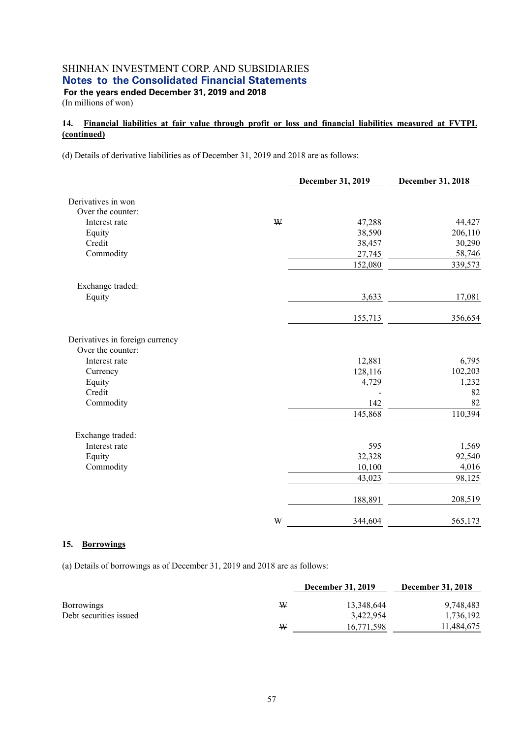SHINHAN INVESTMENT CORP. AND SUBSIDIARIES
**Notes to the Consolidated Financial Statements**
**For the years ended December 31, 2019 and 2018**
(In millions of won)

## 14. Financial liabilities at fair value through profit or loss and financial liabilities measured at FVTPL (continued)

(d) Details of derivative liabilities as of December 31, 2019 and 2018 are as follows:

| | | December 31, 2019 | December 31, 2018 |
|---|---|---|---|
| Derivatives in won | | | |
| Over the counter: | | | |
| Interest rate | ₩ | 47,288 | 44,427 |
| Equity | | 38,590 | 206,110 |
| Credit | | 38,457 | 30,290 |
| Commodity | | 27,745 | 58,746 |
| | | 152,080 | 339,573 |
| Exchange traded: | | | |
| Equity | | 3,633 | 17,081 |
| | | 155,713 | 356,654 |
| Derivatives in foreign currency | | | |
| Over the counter: | | | |
| Interest rate | | 12,881 | 6,795 |
| Currency | | 128,116 | 102,203 |
| Equity | | 4,729 | 1,232 |
| Credit | | - | 82 |
| Commodity | | 142 | 82 |
| | | 145,868 | 110,394 |
| Exchange traded: | | | |
| Interest rate | | 595 | 1,569 |
| Equity | | 32,328 | 92,540 |
| Commodity | | 10,100 | 4,016 |
| | | 43,023 | 98,125 |
| | | 188,891 | 208,519 |
| | ₩ | 344,604 | 565,173 |

## 15. Borrowings

(a) Details of borrowings as of December 31, 2019 and 2018 are as follows:

| | | December 31, 2019 | December 31, 2018 |
|---|---|---|---|
| Borrowings | ₩ | 13,348,644 | 9,748,483 |
| Debt securities issued | | 3,422,954 | 1,736,192 |
| | ₩ | 16,771,598 | 11,484,675 |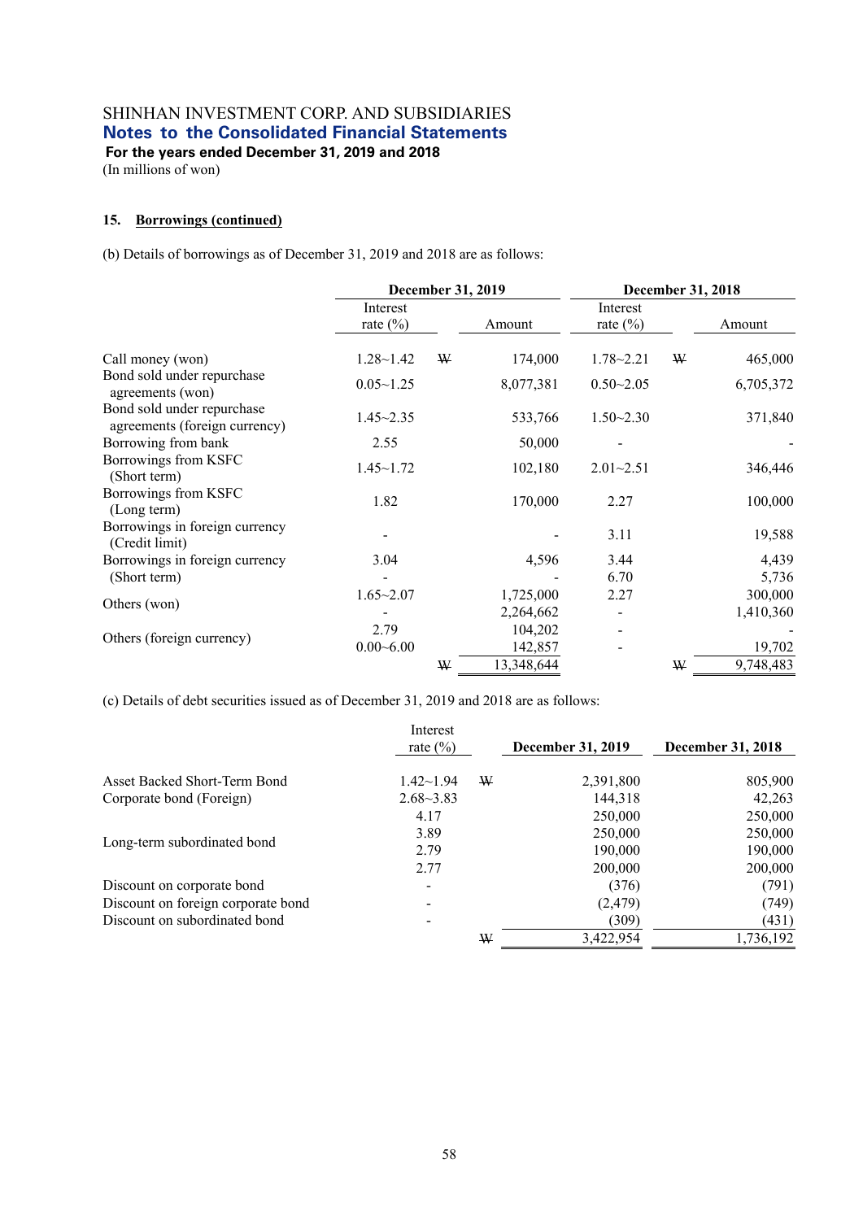SHINHAN INVESTMENT CORP. AND SUBSIDIARIES
**Notes to the Consolidated Financial Statements**
**For the years ended December 31, 2019 and 2018**
(In millions of won)

**15. Borrowings (continued)**

(b) Details of borrowings as of December 31, 2019 and 2018 are as follows:

| | December 31, 2019 | | December 31, 2018 | |
|---|---|---|---|---|
| | Interest rate (%) | Amount | Interest rate (%) | Amount |
| Call money (won) | 1.28~1.42 | ₩ 174,000 | 1.78~2.21 | ₩ 465,000 |
| Bond sold under repurchase agreements (won) | 0.05~1.25 | 8,077,381 | 0.50~2.05 | 6,705,372 |
| Bond sold under repurchase agreements (foreign currency) | 1.45~2.35 | 533,766 | 1.50~2.30 | 371,840 |
| Borrowing from bank | 2.55 | 50,000 | - | - |
| Borrowings from KSFC (Short term) | 1.45~1.72 | 102,180 | 2.01~2.51 | 346,446 |
| Borrowings from KSFC (Long term) | 1.82 | 170,000 | 2.27 | 100,000 |
| Borrowings in foreign currency (Credit limit) | - | - | 3.11 | 19,588 |
| Borrowings in foreign currency (Short term) | 3.04 | 4,596 | 3.44 | 4,439 |
| | - | - | 6.70 | 5,736 |
| Others (won) | 1.65~2.07 | 1,725,000 | 2.27 | 300,000 |
| | - | 2,264,662 | - | 1,410,360 |
| Others (foreign currency) | 2.79 | 104,202 | - | - |
| | 0.00~6.00 | 142,857 | - | 19,702 |
| | | ₩ 13,348,644 | | ₩ 9,748,483 |

(c) Details of debt securities issued as of December 31, 2019 and 2018 are as follows:

| | Interest rate (%) | December 31, 2019 | December 31, 2018 |
|---|---|---|---|
| Asset Backed Short-Term Bond | 1.42~1.94 | ₩ 2,391,800 | 805,900 |
| Corporate bond (Foreign) | 2.68~3.83 | 144,318 | 42,263 |
| Long-term subordinated bond | 4.17 | 250,000 | 250,000 |
| | 3.89 | 250,000 | 250,000 |
| | 2.79 | 190,000 | 190,000 |
| | 2.77 | 200,000 | 200,000 |
| Discount on corporate bond | - | (376) | (791) |
| Discount on foreign corporate bond | - | (2,479) | (749) |
| Discount on subordinated bond | - | (309) | (431) |
| | | ₩ 3,422,954 | 1,736,192 |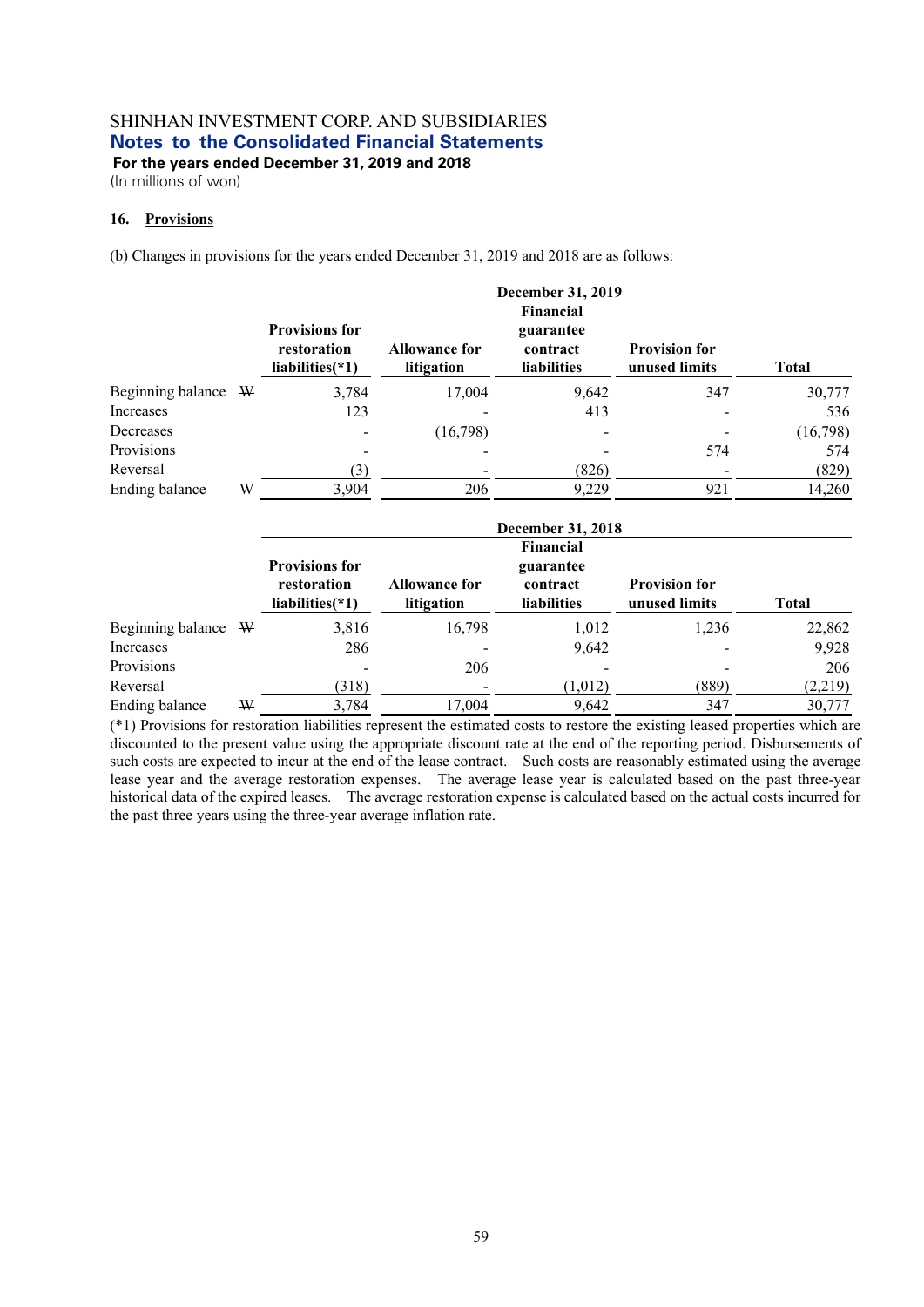SHINHAN INVESTMENT CORP. AND SUBSIDIARIES
## Notes to the Consolidated Financial Statements
**For the years ended December 31, 2019 and 2018**
(In millions of won)

### 16. Provisions

(b) Changes in provisions for the years ended December 31, 2019 and 2018 are as follows:

| | | December 31, 2019 | | | | |
|---|---|---|---|---|---|---|
| | | Provisions for restoration liabilities(*1) | Allowance for litigation | Financial guarantee contract liabilities | Provision for unused limits | Total |
| Beginning balance | ₩ | 3,784 | 17,004 | 9,642 | 347 | 30,777 |
| Increases | | 123 | - | 413 | - | 536 |
| Decreases | | - | (16,798) | - | - | (16,798) |
| Provisions | | - | - | - | 574 | 574 |
| Reversal | | (3) | - | (826) | - | (829) |
| Ending balance | ₩ | 3,904 | 206 | 9,229 | 921 | 14,260 |

| | | December 31, 2018 | | | | |
|---|---|---|---|---|---|---|
| | | Provisions for restoration liabilities(*1) | Allowance for litigation | Financial guarantee contract liabilities | Provision for unused limits | Total |
| Beginning balance | ₩ | 3,816 | 16,798 | 1,012 | 1,236 | 22,862 |
| Increases | | 286 | - | 9,642 | - | 9,928 |
| Provisions | | - | 206 | - | - | 206 |
| Reversal | | (318) | - | (1,012) | (889) | (2,219) |
| Ending balance | ₩ | 3,784 | 17,004 | 9,642 | 347 | 30,777 |

(*1) Provisions for restoration liabilities represent the estimated costs to restore the existing leased properties which are discounted to the present value using the appropriate discount rate at the end of the reporting period. Disbursements of such costs are expected to incur at the end of the lease contract. Such costs are reasonably estimated using the average lease year and the average restoration expenses. The average lease year is calculated based on the past three-year historical data of the expired leases. The average restoration expense is calculated based on the actual costs incurred for the past three years using the three-year average inflation rate.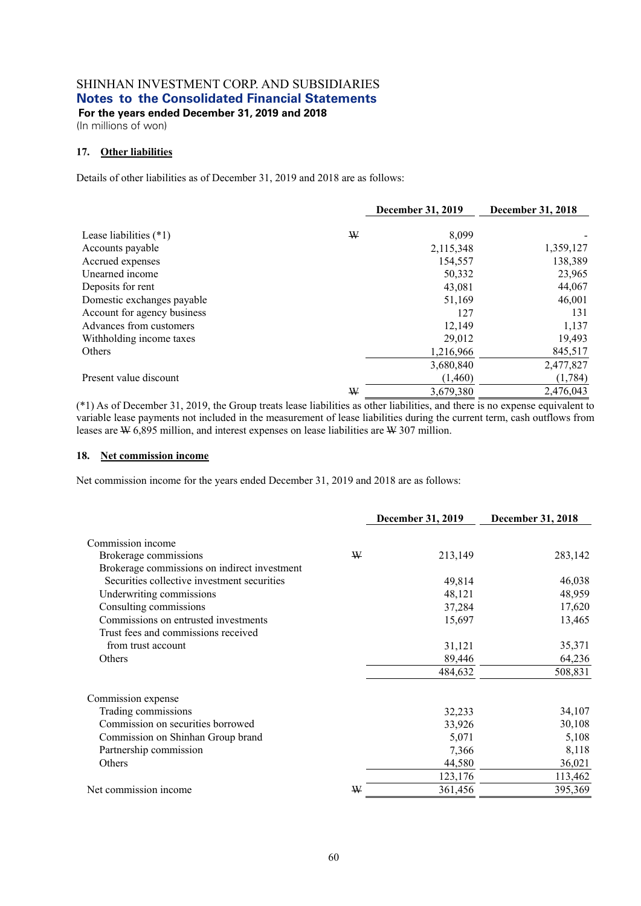SHINHAN INVESTMENT CORP. AND SUBSIDIARIES

**Notes to the Consolidated Financial Statements**

**For the years ended December 31, 2019 and 2018**

(In millions of won)

## 17. Other liabilities

Details of other liabilities as of December 31, 2019 and 2018 are as follows:

| | | December 31, 2019 | December 31, 2018 |
|---|---|---|---|
| Lease liabilities (*1) | ₩ | 8,099 | - |
| Accounts payable | | 2,115,348 | 1,359,127 |
| Accrued expenses | | 154,557 | 138,389 |
| Unearned income | | 50,332 | 23,965 |
| Deposits for rent | | 43,081 | 44,067 |
| Domestic exchanges payable | | 51,169 | 46,001 |
| Account for agency business | | 127 | 131 |
| Advances from customers | | 12,149 | 1,137 |
| Withholding income taxes | | 29,012 | 19,493 |
| Others | | 1,216,966 | 845,517 |
| | | 3,680,840 | 2,477,827 |
| Present value discount | | (1,460) | (1,784) |
| | ₩ | 3,679,380 | 2,476,043 |

(*1) As of December 31, 2019, the Group treats lease liabilities as other liabilities, and there is no expense equivalent to variable lease payments not included in the measurement of lease liabilities during the current term, cash outflows from leases are ₩ 6,895 million, and interest expenses on lease liabilities are ₩ 307 million.

## 18. Net commission income

Net commission income for the years ended December 31, 2019 and 2018 are as follows:

| | | December 31, 2019 | December 31, 2018 |
|---|---|---|---|
| Commission income | | | |
| Brokerage commissions | ₩ | 213,149 | 283,142 |
| Brokerage commissions on indirect investment Securities collective investment securities | | 49,814 | 46,038 |
| Underwriting commissions | | 48,121 | 48,959 |
| Consulting commissions | | 37,284 | 17,620 |
| Commissions on entrusted investments | | 15,697 | 13,465 |
| Trust fees and commissions received from trust account | | 31,121 | 35,371 |
| Others | | 89,446 | 64,236 |
| | | 484,632 | 508,831 |
| Commission expense | | | |
| Trading commissions | | 32,233 | 34,107 |
| Commission on securities borrowed | | 33,926 | 30,108 |
| Commission on Shinhan Group brand | | 5,071 | 5,108 |
| Partnership commission | | 7,366 | 8,118 |
| Others | | 44,580 | 36,021 |
| | | 123,176 | 113,462 |
| Net commission income | ₩ | 361,456 | 395,369 |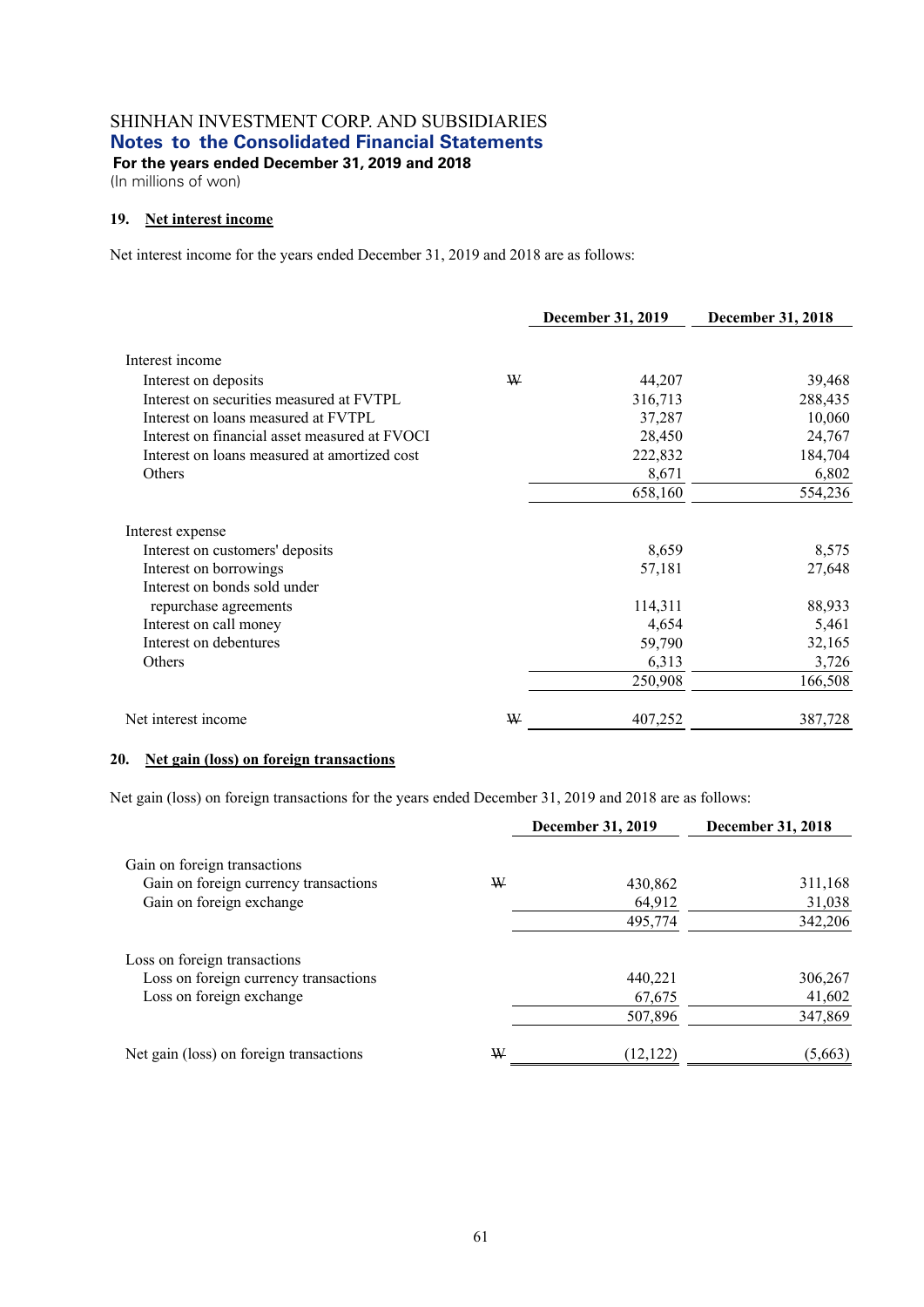SHINHAN INVESTMENT CORP. AND SUBSIDIARIES
**Notes to the Consolidated Financial Statements**
**For the years ended December 31, 2019 and 2018**
(In millions of won)

## 19. Net interest income

Net interest income for the years ended December 31, 2019 and 2018 are as follows:

| | | December 31, 2019 | December 31, 2018 |
|---|---|---|---|
| Interest income | | | |
| Interest on deposits | ₩ | 44,207 | 39,468 |
| Interest on securities measured at FVTPL | | 316,713 | 288,435 |
| Interest on loans measured at FVTPL | | 37,287 | 10,060 |
| Interest on financial asset measured at FVOCI | | 28,450 | 24,767 |
| Interest on loans measured at amortized cost | | 222,832 | 184,704 |
| Others | | 8,671 | 6,802 |
| | | 658,160 | 554,236 |
| Interest expense | | | |
| Interest on customers' deposits | | 8,659 | 8,575 |
| Interest on borrowings | | 57,181 | 27,648 |
| Interest on bonds sold under repurchase agreements | | 114,311 | 88,933 |
| Interest on call money | | 4,654 | 5,461 |
| Interest on debentures | | 59,790 | 32,165 |
| Others | | 6,313 | 3,726 |
| | | 250,908 | 166,508 |
| Net interest income | ₩ | 407,252 | 387,728 |

## 20. Net gain (loss) on foreign transactions

Net gain (loss) on foreign transactions for the years ended December 31, 2019 and 2018 are as follows:

| | | December 31, 2019 | December 31, 2018 |
|---|---|---|---|
| Gain on foreign transactions | | | |
| Gain on foreign currency transactions | ₩ | 430,862 | 311,168 |
| Gain on foreign exchange | | 64,912 | 31,038 |
| | | 495,774 | 342,206 |
| Loss on foreign transactions | | | |
| Loss on foreign currency transactions | | 440,221 | 306,267 |
| Loss on foreign exchange | | 67,675 | 41,602 |
| | | 507,896 | 347,869 |
| Net gain (loss) on foreign transactions | ₩ | (12,122) | (5,663) |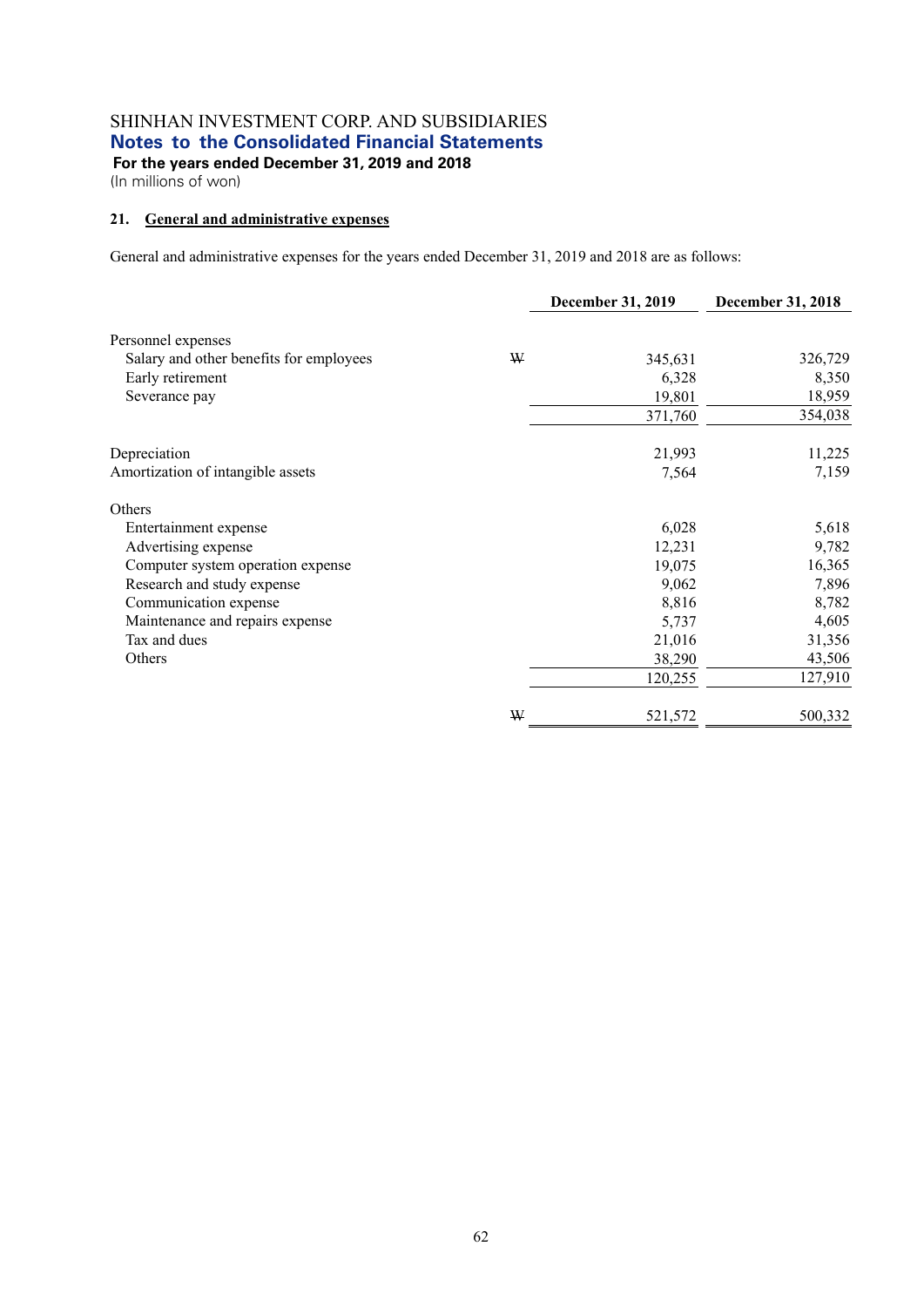SHINHAN INVESTMENT CORP. AND SUBSIDIARIES

**Notes to the Consolidated Financial Statements**

**For the years ended December 31, 2019 and 2018**

(In millions of won)

## 21. General and administrative expenses

General and administrative expenses for the years ended December 31, 2019 and 2018 are as follows:

| | | December 31, 2019 | December 31, 2018 |
|---|---|---|---|
| Personnel expenses | | | |
| Salary and other benefits for employees | ₩ | 345,631 | 326,729 |
| Early retirement | | 6,328 | 8,350 |
| Severance pay | | 19,801 | 18,959 |
| | | 371,760 | 354,038 |
| Depreciation | | 21,993 | 11,225 |
| Amortization of intangible assets | | 7,564 | 7,159 |
| Others | | | |
| Entertainment expense | | 6,028 | 5,618 |
| Advertising expense | | 12,231 | 9,782 |
| Computer system operation expense | | 19,075 | 16,365 |
| Research and study expense | | 9,062 | 7,896 |
| Communication expense | | 8,816 | 8,782 |
| Maintenance and repairs expense | | 5,737 | 4,605 |
| Tax and dues | | 21,016 | 31,356 |
| Others | | 38,290 | 43,506 |
| | | 120,255 | 127,910 |
| | ₩ | 521,572 | 500,332 |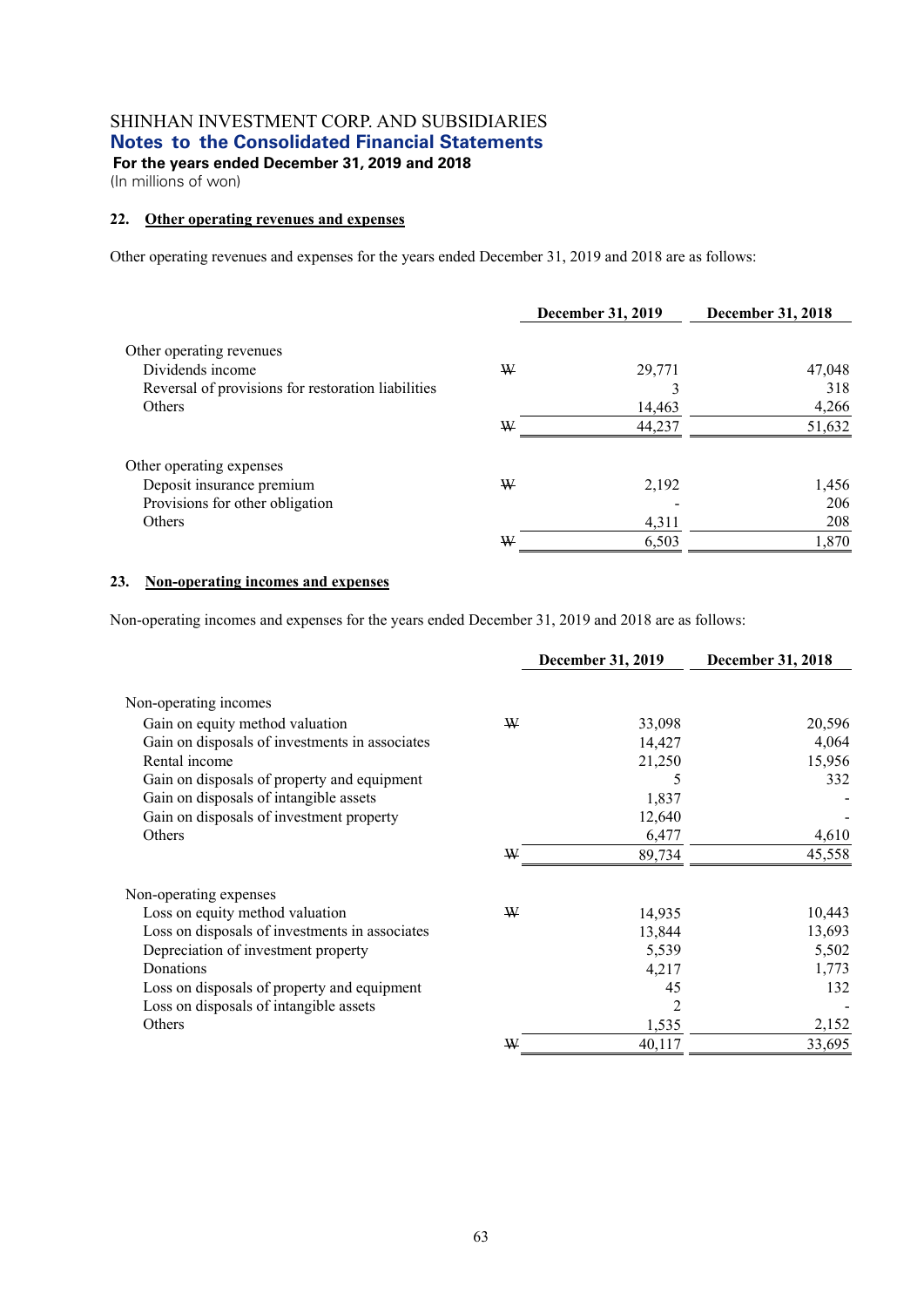SHINHAN INVESTMENT CORP. AND SUBSIDIARIES

**Notes to the Consolidated Financial Statements**

**For the years ended December 31, 2019 and 2018**

(In millions of won)

## 22. Other operating revenues and expenses

Other operating revenues and expenses for the years ended December 31, 2019 and 2018 are as follows:

| | | December 31, 2019 | December 31, 2018 |
|---|---|---|---|
| Other operating revenues | | | |
| Dividends income | ₩ | 29,771 | 47,048 |
| Reversal of provisions for restoration liabilities | | 3 | 318 |
| Others | | 14,463 | 4,266 |
| | ₩ | 44,237 | 51,632 |
| Other operating expenses | | | |
| Deposit insurance premium | ₩ | 2,192 | 1,456 |
| Provisions for other obligation | | - | 206 |
| Others | | 4,311 | 208 |
| | ₩ | 6,503 | 1,870 |

## 23. Non-operating incomes and expenses

Non-operating incomes and expenses for the years ended December 31, 2019 and 2018 are as follows:

| | | December 31, 2019 | December 31, 2018 |
|---|---|---|---|
| Non-operating incomes | | | |
| Gain on equity method valuation | ₩ | 33,098 | 20,596 |
| Gain on disposals of investments in associates | | 14,427 | 4,064 |
| Rental income | | 21,250 | 15,956 |
| Gain on disposals of property and equipment | | 5 | 332 |
| Gain on disposals of intangible assets | | 1,837 | - |
| Gain on disposals of investment property | | 12,640 | - |
| Others | | 6,477 | 4,610 |
| | ₩ | 89,734 | 45,558 |
| Non-operating expenses | | | |
| Loss on equity method valuation | ₩ | 14,935 | 10,443 |
| Loss on disposals of investments in associates | | 13,844 | 13,693 |
| Depreciation of investment property | | 5,539 | 5,502 |
| Donations | | 4,217 | 1,773 |
| Loss on disposals of property and equipment | | 45 | 132 |
| Loss on disposals of intangible assets | | 2 | - |
| Others | | 1,535 | 2,152 |
| | ₩ | 40,117 | 33,695 |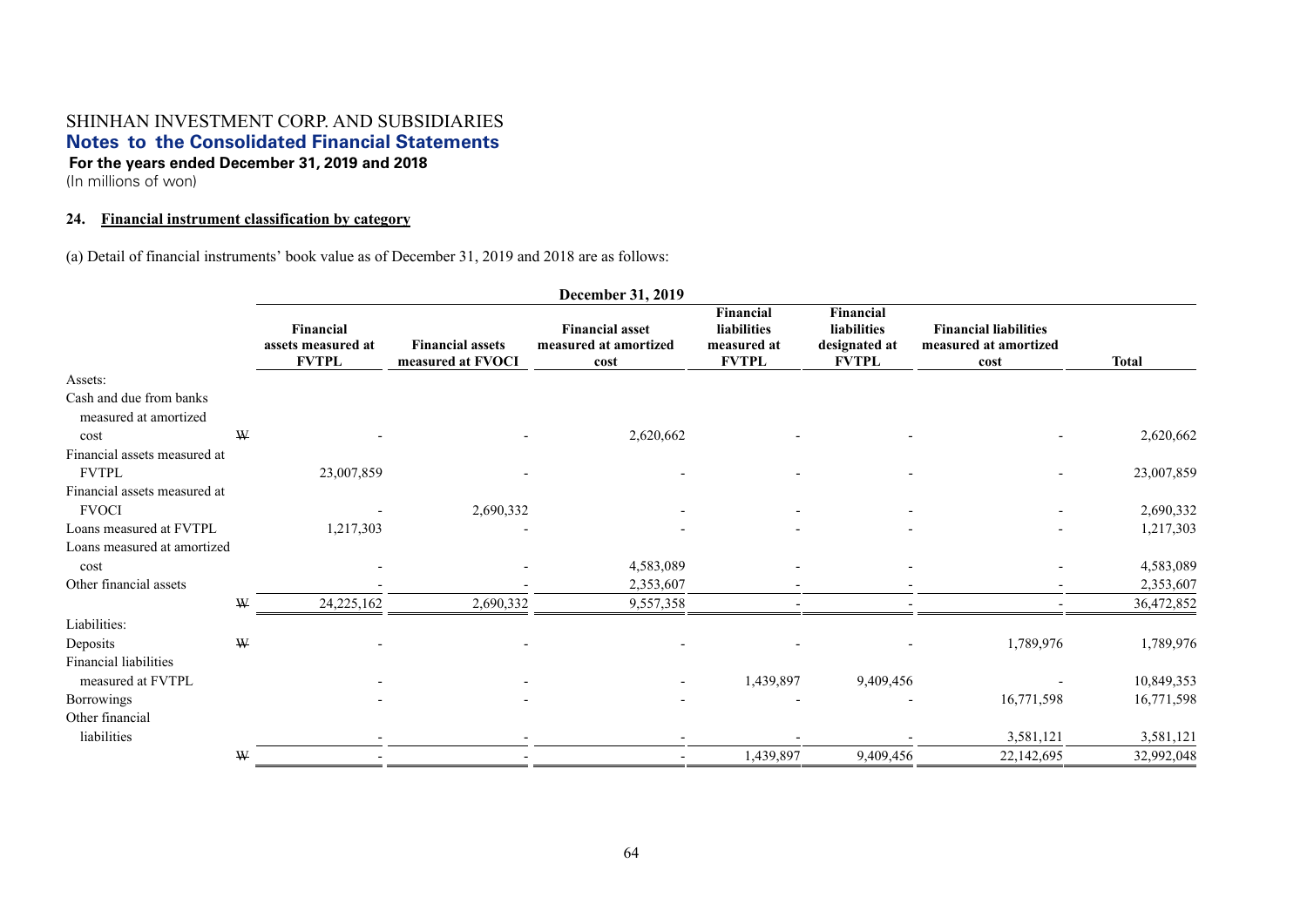SHINHAN INVESTMENT CORP. AND SUBSIDIARIES

**Notes to the Consolidated Financial Statements**

**For the years ended December 31, 2019 and 2018**

(In millions of won)

## 24. Financial instrument classification by category

(a) Detail of financial instruments' book value as of December 31, 2019 and 2018 are as follows:

| | | December 31, 2019 | | | | | | |
|---|---|---|---|---|---|---|---|---|
| | | Financial assets measured at FVTPL | Financial assets measured at FVOCI | Financial asset measured at amortized cost | Financial liabilities measured at FVTPL | Financial liabilities designated at FVTPL | Financial liabilities measured at amortized cost | Total |
| Assets: | | | | | | | | |
| Cash and due from banks measured at amortized cost | ₩ | - | - | 2,620,662 | - | - | - | 2,620,662 |
| Financial assets measured at FVTPL | | 23,007,859 | - | - | - | - | - | 23,007,859 |
| Financial assets measured at FVOCI | | - | 2,690,332 | - | - | - | - | 2,690,332 |
| Loans measured at FVTPL | | 1,217,303 | - | - | - | - | - | 1,217,303 |
| Loans measured at amortized cost | | - | - | 4,583,089 | - | - | - | 4,583,089 |
| Other financial assets | | - | - | 2,353,607 | - | - | - | 2,353,607 |
| | ₩ | 24,225,162 | 2,690,332 | 9,557,358 | - | - | - | 36,472,852 |
| Liabilities: | | | | | | | | |
| Deposits | ₩ | - | - | - | - | - | 1,789,976 | 1,789,976 |
| Financial liabilities measured at FVTPL | | - | - | - | 1,439,897 | 9,409,456 | - | 10,849,353 |
| Borrowings | | - | - | - | - | - | 16,771,598 | 16,771,598 |
| Other financial liabilities | | - | - | - | - | - | 3,581,121 | 3,581,121 |
| | ₩ | - | - | - | 1,439,897 | 9,409,456 | 22,142,695 | 32,992,048 |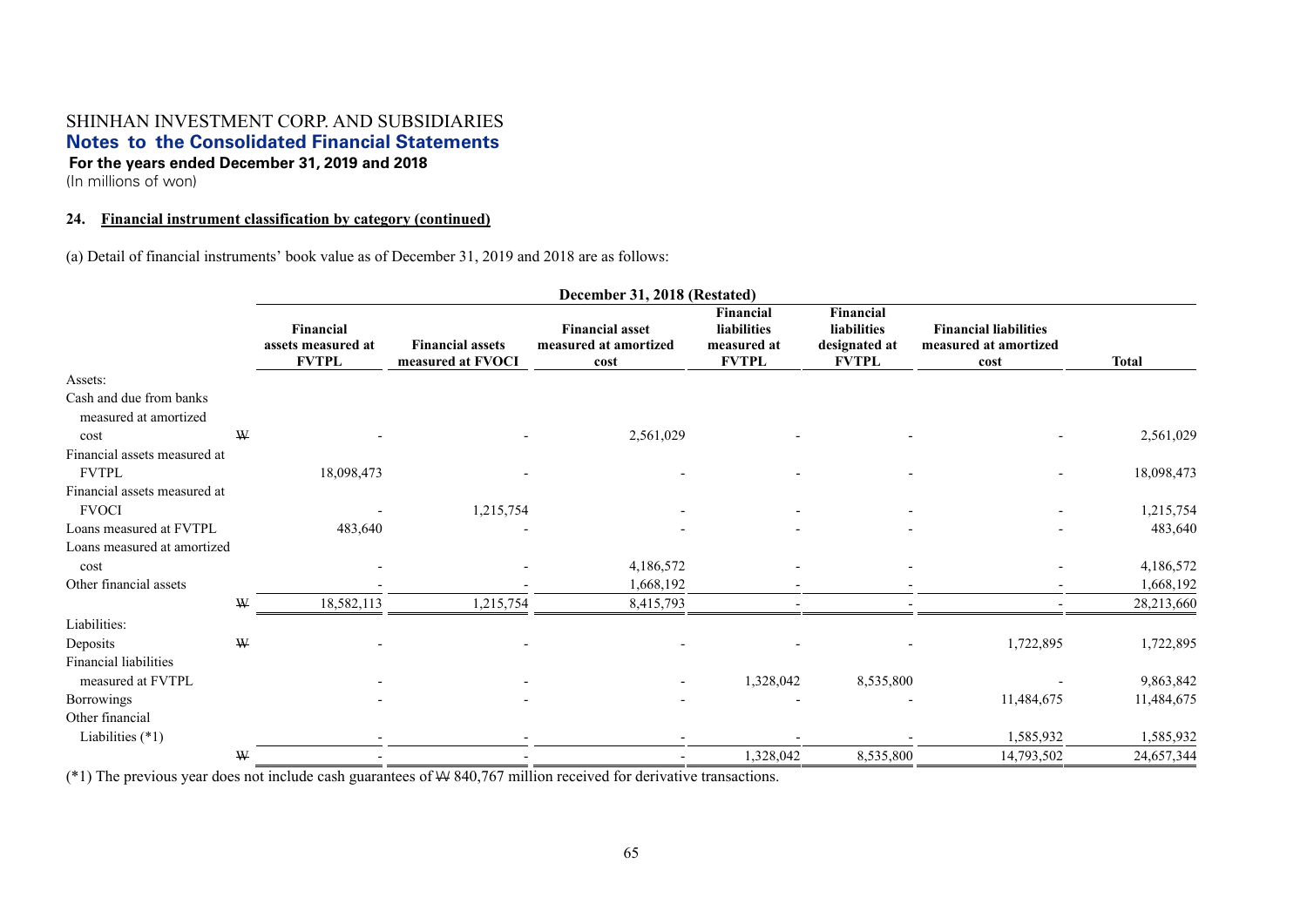**24. Financial instrument classification by category (continued)**

(a) Detail of financial instruments' book value as of December 31, 2019 and 2018 are as follows:

| | December 31, 2018 (Restated) | | | | | | |
|---|---|---|---|---|---|---|---|
| | Financial assets measured at FVTPL | Financial assets measured at FVOCI | Financial asset measured at amortized cost | Financial liabilities measured at FVTPL | Financial liabilities designated at FVTPL | Financial liabilities measured at amortized cost | Total |
| Assets: | | | | | | | |
| Cash and due from banks measured at amortized cost | ₩ - | - | 2,561,029 | - | - | - | 2,561,029 |
| Financial assets measured at FVTPL | 18,098,473 | - | - | - | - | - | 18,098,473 |
| Financial assets measured at FVOCI | - | 1,215,754 | - | - | - | - | 1,215,754 |
| Loans measured at FVTPL | 483,640 | - | - | - | - | - | 483,640 |
| Loans measured at amortized cost | - | - | 4,186,572 | - | - | - | 4,186,572 |
| Other financial assets | - | - | 1,668,192 | - | - | - | 1,668,192 |
| | ₩ 18,582,113 | 1,215,754 | 8,415,793 | - | - | - | 28,213,660 |
| Liabilities: | | | | | | | |
| Deposits | ₩ - | - | - | - | - | 1,722,895 | 1,722,895 |
| Financial liabilities measured at FVTPL | - | - | - | 1,328,042 | 8,535,800 | - | 9,863,842 |
| Borrowings | - | - | - | - | - | 11,484,675 | 11,484,675 |
| Other financial Liabilities (*1) | - | - | - | - | - | 1,585,932 | 1,585,932 |
| | ₩ - | - | - | 1,328,042 | 8,535,800 | 14,793,502 | 24,657,344 |

(*1) The previous year does not include cash guarantees of ₩ 840,767 million received for derivative transactions.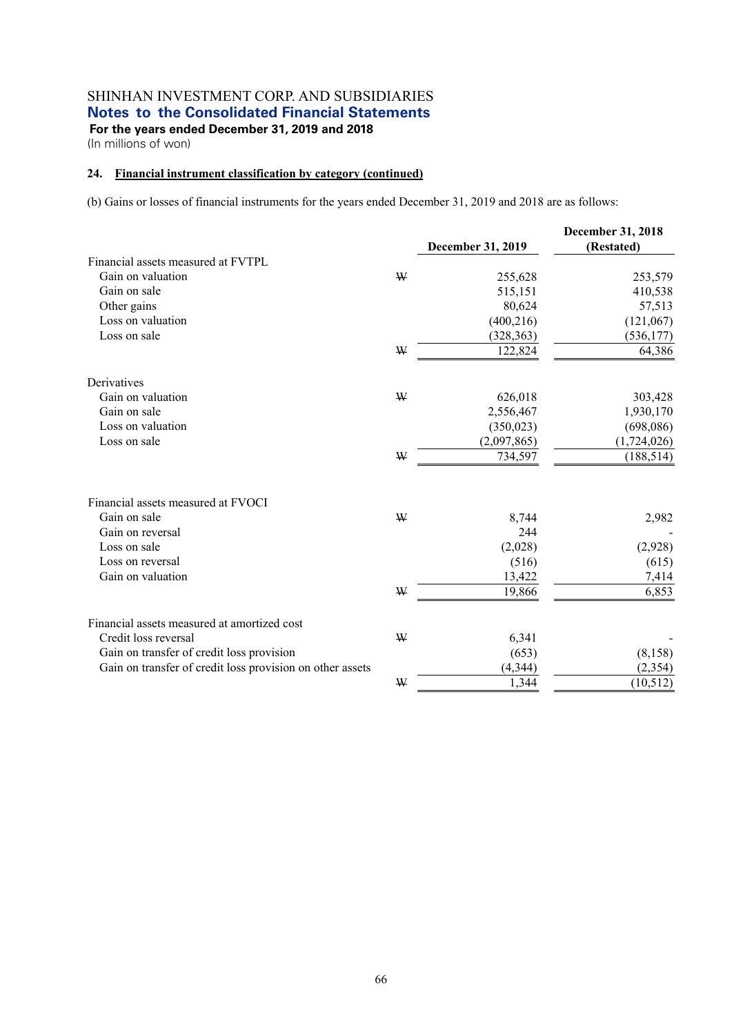SHINHAN INVESTMENT CORP. AND SUBSIDIARIES
## Notes to the Consolidated Financial Statements
**For the years ended December 31, 2019 and 2018**
(In millions of won)

### 24. Financial instrument classification by category (continued)

(b) Gains or losses of financial instruments for the years ended December 31, 2019 and 2018 are as follows:

| | | December 31, 2019 | December 31, 2018 (Restated) |
|---|---|---|---|
| Financial assets measured at FVTPL | | | |
| Gain on valuation | ₩ | 255,628 | 253,579 |
| Gain on sale | | 515,151 | 410,538 |
| Other gains | | 80,624 | 57,513 |
| Loss on valuation | | (400,216) | (121,067) |
| Loss on sale | | (328,363) | (536,177) |
| | ₩ | 122,824 | 64,386 |
| Derivatives | | | |
| Gain on valuation | ₩ | 626,018 | 303,428 |
| Gain on sale | | 2,556,467 | 1,930,170 |
| Loss on valuation | | (350,023) | (698,086) |
| Loss on sale | | (2,097,865) | (1,724,026) |
| | ₩ | 734,597 | (188,514) |
| Financial assets measured at FVOCI | | | |
| Gain on sale | ₩ | 8,744 | 2,982 |
| Gain on reversal | | 244 | - |
| Loss on sale | | (2,028) | (2,928) |
| Loss on reversal | | (516) | (615) |
| Gain on valuation | | 13,422 | 7,414 |
| | ₩ | 19,866 | 6,853 |
| Financial assets measured at amortized cost | | | |
| Credit loss reversal | ₩ | 6,341 | - |
| Gain on transfer of credit loss provision | | (653) | (8,158) |
| Gain on transfer of credit loss provision on other assets | | (4,344) | (2,354) |
| | ₩ | 1,344 | (10,512) |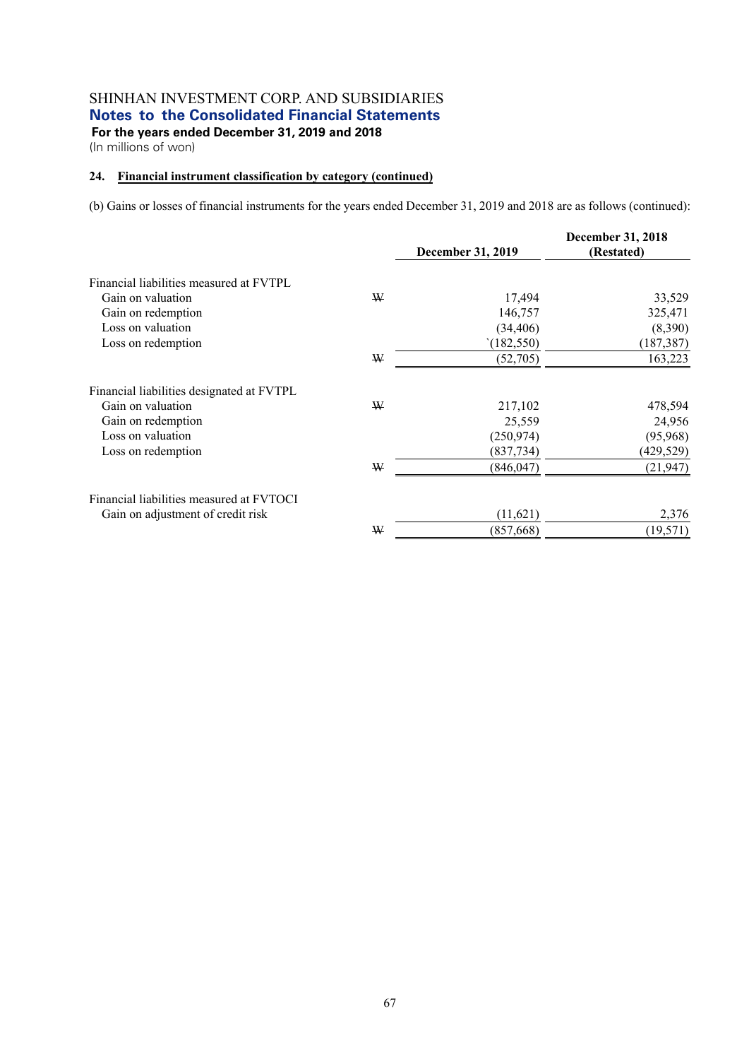SHINHAN INVESTMENT CORP. AND SUBSIDIARIES

## Notes to the Consolidated Financial Statements

**For the years ended December 31, 2019 and 2018**

(In millions of won)

### 24. Financial instrument classification by category (continued)

(b) Gains or losses of financial instruments for the years ended December 31, 2019 and 2018 are as follows (continued):

| | | December 31, 2019 | December 31, 2018 (Restated) |
|---|---|---|---|
| Financial liabilities measured at FVTPL | | | |
| Gain on valuation | ₩ | 17,494 | 33,529 |
| Gain on redemption | | 146,757 | 325,471 |
| Loss on valuation | | (34,406) | (8,390) |
| Loss on redemption | | `(182,550) | (187,387) |
| | ₩ | (52,705) | 163,223 |
| Financial liabilities designated at FVTPL | | | |
| Gain on valuation | ₩ | 217,102 | 478,594 |
| Gain on redemption | | 25,559 | 24,956 |
| Loss on valuation | | (250,974) | (95,968) |
| Loss on redemption | | (837,734) | (429,529) |
| | ₩ | (846,047) | (21,947) |
| Financial liabilities measured at FVTOCI | | | |
| Gain on adjustment of credit risk | | (11,621) | 2,376 |
| | ₩ | (857,668) | (19,571) |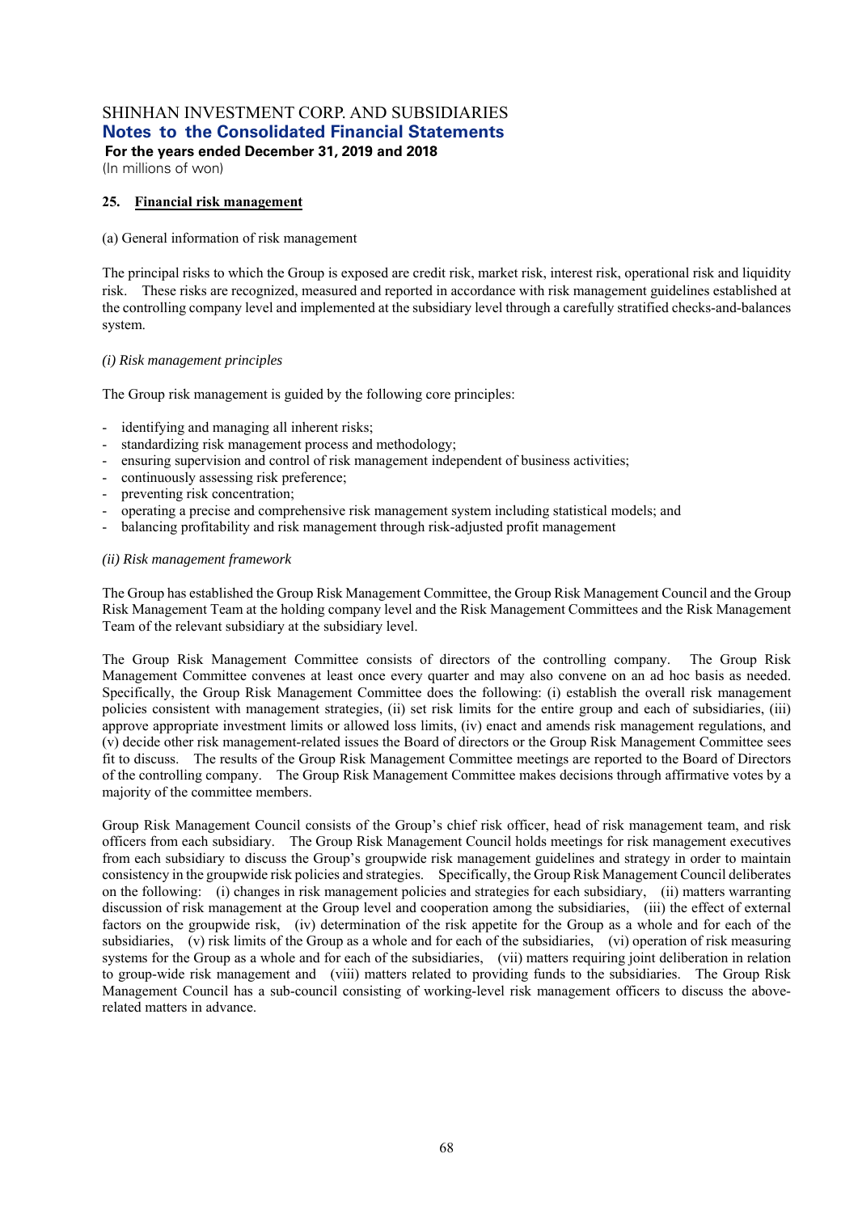## 25. Financial risk management

(a) General information of risk management

The principal risks to which the Group is exposed are credit risk, market risk, interest risk, operational risk and liquidity risk. These risks are recognized, measured and reported in accordance with risk management guidelines established at the controlling company level and implemented at the subsidiary level through a carefully stratified checks-and-balances system.

*(i) Risk management principles*

The Group risk management is guided by the following core principles:

- identifying and managing all inherent risks;
- standardizing risk management process and methodology;
- ensuring supervision and control of risk management independent of business activities;
- continuously assessing risk preference;
- preventing risk concentration;
- operating a precise and comprehensive risk management system including statistical models; and
- balancing profitability and risk management through risk-adjusted profit management

*(ii) Risk management framework*

The Group has established the Group Risk Management Committee, the Group Risk Management Council and the Group Risk Management Team at the holding company level and the Risk Management Committees and the Risk Management Team of the relevant subsidiary at the subsidiary level.

The Group Risk Management Committee consists of directors of the controlling company. The Group Risk Management Committee convenes at least once every quarter and may also convene on an ad hoc basis as needed. Specifically, the Group Risk Management Committee does the following: (i) establish the overall risk management policies consistent with management strategies, (ii) set risk limits for the entire group and each of subsidiaries, (iii) approve appropriate investment limits or allowed loss limits, (iv) enact and amends risk management regulations, and (v) decide other risk management-related issues the Board of directors or the Group Risk Management Committee sees fit to discuss. The results of the Group Risk Management Committee meetings are reported to the Board of Directors of the controlling company. The Group Risk Management Committee makes decisions through affirmative votes by a majority of the committee members.

Group Risk Management Council consists of the Group's chief risk officer, head of risk management team, and risk officers from each subsidiary. The Group Risk Management Council holds meetings for risk management executives from each subsidiary to discuss the Group's groupwide risk management guidelines and strategy in order to maintain consistency in the groupwide risk policies and strategies. Specifically, the Group Risk Management Council deliberates on the following: (i) changes in risk management policies and strategies for each subsidiary, (ii) matters warranting discussion of risk management at the Group level and cooperation among the subsidiaries, (iii) the effect of external factors on the groupwide risk, (iv) determination of the risk appetite for the Group as a whole and for each of the subsidiaries, (v) risk limits of the Group as a whole and for each of the subsidiaries, (vi) operation of risk measuring systems for the Group as a whole and for each of the subsidiaries, (vii) matters requiring joint deliberation in relation to group-wide risk management and (viii) matters related to providing funds to the subsidiaries. The Group Risk Management Council has a sub-council consisting of working-level risk management officers to discuss the above-related matters in advance.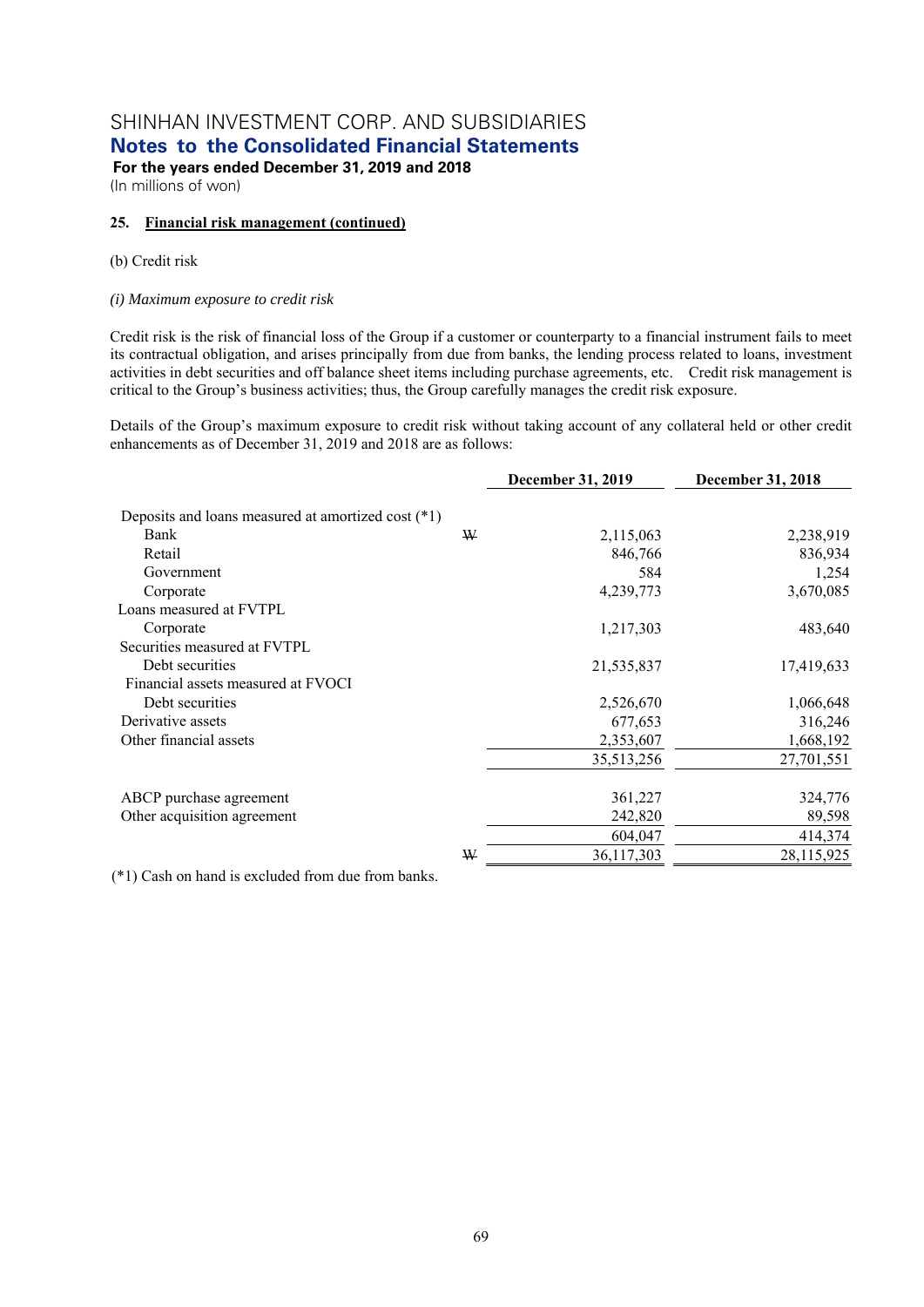# SHINHAN INVESTMENT CORP. AND SUBSIDIARIES
## Notes to the Consolidated Financial Statements
**For the years ended December 31, 2019 and 2018**
(In millions of won)

### 25. Financial risk management (continued)

(b) Credit risk

*(i) Maximum exposure to credit risk*

Credit risk is the risk of financial loss of the Group if a customer or counterparty to a financial instrument fails to meet its contractual obligation, and arises principally from due from banks, the lending process related to loans, investment activities in debt securities and off balance sheet items including purchase agreements, etc. Credit risk management is critical to the Group's business activities; thus, the Group carefully manages the credit risk exposure.

Details of the Group's maximum exposure to credit risk without taking account of any collateral held or other credit enhancements as of December 31, 2019 and 2018 are as follows:

| | | December 31, 2019 | December 31, 2018 |
|---|---|---|---|
| Deposits and loans measured at amortized cost (*1) | | | |
| Bank | ₩ | 2,115,063 | 2,238,919 |
| Retail | | 846,766 | 836,934 |
| Government | | 584 | 1,254 |
| Corporate | | 4,239,773 | 3,670,085 |
| Loans measured at FVTPL | | | |
| Corporate | | 1,217,303 | 483,640 |
| Securities measured at FVTPL | | | |
| Debt securities | | 21,535,837 | 17,419,633 |
| Financial assets measured at FVOCI | | | |
| Debt securities | | 2,526,670 | 1,066,648 |
| Derivative assets | | 677,653 | 316,246 |
| Other financial assets | | 2,353,607 | 1,668,192 |
| | | 35,513,256 | 27,701,551 |
| ABCP purchase agreement | | 361,227 | 324,776 |
| Other acquisition agreement | | 242,820 | 89,598 |
| | | 604,047 | 414,374 |
| | ₩ | 36,117,303 | 28,115,925 |

(*1) Cash on hand is excluded from due from banks.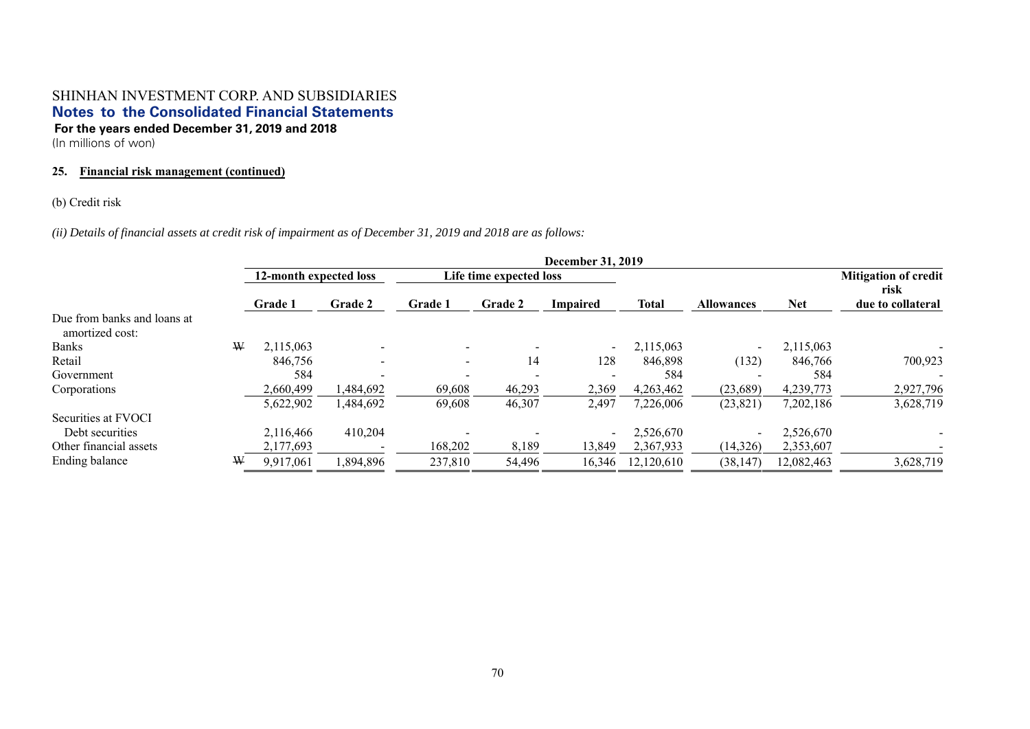SHINHAN INVESTMENT CORP. AND SUBSIDIARIES

**Notes to the Consolidated Financial Statements**

**For the years ended December 31, 2019 and 2018**

(In millions of won)

**25. Financial risk management (continued)**

(b) Credit risk

*(ii) Details of financial assets at credit risk of impairment as of December 31, 2019 and 2018 are as follows:*

| | | December 31, 2019 | | | | | | | | |
|---|---|---|---|---|---|---|---|---|---|---|
| | | 12-month expected loss | | Life time expected loss | | | | | | Mitigation of credit risk |
| | | Grade 1 | Grade 2 | Grade 1 | Grade 2 | Impaired | Total | Allowances | Net | due to collateral |
| Due from banks and loans at amortized cost: | | | | | | | | | | |
| Banks | ₩ | 2,115,063 | - | - | - | - | 2,115,063 | - | 2,115,063 | - |
| Retail | | 846,756 | - | - | 14 | 128 | 846,898 | (132) | 846,766 | 700,923 |
| Government | | 584 | - | - | - | - | 584 | - | 584 | - |
| Corporations | | 2,660,499 | 1,484,692 | 69,608 | 46,293 | 2,369 | 4,263,462 | (23,689) | 4,239,773 | 2,927,796 |
| | | 5,622,902 | 1,484,692 | 69,608 | 46,307 | 2,497 | 7,226,006 | (23,821) | 7,202,186 | 3,628,719 |
| Securities at FVOCI | | | | | | | | | | |
| Debt securities | | 2,116,466 | 410,204 | - | - | - | 2,526,670 | - | 2,526,670 | - |
| Other financial assets | | 2,177,693 | - | 168,202 | 8,189 | 13,849 | 2,367,933 | (14,326) | 2,353,607 | - |
| Ending balance | ₩ | 9,917,061 | 1,894,896 | 237,810 | 54,496 | 16,346 | 12,120,610 | (38,147) | 12,082,463 | 3,628,719 |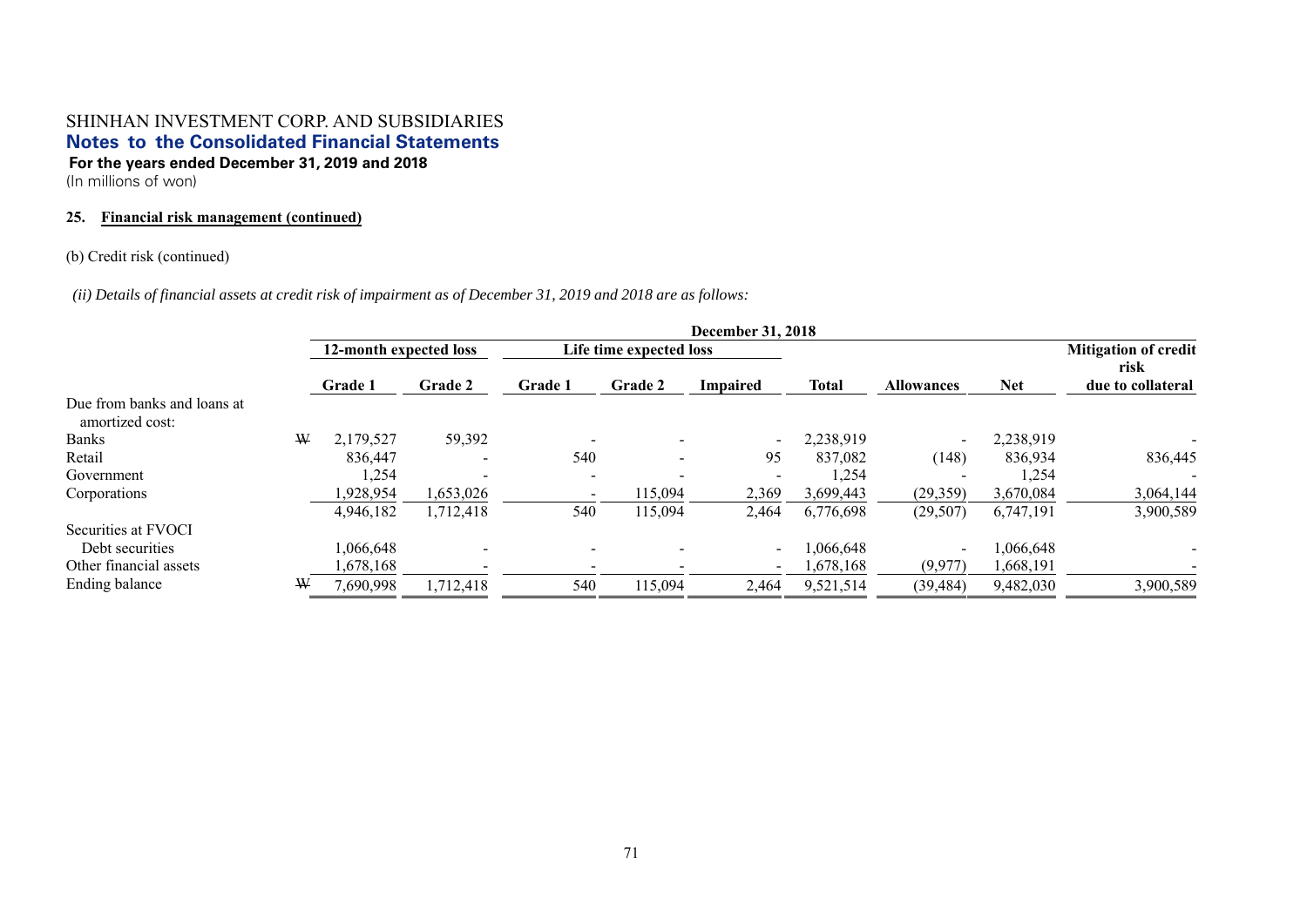SHINHAN INVESTMENT CORP. AND SUBSIDIARIES

**Notes to the Consolidated Financial Statements**

**For the years ended December 31, 2019 and 2018**

(In millions of won)

**25. Financial risk management (continued)**

(b) Credit risk (continued)

*(ii) Details of financial assets at credit risk of impairment as of December 31, 2019 and 2018 are as follows:*

| | | December 31, 2018 | | | | | | | | |
|---|---|---|---|---|---|---|---|---|---|---|
| | | 12-month expected loss | | Life time expected loss | | | | | | Mitigation of credit risk |
| | | Grade 1 | Grade 2 | Grade 1 | Grade 2 | Impaired | Total | Allowances | Net | due to collateral |
| Due from banks and loans at amortized cost: | | | | | | | | | | |
| Banks | ₩ | 2,179,527 | 59,392 | - | - | - | 2,238,919 | - | 2,238,919 | - |
| Retail | | 836,447 | - | 540 | - | 95 | 837,082 | (148) | 836,934 | 836,445 |
| Government | | 1,254 | - | - | - | - | 1,254 | - | 1,254 | - |
| Corporations | | 1,928,954 | 1,653,026 | - | 115,094 | 2,369 | 3,699,443 | (29,359) | 3,670,084 | 3,064,144 |
| | | 4,946,182 | 1,712,418 | 540 | 115,094 | 2,464 | 6,776,698 | (29,507) | 6,747,191 | 3,900,589 |
| Securities at FVOCI | | | | | | | | | | |
| Debt securities | | 1,066,648 | - | - | - | - | 1,066,648 | - | 1,066,648 | - |
| Other financial assets | | 1,678,168 | - | - | - | - | 1,678,168 | (9,977) | 1,668,191 | - |
| Ending balance | ₩ | 7,690,998 | 1,712,418 | 540 | 115,094 | 2,464 | 9,521,514 | (39,484) | 9,482,030 | 3,900,589 |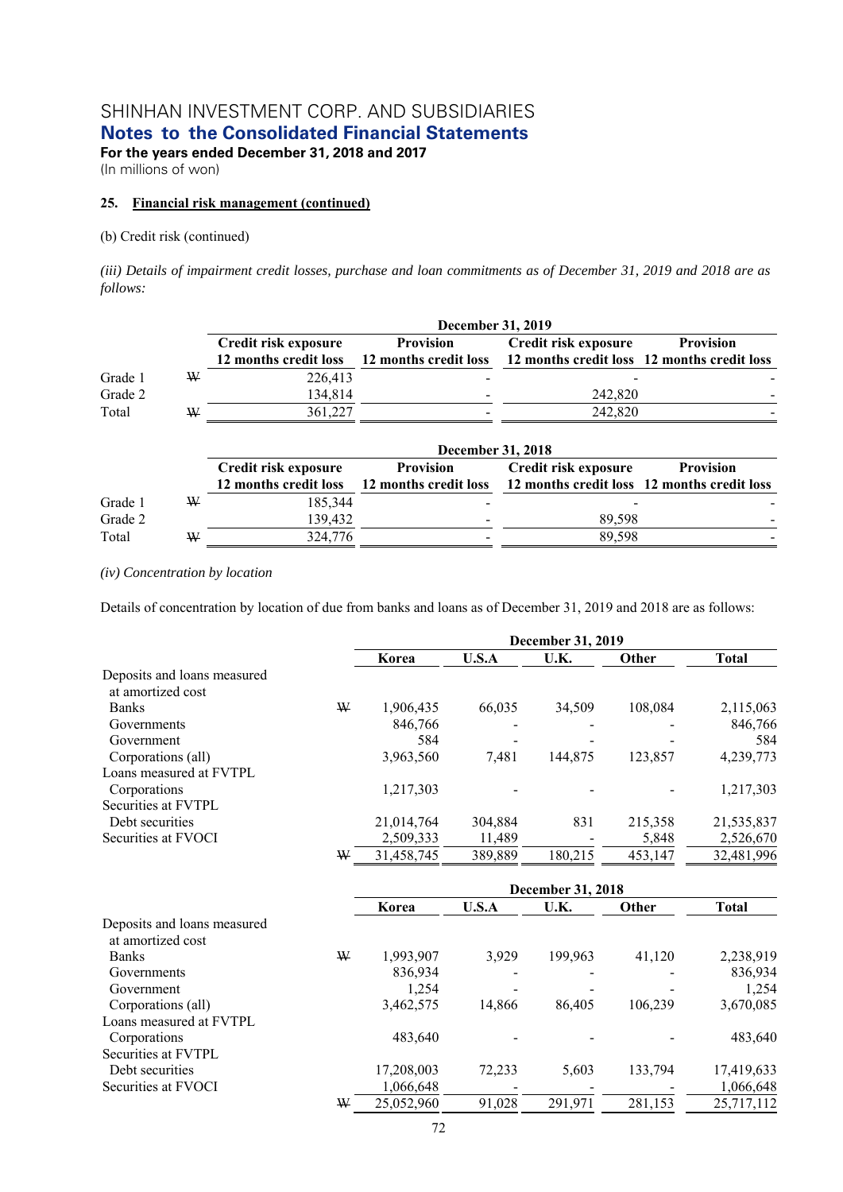## 25. Financial risk management (continued)

(b) Credit risk (continued)

*(iii) Details of impairment credit losses, purchase and loan commitments as of December 31, 2019 and 2018 are as follows:*

| | | December 31, 2019 | | | |
|---|---|---|---|---|---|
| | | Credit risk exposure 12 months credit loss | Provision 12 months credit loss | Credit risk exposure 12 months credit loss | Provision 12 months credit loss |
| Grade 1 | ₩ | 226,413 | - | - | - |
| Grade 2 | | 134,814 | - | 242,820 | - |
| Total | ₩ | 361,227 | - | 242,820 | - |

| | | December 31, 2018 | | | |
|---|---|---|---|---|---|
| | | Credit risk exposure 12 months credit loss | Provision 12 months credit loss | Credit risk exposure 12 months credit loss | Provision 12 months credit loss |
| Grade 1 | ₩ | 185,344 | - | - | - |
| Grade 2 | | 139,432 | - | 89,598 | - |
| Total | ₩ | 324,776 | - | 89,598 | - |

*(iv) Concentration by location*

Details of concentration by location of due from banks and loans as of December 31, 2019 and 2018 are as follows:

| | | December 31, 2019 | | | | |
|---|---|---|---|---|---|---|
| | | Korea | U.S.A | U.K. | Other | Total |
| Deposits and loans measured at amortized cost | | | | | | |
| Banks | ₩ | 1,906,435 | 66,035 | 34,509 | 108,084 | 2,115,063 |
| Governments | | 846,766 | - | - | - | 846,766 |
| Government | | 584 | - | - | - | 584 |
| Corporations (all) | | 3,963,560 | 7,481 | 144,875 | 123,857 | 4,239,773 |
| Loans measured at FVTPL | | | | | | |
| Corporations | | 1,217,303 | - | - | - | 1,217,303 |
| Securities at FVTPL | | | | | | |
| Debt securities | | 21,014,764 | 304,884 | 831 | 215,358 | 21,535,837 |
| Securities at FVOCI | | 2,509,333 | 11,489 | - | 5,848 | 2,526,670 |
| | ₩ | 31,458,745 | 389,889 | 180,215 | 453,147 | 32,481,996 |

| | | December 31, 2018 | | | | |
|---|---|---|---|---|---|---|
| | | Korea | U.S.A | U.K. | Other | Total |
| Deposits and loans measured at amortized cost | | | | | | |
| Banks | ₩ | 1,993,907 | 3,929 | 199,963 | 41,120 | 2,238,919 |
| Governments | | 836,934 | - | - | - | 836,934 |
| Government | | 1,254 | - | - | - | 1,254 |
| Corporations (all) | | 3,462,575 | 14,866 | 86,405 | 106,239 | 3,670,085 |
| Loans measured at FVTPL | | | | | | |
| Corporations | | 483,640 | - | - | - | 483,640 |
| Securities at FVTPL | | | | | | |
| Debt securities | | 17,208,003 | 72,233 | 5,603 | 133,794 | 17,419,633 |
| Securities at FVOCI | | 1,066,648 | - | - | - | 1,066,648 |
| | ₩ | 25,052,960 | 91,028 | 291,971 | 281,153 | 25,717,112 |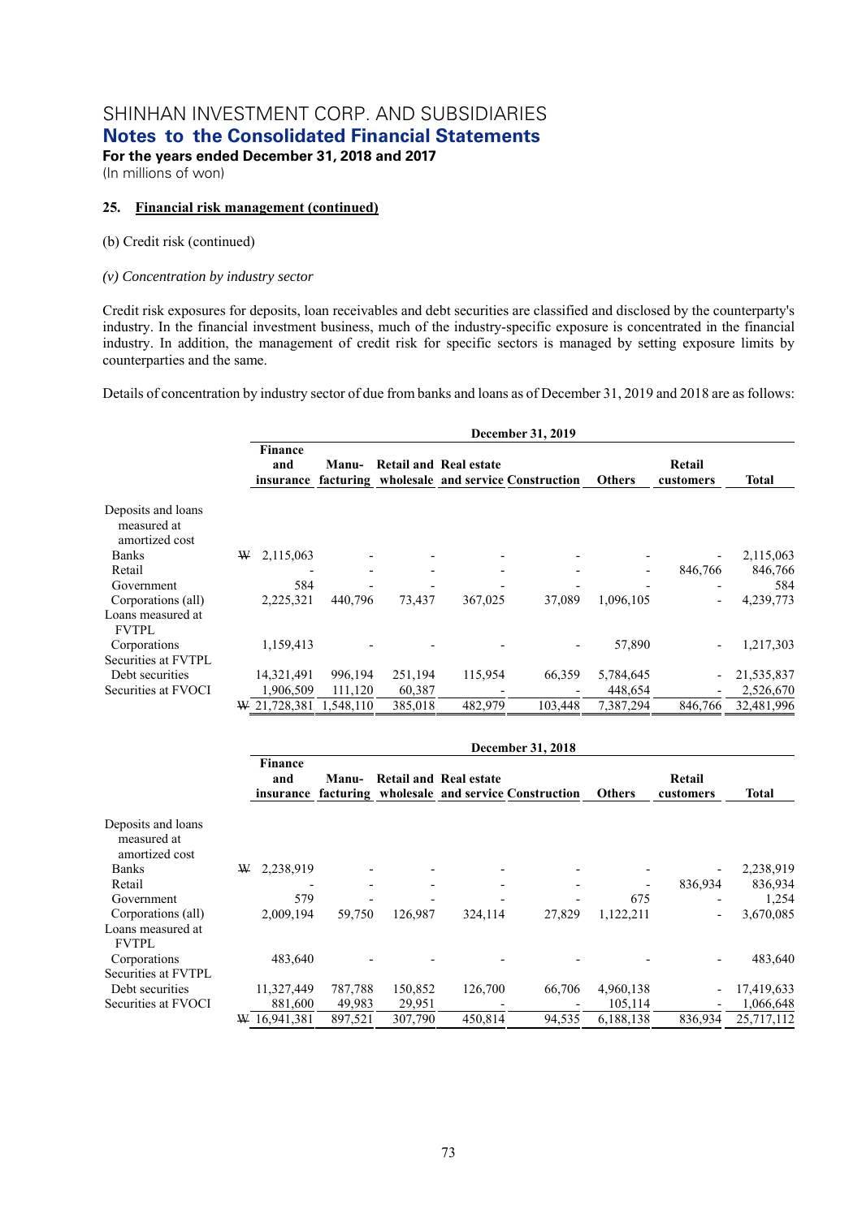## 25. Financial risk management (continued)

(b) Credit risk (continued)

*(v) Concentration by industry sector*

Credit risk exposures for deposits, loan receivables and debt securities are classified and disclosed by the counterparty's industry. In the financial investment business, much of the industry-specific exposure is concentrated in the financial industry. In addition, the management of credit risk for specific sectors is managed by setting exposure limits by counterparties and the same.

Details of concentration by industry sector of due from banks and loans as of December 31, 2019 and 2018 are as follows:

| | December 31, 2019 | | | | | | | |
|---|---|---|---|---|---|---|---|---|
| | Finance and insurance | Manu-facturing | Retail and wholesale | Real estate and service | Construction | Others | Retail customers | Total |
| Deposits and loans measured at amortized cost | | | | | | | | |
| Banks | ₩ 2,115,063 | - | - | - | - | - | - | 2,115,063 |
| Retail | - | - | - | - | - | - | 846,766 | 846,766 |
| Government | 584 | - | - | - | - | - | - | 584 |
| Corporations (all) | 2,225,321 | 440,796 | 73,437 | 367,025 | 37,089 | 1,096,105 | - | 4,239,773 |
| Loans measured at FVTPL | | | | | | | | |
| Corporations | 1,159,413 | - | - | - | - | 57,890 | - | 1,217,303 |
| Securities at FVTPL | | | | | | | | |
| Debt securities | 14,321,491 | 996,194 | 251,194 | 115,954 | 66,359 | 5,784,645 | - | 21,535,837 |
| Securities at FVOCI | 1,906,509 | 111,120 | 60,387 | - | - | 448,654 | - | 2,526,670 |
| | ₩ 21,728,381 | 1,548,110 | 385,018 | 482,979 | 103,448 | 7,387,294 | 846,766 | 32,481,996 |

| | December 31, 2018 | | | | | | | |
|---|---|---|---|---|---|---|---|---|
| | Finance and insurance | Manu-facturing | Retail and wholesale | Real estate and service | Construction | Others | Retail customers | Total |
| Deposits and loans measured at amortized cost | | | | | | | | |
| Banks | ₩ 2,238,919 | - | - | - | - | - | - | 2,238,919 |
| Retail | - | - | - | - | - | - | 836,934 | 836,934 |
| Government | 579 | - | - | - | - | 675 | - | 1,254 |
| Corporations (all) | 2,009,194 | 59,750 | 126,987 | 324,114 | 27,829 | 1,122,211 | - | 3,670,085 |
| Loans measured at FVTPL | | | | | | | | |
| Corporations | 483,640 | - | - | - | - | - | - | 483,640 |
| Securities at FVTPL | | | | | | | | |
| Debt securities | 11,327,449 | 787,788 | 150,852 | 126,700 | 66,706 | 4,960,138 | - | 17,419,633 |
| Securities at FVOCI | 881,600 | 49,983 | 29,951 | - | - | 105,114 | - | 1,066,648 |
| | ₩ 16,941,381 | 897,521 | 307,790 | 450,814 | 94,535 | 6,188,138 | 836,934 | 25,717,112 |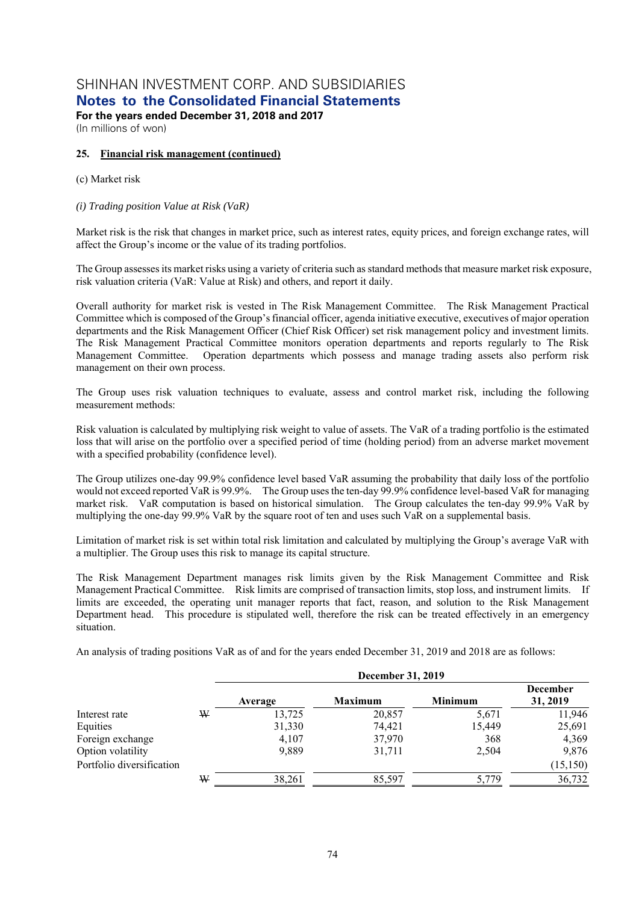# SHINHAN INVESTMENT CORP. AND SUBSIDIARIES

## Notes to the Consolidated Financial Statements

**For the years ended December 31, 2018 and 2017**

(In millions of won)

### 25. Financial risk management (continued)

(c) Market risk

*(i) Trading position Value at Risk (VaR)*

Market risk is the risk that changes in market price, such as interest rates, equity prices, and foreign exchange rates, will affect the Group's income or the value of its trading portfolios.

The Group assesses its market risks using a variety of criteria such as standard methods that measure market risk exposure, risk valuation criteria (VaR: Value at Risk) and others, and report it daily.

Overall authority for market risk is vested in The Risk Management Committee. The Risk Management Practical Committee which is composed of the Group's financial officer, agenda initiative executive, executives of major operation departments and the Risk Management Officer (Chief Risk Officer) set risk management policy and investment limits. The Risk Management Practical Committee monitors operation departments and reports regularly to The Risk Management Committee. Operation departments which possess and manage trading assets also perform risk management on their own process.

The Group uses risk valuation techniques to evaluate, assess and control market risk, including the following measurement methods:

Risk valuation is calculated by multiplying risk weight to value of assets. The VaR of a trading portfolio is the estimated loss that will arise on the portfolio over a specified period of time (holding period) from an adverse market movement with a specified probability (confidence level).

The Group utilizes one-day 99.9% confidence level based VaR assuming the probability that daily loss of the portfolio would not exceed reported VaR is 99.9%. The Group uses the ten-day 99.9% confidence level-based VaR for managing market risk. VaR computation is based on historical simulation. The Group calculates the ten-day 99.9% VaR by multiplying the one-day 99.9% VaR by the square root of ten and uses such VaR on a supplemental basis.

Limitation of market risk is set within total risk limitation and calculated by multiplying the Group's average VaR with a multiplier. The Group uses this risk to manage its capital structure.

The Risk Management Department manages risk limits given by the Risk Management Committee and Risk Management Practical Committee. Risk limits are comprised of transaction limits, stop loss, and instrument limits. If limits are exceeded, the operating unit manager reports that fact, reason, and solution to the Risk Management Department head. This procedure is stipulated well, therefore the risk can be treated effectively in an emergency situation.

An analysis of trading positions VaR as of and for the years ended December 31, 2019 and 2018 are as follows:

| | | December 31, 2019 | | | |
|---|---|---|---|---|---|
| | | Average | Maximum | Minimum | December 31, 2019 |
| Interest rate | ₩ | 13,725 | 20,857 | 5,671 | 11,946 |
| Equities | | 31,330 | 74,421 | 15,449 | 25,691 |
| Foreign exchange | | 4,107 | 37,970 | 368 | 4,369 |
| Option volatility | | 9,889 | 31,711 | 2,504 | 9,876 |
| Portfolio diversification | | | | | (15,150) |
| | ₩ | 38,261 | 85,597 | 5,779 | 36,732 |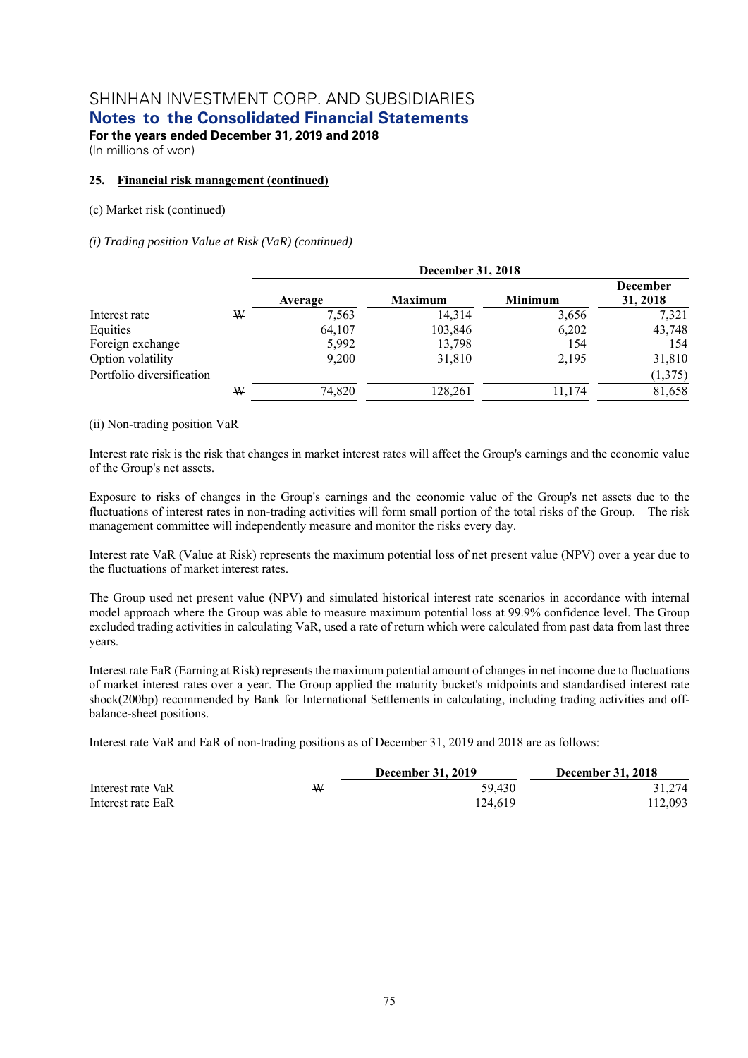SHINHAN INVESTMENT CORP. AND SUBSIDIARIES
**Notes to the Consolidated Financial Statements**
**For the years ended December 31, 2019 and 2018**
(In millions of won)

**25. Financial risk management (continued)**

(c) Market risk (continued)

*(i) Trading position Value at Risk (VaR) (continued)*

| | | December 31, 2018 | | | |
|---|---|---|---|---|---|
| | | Average | Maximum | Minimum | December 31, 2018 |
| Interest rate | ₩ | 7,563 | 14,314 | 3,656 | 7,321 |
| Equities | | 64,107 | 103,846 | 6,202 | 43,748 |
| Foreign exchange | | 5,992 | 13,798 | 154 | 154 |
| Option volatility | | 9,200 | 31,810 | 2,195 | 31,810 |
| Portfolio diversification | | | | | (1,375) |
| | ₩ | 74,820 | 128,261 | 11,174 | 81,658 |

(ii) Non-trading position VaR

Interest rate risk is the risk that changes in market interest rates will affect the Group's earnings and the economic value of the Group's net assets.

Exposure to risks of changes in the Group's earnings and the economic value of the Group's net assets due to the fluctuations of interest rates in non-trading activities will form small portion of the total risks of the Group. The risk management committee will independently measure and monitor the risks every day.

Interest rate VaR (Value at Risk) represents the maximum potential loss of net present value (NPV) over a year due to the fluctuations of market interest rates.

The Group used net present value (NPV) and simulated historical interest rate scenarios in accordance with internal model approach where the Group was able to measure maximum potential loss at 99.9% confidence level. The Group excluded trading activities in calculating VaR, used a rate of return which were calculated from past data from last three years.

Interest rate EaR (Earning at Risk) represents the maximum potential amount of changes in net income due to fluctuations of market interest rates over a year. The Group applied the maturity bucket's midpoints and standardised interest rate shock(200bp) recommended by Bank for International Settlements in calculating, including trading activities and off-balance-sheet positions.

Interest rate VaR and EaR of non-trading positions as of December 31, 2019 and 2018 are as follows:

| | | December 31, 2019 | December 31, 2018 |
|---|---|---|---|
| Interest rate VaR | ₩ | 59,430 | 31,274 |
| Interest rate EaR | | 124,619 | 112,093 |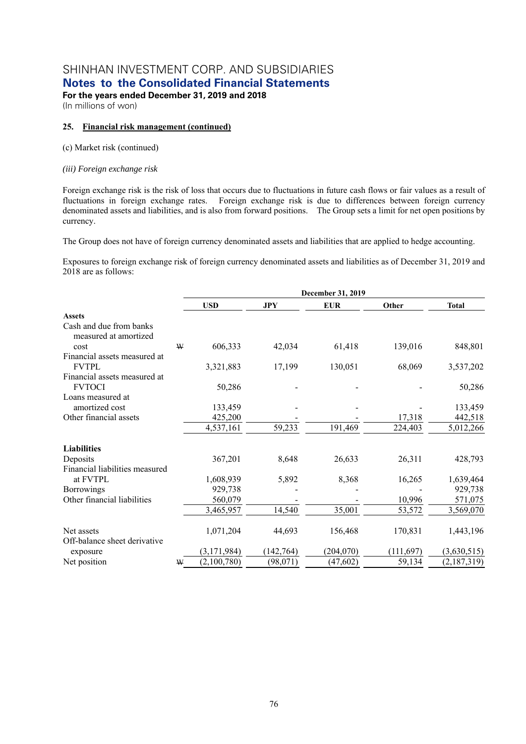SHINHAN INVESTMENT CORP. AND SUBSIDIARIES
**Notes to the Consolidated Financial Statements**
**For the years ended December 31, 2019 and 2018**
(In millions of won)

**25. Financial risk management (continued)**

(c) Market risk (continued)

*(iii) Foreign exchange risk*

Foreign exchange risk is the risk of loss that occurs due to fluctuations in future cash flows or fair values as a result of fluctuations in foreign exchange rates. Foreign exchange risk is due to differences between foreign currency denominated assets and liabilities, and is also from forward positions. The Group sets a limit for net open positions by currency.

The Group does not have of foreign currency denominated assets and liabilities that are applied to hedge accounting.

Exposures to foreign exchange risk of foreign currency denominated assets and liabilities as of December 31, 2019 and 2018 are as follows:

| | | December 31, 2019 | | | | |
|---|---|---|---|---|---|---|
| | | USD | JPY | EUR | Other | Total |
| **Assets** | | | | | | |
| Cash and due from banks measured at amortized cost | ₩ | 606,333 | 42,034 | 61,418 | 139,016 | 848,801 |
| Financial assets measured at FVTPL | | 3,321,883 | 17,199 | 130,051 | 68,069 | 3,537,202 |
| Financial assets measured at FVTOCI | | 50,286 | - | - | - | 50,286 |
| Loans measured at amortized cost | | 133,459 | - | - | - | 133,459 |
| Other financial assets | | 425,200 | - | - | 17,318 | 442,518 |
| | | 4,537,161 | 59,233 | 191,469 | 224,403 | 5,012,266 |
| **Liabilities** | | | | | | |
| Deposits | | 367,201 | 8,648 | 26,633 | 26,311 | 428,793 |
| Financial liabilities measured at FVTPL | | 1,608,939 | 5,892 | 8,368 | 16,265 | 1,639,464 |
| Borrowings | | 929,738 | - | - | - | 929,738 |
| Other financial liabilities | | 560,079 | - | - | 10,996 | 571,075 |
| | | 3,465,957 | 14,540 | 35,001 | 53,572 | 3,569,070 |
| Net assets | | 1,071,204 | 44,693 | 156,468 | 170,831 | 1,443,196 |
| Off-balance sheet derivative exposure | | (3,171,984) | (142,764) | (204,070) | (111,697) | (3,630,515) |
| Net position | ₩ | (2,100,780) | (98,071) | (47,602) | 59,134 | (2,187,319) |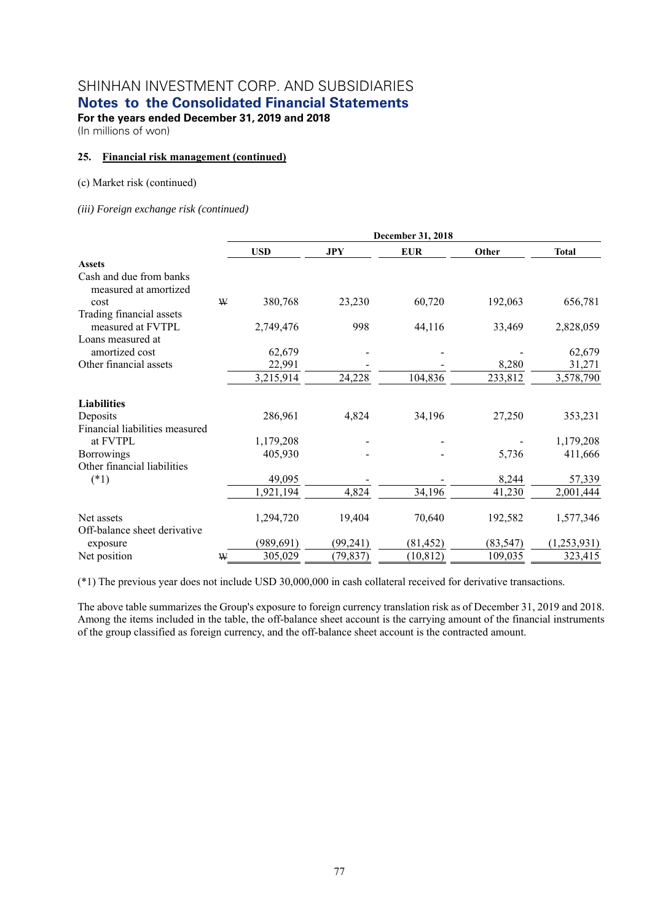SHINHAN INVESTMENT CORP. AND SUBSIDIARIES

**Notes to the Consolidated Financial Statements**

**For the years ended December 31, 2019 and 2018**

(In millions of won)

**25. Financial risk management (continued)**

(c) Market risk (continued)

*(iii) Foreign exchange risk (continued)*

| | December 31, 2018 | | | | |
|---|---|---|---|---|---|
| | **USD** | **JPY** | **EUR** | **Other** | **Total** |
| **Assets** | | | | | |
| Cash and due from banks measured at amortized cost | ₩ 380,768 | 23,230 | 60,720 | 192,063 | 656,781 |
| Trading financial assets measured at FVTPL | 2,749,476 | 998 | 44,116 | 33,469 | 2,828,059 |
| Loans measured at amortized cost | 62,679 | - | - | - | 62,679 |
| Other financial assets | 22,991 | - | - | 8,280 | 31,271 |
| | 3,215,914 | 24,228 | 104,836 | 233,812 | 3,578,790 |
| **Liabilities** | | | | | |
| Deposits | 286,961 | 4,824 | 34,196 | 27,250 | 353,231 |
| Financial liabilities measured at FVTPL | 1,179,208 | - | - | - | 1,179,208 |
| Borrowings | 405,930 | - | - | 5,736 | 411,666 |
| Other financial liabilities (*1) | 49,095 | - | - | 8,244 | 57,339 |
| | 1,921,194 | 4,824 | 34,196 | 41,230 | 2,001,444 |
| Net assets | 1,294,720 | 19,404 | 70,640 | 192,582 | 1,577,346 |
| Off-balance sheet derivative exposure | (989,691) | (99,241) | (81,452) | (83,547) | (1,253,931) |
| Net position | ₩ 305,029 | (79,837) | (10,812) | 109,035 | 323,415 |

(*1) The previous year does not include USD 30,000,000 in cash collateral received for derivative transactions.

The above table summarizes the Group's exposure to foreign currency translation risk as of December 31, 2019 and 2018. Among the items included in the table, the off-balance sheet account is the carrying amount of the financial instruments of the group classified as foreign currency, and the off-balance sheet account is the contracted amount.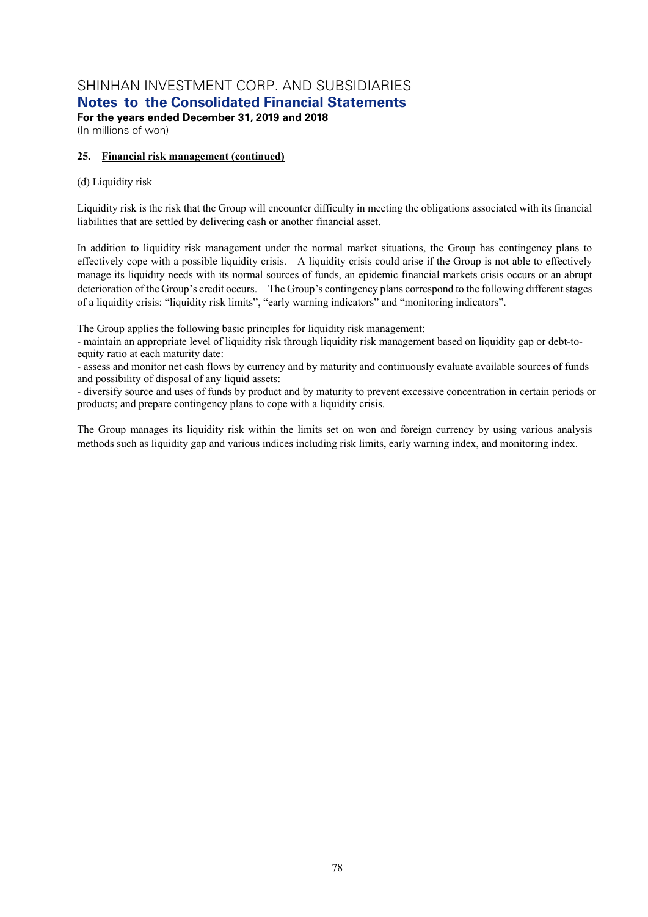## 25. Financial risk management (continued)

(d) Liquidity risk

Liquidity risk is the risk that the Group will encounter difficulty in meeting the obligations associated with its financial liabilities that are settled by delivering cash or another financial asset.

In addition to liquidity risk management under the normal market situations, the Group has contingency plans to effectively cope with a possible liquidity crisis. A liquidity crisis could arise if the Group is not able to effectively manage its liquidity needs with its normal sources of funds, an epidemic financial markets crisis occurs or an abrupt deterioration of the Group's credit occurs. The Group's contingency plans correspond to the following different stages of a liquidity crisis: "liquidity risk limits", "early warning indicators" and "monitoring indicators".

The Group applies the following basic principles for liquidity risk management:

- maintain an appropriate level of liquidity risk through liquidity risk management based on liquidity gap or debt-to-equity ratio at each maturity date:
- assess and monitor net cash flows by currency and by maturity and continuously evaluate available sources of funds and possibility of disposal of any liquid assets:
- diversify source and uses of funds by product and by maturity to prevent excessive concentration in certain periods or products; and prepare contingency plans to cope with a liquidity crisis.

The Group manages its liquidity risk within the limits set on won and foreign currency by using various analysis methods such as liquidity gap and various indices including risk limits, early warning index, and monitoring index.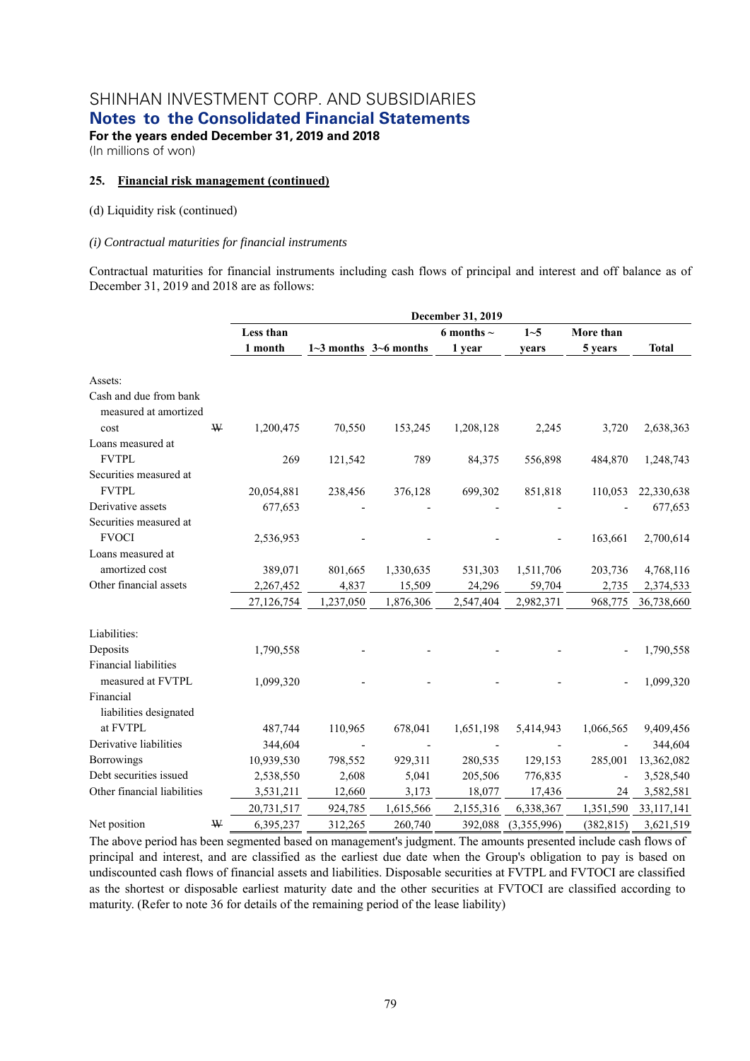SHINHAN INVESTMENT CORP. AND SUBSIDIARIES

**Notes to the Consolidated Financial Statements**

**For the years ended December 31, 2019 and 2018**

(In millions of won)

**25. Financial risk management (continued)**

(d) Liquidity risk (continued)

*(i) Contractual maturities for financial instruments*

Contractual maturities for financial instruments including cash flows of principal and interest and off balance as of December 31, 2019 and 2018 are as follows:

| | | December 31, 2019 | | | | | | |
|---|---|---|---|---|---|---|---|---|
| | | Less than 1 month | 1~3 months | 3~6 months | 6 months ~ 1 year | 1~5 years | More than 5 years | Total |
| Assets: | | | | | | | | |
| Cash and due from bank measured at amortized cost | ₩ | 1,200,475 | 70,550 | 153,245 | 1,208,128 | 2,245 | 3,720 | 2,638,363 |
| Loans measured at FVTPL | | 269 | 121,542 | 789 | 84,375 | 556,898 | 484,870 | 1,248,743 |
| Securities measured at FVTPL | | 20,054,881 | 238,456 | 376,128 | 699,302 | 851,818 | 110,053 | 22,330,638 |
| Derivative assets | | 677,653 | - | - | - | - | - | 677,653 |
| Securities measured at FVOCI | | 2,536,953 | - | - | - | - | 163,661 | 2,700,614 |
| Loans measured at amortized cost | | 389,071 | 801,665 | 1,330,635 | 531,303 | 1,511,706 | 203,736 | 4,768,116 |
| Other financial assets | | 2,267,452 | 4,837 | 15,509 | 24,296 | 59,704 | 2,735 | 2,374,533 |
| | | 27,126,754 | 1,237,050 | 1,876,306 | 2,547,404 | 2,982,371 | 968,775 | 36,738,660 |
| Liabilities: | | | | | | | | |
| Deposits | | 1,790,558 | - | - | - | - | - | 1,790,558 |
| Financial liabilities measured at FVTPL | | 1,099,320 | - | - | - | - | - | 1,099,320 |
| Financial liabilities designated at FVTPL | | 487,744 | 110,965 | 678,041 | 1,651,198 | 5,414,943 | 1,066,565 | 9,409,456 |
| Derivative liabilities | | 344,604 | - | - | - | - | - | 344,604 |
| Borrowings | | 10,939,530 | 798,552 | 929,311 | 280,535 | 129,153 | 285,001 | 13,362,082 |
| Debt securities issued | | 2,538,550 | 2,608 | 5,041 | 205,506 | 776,835 | - | 3,528,540 |
| Other financial liabilities | | 3,531,211 | 12,660 | 3,173 | 18,077 | 17,436 | 24 | 3,582,581 |
| | | 20,731,517 | 924,785 | 1,615,566 | 2,155,316 | 6,338,367 | 1,351,590 | 33,117,141 |
| Net position | ₩ | 6,395,237 | 312,265 | 260,740 | 392,088 | (3,355,996) | (382,815) | 3,621,519 |

The above period has been segmented based on management's judgment. The amounts presented include cash flows of principal and interest, and are classified as the earliest due date when the Group's obligation to pay is based on undiscounted cash flows of financial assets and liabilities. Disposable securities at FVTPL and FVTOCI are classified as the shortest or disposable earliest maturity date and the other securities at FVTOCI are classified according to maturity. (Refer to note 36 for details of the remaining period of the lease liability)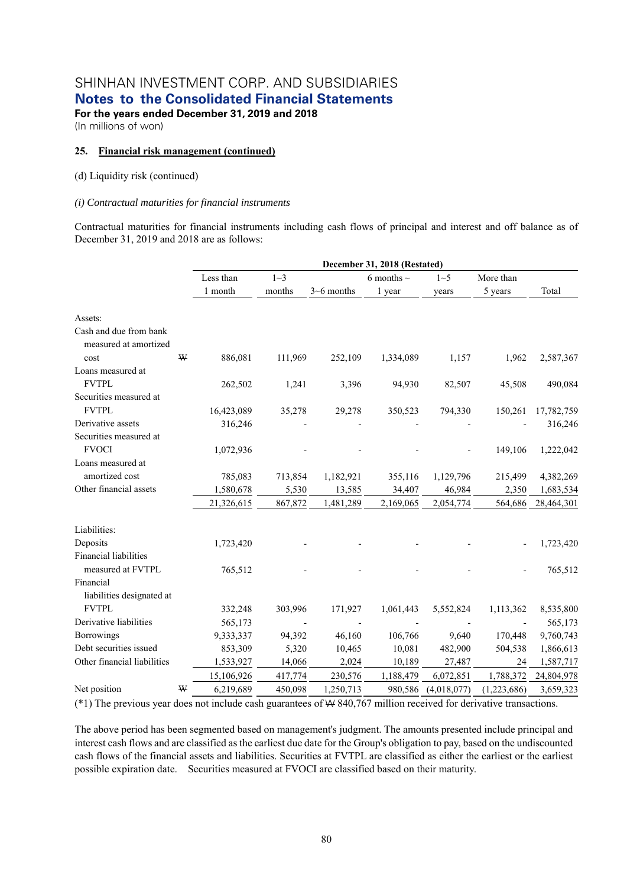SHINHAN INVESTMENT CORP. AND SUBSIDIARIES
**Notes to the Consolidated Financial Statements**
**For the years ended December 31, 2019 and 2018**
(In millions of won)

#### 25. Financial risk management (continued)

(d) Liquidity risk (continued)

*(i) Contractual maturities for financial instruments*

Contractual maturities for financial instruments including cash flows of principal and interest and off balance as of December 31, 2019 and 2018 are as follows:

| | | December 31, 2018 (Restated) | | | | | | |
|---|---|---|---|---|---|---|---|---|
| | | Less than 1 month | 1~3 months | 3~6 months | 6 months ~ 1 year | 1~5 years | More than 5 years | Total |
| Assets: | | | | | | | | |
| Cash and due from bank measured at amortized cost | ₩ | 886,081 | 111,969 | 252,109 | 1,334,089 | 1,157 | 1,962 | 2,587,367 |
| Loans measured at FVTPL | | 262,502 | 1,241 | 3,396 | 94,930 | 82,507 | 45,508 | 490,084 |
| Securities measured at FVTPL | | 16,423,089 | 35,278 | 29,278 | 350,523 | 794,330 | 150,261 | 17,782,759 |
| Derivative assets | | 316,246 | - | - | - | - | - | 316,246 |
| Securities measured at FVOCI | | 1,072,936 | - | - | - | - | 149,106 | 1,222,042 |
| Loans measured at amortized cost | | 785,083 | 713,854 | 1,182,921 | 355,116 | 1,129,796 | 215,499 | 4,382,269 |
| Other financial assets | | 1,580,678 | 5,530 | 13,585 | 34,407 | 46,984 | 2,350 | 1,683,534 |
| | | 21,326,615 | 867,872 | 1,481,289 | 2,169,065 | 2,054,774 | 564,686 | 28,464,301 |
| Liabilities: | | | | | | | | |
| Deposits | | 1,723,420 | - | - | - | - | - | 1,723,420 |
| Financial liabilities measured at FVTPL | | 765,512 | - | - | - | - | - | 765,512 |
| Financial liabilities designated at FVTPL | | 332,248 | 303,996 | 171,927 | 1,061,443 | 5,552,824 | 1,113,362 | 8,535,800 |
| Derivative liabilities | | 565,173 | - | - | - | - | - | 565,173 |
| Borrowings | | 9,333,337 | 94,392 | 46,160 | 106,766 | 9,640 | 170,448 | 9,760,743 |
| Debt securities issued | | 853,309 | 5,320 | 10,465 | 10,081 | 482,900 | 504,538 | 1,866,613 |
| Other financial liabilities | | 1,533,927 | 14,066 | 2,024 | 10,189 | 27,487 | 24 | 1,587,717 |
| | | 15,106,926 | 417,774 | 230,576 | 1,188,479 | 6,072,851 | 1,788,372 | 24,804,978 |
| Net position | ₩ | 6,219,689 | 450,098 | 1,250,713 | 980,586 | (4,018,077) | (1,223,686) | 3,659,323 |

(*1) The previous year does not include cash guarantees of ₩ 840,767 million received for derivative transactions.

The above period has been segmented based on management's judgment. The amounts presented include principal and interest cash flows and are classified as the earliest due date for the Group's obligation to pay, based on the undiscounted cash flows of the financial assets and liabilities. Securities at FVTPL are classified as either the earliest or the earliest possible expiration date. Securities measured at FVOCI are classified based on their maturity.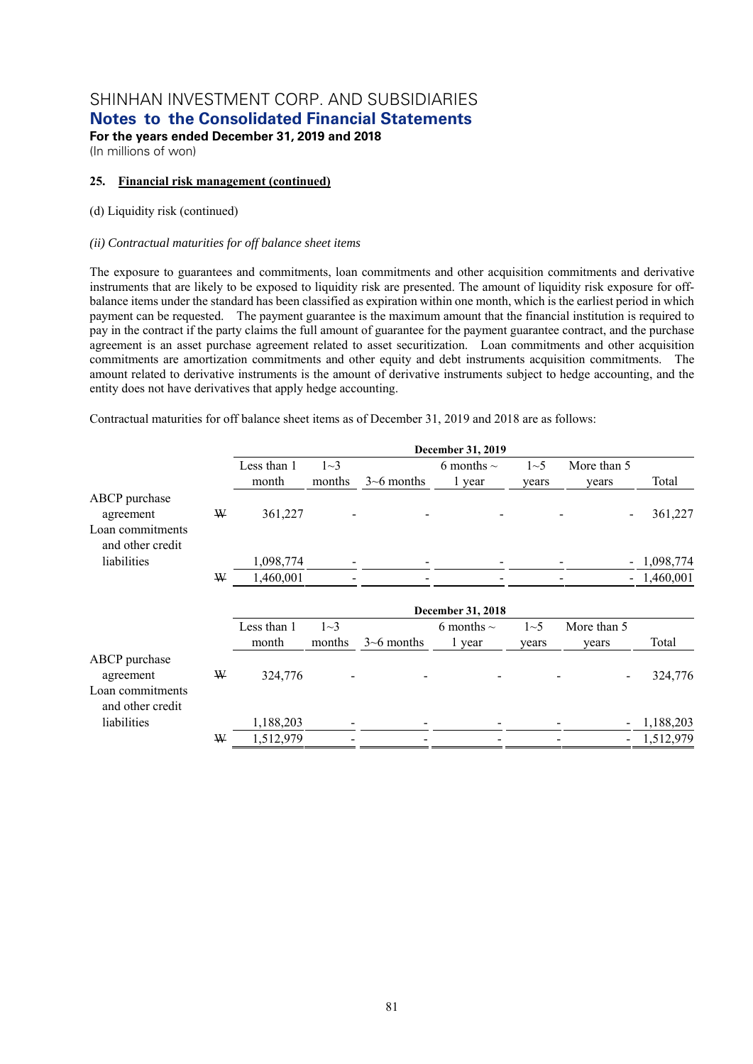SHINHAN INVESTMENT CORP. AND SUBSIDIARIES
**Notes to the Consolidated Financial Statements**
**For the years ended December 31, 2019 and 2018**
(In millions of won)

**25. Financial risk management (continued)**

(d) Liquidity risk (continued)

*(ii) Contractual maturities for off balance sheet items*

The exposure to guarantees and commitments, loan commitments and other acquisition commitments and derivative instruments that are likely to be exposed to liquidity risk are presented. The amount of liquidity risk exposure for off-balance items under the standard has been classified as expiration within one month, which is the earliest period in which payment can be requested. The payment guarantee is the maximum amount that the financial institution is required to pay in the contract if the party claims the full amount of guarantee for the payment guarantee contract, and the purchase agreement is an asset purchase agreement related to asset securitization. Loan commitments and other acquisition commitments are amortization commitments and other equity and debt instruments acquisition commitments. The amount related to derivative instruments is the amount of derivative instruments subject to hedge accounting, and the entity does not have derivatives that apply hedge accounting.

Contractual maturities for off balance sheet items as of December 31, 2019 and 2018 are as follows:

| | | December 31, 2019 | | | | | | |
|---|---|---|---|---|---|---|---|---|
| | | Less than 1 month | 1~3 months | 3~6 months | 6 months ~ 1 year | 1~5 years | More than 5 years | Total |
| ABCP purchase agreement | ₩ | 361,227 | - | - | - | - | - | 361,227 |
| Loan commitments and other credit liabilities | | 1,098,774 | - | - | - | - | - | 1,098,774 |
| | ₩ | 1,460,001 | - | - | - | - | - | 1,460,001 |

| | | December 31, 2018 | | | | | | |
|---|---|---|---|---|---|---|---|---|
| | | Less than 1 month | 1~3 months | 3~6 months | 6 months ~ 1 year | 1~5 years | More than 5 years | Total |
| ABCP purchase agreement | ₩ | 324,776 | - | - | - | - | - | 324,776 |
| Loan commitments and other credit liabilities | | 1,188,203 | - | - | - | - | - | 1,188,203 |
| | ₩ | 1,512,979 | - | - | - | - | - | 1,512,979 |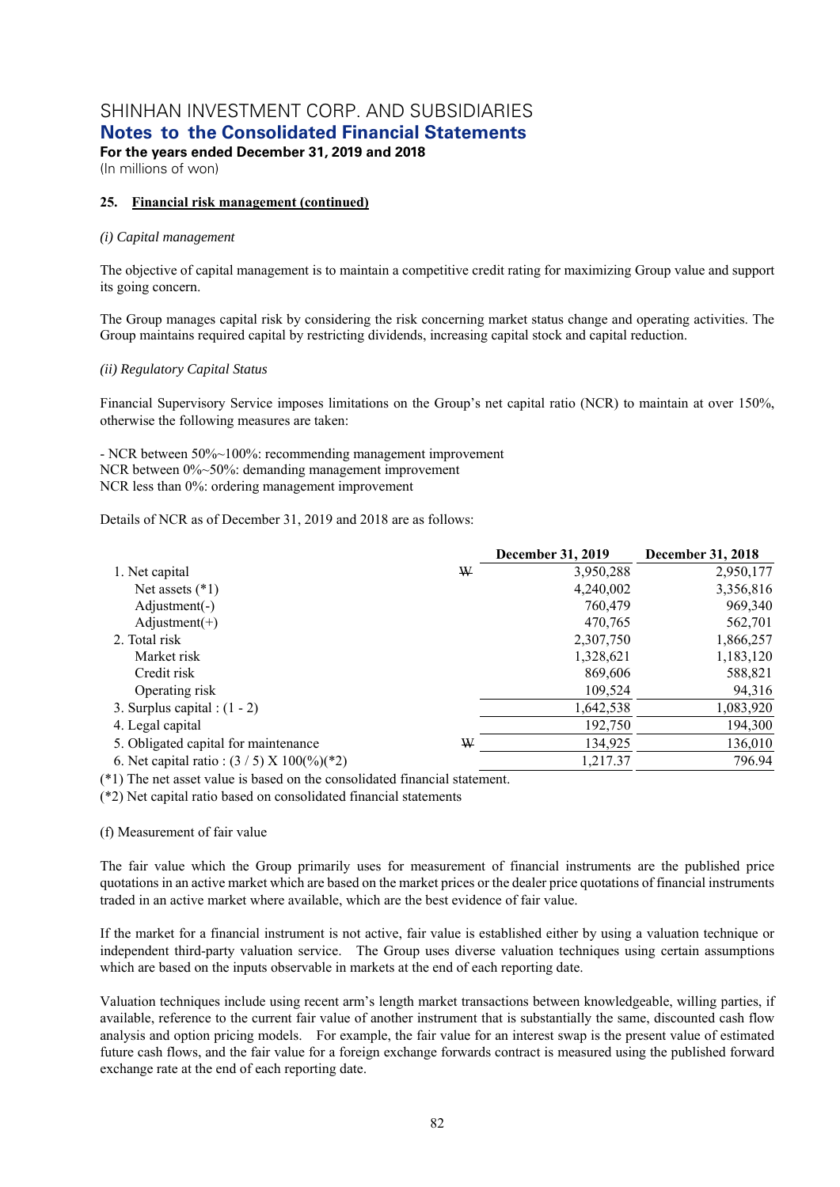SHINHAN INVESTMENT CORP. AND SUBSIDIARIES
**Notes to the Consolidated Financial Statements**
**For the years ended December 31, 2019 and 2018**
(In millions of won)

**25. Financial risk management (continued)**

*(i) Capital management*

The objective of capital management is to maintain a competitive credit rating for maximizing Group value and support its going concern.

The Group manages capital risk by considering the risk concerning market status change and operating activities. The Group maintains required capital by restricting dividends, increasing capital stock and capital reduction.

*(ii) Regulatory Capital Status*

Financial Supervisory Service imposes limitations on the Group's net capital ratio (NCR) to maintain at over 150%, otherwise the following measures are taken:

- NCR between 50%~100%: recommending management improvement
NCR between 0%~50%: demanding management improvement
NCR less than 0%: ordering management improvement

Details of NCR as of December 31, 2019 and 2018 are as follows:

| | | December 31, 2019 | December 31, 2018 |
|---|---|---|---|
| 1. Net capital | ₩ | 3,950,288 | 2,950,177 |
| Net assets (*1) | | 4,240,002 | 3,356,816 |
| Adjustment(-) | | 760,479 | 969,340 |
| Adjustment(+) | | 470,765 | 562,701 |
| 2. Total risk | | 2,307,750 | 1,866,257 |
| Market risk | | 1,328,621 | 1,183,120 |
| Credit risk | | 869,606 | 588,821 |
| Operating risk | | 109,524 | 94,316 |
| 3. Surplus capital : (1 - 2) | | 1,642,538 | 1,083,920 |
| 4. Legal capital | | 192,750 | 194,300 |
| 5. Obligated capital for maintenance | ₩ | 134,925 | 136,010 |
| 6. Net capital ratio : (3 / 5) X 100(%)(*2) | | 1,217.37 | 796.94 |

(*1) The net asset value is based on the consolidated financial statement.

(*2) Net capital ratio based on consolidated financial statements

(f) Measurement of fair value

The fair value which the Group primarily uses for measurement of financial instruments are the published price quotations in an active market which are based on the market prices or the dealer price quotations of financial instruments traded in an active market where available, which are the best evidence of fair value.

If the market for a financial instrument is not active, fair value is established either by using a valuation technique or independent third-party valuation service. The Group uses diverse valuation techniques using certain assumptions which are based on the inputs observable in markets at the end of each reporting date.

Valuation techniques include using recent arm's length market transactions between knowledgeable, willing parties, if available, reference to the current fair value of another instrument that is substantially the same, discounted cash flow analysis and option pricing models. For example, the fair value for an interest swap is the present value of estimated future cash flows, and the fair value for a foreign exchange forwards contract is measured using the published forward exchange rate at the end of each reporting date.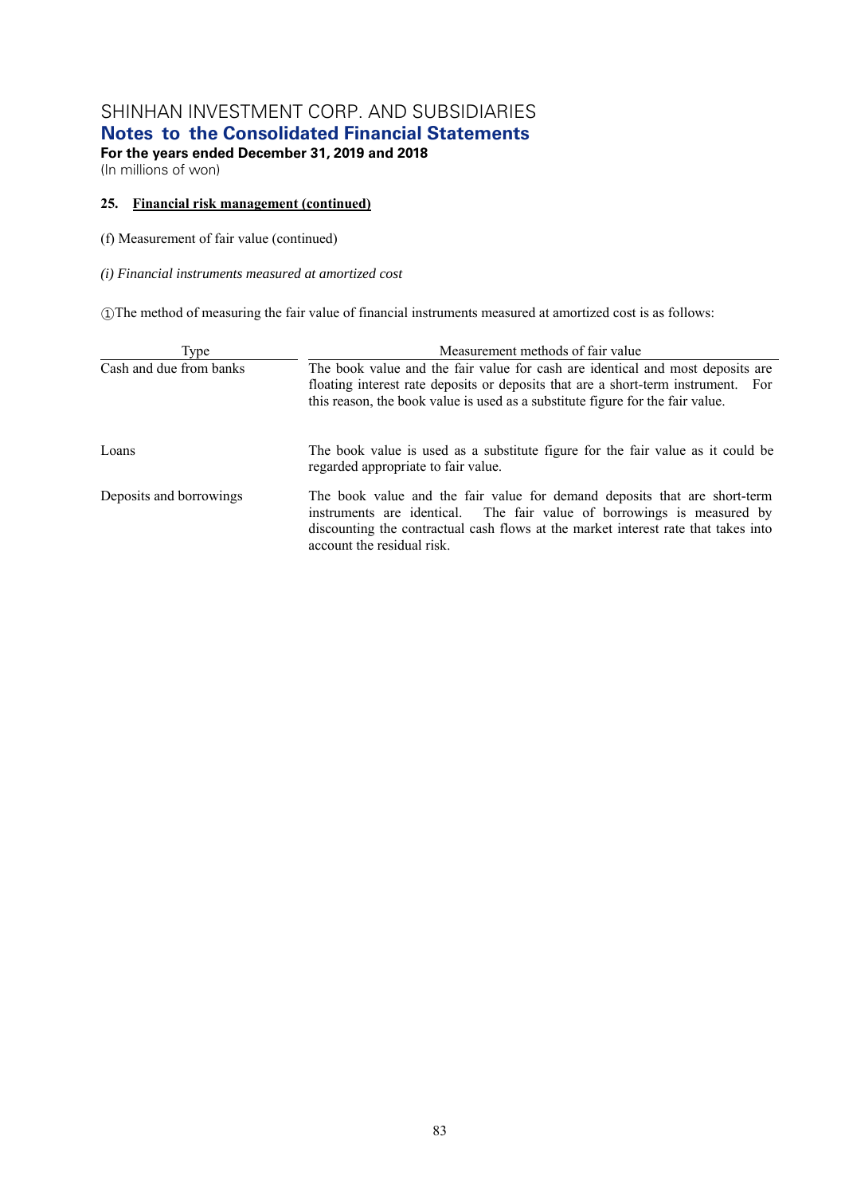# SHINHAN INVESTMENT CORP. AND SUBSIDIARIES

## Notes to the Consolidated Financial Statements

**For the years ended December 31, 2019 and 2018**

(In millions of won)

### 25. Financial risk management (continued)

(f) Measurement of fair value (continued)

*(i) Financial instruments measured at amortized cost*

①The method of measuring the fair value of financial instruments measured at amortized cost is as follows:

| Type | Measurement methods of fair value |
|---|---|
| Cash and due from banks | The book value and the fair value for cash are identical and most deposits are floating interest rate deposits or deposits that are a short-term instrument. For this reason, the book value is used as a substitute figure for the fair value. |
| Loans | The book value is used as a substitute figure for the fair value as it could be regarded appropriate to fair value. |
| Deposits and borrowings | The book value and the fair value for demand deposits that are short-term instruments are identical. The fair value of borrowings is measured by discounting the contractual cash flows at the market interest rate that takes into account the residual risk. |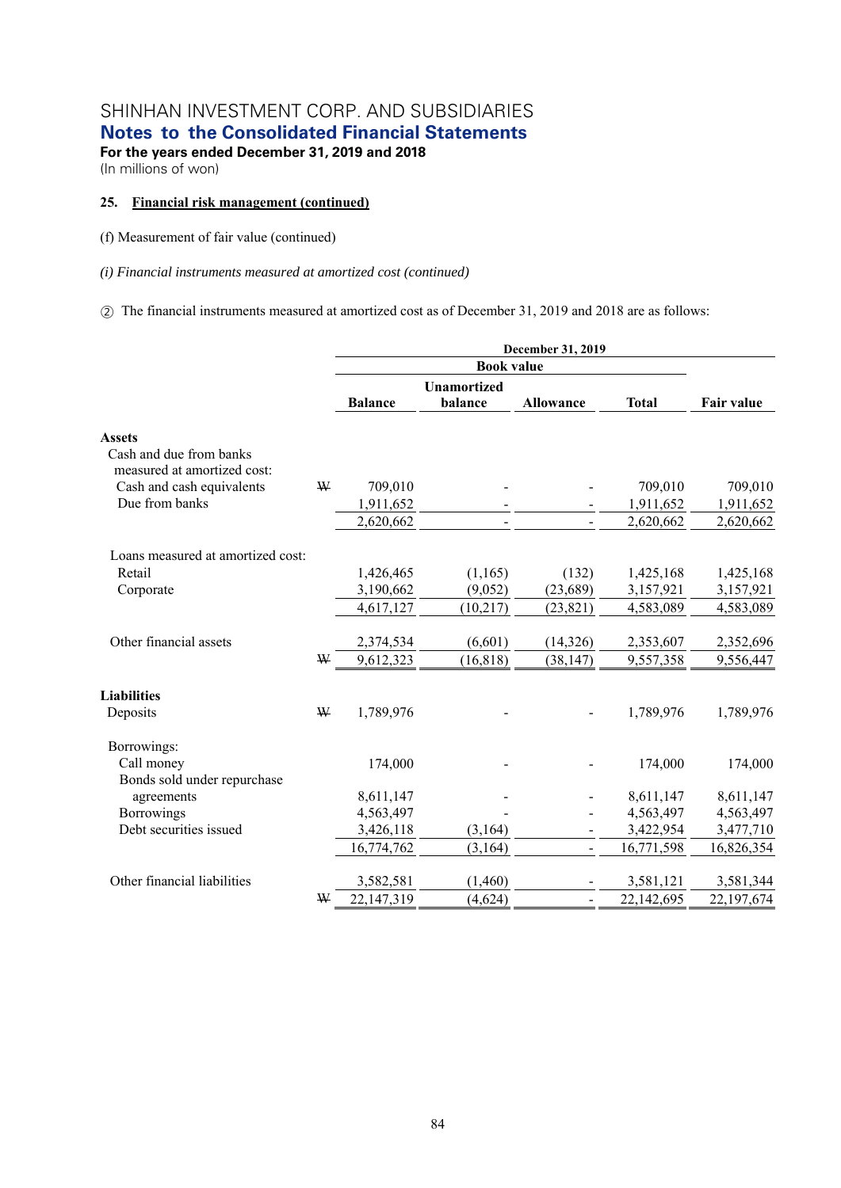SHINHAN INVESTMENT CORP. AND SUBSIDIARIES
**Notes to the Consolidated Financial Statements**
**For the years ended December 31, 2019 and 2018**
(In millions of won)

**25. Financial risk management (continued)**

(f) Measurement of fair value (continued)

*(i) Financial instruments measured at amortized cost (continued)*

② The financial instruments measured at amortized cost as of December 31, 2019 and 2018 are as follows:

| | | December 31, 2019 | | | | |
|---|---|---|---|---|---|---|
| | | Book value | | | | |
| | | Balance | Unamortized balance | Allowance | Total | Fair value |
| **Assets** | | | | | | |
| Cash and due from banks measured at amortized cost: | | | | | | |
| Cash and cash equivalents | ₩ | 709,010 | - | - | 709,010 | 709,010 |
| Due from banks | | 1,911,652 | - | - | 1,911,652 | 1,911,652 |
| | | 2,620,662 | - | - | 2,620,662 | 2,620,662 |
| Loans measured at amortized cost: | | | | | | |
| Retail | | 1,426,465 | (1,165) | (132) | 1,425,168 | 1,425,168 |
| Corporate | | 3,190,662 | (9,052) | (23,689) | 3,157,921 | 3,157,921 |
| | | 4,617,127 | (10,217) | (23,821) | 4,583,089 | 4,583,089 |
| Other financial assets | | 2,374,534 | (6,601) | (14,326) | 2,353,607 | 2,352,696 |
| | ₩ | 9,612,323 | (16,818) | (38,147) | 9,557,358 | 9,556,447 |
| **Liabilities** | | | | | | |
| Deposits | ₩ | 1,789,976 | - | - | 1,789,976 | 1,789,976 |
| Borrowings: | | | | | | |
| Call money | | 174,000 | - | - | 174,000 | 174,000 |
| Bonds sold under repurchase agreements | | 8,611,147 | - | - | 8,611,147 | 8,611,147 |
| Borrowings | | 4,563,497 | - | - | 4,563,497 | 4,563,497 |
| Debt securities issued | | 3,426,118 | (3,164) | - | 3,422,954 | 3,477,710 |
| | | 16,774,762 | (3,164) | - | 16,771,598 | 16,826,354 |
| Other financial liabilities | | 3,582,581 | (1,460) | - | 3,581,121 | 3,581,344 |
| | ₩ | 22,147,319 | (4,624) | - | 22,142,695 | 22,197,674 |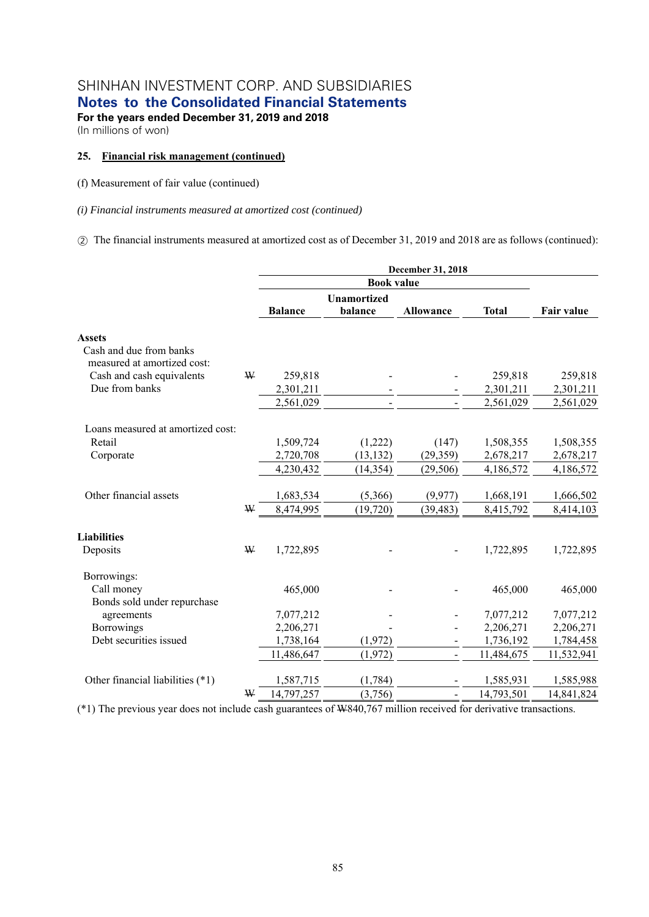SHINHAN INVESTMENT CORP. AND SUBSIDIARIES

**Notes to the Consolidated Financial Statements**

**For the years ended December 31, 2019 and 2018**

(In millions of won)

**25. Financial risk management (continued)**

(f) Measurement of fair value (continued)

*(i) Financial instruments measured at amortized cost (continued)*

② The financial instruments measured at amortized cost as of December 31, 2019 and 2018 are as follows (continued):

| | | December 31, 2018 | | | | |
|---|---|---|---|---|---|---|
| | | Book value | | | | |
| | | Balance | Unamortized balance | Allowance | Total | Fair value |
| **Assets** | | | | | | |
| Cash and due from banks measured at amortized cost: | | | | | | |
| Cash and cash equivalents | ₩ | 259,818 | - | - | 259,818 | 259,818 |
| Due from banks | | 2,301,211 | - | - | 2,301,211 | 2,301,211 |
| | | 2,561,029 | - | - | 2,561,029 | 2,561,029 |
| Loans measured at amortized cost: | | | | | | |
| Retail | | 1,509,724 | (1,222) | (147) | 1,508,355 | 1,508,355 |
| Corporate | | 2,720,708 | (13,132) | (29,359) | 2,678,217 | 2,678,217 |
| | | 4,230,432 | (14,354) | (29,506) | 4,186,572 | 4,186,572 |
| Other financial assets | | 1,683,534 | (5,366) | (9,977) | 1,668,191 | 1,666,502 |
| | ₩ | 8,474,995 | (19,720) | (39,483) | 8,415,792 | 8,414,103 |
| **Liabilities** | | | | | | |
| Deposits | ₩ | 1,722,895 | - | - | 1,722,895 | 1,722,895 |
| Borrowings: | | | | | | |
| Call money | | 465,000 | - | - | 465,000 | 465,000 |
| Bonds sold under repurchase agreements | | 7,077,212 | - | - | 7,077,212 | 7,077,212 |
| Borrowings | | 2,206,271 | - | - | 2,206,271 | 2,206,271 |
| Debt securities issued | | 1,738,164 | (1,972) | - | 1,736,192 | 1,784,458 |
| | | 11,486,647 | (1,972) | - | 11,484,675 | 11,532,941 |
| Other financial liabilities (*1) | | 1,587,715 | (1,784) | - | 1,585,931 | 1,585,988 |
| | ₩ | 14,797,257 | (3,756) | - | 14,793,501 | 14,841,824 |

(*1) The previous year does not include cash guarantees of ₩840,767 million received for derivative transactions.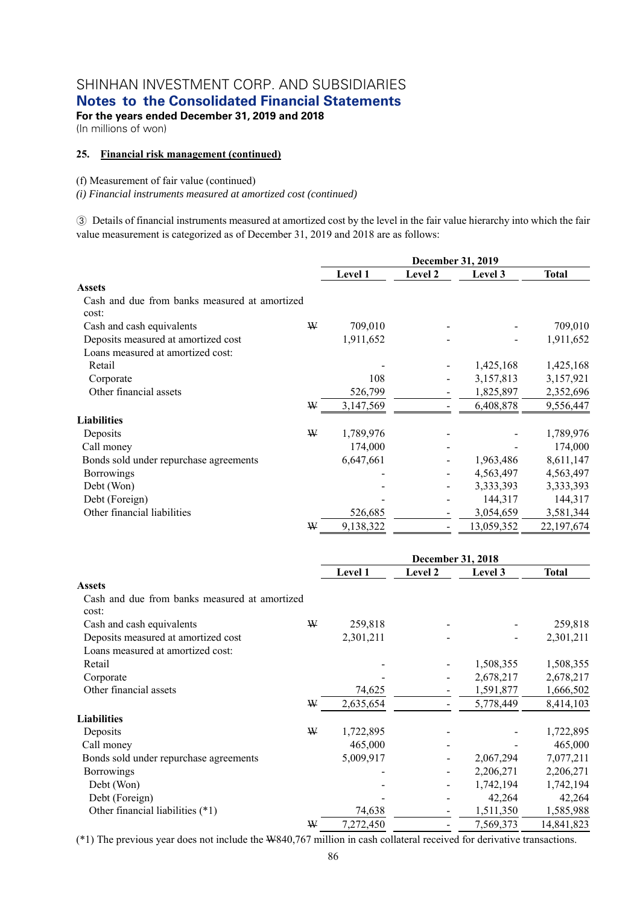SHINHAN INVESTMENT CORP. AND SUBSIDIARIES

**Notes to the Consolidated Financial Statements**

**For the years ended December 31, 2019 and 2018**

(In millions of won)

**25. Financial risk management (continued)**

(f) Measurement of fair value (continued)

*(i) Financial instruments measured at amortized cost (continued)*

③ Details of financial instruments measured at amortized cost by the level in the fair value hierarchy into which the fair value measurement is categorized as of December 31, 2019 and 2018 are as follows:

| | | December 31, 2019 | | | |
|---|---|---|---|---|---|
| | | Level 1 | Level 2 | Level 3 | Total |
| **Assets** | | | | | |
| Cash and due from banks measured at amortized cost: | | | | | |
| Cash and cash equivalents | ₩ | 709,010 | - | - | 709,010 |
| Deposits measured at amortized cost | | 1,911,652 | - | - | 1,911,652 |
| Loans measured at amortized cost: | | | | | |
| Retail | | - | - | 1,425,168 | 1,425,168 |
| Corporate | | 108 | - | 3,157,813 | 3,157,921 |
| Other financial assets | | 526,799 | - | 1,825,897 | 2,352,696 |
| | ₩ | 3,147,569 | - | 6,408,878 | 9,556,447 |
| **Liabilities** | | | | | |
| Deposits | ₩ | 1,789,976 | - | - | 1,789,976 |
| Call money | | 174,000 | - | - | 174,000 |
| Bonds sold under repurchase agreements | | 6,647,661 | - | 1,963,486 | 8,611,147 |
| Borrowings | | - | - | 4,563,497 | 4,563,497 |
| Debt (Won) | | - | - | 3,333,393 | 3,333,393 |
| Debt (Foreign) | | - | - | 144,317 | 144,317 |
| Other financial liabilities | | 526,685 | - | 3,054,659 | 3,581,344 |
| | ₩ | 9,138,322 | - | 13,059,352 | 22,197,674 |

| | | December 31, 2018 | | | |
|---|---|---|---|---|---|
| | | Level 1 | Level 2 | Level 3 | Total |
| **Assets** | | | | | |
| Cash and due from banks measured at amortized cost: | | | | | |
| Cash and cash equivalents | ₩ | 259,818 | - | - | 259,818 |
| Deposits measured at amortized cost | | 2,301,211 | - | - | 2,301,211 |
| Loans measured at amortized cost: | | | | | |
| Retail | | - | - | 1,508,355 | 1,508,355 |
| Corporate | | - | - | 2,678,217 | 2,678,217 |
| Other financial assets | | 74,625 | - | 1,591,877 | 1,666,502 |
| | ₩ | 2,635,654 | - | 5,778,449 | 8,414,103 |
| **Liabilities** | | | | | |
| Deposits | ₩ | 1,722,895 | - | - | 1,722,895 |
| Call money | | 465,000 | - | - | 465,000 |
| Bonds sold under repurchase agreements | | 5,009,917 | - | 2,067,294 | 7,077,211 |
| Borrowings | | - | - | 2,206,271 | 2,206,271 |
| Debt (Won) | | - | - | 1,742,194 | 1,742,194 |
| Debt (Foreign) | | - | - | 42,264 | 42,264 |
| Other financial liabilities (*1) | | 74,638 | - | 1,511,350 | 1,585,988 |
| | ₩ | 7,272,450 | - | 7,569,373 | 14,841,823 |

(*1) The previous year does not include the ₩840,767 million in cash collateral received for derivative transactions.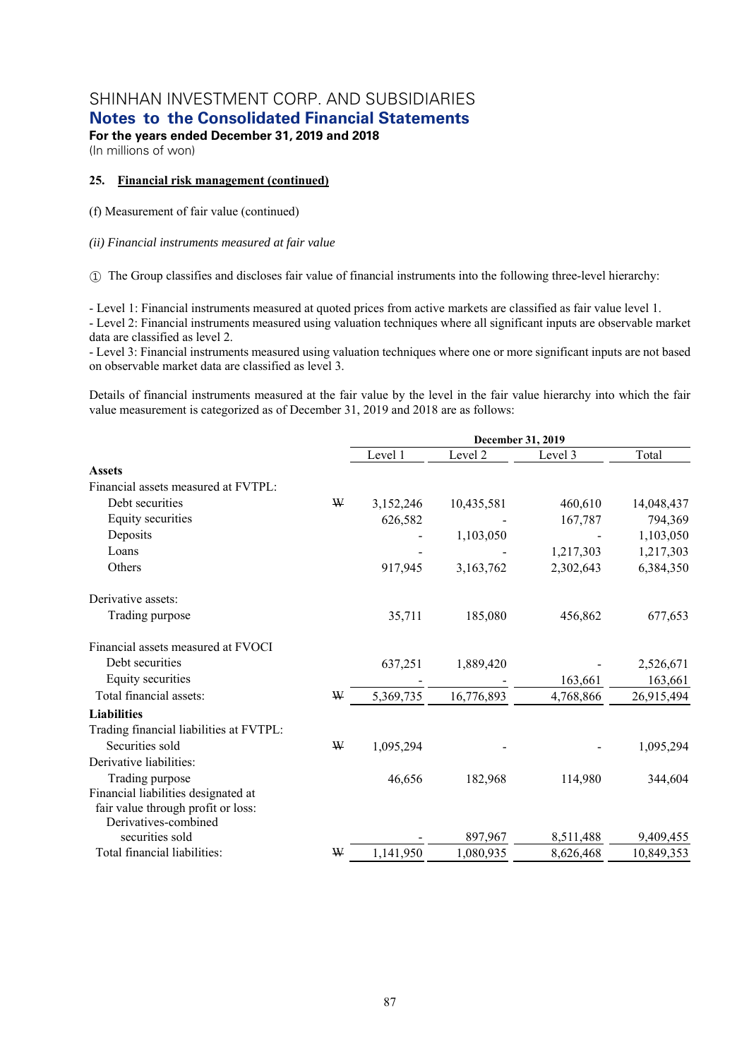SHINHAN INVESTMENT CORP. AND SUBSIDIARIES
**Notes to the Consolidated Financial Statements**
**For the years ended December 31, 2019 and 2018**
(In millions of won)

**25. Financial risk management (continued)**

(f) Measurement of fair value (continued)

*(ii) Financial instruments measured at fair value*

① The Group classifies and discloses fair value of financial instruments into the following three-level hierarchy:

- Level 1: Financial instruments measured at quoted prices from active markets are classified as fair value level 1.
- Level 2: Financial instruments measured using valuation techniques where all significant inputs are observable market data are classified as level 2.
- Level 3: Financial instruments measured using valuation techniques where one or more significant inputs are not based on observable market data are classified as level 3.

Details of financial instruments measured at the fair value by the level in the fair value hierarchy into which the fair value measurement is categorized as of December 31, 2019 and 2018 are as follows:

| | | December 31, 2019 | | | |
|---|---|---|---|---|---|
| | | Level 1 | Level 2 | Level 3 | Total |
| **Assets** | | | | | |
| Financial assets measured at FVTPL: | | | | | |
| Debt securities | ₩ | 3,152,246 | 10,435,581 | 460,610 | 14,048,437 |
| Equity securities | | 626,582 | - | 167,787 | 794,369 |
| Deposits | | - | 1,103,050 | - | 1,103,050 |
| Loans | | - | - | 1,217,303 | 1,217,303 |
| Others | | 917,945 | 3,163,762 | 2,302,643 | 6,384,350 |
| Derivative assets: | | | | | |
| Trading purpose | | 35,711 | 185,080 | 456,862 | 677,653 |
| Financial assets measured at FVOCI | | | | | |
| Debt securities | | 637,251 | 1,889,420 | - | 2,526,671 |
| Equity securities | | - | - | 163,661 | 163,661 |
| Total financial assets: | ₩ | 5,369,735 | 16,776,893 | 4,768,866 | 26,915,494 |
| **Liabilities** | | | | | |
| Trading financial liabilities at FVTPL: | | | | | |
| Securities sold | ₩ | 1,095,294 | - | - | 1,095,294 |
| Derivative liabilities: | | | | | |
| Trading purpose | | 46,656 | 182,968 | 114,980 | 344,604 |
| Financial liabilities designated at fair value through profit or loss: | | | | | |
| Derivatives-combined securities sold | | - | 897,967 | 8,511,488 | 9,409,455 |
| Total financial liabilities: | ₩ | 1,141,950 | 1,080,935 | 8,626,468 | 10,849,353 |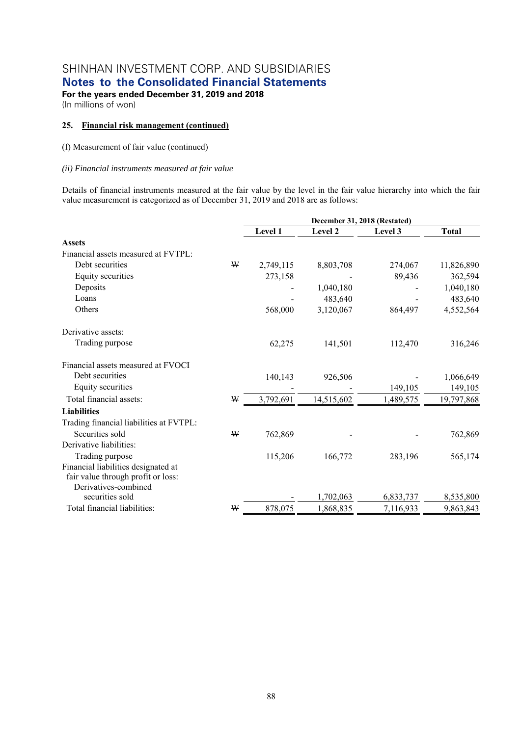SHINHAN INVESTMENT CORP. AND SUBSIDIARIES
**Notes to the Consolidated Financial Statements**
**For the years ended December 31, 2019 and 2018**
(In millions of won)

**25. Financial risk management (continued)**

(f) Measurement of fair value (continued)

*(ii) Financial instruments measured at fair value*

Details of financial instruments measured at the fair value by the level in the fair value hierarchy into which the fair value measurement is categorized as of December 31, 2019 and 2018 are as follows:

| | | December 31, 2018 (Restated) | | | |
|---|---|---|---|---|---|
| | | Level 1 | Level 2 | Level 3 | Total |
| **Assets** | | | | | |
| Financial assets measured at FVTPL: | | | | | |
| Debt securities | ₩ | 2,749,115 | 8,803,708 | 274,067 | 11,826,890 |
| Equity securities | | 273,158 | - | 89,436 | 362,594 |
| Deposits | | - | 1,040,180 | - | 1,040,180 |
| Loans | | - | 483,640 | - | 483,640 |
| Others | | 568,000 | 3,120,067 | 864,497 | 4,552,564 |
| Derivative assets: | | | | | |
| Trading purpose | | 62,275 | 141,501 | 112,470 | 316,246 |
| Financial assets measured at FVOCI | | | | | |
| Debt securities | | 140,143 | 926,506 | - | 1,066,649 |
| Equity securities | | - | - | 149,105 | 149,105 |
| Total financial assets: | ₩ | 3,792,691 | 14,515,602 | 1,489,575 | 19,797,868 |
| **Liabilities** | | | | | |
| Trading financial liabilities at FVTPL: | | | | | |
| Securities sold | ₩ | 762,869 | - | - | 762,869 |
| Derivative liabilities: | | | | | |
| Trading purpose | | 115,206 | 166,772 | 283,196 | 565,174 |
| Financial liabilities designated at fair value through profit or loss: | | | | | |
| Derivatives-combined securities sold | | - | 1,702,063 | 6,833,737 | 8,535,800 |
| Total financial liabilities: | ₩ | 878,075 | 1,868,835 | 7,116,933 | 9,863,843 |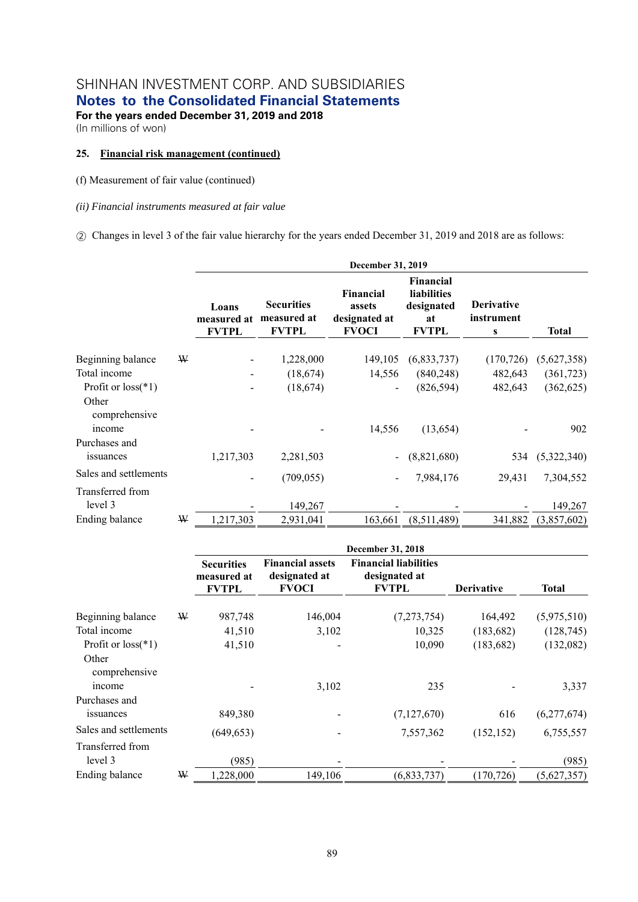SHINHAN INVESTMENT CORP. AND SUBSIDIARIES
**Notes to the Consolidated Financial Statements**
**For the years ended December 31, 2019 and 2018**
(In millions of won)

**25. Financial risk management (continued)**

(f) Measurement of fair value (continued)

*(ii) Financial instruments measured at fair value*

② Changes in level 3 of the fair value hierarchy for the years ended December 31, 2019 and 2018 are as follows:

| | | December 31, 2019 | | | | | |
|---|---|---|---|---|---|---|---|
| | | **Loans measured at FVTPL** | **Securities measured at FVTPL** | **Financial assets designated at FVOCI** | **Financial liabilities designated at FVTPL** | **Derivative instruments** | **Total** |
| Beginning balance | ₩ | - | 1,228,000 | 149,105 | (6,833,737) | (170,726) | (5,627,358) |
| Total income | | - | (18,674) | 14,556 | (840,248) | 482,643 | (361,723) |
| Profit or loss(*1) | | - | (18,674) | - | (826,594) | 482,643 | (362,625) |
| Other comprehensive income | | - | - | 14,556 | (13,654) | - | 902 |
| Purchases and issuances | | 1,217,303 | 2,281,503 | - | (8,821,680) | 534 | (5,322,340) |
| Sales and settlements | | - | (709,055) | - | 7,984,176 | 29,431 | 7,304,552 |
| Transferred from level 3 | | - | 149,267 | - | - | - | 149,267 |
| Ending balance | ₩ | 1,217,303 | 2,931,041 | 163,661 | (8,511,489) | 341,882 | (3,857,602) |

| | | December 31, 2018 | | | | |
|---|---|---|---|---|---|---|
| | | **Securities measured at FVTPL** | **Financial assets designated at FVOCI** | **Financial liabilities designated at FVTPL** | **Derivative** | **Total** |
| Beginning balance | ₩ | 987,748 | 146,004 | (7,273,754) | 164,492 | (5,975,510) |
| Total income | | 41,510 | 3,102 | 10,325 | (183,682) | (128,745) |
| Profit or loss(*1) | | 41,510 | - | 10,090 | (183,682) | (132,082) |
| Other comprehensive income | | - | 3,102 | 235 | - | 3,337 |
| Purchases and issuances | | 849,380 | - | (7,127,670) | 616 | (6,277,674) |
| Sales and settlements | | (649,653) | - | 7,557,362 | (152,152) | 6,755,557 |
| Transferred from level 3 | | (985) | - | - | - | (985) |
| Ending balance | ₩ | 1,228,000 | 149,106 | (6,833,737) | (170,726) | (5,627,357) |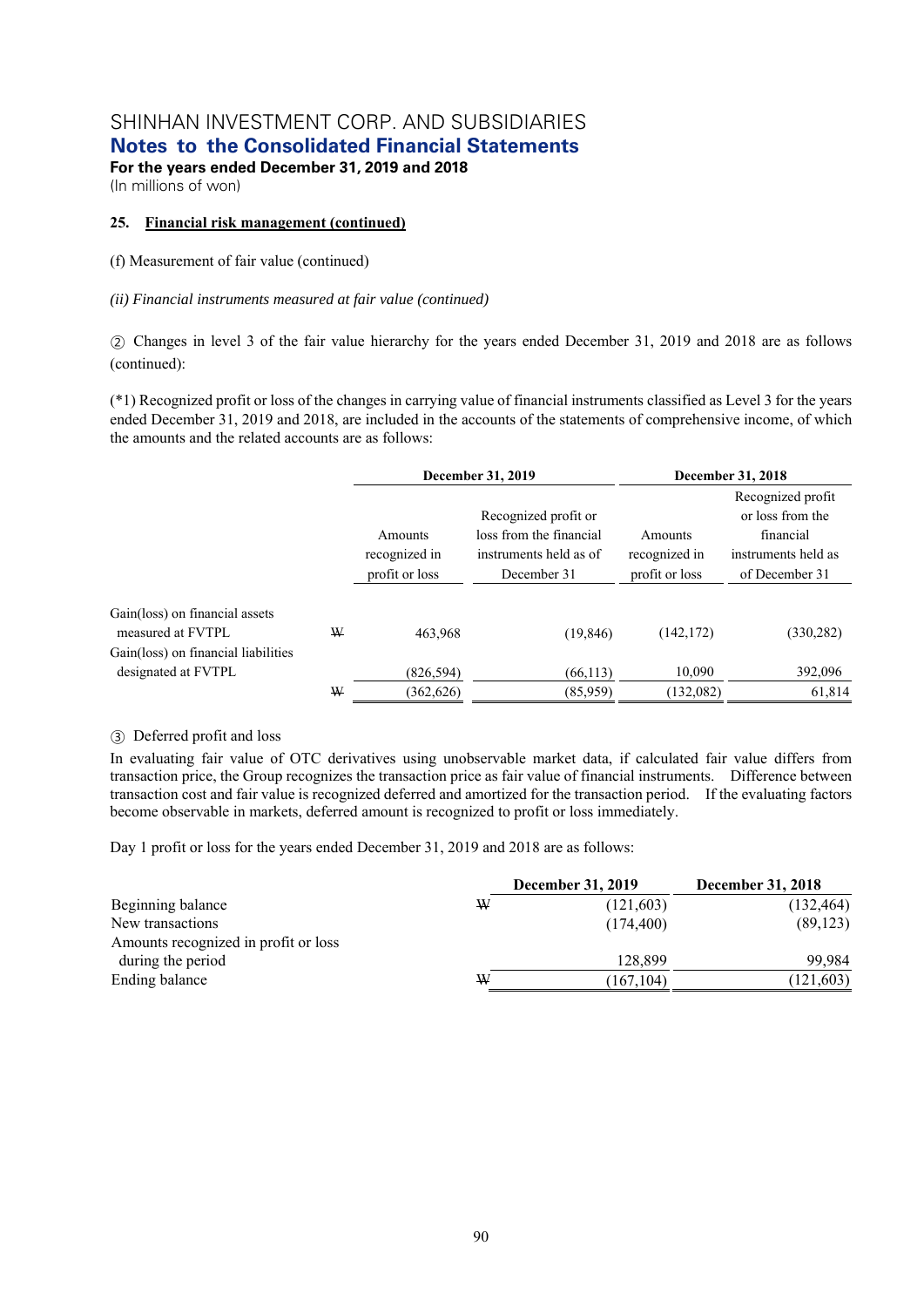# SHINHAN INVESTMENT CORP. AND SUBSIDIARIES
## Notes to the Consolidated Financial Statements
**For the years ended December 31, 2019 and 2018**
(In millions of won)

**25. Financial risk management (continued)**

(f) Measurement of fair value (continued)

*(ii) Financial instruments measured at fair value (continued)*

② Changes in level 3 of the fair value hierarchy for the years ended December 31, 2019 and 2018 are as follows (continued):

(*1) Recognized profit or loss of the changes in carrying value of financial instruments classified as Level 3 for the years ended December 31, 2019 and 2018, are included in the accounts of the statements of comprehensive income, of which the amounts and the related accounts are as follows:

| | | December 31, 2019 | | December 31, 2018 | |
|---|---|---|---|---|---|
| | | Amounts recognized in profit or loss | Recognized profit or loss from the financial instruments held as of December 31 | Amounts recognized in profit or loss | Recognized profit or loss from the financial instruments held as of December 31 |
| Gain(loss) on financial assets measured at FVTPL | ₩ | 463,968 | (19,846) | (142,172) | (330,282) |
| Gain(loss) on financial liabilities designated at FVTPL | | (826,594) | (66,113) | 10,090 | 392,096 |
| | ₩ | (362,626) | (85,959) | (132,082) | 61,814 |

③ Deferred profit and loss

In evaluating fair value of OTC derivatives using unobservable market data, if calculated fair value differs from transaction price, the Group recognizes the transaction price as fair value of financial instruments. Difference between transaction cost and fair value is recognized deferred and amortized for the transaction period. If the evaluating factors become observable in markets, deferred amount is recognized to profit or loss immediately.

Day 1 profit or loss for the years ended December 31, 2019 and 2018 are as follows:

| | | December 31, 2019 | December 31, 2018 |
|---|---|---|---|
| Beginning balance | ₩ | (121,603) | (132,464) |
| New transactions | | (174,400) | (89,123) |
| Amounts recognized in profit or loss during the period | | 128,899 | 99,984 |
| Ending balance | ₩ | (167,104) | (121,603) |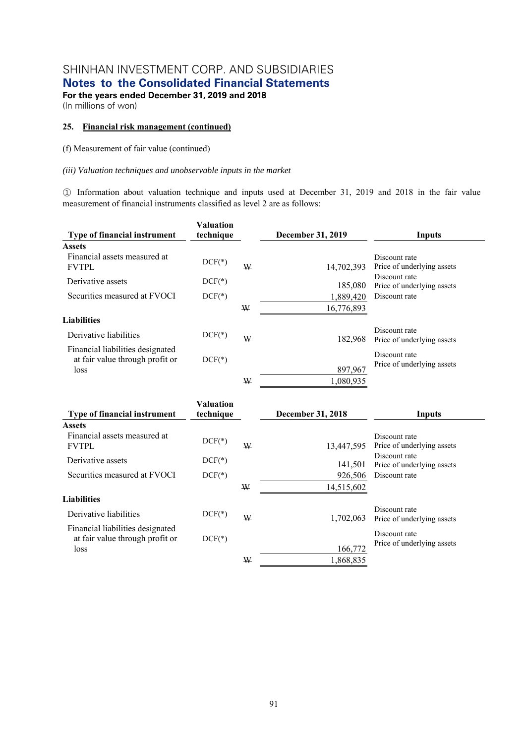SHINHAN INVESTMENT CORP. AND SUBSIDIARIES
## Notes to the Consolidated Financial Statements
**For the years ended December 31, 2019 and 2018**
(In millions of won)

**25. Financial risk management (continued)**

(f) Measurement of fair value (continued)

*(iii) Valuation techniques and unobservable inputs in the market*

① Information about valuation technique and inputs used at December 31, 2019 and 2018 in the fair value measurement of financial instruments classified as level 2 are as follows:

| Type of financial instrument | Valuation technique | | December 31, 2019 | Inputs |
|---|---|---|---|---|
| **Assets** | | | | |
| Financial assets measured at FVTPL | DCF(*) | ₩ | 14,702,393 | Discount rate<br>Price of underlying assets |
| Derivative assets | DCF(*) | | 185,080 | Discount rate<br>Price of underlying assets |
| Securities measured at FVOCI | DCF(*) | | 1,889,420 | Discount rate |
| | | ₩ | 16,776,893 | |
| **Liabilities** | | | | |
| Derivative liabilities | DCF(*) | ₩ | 182,968 | Discount rate<br>Price of underlying assets |
| Financial liabilities designated at fair value through profit or loss | DCF(*) | | 897,967 | Discount rate<br>Price of underlying assets |
| | | ₩ | 1,080,935 | |

| Type of financial instrument | Valuation technique | | December 31, 2018 | Inputs |
|---|---|---|---|---|
| **Assets** | | | | |
| Financial assets measured at FVTPL | DCF(*) | ₩ | 13,447,595 | Discount rate<br>Price of underlying assets |
| Derivative assets | DCF(*) | | 141,501 | Discount rate<br>Price of underlying assets |
| Securities measured at FVOCI | DCF(*) | | 926,506 | Discount rate |
| | | ₩ | 14,515,602 | |
| **Liabilities** | | | | |
| Derivative liabilities | DCF(*) | ₩ | 1,702,063 | Discount rate<br>Price of underlying assets |
| Financial liabilities designated at fair value through profit or loss | DCF(*) | | 166,772 | Discount rate<br>Price of underlying assets |
| | | ₩ | 1,868,835 | |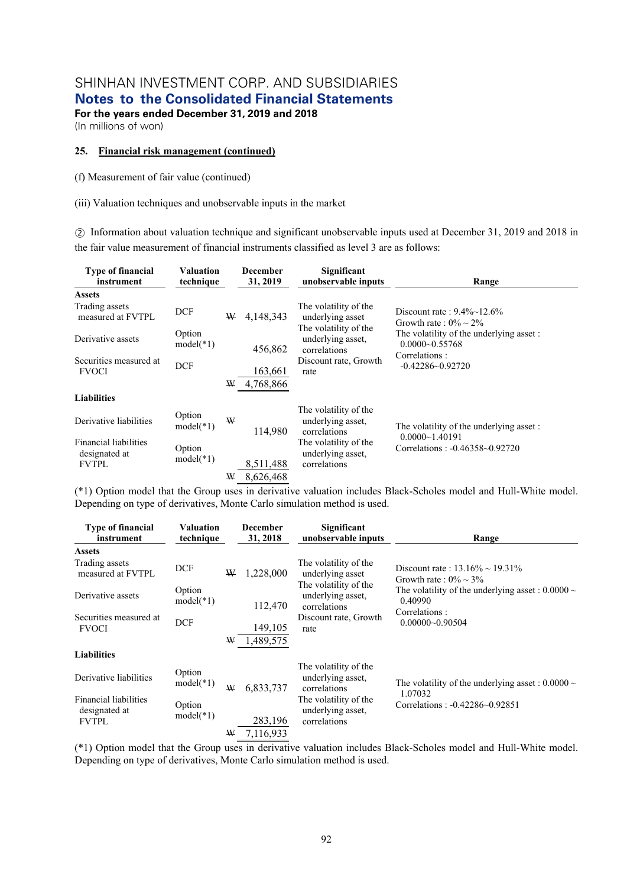SHINHAN INVESTMENT CORP. AND SUBSIDIARIES
## Notes to the Consolidated Financial Statements
**For the years ended December 31, 2019 and 2018**
(In millions of won)

**25. Financial risk management (continued)**

(f) Measurement of fair value (continued)

(iii) Valuation techniques and unobservable inputs in the market

② Information about valuation technique and significant unobservable inputs used at December 31, 2019 and 2018 in the fair value measurement of financial instruments classified as level 3 are as follows:

| Type of financial instrument | Valuation technique | December 31, 2019 | Significant unobservable inputs | Range |
|---|---|---|---|---|
| **Assets** | | | | |
| Trading assets measured at FVTPL | DCF | ₩ 4,148,343 | The volatility of the underlying asset | Discount rate : 9.4%~12.6%<br>Growth rate : 0% ~ 2% |
| Derivative assets | Option model(*1) | 456,862 | The volatility of the underlying asset, correlations | The volatility of the underlying asset : 0.0000~0.55768<br>Correlations : -0.42286~0.92720 |
| Securities measured at FVOCI | DCF | 163,661 | Discount rate, Growth rate | |
| | | ₩ 4,768,866 | | |
| **Liabilities** | | | | |
| Derivative liabilities | Option model(*1) | ₩ 114,980 | The volatility of the underlying asset, correlations | The volatility of the underlying asset : 0.0000~1.40191<br>Correlations : -0.46358~0.92720 |
| Financial liabilities designated at FVTPL | Option model(*1) | 8,511,488 | The volatility of the underlying asset, correlations | |
| | | ₩ 8,626,468 | | |

(*1) Option model that the Group uses in derivative valuation includes Black-Scholes model and Hull-White model. Depending on type of derivatives, Monte Carlo simulation method is used.

| Type of financial instrument | Valuation technique | December 31, 2018 | Significant unobservable inputs | Range |
|---|---|---|---|---|
| **Assets** | | | | |
| Trading assets measured at FVTPL | DCF | ₩ 1,228,000 | The volatility of the underlying asset | Discount rate : 13.16% ~ 19.31%<br>Growth rate : 0% ~ 3% |
| Derivative assets | Option model(*1) | 112,470 | The volatility of the underlying asset, correlations | The volatility of the underlying asset : 0.0000 ~ 0.40990<br>Correlations : 0.00000~0.90504 |
| Securities measured at FVOCI | DCF | 149,105 | Discount rate, Growth rate | |
| | | ₩ 1,489,575 | | |
| **Liabilities** | | | | |
| Derivative liabilities | Option model(*1) | ₩ 6,833,737 | The volatility of the underlying asset, correlations | The volatility of the underlying asset : 0.0000 ~ 1.07032<br>Correlations : -0.42286~0.92851 |
| Financial liabilities designated at FVTPL | Option model(*1) | 283,196 | The volatility of the underlying asset, correlations | |
| | | ₩ 7,116,933 | | |

(*1) Option model that the Group uses in derivative valuation includes Black-Scholes model and Hull-White model. Depending on type of derivatives, Monte Carlo simulation method is used.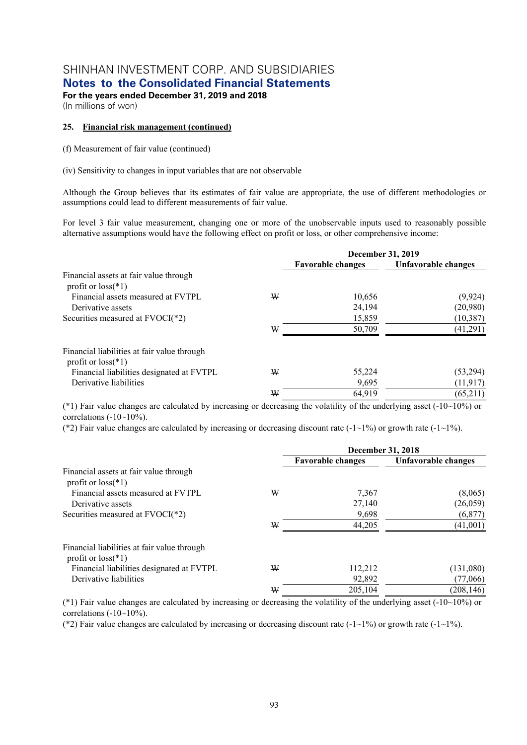SHINHAN INVESTMENT CORP. AND SUBSIDIARIES
**Notes to the Consolidated Financial Statements**
**For the years ended December 31, 2019 and 2018**
(In millions of won)

**25. Financial risk management (continued)**

(f) Measurement of fair value (continued)

(iv) Sensitivity to changes in input variables that are not observable

Although the Group believes that its estimates of fair value are appropriate, the use of different methodologies or assumptions could lead to different measurements of fair value.

For level 3 fair value measurement, changing one or more of the unobservable inputs used to reasonably possible alternative assumptions would have the following effect on profit or loss, or other comprehensive income:

| | | December 31, 2019 | |
|---|---|---|---|
| | | Favorable changes | Unfavorable changes |
| Financial assets at fair value through profit or loss(*1) | | | |
| Financial assets measured at FVTPL | ₩ | 10,656 | (9,924) |
| Derivative assets | | 24,194 | (20,980) |
| Securities measured at FVOCI(*2) | | 15,859 | (10,387) |
| | ₩ | 50,709 | (41,291) |
| Financial liabilities at fair value through profit or loss(*1) | | | |
| Financial liabilities designated at FVTPL | ₩ | 55,224 | (53,294) |
| Derivative liabilities | | 9,695 | (11,917) |
| | ₩ | 64,919 | (65,211) |

(*1) Fair value changes are calculated by increasing or decreasing the volatility of the underlying asset (-10~10%) or correlations (-10~10%).
(*2) Fair value changes are calculated by increasing or decreasing discount rate (-1~1%) or growth rate (-1~1%).

| | | December 31, 2018 | |
|---|---|---|---|
| | | Favorable changes | Unfavorable changes |
| Financial assets at fair value through profit or loss(*1) | | | |
| Financial assets measured at FVTPL | ₩ | 7,367 | (8,065) |
| Derivative assets | | 27,140 | (26,059) |
| Securities measured at FVOCI(*2) | | 9,698 | (6,877) |
| | ₩ | 44,205 | (41,001) |
| Financial liabilities at fair value through profit or loss(*1) | | | |
| Financial liabilities designated at FVTPL | ₩ | 112,212 | (131,080) |
| Derivative liabilities | | 92,892 | (77,066) |
| | ₩ | 205,104 | (208,146) |

(*1) Fair value changes are calculated by increasing or decreasing the volatility of the underlying asset (-10~10%) or correlations (-10~10%).
(*2) Fair value changes are calculated by increasing or decreasing discount rate (-1~1%) or growth rate (-1~1%).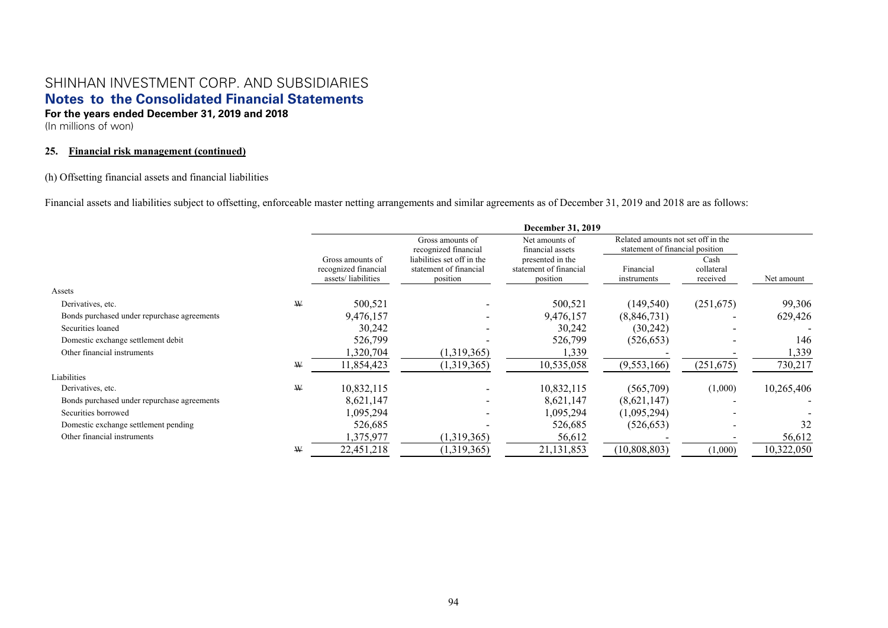SHINHAN INVESTMENT CORP. AND SUBSIDIARIES
**Notes to the Consolidated Financial Statements**
**For the years ended December 31, 2019 and 2018**
(In millions of won)

**25. Financial risk management (continued)**

(h) Offsetting financial assets and financial liabilities

Financial assets and liabilities subject to offsetting, enforceable master netting arrangements and similar agreements as of December 31, 2019 and 2018 are as follows:

| | | December 31, 2019 | | | | | |
|---|---|---|---|---|---|---|---|
| | | Gross amounts of recognized financial assets/ liabilities | Gross amounts of recognized financial liabilities set off in the statement of financial position | Net amounts of financial assets presented in the statement of financial position | Related amounts not set off in the statement of financial position | | Net amount |
| | | | | | Financial instruments | Cash collateral received | |
| Assets | | | | | | | |
| Derivatives, etc. | ₩ | 500,521 | - | 500,521 | (149,540) | (251,675) | 99,306 |
| Bonds purchased under repurchase agreements | | 9,476,157 | - | 9,476,157 | (8,846,731) | - | 629,426 |
| Securities loaned | | 30,242 | - | 30,242 | (30,242) | - | - |
| Domestic exchange settlement debit | | 526,799 | - | 526,799 | (526,653) | - | 146 |
| Other financial instruments | | 1,320,704 | (1,319,365) | 1,339 | - | - | 1,339 |
| | ₩ | 11,854,423 | (1,319,365) | 10,535,058 | (9,553,166) | (251,675) | 730,217 |
| Liabilities | | | | | | | |
| Derivatives, etc. | ₩ | 10,832,115 | - | 10,832,115 | (565,709) | (1,000) | 10,265,406 |
| Bonds purchased under repurchase agreements | | 8,621,147 | - | 8,621,147 | (8,621,147) | - | - |
| Securities borrowed | | 1,095,294 | - | 1,095,294 | (1,095,294) | - | - |
| Domestic exchange settlement pending | | 526,685 | - | 526,685 | (526,653) | - | 32 |
| Other financial instruments | | 1,375,977 | (1,319,365) | 56,612 | - | - | 56,612 |
| | ₩ | 22,451,218 | (1,319,365) | 21,131,853 | (10,808,803) | (1,000) | 10,322,050 |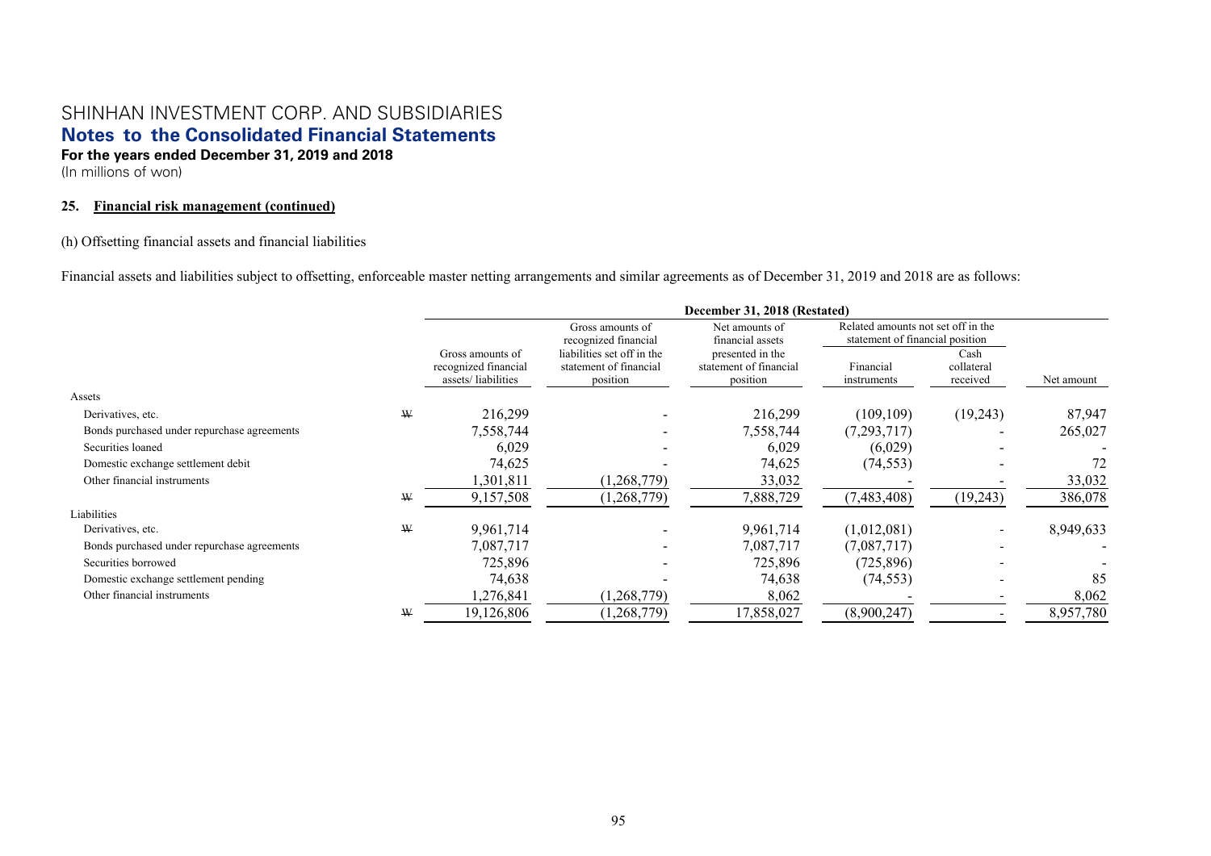SHINHAN INVESTMENT CORP. AND SUBSIDIARIES

**Notes to the Consolidated Financial Statements**

**For the years ended December 31, 2019 and 2018**

(In millions of won)

**25. Financial risk management (continued)**

(h) Offsetting financial assets and financial liabilities

Financial assets and liabilities subject to offsetting, enforceable master netting arrangements and similar agreements as of December 31, 2019 and 2018 are as follows:

| | | December 31, 2018 (Restated) | | | | | |
|---|---|---|---|---|---|---|---|
| | | Gross amounts of recognized financial assets/ liabilities | Gross amounts of recognized financial liabilities set off in the statement of financial position | Net amounts of financial assets presented in the statement of financial position | Related amounts not set off in the statement of financial position | | Net amount |
| | | | | | Financial instruments | Cash collateral received | |
| Assets | | | | | | | |
| Derivatives, etc. | ₩ | 216,299 | - | 216,299 | (109,109) | (19,243) | 87,947 |
| Bonds purchased under repurchase agreements | | 7,558,744 | - | 7,558,744 | (7,293,717) | - | 265,027 |
| Securities loaned | | 6,029 | - | 6,029 | (6,029) | - | - |
| Domestic exchange settlement debit | | 74,625 | - | 74,625 | (74,553) | - | 72 |
| Other financial instruments | | 1,301,811 | (1,268,779) | 33,032 | - | - | 33,032 |
| | ₩ | 9,157,508 | (1,268,779) | 7,888,729 | (7,483,408) | (19,243) | 386,078 |
| Liabilities | | | | | | | |
| Derivatives, etc. | ₩ | 9,961,714 | - | 9,961,714 | (1,012,081) | - | 8,949,633 |
| Bonds purchased under repurchase agreements | | 7,087,717 | - | 7,087,717 | (7,087,717) | - | - |
| Securities borrowed | | 725,896 | - | 725,896 | (725,896) | - | - |
| Domestic exchange settlement pending | | 74,638 | - | 74,638 | (74,553) | - | 85 |
| Other financial instruments | | 1,276,841 | (1,268,779) | 8,062 | - | - | 8,062 |
| | ₩ | 19,126,806 | (1,268,779) | 17,858,027 | (8,900,247) | - | 8,957,780 |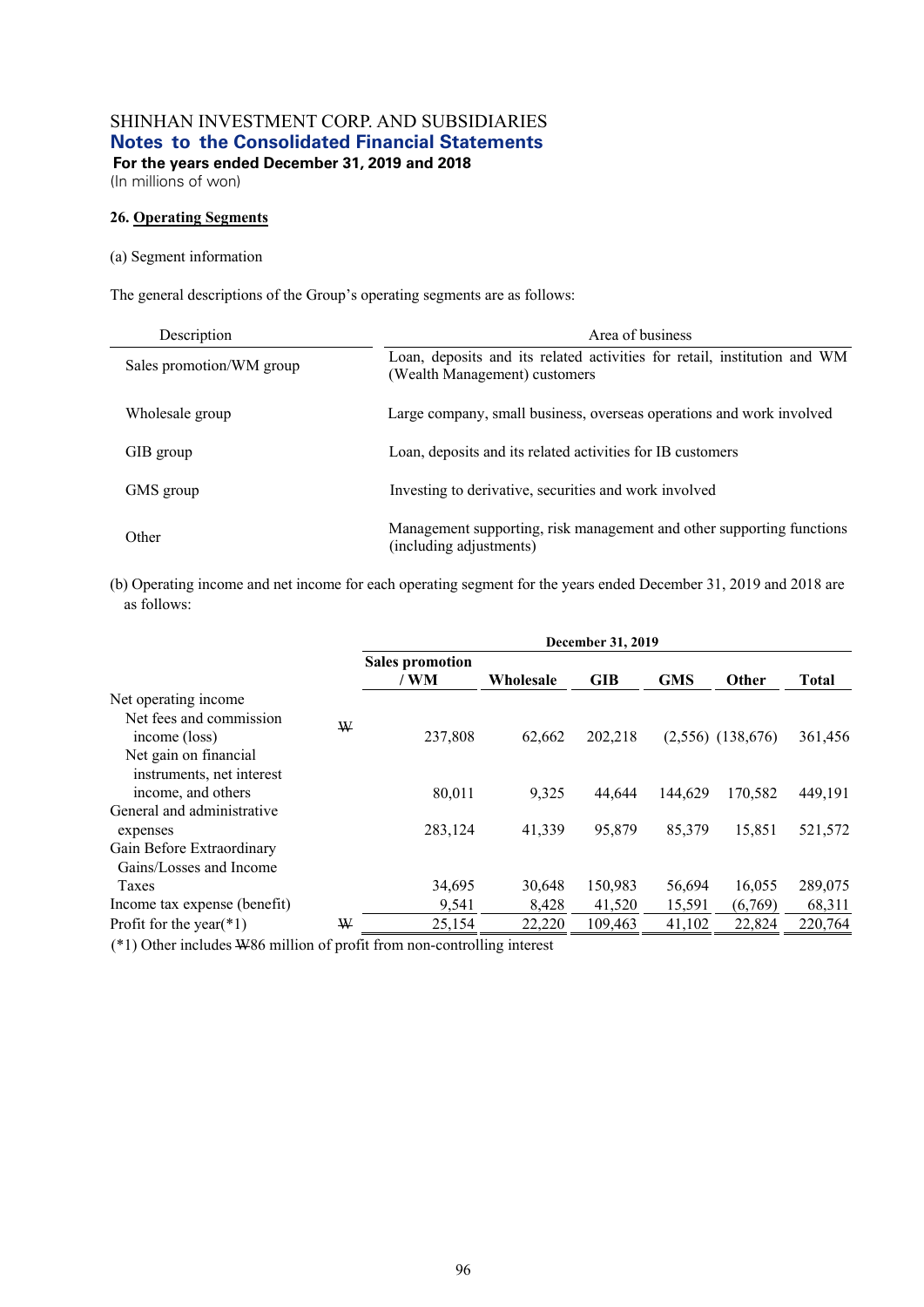SHINHAN INVESTMENT CORP. AND SUBSIDIARIES
**Notes to the Consolidated Financial Statements**
**For the years ended December 31, 2019 and 2018**
(In millions of won)

**26. Operating Segments**

(a) Segment information

The general descriptions of the Group's operating segments are as follows:

| Description | Area of business |
|---|---|
| Sales promotion/WM group | Loan, deposits and its related activities for retail, institution and WM (Wealth Management) customers |
| Wholesale group | Large company, small business, overseas operations and work involved |
| GIB group | Loan, deposits and its related activities for IB customers |
| GMS group | Investing to derivative, securities and work involved |
| Other | Management supporting, risk management and other supporting functions (including adjustments) |

(b) Operating income and net income for each operating segment for the years ended December 31, 2019 and 2018 are as follows:

| | | December 31, 2019 | | | | | |
|---|---|---|---|---|---|---|---|
| | | Sales promotion / WM | Wholesale | GIB | GMS | Other | Total |
| Net operating income | | | | | | | |
| Net fees and commission income (loss) | ₩ | 237,808 | 62,662 | 202,218 | (2,556) | (138,676) | 361,456 |
| Net gain on financial instruments, net interest income, and others | | 80,011 | 9,325 | 44,644 | 144,629 | 170,582 | 449,191 |
| General and administrative expenses | | 283,124 | 41,339 | 95,879 | 85,379 | 15,851 | 521,572 |
| Gain Before Extraordinary Gains/Losses and Income Taxes | | 34,695 | 30,648 | 150,983 | 56,694 | 16,055 | 289,075 |
| Income tax expense (benefit) | | 9,541 | 8,428 | 41,520 | 15,591 | (6,769) | 68,311 |
| Profit for the year(*1) | ₩ | 25,154 | 22,220 | 109,463 | 41,102 | 22,824 | 220,764 |

(*1) Other includes ₩86 million of profit from non-controlling interest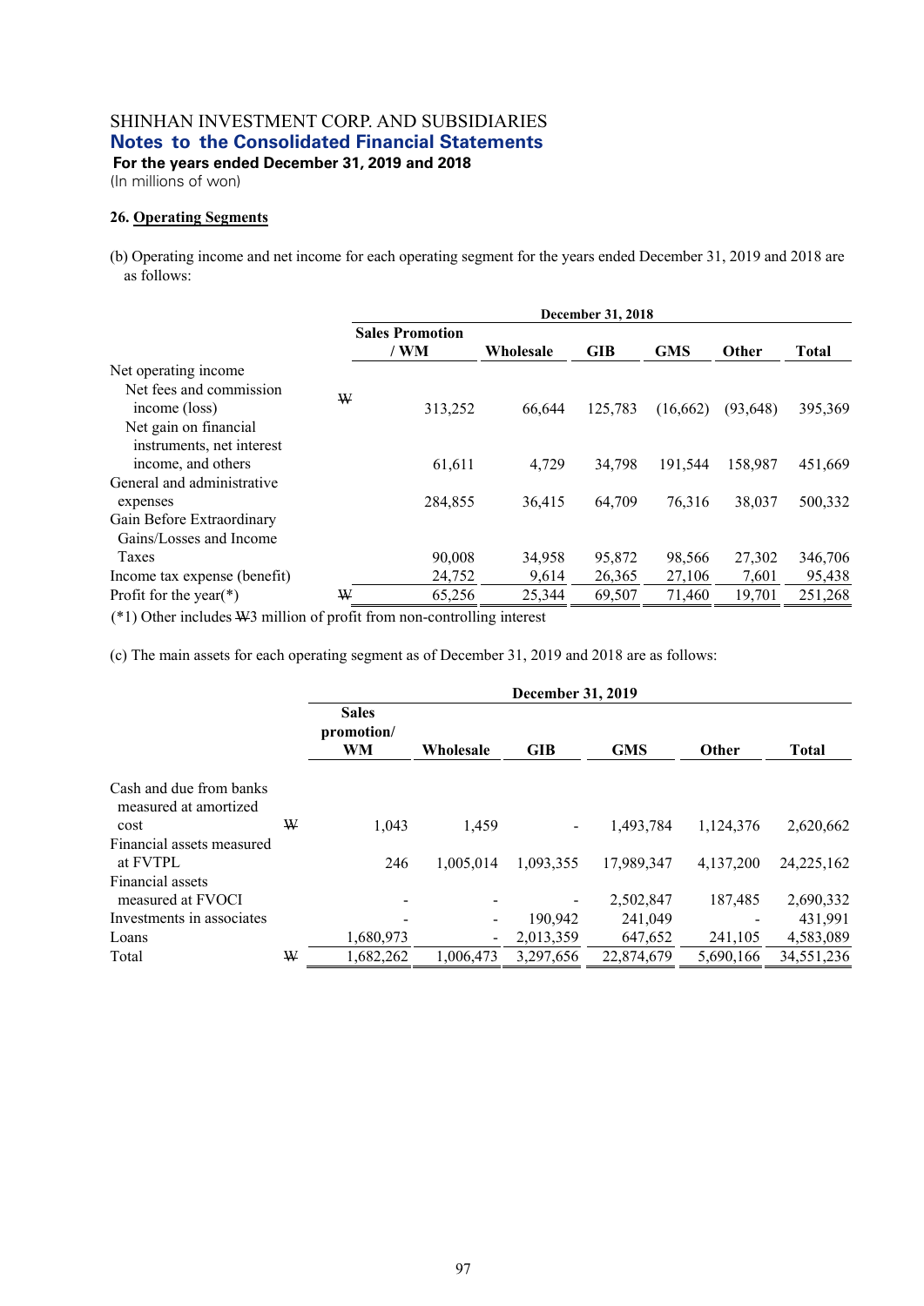SHINHAN INVESTMENT CORP. AND SUBSIDIARIES

## Notes to the Consolidated Financial Statements

**For the years ended December 31, 2019 and 2018**

(In millions of won)

**26. Operating Segments**

(b) Operating income and net income for each operating segment for the years ended December 31, 2019 and 2018 are as follows:

| | | December 31, 2018 | | | | | |
|---|---|---|---|---|---|---|---|
| | | Sales Promotion / WM | Wholesale | GIB | GMS | Other | Total |
| Net operating income | | | | | | | |
| Net fees and commission income (loss) | ₩ | 313,252 | 66,644 | 125,783 | (16,662) | (93,648) | 395,369 |
| Net gain on financial instruments, net interest income, and others | | 61,611 | 4,729 | 34,798 | 191,544 | 158,987 | 451,669 |
| General and administrative expenses | | 284,855 | 36,415 | 64,709 | 76,316 | 38,037 | 500,332 |
| Gain Before Extraordinary Gains/Losses and Income Taxes | | 90,008 | 34,958 | 95,872 | 98,566 | 27,302 | 346,706 |
| Income tax expense (benefit) | | 24,752 | 9,614 | 26,365 | 27,106 | 7,601 | 95,438 |
| Profit for the year(*) | ₩ | 65,256 | 25,344 | 69,507 | 71,460 | 19,701 | 251,268 |

(*1) Other includes ₩3 million of profit from non-controlling interest

(c) The main assets for each operating segment as of December 31, 2019 and 2018 are as follows:

| | | December 31, 2019 | | | | | |
|---|---|---|---|---|---|---|---|
| | | Sales promotion/ WM | Wholesale | GIB | GMS | Other | Total |
| Cash and due from banks measured at amortized cost | ₩ | 1,043 | 1,459 | - | 1,493,784 | 1,124,376 | 2,620,662 |
| Financial assets measured at FVTPL | | 246 | 1,005,014 | 1,093,355 | 17,989,347 | 4,137,200 | 24,225,162 |
| Financial assets measured at FVOCI | | - | - | - | 2,502,847 | 187,485 | 2,690,332 |
| Investments in associates | | - | - | 190,942 | 241,049 | - | 431,991 |
| Loans | | 1,680,973 | - | 2,013,359 | 647,652 | 241,105 | 4,583,089 |
| Total | ₩ | 1,682,262 | 1,006,473 | 3,297,656 | 22,874,679 | 5,690,166 | 34,551,236 |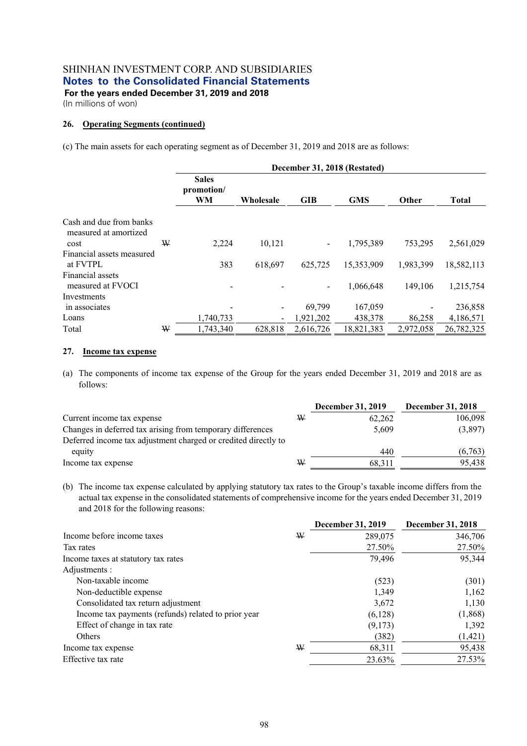SHINHAN INVESTMENT CORP. AND SUBSIDIARIES

**Notes to the Consolidated Financial Statements**

**For the years ended December 31, 2019 and 2018**

(In millions of won)

**26. Operating Segments (continued)**

(c) The main assets for each operating segment as of December 31, 2019 and 2018 are as follows:

| | | December 31, 2018 (Restated) | | | | | |
|---|---|---|---|---|---|---|---|
| | | Sales promotion/ WM | Wholesale | GIB | GMS | Other | Total |
| Cash and due from banks measured at amortized cost | ₩ | 2,224 | 10,121 | - | 1,795,389 | 753,295 | 2,561,029 |
| Financial assets measured at FVTPL | | 383 | 618,697 | 625,725 | 15,353,909 | 1,983,399 | 18,582,113 |
| Financial assets measured at FVOCI | | - | - | - | 1,066,648 | 149,106 | 1,215,754 |
| Investments in associates | | - | - | 69,799 | 167,059 | - | 236,858 |
| Loans | | 1,740,733 | - | 1,921,202 | 438,378 | 86,258 | 4,186,571 |
| Total | ₩ | 1,743,340 | 628,818 | 2,616,726 | 18,821,383 | 2,972,058 | 26,782,325 |

**27. Income tax expense**

(a) The components of income tax expense of the Group for the years ended December 31, 2019 and 2018 are as follows:

| | | December 31, 2019 | December 31, 2018 |
|---|---|---|---|
| Current income tax expense | ₩ | 62,262 | 106,098 |
| Changes in deferred tax arising from temporary differences | | 5,609 | (3,897) |
| Deferred income tax adjustment charged or credited directly to equity | | 440 | (6,763) |
| Income tax expense | ₩ | 68,311 | 95,438 |

(b) The income tax expense calculated by applying statutory tax rates to the Group's taxable income differs from the actual tax expense in the consolidated statements of comprehensive income for the years ended December 31, 2019 and 2018 for the following reasons:

| | | December 31, 2019 | December 31, 2018 |
|---|---|---|---|
| Income before income taxes | ₩ | 289,075 | 346,706 |
| Tax rates | | 27.50% | 27.50% |
| Income taxes at statutory tax rates | | 79,496 | 95,344 |
| Adjustments : | | | |
| Non-taxable income | | (523) | (301) |
| Non-deductible expense | | 1,349 | 1,162 |
| Consolidated tax return adjustment | | 3,672 | 1,130 |
| Income tax payments (refunds) related to prior year | | (6,128) | (1,868) |
| Effect of change in tax rate | | (9,173) | 1,392 |
| Others | | (382) | (1,421) |
| Income tax expense | ₩ | 68,311 | 95,438 |
| Effective tax rate | | 23.63% | 27.53% |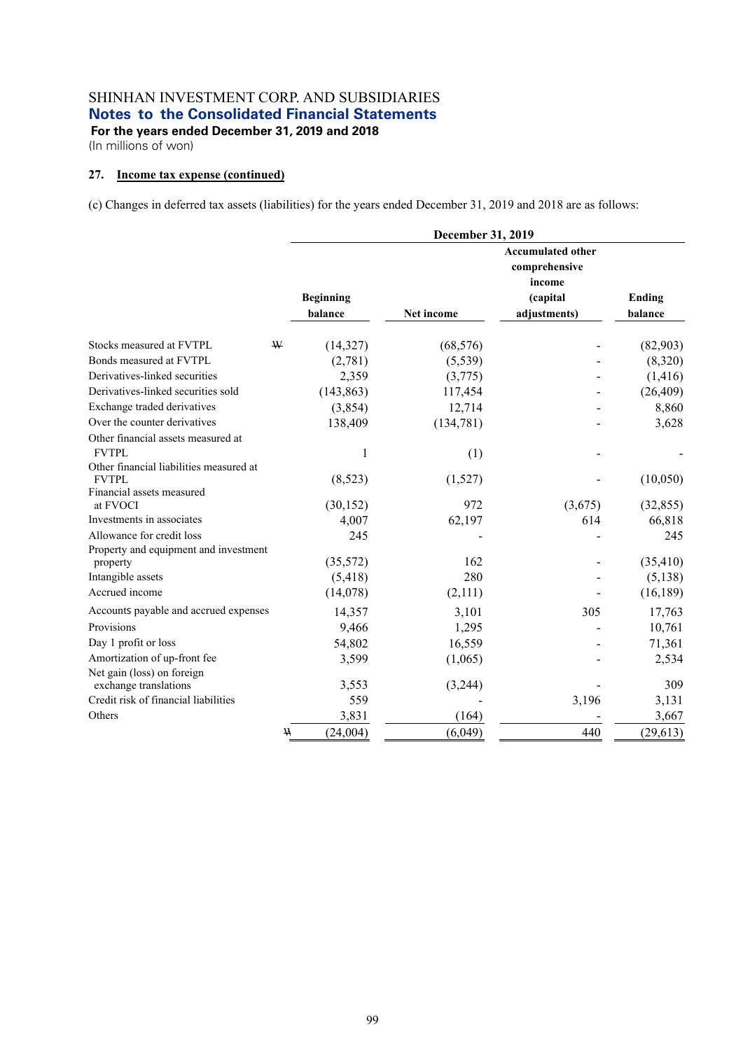SHINHAN INVESTMENT CORP. AND SUBSIDIARIES
**Notes to the Consolidated Financial Statements**
**For the years ended December 31, 2019 and 2018**
(In millions of won)

**27. Income tax expense (continued)**

(c) Changes in deferred tax assets (liabilities) for the years ended December 31, 2019 and 2018 are as follows:

| | December 31, 2019 | | | |
|---|---|---|---|---|
| | Beginning balance | Net income | Accumulated other comprehensive income (capital adjustments) | Ending balance |
| Stocks measured at FVTPL | ₩ (14,327) | (68,576) | - | (82,903) |
| Bonds measured at FVTPL | (2,781) | (5,539) | - | (8,320) |
| Derivatives-linked securities | 2,359 | (3,775) | - | (1,416) |
| Derivatives-linked securities sold | (143,863) | 117,454 | - | (26,409) |
| Exchange traded derivatives | (3,854) | 12,714 | - | 8,860 |
| Over the counter derivatives | 138,409 | (134,781) | - | 3,628 |
| Other financial assets measured at FVTPL | 1 | (1) | - | - |
| Other financial liabilities measured at FVTPL | (8,523) | (1,527) | - | (10,050) |
| Financial assets measured at FVOCI | (30,152) | 972 | (3,675) | (32,855) |
| Investments in associates | 4,007 | 62,197 | 614 | 66,818 |
| Allowance for credit loss | 245 | - | - | 245 |
| Property and equipment and investment property | (35,572) | 162 | - | (35,410) |
| Intangible assets | (5,418) | 280 | - | (5,138) |
| Accrued income | (14,078) | (2,111) | - | (16,189) |
| Accounts payable and accrued expenses | 14,357 | 3,101 | 305 | 17,763 |
| Provisions | 9,466 | 1,295 | - | 10,761 |
| Day 1 profit or loss | 54,802 | 16,559 | - | 71,361 |
| Amortization of up-front fee | 3,599 | (1,065) | - | 2,534 |
| Net gain (loss) on foreign exchange translations | 3,553 | (3,244) | - | 309 |
| Credit risk of financial liabilities | 559 | - | 3,196 | 3,131 |
| Others | 3,831 | (164) | - | 3,667 |
| | ₩ (24,004) | (6,049) | 440 | (29,613) |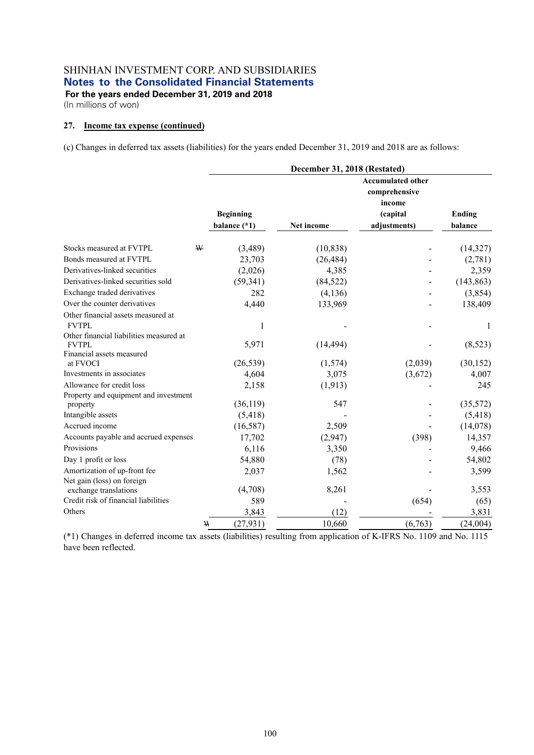SHINHAN INVESTMENT CORP. AND SUBSIDIARIES
**Notes to the Consolidated Financial Statements**
**For the years ended December 31, 2019 and 2018**
(In millions of won)

### 27. Income tax expense (continued)

(c) Changes in deferred tax assets (liabilities) for the years ended December 31, 2019 and 2018 are as follows:

| | | December 31, 2018 (Restated) | | | |
|---|---|---|---|---|---|
| | | Beginning balance (*1) | Net income | Accumulated other comprehensive income (capital adjustments) | Ending balance |
| Stocks measured at FVTPL | ₩ | (3,489) | (10,838) | - | (14,327) |
| Bonds measured at FVTPL | | 23,703 | (26,484) | - | (2,781) |
| Derivatives-linked securities | | (2,026) | 4,385 | - | 2,359 |
| Derivatives-linked securities sold | | (59,341) | (84,522) | - | (143,863) |
| Exchange traded derivatives | | 282 | (4,136) | - | (3,854) |
| Over the counter derivatives | | 4,440 | 133,969 | - | 138,409 |
| Other financial assets measured at FVTPL | | 1 | - | - | 1 |
| Other financial liabilities measured at FVTPL | | 5,971 | (14,494) | - | (8,523) |
| Financial assets measured at FVOCI | | (26,539) | (1,574) | (2,039) | (30,152) |
| Investments in associates | | 4,604 | 3,075 | (3,672) | 4,007 |
| Allowance for credit loss | | 2,158 | (1,913) | - | 245 |
| Property and equipment and investment property | | (36,119) | 547 | - | (35,572) |
| Intangible assets | | (5,418) | - | - | (5,418) |
| Accrued income | | (16,587) | 2,509 | - | (14,078) |
| Accounts payable and accrued expenses | | 17,702 | (2,947) | (398) | 14,357 |
| Provisions | | 6,116 | 3,350 | - | 9,466 |
| Day 1 profit or loss | | 54,880 | (78) | - | 54,802 |
| Amortization of up-front fee | | 2,037 | 1,562 | - | 3,599 |
| Net gain (loss) on foreign exchange translations | | (4,708) | 8,261 | - | 3,553 |
| Credit risk of financial liabilities | | 589 | - | (654) | (65) |
| Others | | 3,843 | (12) | - | 3,831 |
| | ₩ | (27,931) | 10,660 | (6,763) | (24,004) |

(*1) Changes in deferred income tax assets (liabilities) resulting from application of K-IFRS No. 1109 and No. 1115 have been reflected.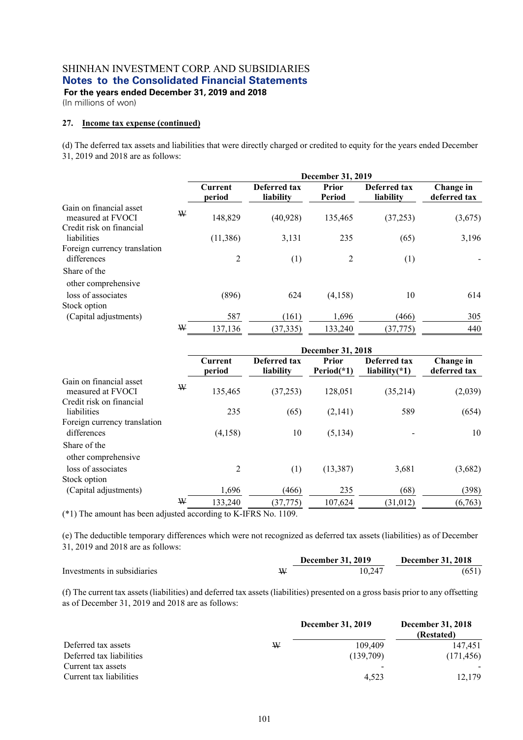SHINHAN INVESTMENT CORP. AND SUBSIDIARIES
**Notes to the Consolidated Financial Statements**
**For the years ended December 31, 2019 and 2018**
(In millions of won)

**27. Income tax expense (continued)**

(d) The deferred tax assets and liabilities that were directly charged or credited to equity for the years ended December 31, 2019 and 2018 are as follows:

| | | December 31, 2019 | | | | |
|---|---|---|---|---|---|---|
| | | Current period | Deferred tax liability | Prior Period | Deferred tax liability | Change in deferred tax |
| Gain on financial asset measured at FVOCI | ₩ | 148,829 | (40,928) | 135,465 | (37,253) | (3,675) |
| Credit risk on financial liabilities | | (11,386) | 3,131 | 235 | (65) | 3,196 |
| Foreign currency translation differences | | 2 | (1) | 2 | (1) | - |
| Share of the other comprehensive loss of associates | | (896) | 624 | (4,158) | 10 | 614 |
| Stock option (Capital adjustments) | | 587 | (161) | 1,696 | (466) | 305 |
| | ₩ | 137,136 | (37,335) | 133,240 | (37,775) | 440 |

| | | December 31, 2018 | | | | |
|---|---|---|---|---|---|---|
| | | Current period | Deferred tax liability | Prior Period(*1) | Deferred tax liability(*1) | Change in deferred tax |
| Gain on financial asset measured at FVOCI | ₩ | 135,465 | (37,253) | 128,051 | (35,214) | (2,039) |
| Credit risk on financial liabilities | | 235 | (65) | (2,141) | 589 | (654) |
| Foreign currency translation differences | | (4,158) | 10 | (5,134) | - | 10 |
| Share of the other comprehensive loss of associates | | 2 | (1) | (13,387) | 3,681 | (3,682) |
| Stock option (Capital adjustments) | | 1,696 | (466) | 235 | (68) | (398) |
| | ₩ | 133,240 | (37,775) | 107,624 | (31,012) | (6,763) |

(*1) The amount has been adjusted according to K-IFRS No. 1109.

(e) The deductible temporary differences which were not recognized as deferred tax assets (liabilities) as of December 31, 2019 and 2018 are as follows:

| | | December 31, 2019 | December 31, 2018 |
|---|---|---|---|
| Investments in subsidiaries | ₩ | 10,247 | (651) |

(f) The current tax assets (liabilities) and deferred tax assets (liabilities) presented on a gross basis prior to any offsetting as of December 31, 2019 and 2018 are as follows:

| | | December 31, 2019 | December 31, 2018 (Restated) |
|---|---|---|---|
| Deferred tax assets | ₩ | 109,409 | 147,451 |
| Deferred tax liabilities | | (139,709) | (171,456) |
| Current tax assets | | - | - |
| Current tax liabilities | | 4,523 | 12,179 |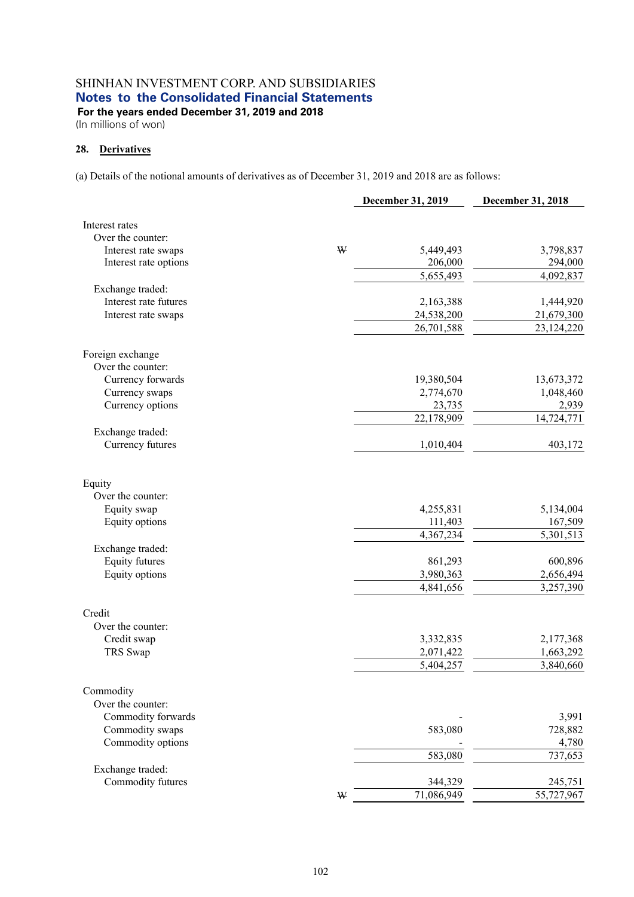SHINHAN INVESTMENT CORP. AND SUBSIDIARIES

## Notes to the Consolidated Financial Statements

**For the years ended December 31, 2019 and 2018**

(In millions of won)

### 28. Derivatives

(a) Details of the notional amounts of derivatives as of December 31, 2019 and 2018 are as follows:

| | | December 31, 2019 | December 31, 2018 |
|---|---|---|---|
| Interest rates | | | |
| Over the counter: | | | |
| Interest rate swaps | ₩ | 5,449,493 | 3,798,837 |
| Interest rate options | | 206,000 | 294,000 |
| | | 5,655,493 | 4,092,837 |
| Exchange traded: | | | |
| Interest rate futures | | 2,163,388 | 1,444,920 |
| Interest rate swaps | | 24,538,200 | 21,679,300 |
| | | 26,701,588 | 23,124,220 |
| Foreign exchange | | | |
| Over the counter: | | | |
| Currency forwards | | 19,380,504 | 13,673,372 |
| Currency swaps | | 2,774,670 | 1,048,460 |
| Currency options | | 23,735 | 2,939 |
| | | 22,178,909 | 14,724,771 |
| Exchange traded: | | | |
| Currency futures | | 1,010,404 | 403,172 |
| Equity | | | |
| Over the counter: | | | |
| Equity swap | | 4,255,831 | 5,134,004 |
| Equity options | | 111,403 | 167,509 |
| | | 4,367,234 | 5,301,513 |
| Exchange traded: | | | |
| Equity futures | | 861,293 | 600,896 |
| Equity options | | 3,980,363 | 2,656,494 |
| | | 4,841,656 | 3,257,390 |
| Credit | | | |
| Over the counter: | | | |
| Credit swap | | 3,332,835 | 2,177,368 |
| TRS Swap | | 2,071,422 | 1,663,292 |
| | | 5,404,257 | 3,840,660 |
| Commodity | | | |
| Over the counter: | | | |
| Commodity forwards | | - | 3,991 |
| Commodity swaps | | 583,080 | 728,882 |
| Commodity options | | - | 4,780 |
| | | 583,080 | 737,653 |
| Exchange traded: | | | |
| Commodity futures | | 344,329 | 245,751 |
| | ₩ | 71,086,949 | 55,727,967 |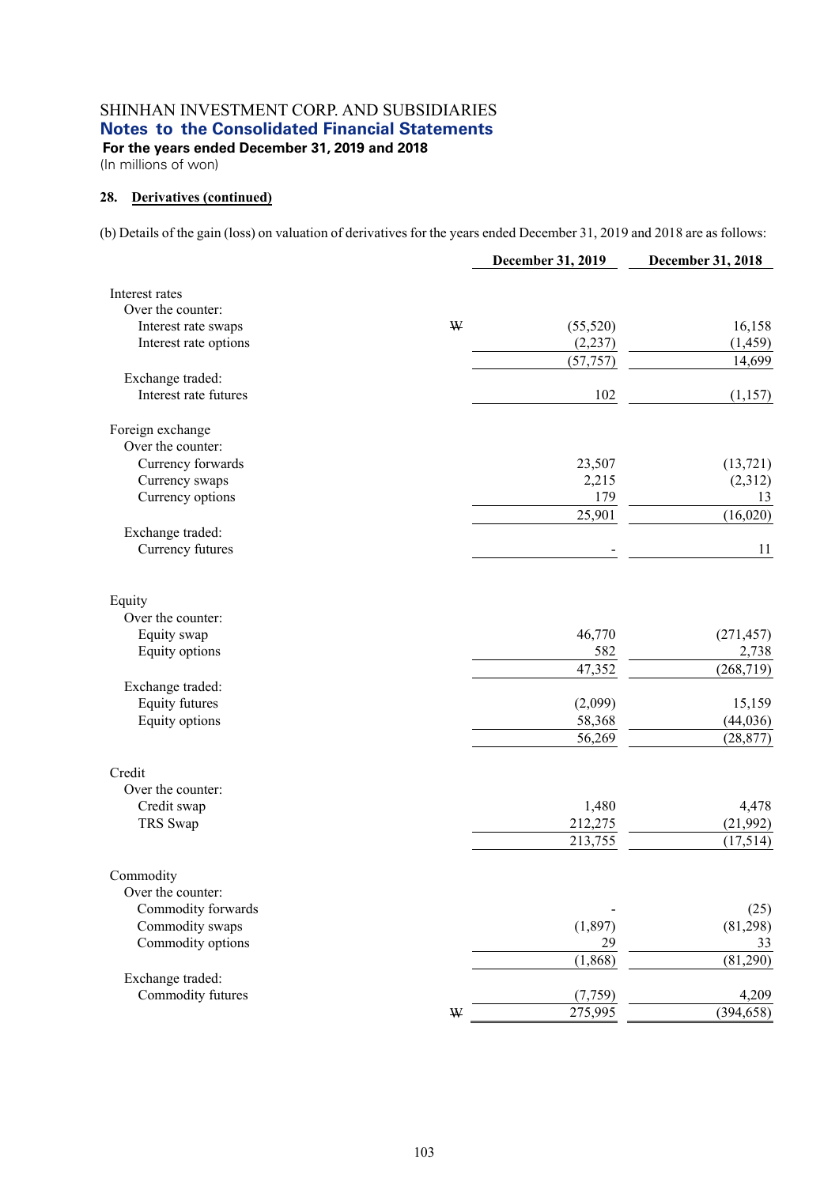SHINHAN INVESTMENT CORP. AND SUBSIDIARIES
**Notes to the Consolidated Financial Statements**
**For the years ended December 31, 2019 and 2018**
(In millions of won)

### 28. Derivatives (continued)

(b) Details of the gain (loss) on valuation of derivatives for the years ended December 31, 2019 and 2018 are as follows:

| | | December 31, 2019 | December 31, 2018 |
|---|---|---|---|
| Interest rates | | | |
| Over the counter: | | | |
| Interest rate swaps | ₩ | (55,520) | 16,158 |
| Interest rate options | | (2,237) | (1,459) |
| | | (57,757) | 14,699 |
| Exchange traded: | | | |
| Interest rate futures | | 102 | (1,157) |
| Foreign exchange | | | |
| Over the counter: | | | |
| Currency forwards | | 23,507 | (13,721) |
| Currency swaps | | 2,215 | (2,312) |
| Currency options | | 179 | 13 |
| | | 25,901 | (16,020) |
| Exchange traded: | | | |
| Currency futures | | - | 11 |
| Equity | | | |
| Over the counter: | | | |
| Equity swap | | 46,770 | (271,457) |
| Equity options | | 582 | 2,738 |
| | | 47,352 | (268,719) |
| Exchange traded: | | | |
| Equity futures | | (2,099) | 15,159 |
| Equity options | | 58,368 | (44,036) |
| | | 56,269 | (28,877) |
| Credit | | | |
| Over the counter: | | | |
| Credit swap | | 1,480 | 4,478 |
| TRS Swap | | 212,275 | (21,992) |
| | | 213,755 | (17,514) |
| Commodity | | | |
| Over the counter: | | | |
| Commodity forwards | | - | (25) |
| Commodity swaps | | (1,897) | (81,298) |
| Commodity options | | 29 | 33 |
| | | (1,868) | (81,290) |
| Exchange traded: | | | |
| Commodity futures | | (7,759) | 4,209 |
| | ₩ | 275,995 | (394,658) |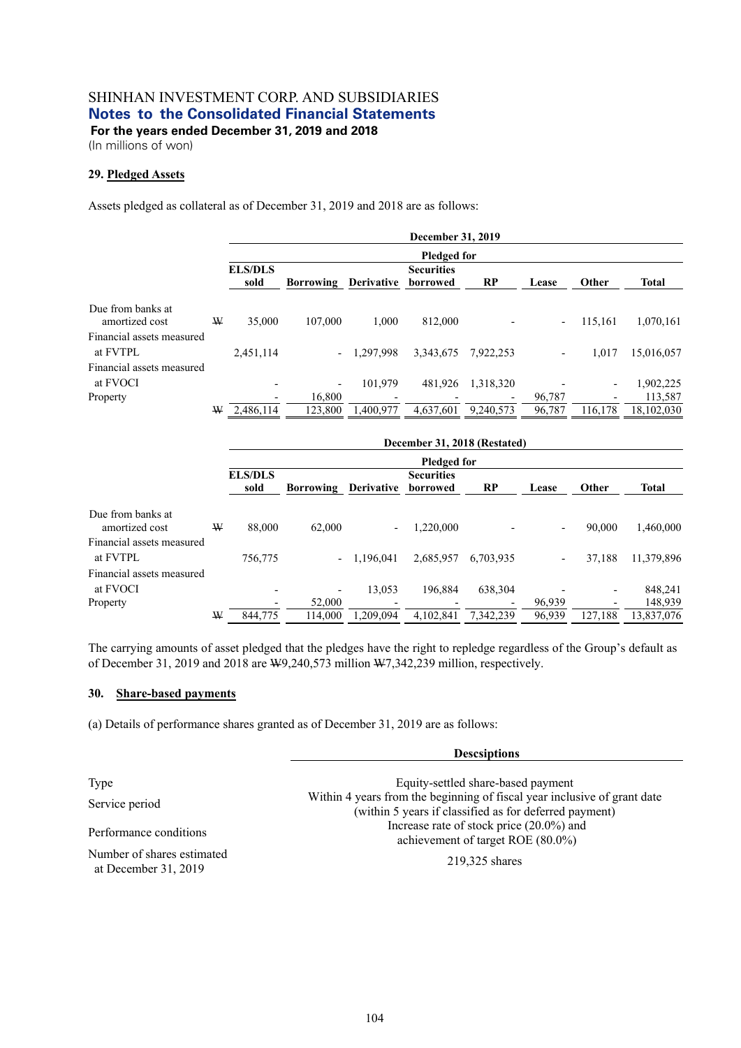SHINHAN INVESTMENT CORP. AND SUBSIDIARIES
**Notes to the Consolidated Financial Statements**
**For the years ended December 31, 2019 and 2018**
(In millions of won)

### 29. Pledged Assets

Assets pledged as collateral as of December 31, 2019 and 2018 are as follows:

| | December 31, 2019 | | | | | | | |
|---|---|---|---|---|---|---|---|---|
| | Pledged for | | | | | | | |
| | ELS/DLS sold | Borrowing | Derivative | Securities borrowed | RP | Lease | Other | Total |
| Due from banks at amortized cost | ₩ 35,000 | 107,000 | 1,000 | 812,000 | - | - | 115,161 | 1,070,161 |
| Financial assets measured at FVTPL | 2,451,114 | - | 1,297,998 | 3,343,675 | 7,922,253 | - | 1,017 | 15,016,057 |
| Financial assets measured at FVOCI | - | - | 101,979 | 481,926 | 1,318,320 | - | - | 1,902,225 |
| Property | - | 16,800 | - | - | - | 96,787 | - | 113,587 |
| | ₩ 2,486,114 | 123,800 | 1,400,977 | 4,637,601 | 9,240,573 | 96,787 | 116,178 | 18,102,030 |

| | December 31, 2018 (Restated) | | | | | | | |
|---|---|---|---|---|---|---|---|---|
| | Pledged for | | | | | | | |
| | ELS/DLS sold | Borrowing | Derivative | Securities borrowed | RP | Lease | Other | Total |
| Due from banks at amortized cost | ₩ 88,000 | 62,000 | - | 1,220,000 | - | - | 90,000 | 1,460,000 |
| Financial assets measured at FVTPL | 756,775 | - | 1,196,041 | 2,685,957 | 6,703,935 | - | 37,188 | 11,379,896 |
| Financial assets measured at FVOCI | - | - | 13,053 | 196,884 | 638,304 | - | - | 848,241 |
| Property | - | 52,000 | - | - | - | 96,939 | - | 148,939 |
| | ₩ 844,775 | 114,000 | 1,209,094 | 4,102,841 | 7,342,239 | 96,939 | 127,188 | 13,837,076 |

The carrying amounts of asset pledged that the pledges have the right to repledge regardless of the Group's default as of December 31, 2019 and 2018 are ₩9,240,573 million ₩7,342,239 million, respectively.

### 30. Share-based payments

(a) Details of performance shares granted as of December 31, 2019 are as follows:

| | Descsiptions |
|---|---|
| Type | Equity-settled share-based payment |
| Service period | Within 4 years from the beginning of fiscal year inclusive of grant date (within 5 years if classified as for deferred payment) |
| Performance conditions | Increase rate of stock price (20.0%) and achievement of target ROE (80.0%) |
| Number of shares estimated at December 31, 2019 | 219,325 shares |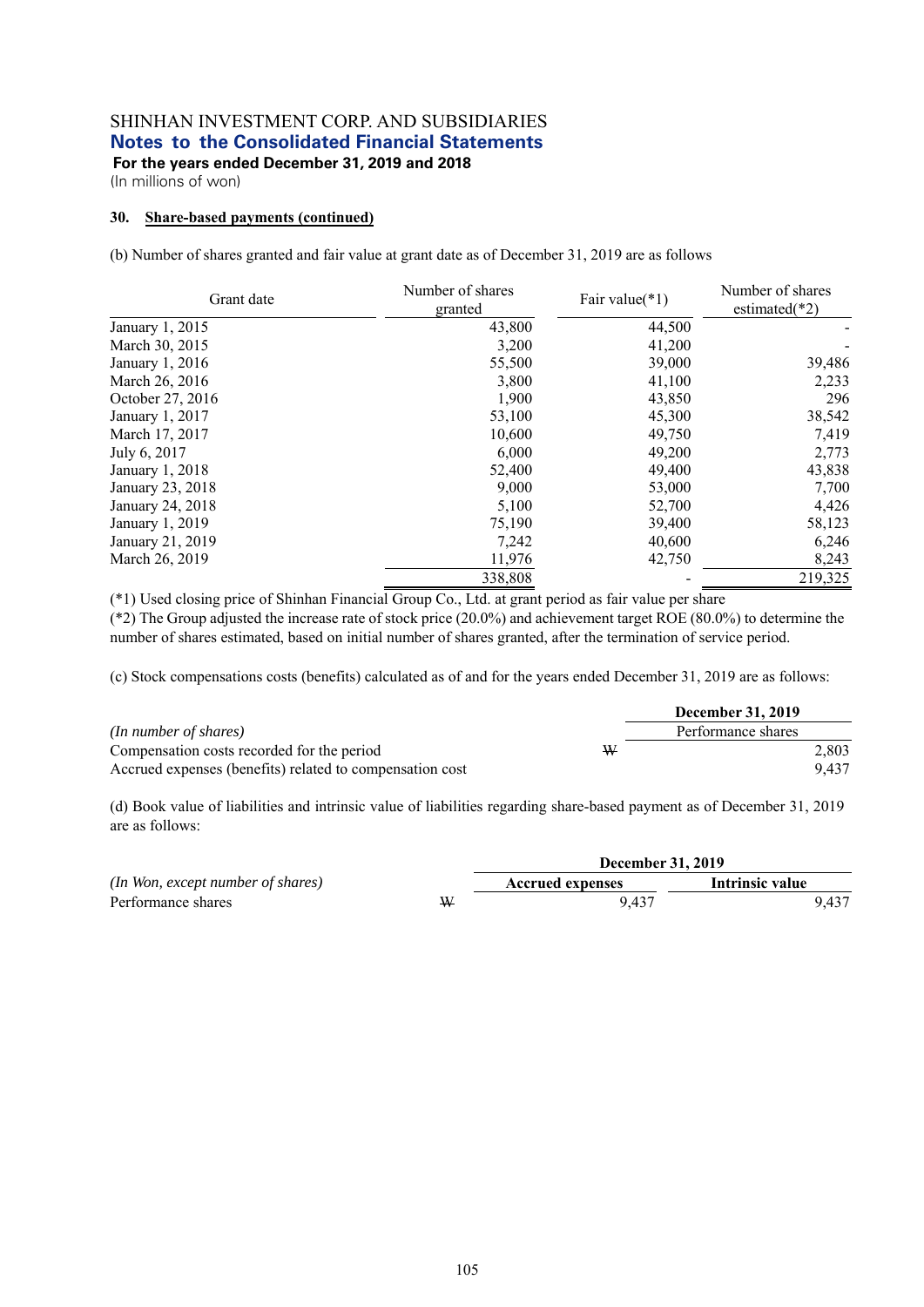SHINHAN INVESTMENT CORP. AND SUBSIDIARIES
**Notes to the Consolidated Financial Statements**
**For the years ended December 31, 2019 and 2018**
(In millions of won)

**30. Share-based payments (continued)**

(b) Number of shares granted and fair value at grant date as of December 31, 2019 are as follows

| Grant date | Number of shares granted | Fair value(*1) | Number of shares estimated(*2) |
|---|---|---|---|
| January 1, 2015 | 43,800 | 44,500 | - |
| March 30, 2015 | 3,200 | 41,200 | - |
| January 1, 2016 | 55,500 | 39,000 | 39,486 |
| March 26, 2016 | 3,800 | 41,100 | 2,233 |
| October 27, 2016 | 1,900 | 43,850 | 296 |
| January 1, 2017 | 53,100 | 45,300 | 38,542 |
| March 17, 2017 | 10,600 | 49,750 | 7,419 |
| July 6, 2017 | 6,000 | 49,200 | 2,773 |
| January 1, 2018 | 52,400 | 49,400 | 43,838 |
| January 23, 2018 | 9,000 | 53,000 | 7,700 |
| January 24, 2018 | 5,100 | 52,700 | 4,426 |
| January 1, 2019 | 75,190 | 39,400 | 58,123 |
| January 21, 2019 | 7,242 | 40,600 | 6,246 |
| March 26, 2019 | 11,976 | 42,750 | 8,243 |
| | 338,808 | - | 219,325 |

(*1) Used closing price of Shinhan Financial Group Co., Ltd. at grant period as fair value per share
(*2) The Group adjusted the increase rate of stock price (20.0%) and achievement target ROE (80.0%) to determine the number of shares estimated, based on initial number of shares granted, after the termination of service period.

(c) Stock compensations costs (benefits) calculated as of and for the years ended December 31, 2019 are as follows:

| *(In number of shares)* | | **December 31, 2019** |
|---|---|---|
| | | Performance shares |
| Compensation costs recorded for the period | ₩ | 2,803 |
| Accrued expenses (benefits) related to compensation cost | | 9,437 |

(d) Book value of liabilities and intrinsic value of liabilities regarding share-based payment as of December 31, 2019 are as follows:

| *(In Won, except number of shares)* | | **December 31, 2019** | |
|---|---|---|---|
| | | **Accrued expenses** | **Intrinsic value** |
| Performance shares | ₩ | 9,437 | 9,437 |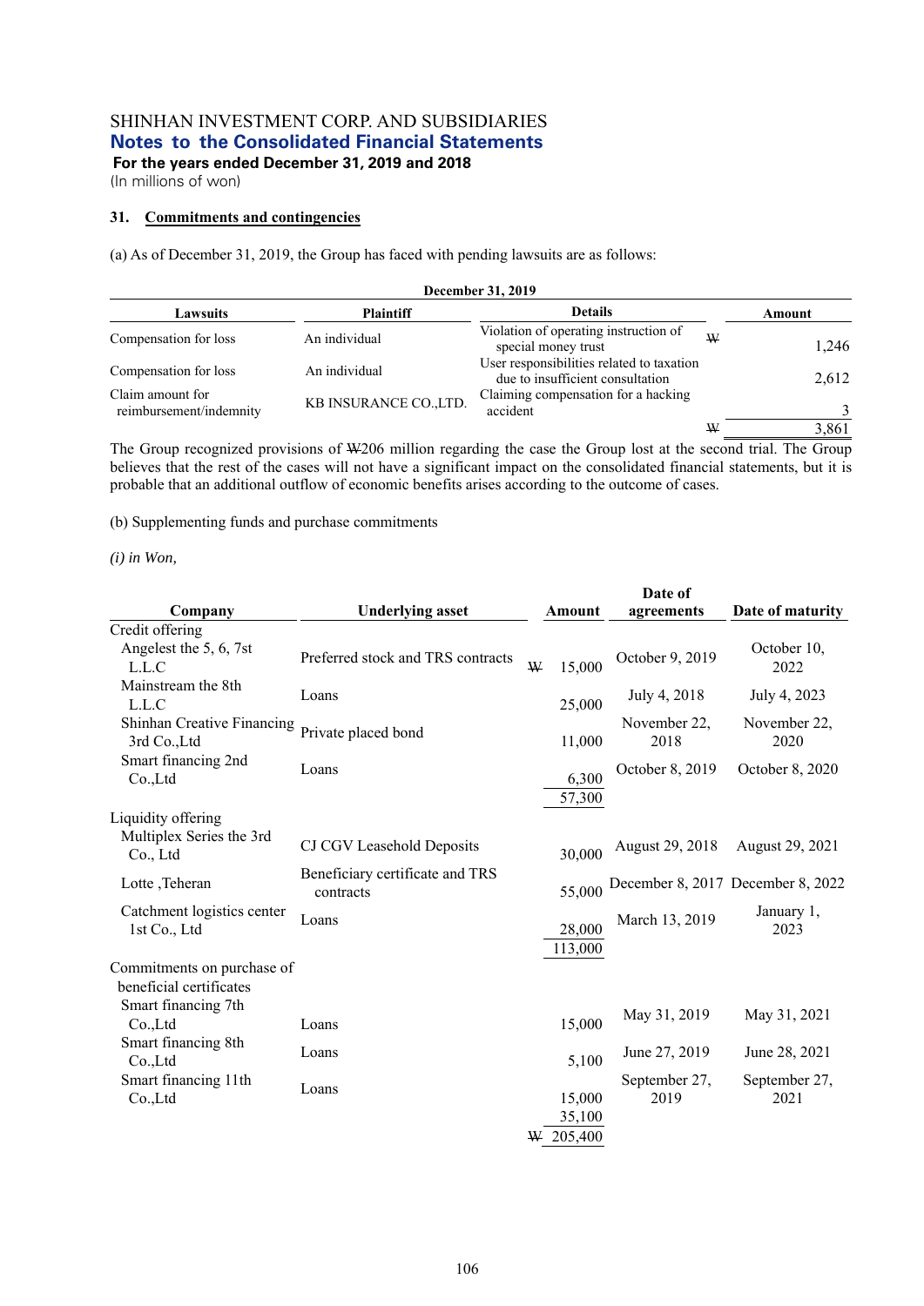SHINHAN INVESTMENT CORP. AND SUBSIDIARIES

**Notes to the Consolidated Financial Statements**

**For the years ended December 31, 2019 and 2018**

(In millions of won)

**31. Commitments and contingencies**

(a) As of December 31, 2019, the Group has faced with pending lawsuits are as follows:

| December 31, 2019 | | | |
|---|---|---|---|
| **Lawsuits** | **Plaintiff** | **Details** | **Amount** |
| Compensation for loss | An individual | Violation of operating instruction of special money trust | ₩ 1,246 |
| Compensation for loss | An individual | User responsibilities related to taxation due to insufficient consultation | 2,612 |
| Claim amount for reimbursement/indemnity | KB INSURANCE CO.,LTD. | Claiming compensation for a hacking accident | 3 |
| | | | ₩ 3,861 |

The Group recognized provisions of ₩206 million regarding the case the Group lost at the second trial. The Group believes that the rest of the cases will not have a significant impact on the consolidated financial statements, but it is probable that an additional outflow of economic benefits arises according to the outcome of cases.

(b) Supplementing funds and purchase commitments

*(i) in Won,*

| Company | Underlying asset | Amount | Date of agreements | Date of maturity |
|---|---|---|---|---|
| Credit offering | | | | |
| Angelest the 5, 6, 7st L.L.C | Preferred stock and TRS contracts | ₩ 15,000 | October 9, 2019 | October 10, 2022 |
| Mainstream the 8th L.L.C | Loans | 25,000 | July 4, 2018 | July 4, 2023 |
| Shinhan Creative Financing 3rd Co.,Ltd | Private placed bond | 11,000 | November 22, 2018 | November 22, 2020 |
| Smart financing 2nd Co.,Ltd | Loans | 6,300 | October 8, 2019 | October 8, 2020 |
| | | 57,300 | | |
| Liquidity offering | | | | |
| Multiplex Series the 3rd Co., Ltd | CJ CGV Leasehold Deposits | 30,000 | August 29, 2018 | August 29, 2021 |
| Lotte ,Teheran | Beneficiary certificate and TRS contracts | 55,000 | December 8, 2017 | December 8, 2022 |
| Catchment logistics center 1st Co., Ltd | Loans | 28,000 | March 13, 2019 | January 1, 2023 |
| | | 113,000 | | |
| Commitments on purchase of beneficial certificates | | | | |
| Smart financing 7th Co.,Ltd | Loans | 15,000 | May 31, 2019 | May 31, 2021 |
| Smart financing 8th Co.,Ltd | Loans | 5,100 | June 27, 2019 | June 28, 2021 |
| Smart financing 11th Co.,Ltd | Loans | 15,000 | September 27, 2019 | September 27, 2021 |
| | | 35,100 | | |
| | | ₩ 205,400 | | |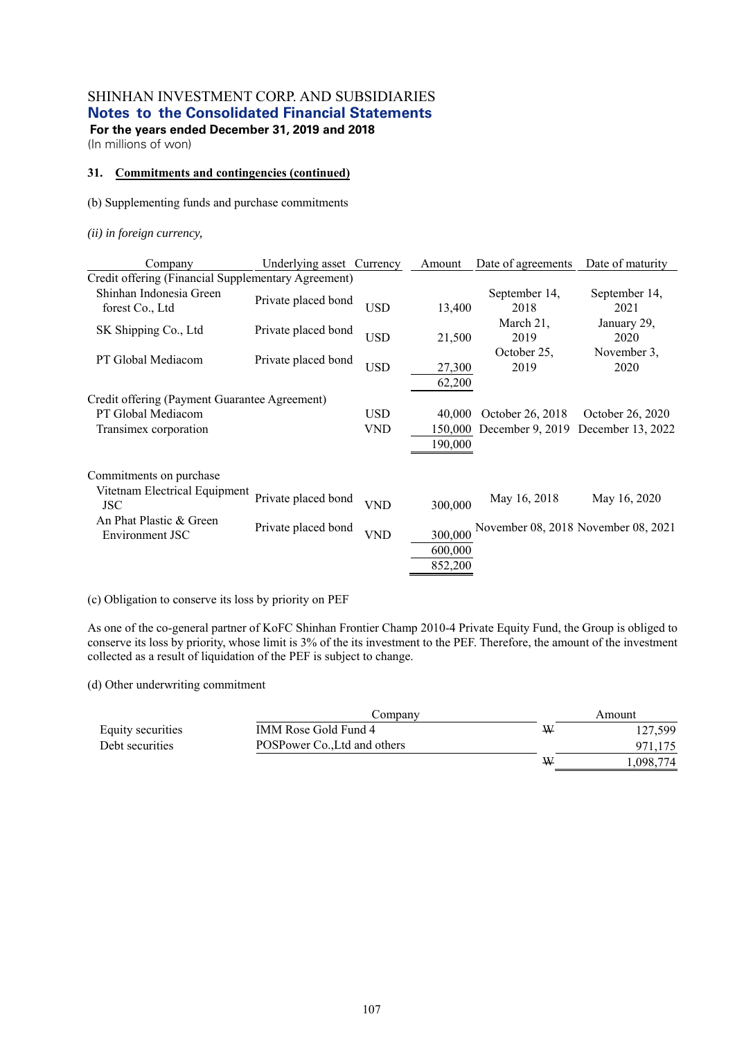SHINHAN INVESTMENT CORP. AND SUBSIDIARIES

## Notes to the Consolidated Financial Statements

**For the years ended December 31, 2019 and 2018**

(In millions of won)

### 31. Commitments and contingencies (continued)

(b) Supplementing funds and purchase commitments

*(ii) in foreign currency,*

| Company | Underlying asset | Currency | Amount | Date of agreements | Date of maturity |
|---|---|---|---|---|---|
| Credit offering (Financial Supplementary Agreement) | | | | | |
| Shinhan Indonesia Green forest Co., Ltd | Private placed bond | USD | 13,400 | September 14, 2018 | September 14, 2021 |
| SK Shipping Co., Ltd | Private placed bond | USD | 21,500 | March 21, 2019 | January 29, 2020 |
| PT Global Mediacom | Private placed bond | USD | 27,300 | October 25, 2019 | November 3, 2020 |
| | | | 62,200 | | |
| Credit offering (Payment Guarantee Agreement) | | | | | |
| PT Global Mediacom | | USD | 40,000 | October 26, 2018 | October 26, 2020 |
| Transimex corporation | | VND | 150,000 | December 9, 2019 | December 13, 2022 |
| | | | 190,000 | | |
| Commitments on purchase | | | | | |
| Vitetnam Electrical Equipment JSC | Private placed bond | VND | 300,000 | May 16, 2018 | May 16, 2020 |
| An Phat Plastic & Green Environment JSC | Private placed bond | VND | 300,000 | November 08, 2018 | November 08, 2021 |
| | | | 600,000 | | |
| | | | 852,200 | | |

(c) Obligation to conserve its loss by priority on PEF

As one of the co-general partner of KoFC Shinhan Frontier Champ 2010-4 Private Equity Fund, the Group is obliged to conserve its loss by priority, whose limit is 3% of the its investment to the PEF. Therefore, the amount of the investment collected as a result of liquidation of the PEF is subject to change.

(d) Other underwriting commitment

| | Company | | Amount |
|---|---|---|---|
| Equity securities | IMM Rose Gold Fund 4 | ₩ | 127,599 |
| Debt securities | POSPower Co.,Ltd and others | | 971,175 |
| | | ₩ | 1,098,774 |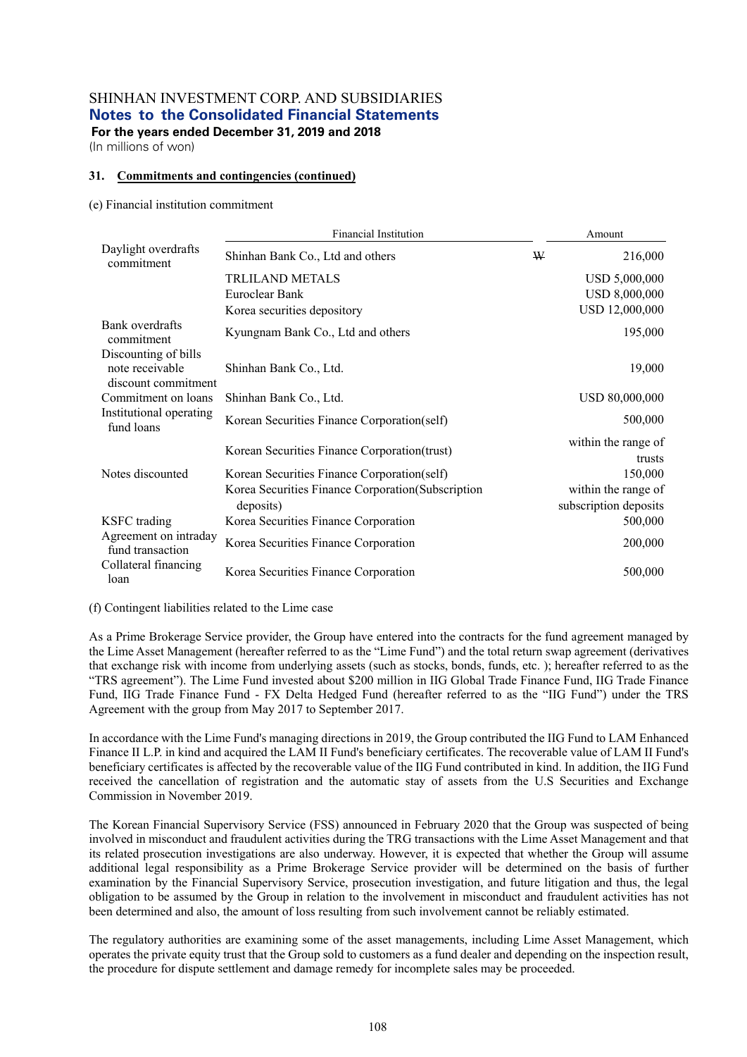## 31. Commitments and contingencies (continued)

(e) Financial institution commitment

| | Financial Institution | | Amount |
|---|---|---|---|
| Daylight overdrafts commitment | Shinhan Bank Co., Ltd and others | ₩ | 216,000 |
| | TRLILAND METALS | | USD 5,000,000 |
| | Euroclear Bank | | USD 8,000,000 |
| | Korea securities depository | | USD 12,000,000 |
| Bank overdrafts commitment | Kyungnam Bank Co., Ltd and others | | 195,000 |
| Discounting of bills note receivable discount commitment | Shinhan Bank Co., Ltd. | | 19,000 |
| Commitment on loans | Shinhan Bank Co., Ltd. | | USD 80,000,000 |
| Institutional operating fund loans | Korean Securities Finance Corporation(self) | | 500,000 |
| | Korean Securities Finance Corporation(trust) | | within the range of trusts |
| Notes discounted | Korean Securities Finance Corporation(self) | | 150,000 |
| | Korea Securities Finance Corporation(Subscription deposits) | | within the range of subscription deposits |
| KSFC trading | Korea Securities Finance Corporation | | 500,000 |
| Agreement on intraday fund transaction | Korea Securities Finance Corporation | | 200,000 |
| Collateral financing loan | Korea Securities Finance Corporation | | 500,000 |

(f) Contingent liabilities related to the Lime case

As a Prime Brokerage Service provider, the Group have entered into the contracts for the fund agreement managed by the Lime Asset Management (hereafter referred to as the "Lime Fund") and the total return swap agreement (derivatives that exchange risk with income from underlying assets (such as stocks, bonds, funds, etc. ); hereafter referred to as the "TRS agreement"). The Lime Fund invested about $200 million in IIG Global Trade Finance Fund, IIG Trade Finance Fund, IIG Trade Finance Fund - FX Delta Hedged Fund (hereafter referred to as the "IIG Fund") under the TRS Agreement with the group from May 2017 to September 2017.

In accordance with the Lime Fund's managing directions in 2019, the Group contributed the IIG Fund to LAM Enhanced Finance II L.P. in kind and acquired the LAM II Fund's beneficiary certificates. The recoverable value of LAM II Fund's beneficiary certificates is affected by the recoverable value of the IIG Fund contributed in kind. In addition, the IIG Fund received the cancellation of registration and the automatic stay of assets from the U.S Securities and Exchange Commission in November 2019.

The Korean Financial Supervisory Service (FSS) announced in February 2020 that the Group was suspected of being involved in misconduct and fraudulent activities during the TRG transactions with the Lime Asset Management and that its related prosecution investigations are also underway. However, it is expected that whether the Group will assume additional legal responsibility as a Prime Brokerage Service provider will be determined on the basis of further examination by the Financial Supervisory Service, prosecution investigation, and future litigation and thus, the legal obligation to be assumed by the Group in relation to the involvement in misconduct and fraudulent activities has not been determined and also, the amount of loss resulting from such involvement cannot be reliably estimated.

The regulatory authorities are examining some of the asset managements, including Lime Asset Management, which operates the private equity trust that the Group sold to customers as a fund dealer and depending on the inspection result, the procedure for dispute settlement and damage remedy for incomplete sales may be proceeded.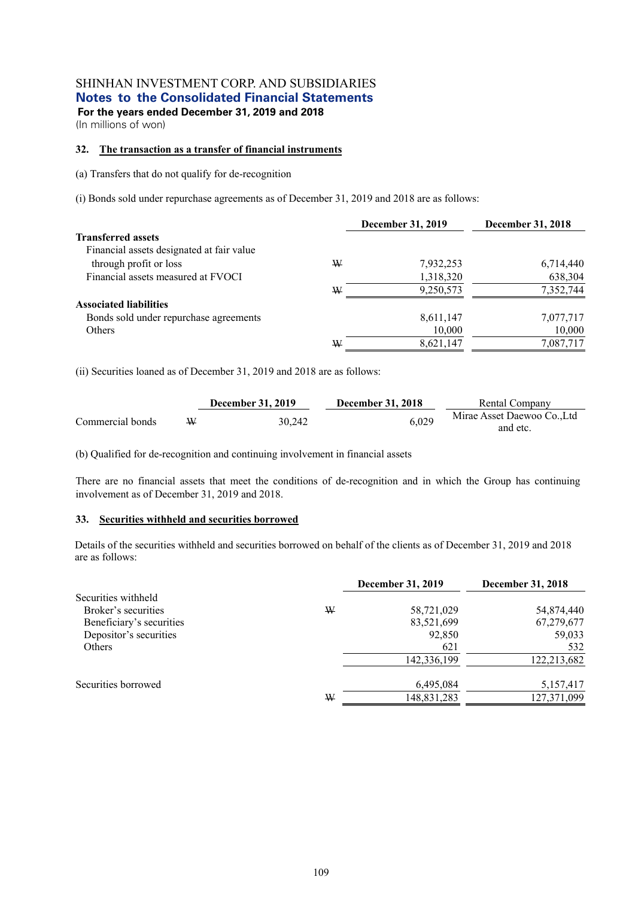SHINHAN INVESTMENT CORP. AND SUBSIDIARIES
**Notes to the Consolidated Financial Statements**
**For the years ended December 31, 2019 and 2018**
(In millions of won)

### 32. The transaction as a transfer of financial instruments

(a) Transfers that do not qualify for de-recognition

(i) Bonds sold under repurchase agreements as of December 31, 2019 and 2018 are as follows:

| | | December 31, 2019 | December 31, 2018 |
|---|---|---|---|
| **Transferred assets** | | | |
| Financial assets designated at fair value through profit or loss | ₩ | 7,932,253 | 6,714,440 |
| Financial assets measured at FVOCI | | 1,318,320 | 638,304 |
| | ₩ | 9,250,573 | 7,352,744 |
| **Associated liabilities** | | | |
| Bonds sold under repurchase agreements | | 8,611,147 | 7,077,717 |
| Others | | 10,000 | 10,000 |
| | ₩ | 8,621,147 | 7,087,717 |

(ii) Securities loaned as of December 31, 2019 and 2018 are as follows:

| | | December 31, 2019 | December 31, 2018 | Rental Company |
|---|---|---|---|---|
| Commercial bonds | ₩ | 30,242 | 6,029 | Mirae Asset Daewoo Co.,Ltd and etc. |

(b) Qualified for de-recognition and continuing involvement in financial assets

There are no financial assets that meet the conditions of de-recognition and in which the Group has continuing involvement as of December 31, 2019 and 2018.

### 33. Securities withheld and securities borrowed

Details of the securities withheld and securities borrowed on behalf of the clients as of December 31, 2019 and 2018 are as follows:

| | | December 31, 2019 | December 31, 2018 |
|---|---|---|---|
| Securities withheld | | | |
| Broker's securities | ₩ | 58,721,029 | 54,874,440 |
| Beneficiary's securities | | 83,521,699 | 67,279,677 |
| Depositor's securities | | 92,850 | 59,033 |
| Others | | 621 | 532 |
| | | 142,336,199 | 122,213,682 |
| Securities borrowed | | 6,495,084 | 5,157,417 |
| | ₩ | 148,831,283 | 127,371,099 |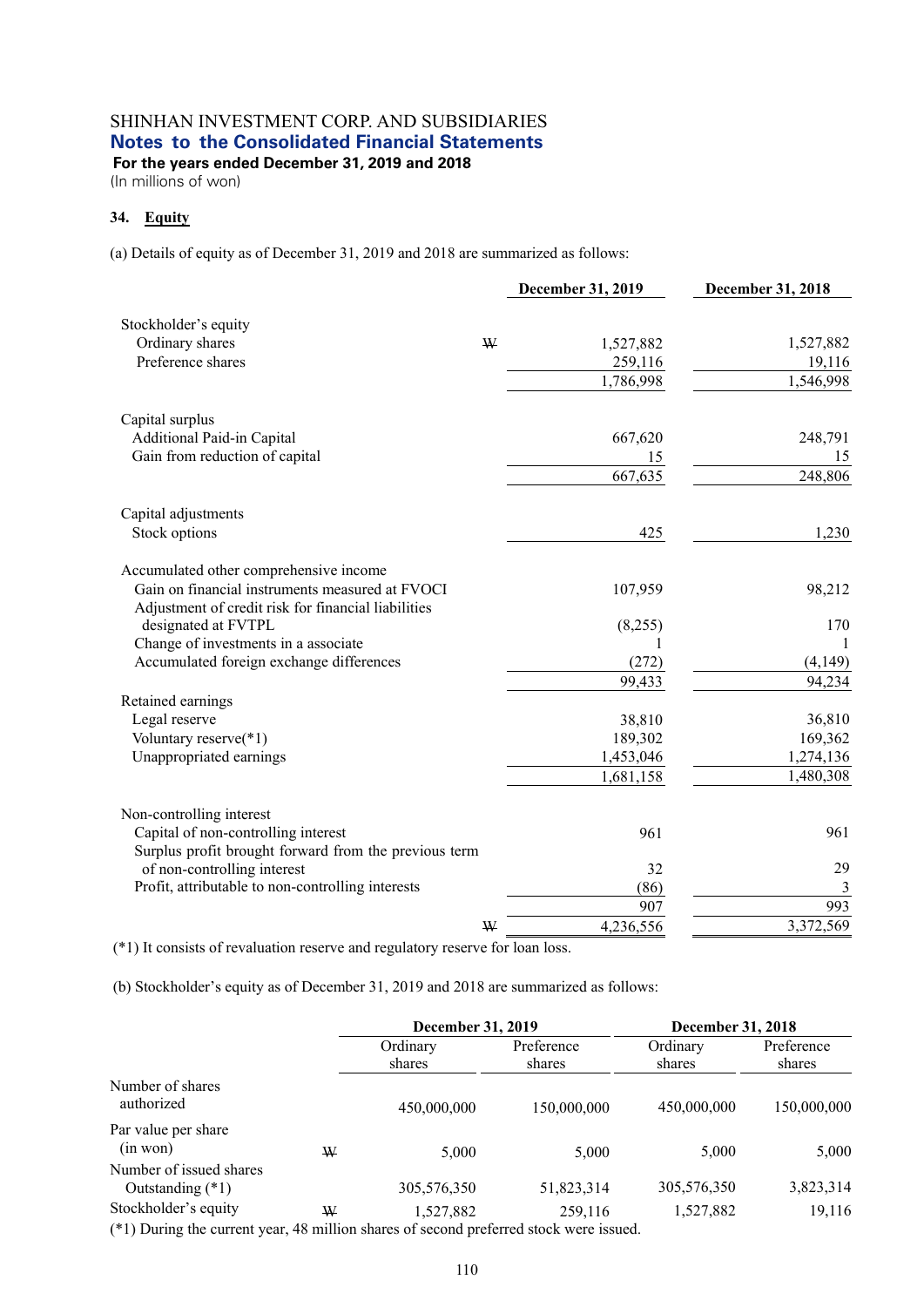SHINHAN INVESTMENT CORP. AND SUBSIDIARIES
**Notes to the Consolidated Financial Statements**
**For the years ended December 31, 2019 and 2018**
(In millions of won)

### 34. Equity

(a) Details of equity as of December 31, 2019 and 2018 are summarized as follows:

| | | December 31, 2019 | December 31, 2018 |
|---|---|---|---|
| Stockholder's equity | | | |
| Ordinary shares | ₩ | 1,527,882 | 1,527,882 |
| Preference shares | | 259,116 | 19,116 |
| | | 1,786,998 | 1,546,998 |
| Capital surplus | | | |
| Additional Paid-in Capital | | 667,620 | 248,791 |
| Gain from reduction of capital | | 15 | 15 |
| | | 667,635 | 248,806 |
| Capital adjustments | | | |
| Stock options | | 425 | 1,230 |
| Accumulated other comprehensive income | | | |
| Gain on financial instruments measured at FVOCI | | 107,959 | 98,212 |
| Adjustment of credit risk for financial liabilities designated at FVTPL | | (8,255) | 170 |
| Change of investments in a associate | | 1 | 1 |
| Accumulated foreign exchange differences | | (272) | (4,149) |
| | | 99,433 | 94,234 |
| Retained earnings | | | |
| Legal reserve | | 38,810 | 36,810 |
| Voluntary reserve(*1) | | 189,302 | 169,362 |
| Unappropriated earnings | | 1,453,046 | 1,274,136 |
| | | 1,681,158 | 1,480,308 |
| Non-controlling interest | | | |
| Capital of non-controlling interest | | 961 | 961 |
| Surplus profit brought forward from the previous term of non-controlling interest | | 32 | 29 |
| Profit, attributable to non-controlling interests | | (86) | 3 |
| | | 907 | 993 |
| | ₩ | 4,236,556 | 3,372,569 |

(*1) It consists of revaluation reserve and regulatory reserve for loan loss.

(b) Stockholder's equity as of December 31, 2019 and 2018 are summarized as follows:

| | | December 31, 2019 | | December 31, 2018 | |
|---|---|---|---|---|---|
| | | Ordinary shares | Preference shares | Ordinary shares | Preference shares |
| Number of shares authorized | | 450,000,000 | 150,000,000 | 450,000,000 | 150,000,000 |
| Par value per share (in won) | ₩ | 5,000 | 5,000 | 5,000 | 5,000 |
| Number of issued shares Outstanding (*1) | | 305,576,350 | 51,823,314 | 305,576,350 | 3,823,314 |
| Stockholder's equity | ₩ | 1,527,882 | 259,116 | 1,527,882 | 19,116 |

(*1) During the current year, 48 million shares of second preferred stock were issued.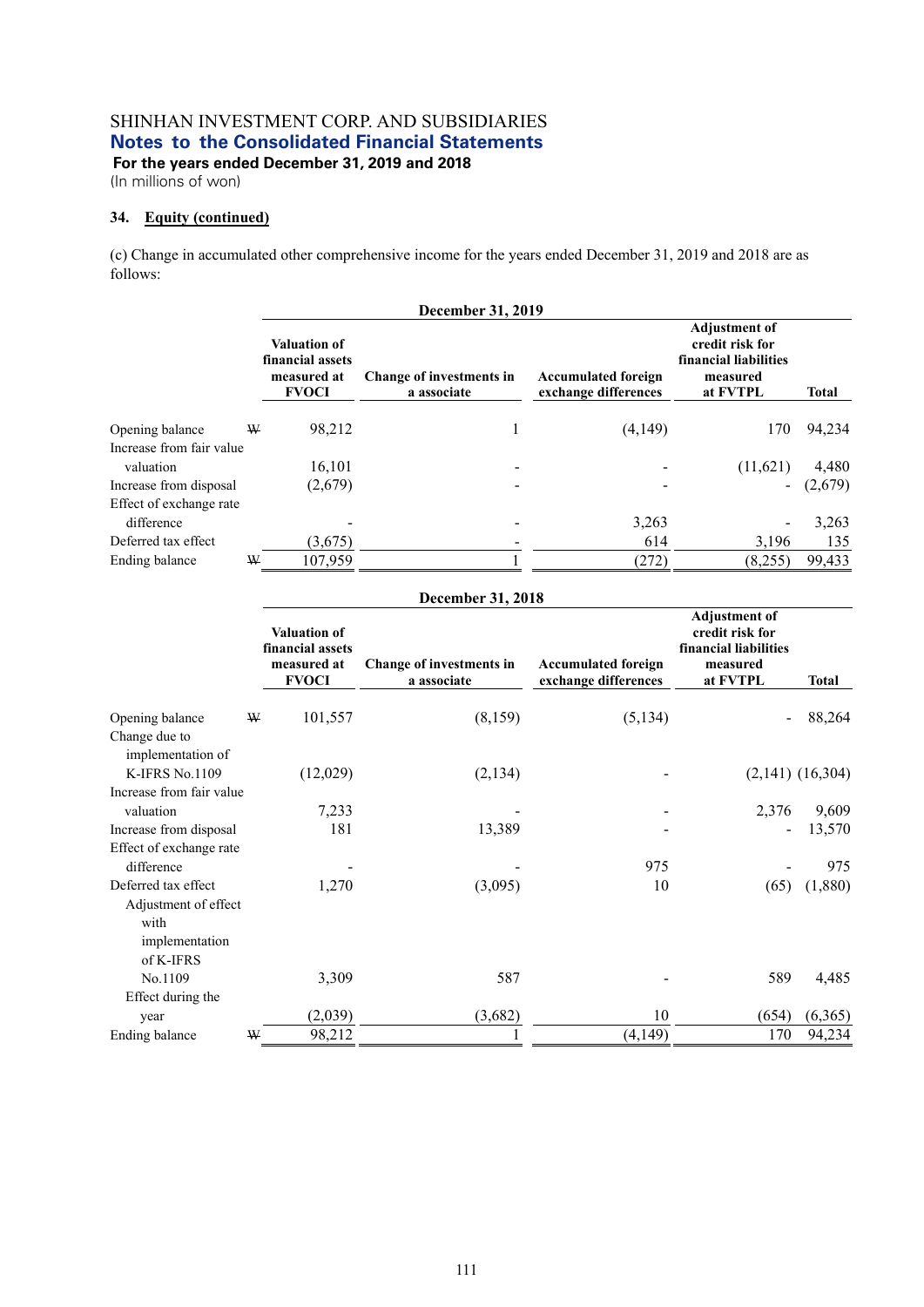SHINHAN INVESTMENT CORP. AND SUBSIDIARIES
## Notes to the Consolidated Financial Statements
**For the years ended December 31, 2019 and 2018**
(In millions of won)

### 34. Equity (continued)

(c) Change in accumulated other comprehensive income for the years ended December 31, 2019 and 2018 are as follows:

| | | December 31, 2019 | | | | |
|---|---|---|---|---|---|---|
| | | Valuation of financial assets measured at FVOCI | Change of investments in a associate | Accumulated foreign exchange differences | Adjustment of credit risk for financial liabilities measured at FVTPL | Total |
| Opening balance | ₩ | 98,212 | 1 | (4,149) | 170 | 94,234 |
| Increase from fair value valuation | | 16,101 | - | - | (11,621) | 4,480 |
| Increase from disposal | | (2,679) | - | - | - | (2,679) |
| Effect of exchange rate difference | | - | - | 3,263 | - | 3,263 |
| Deferred tax effect | | (3,675) | - | 614 | 3,196 | 135 |
| Ending balance | ₩ | 107,959 | 1 | (272) | (8,255) | 99,433 |

| | | December 31, 2018 | | | | |
|---|---|---|---|---|---|---|
| | | Valuation of financial assets measured at FVOCI | Change of investments in a associate | Accumulated foreign exchange differences | Adjustment of credit risk for financial liabilities measured at FVTPL | Total |
| Opening balance | ₩ | 101,557 | (8,159) | (5,134) | - | 88,264 |
| Change due to implementation of K-IFRS No.1109 | | (12,029) | (2,134) | - | (2,141) | (16,304) |
| Increase from fair value valuation | | 7,233 | - | - | 2,376 | 9,609 |
| Increase from disposal | | 181 | 13,389 | - | - | 13,570 |
| Effect of exchange rate difference | | - | - | 975 | - | 975 |
| Deferred tax effect | | 1,270 | (3,095) | 10 | (65) | (1,880) |
| Adjustment of effect with implementation of K-IFRS No.1109 | | 3,309 | 587 | - | 589 | 4,485 |
| Effect during the year | | (2,039) | (3,682) | 10 | (654) | (6,365) |
| Ending balance | ₩ | 98,212 | 1 | (4,149) | 170 | 94,234 |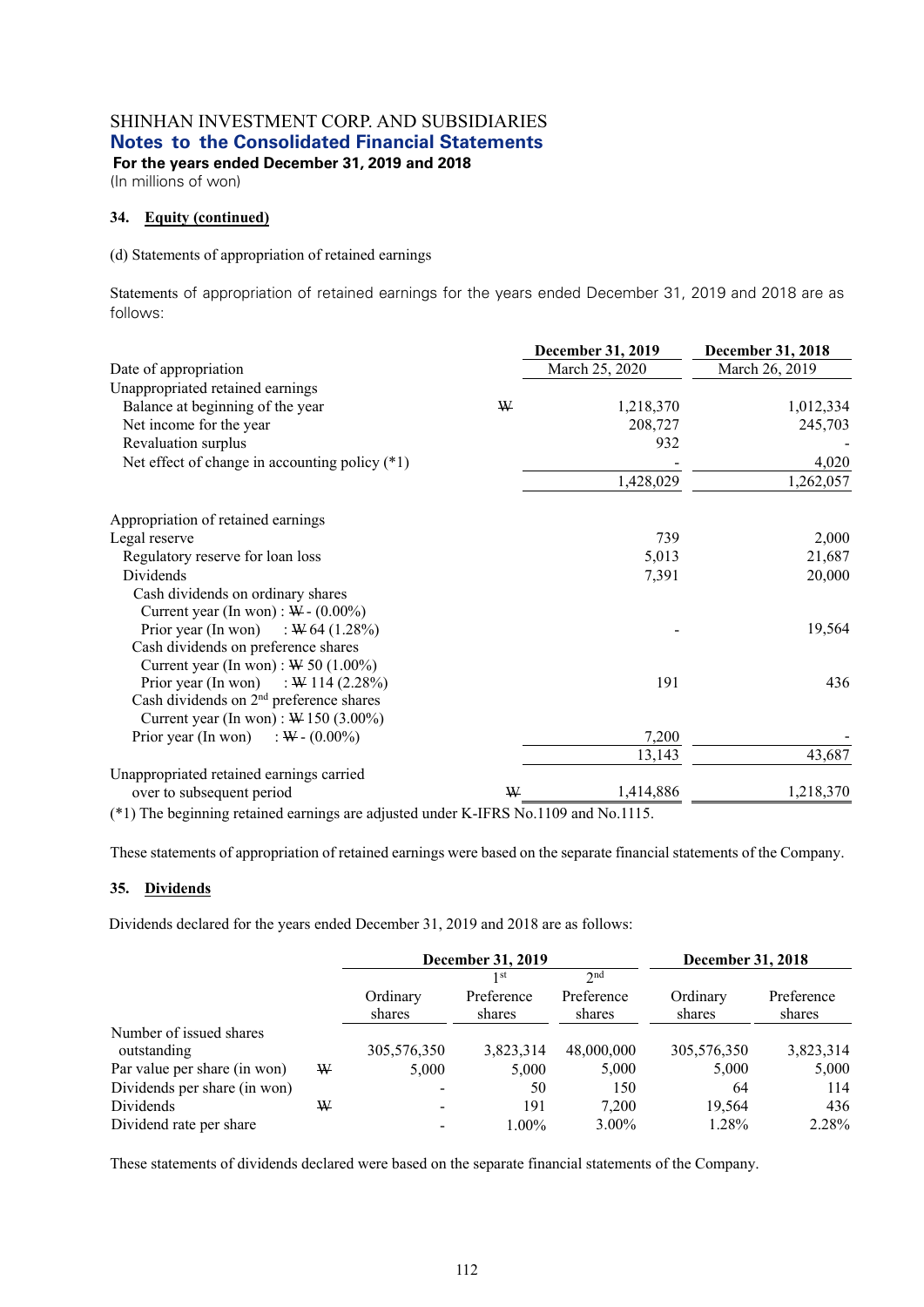SHINHAN INVESTMENT CORP. AND SUBSIDIARIES
**Notes to the Consolidated Financial Statements**
**For the years ended December 31, 2019 and 2018**
(In millions of won)

### 34. Equity (continued)

(d) Statements of appropriation of retained earnings

Statements of appropriation of retained earnings for the years ended December 31, 2019 and 2018 are as follows:

| | | December 31, 2019 | December 31, 2018 |
|---|---|---|---|
| Date of appropriation | | March 25, 2020 | March 26, 2019 |
| Unappropriated retained earnings | | | |
| Balance at beginning of the year | ₩ | 1,218,370 | 1,012,334 |
| Net income for the year | | 208,727 | 245,703 |
| Revaluation surplus | | 932 | - |
| Net effect of change in accounting policy (*1) | | - | 4,020 |
| | | 1,428,029 | 1,262,057 |
| Appropriation of retained earnings | | | |
| Legal reserve | | 739 | 2,000 |
| Regulatory reserve for loan loss | | 5,013 | 21,687 |
| Dividends | | 7,391 | 20,000 |
| Cash dividends on ordinary shares | | | |
| Current year (In won) : ₩ - (0.00%) | | | |
| Prior year (In won) : ₩ 64 (1.28%) | | - | 19,564 |
| Cash dividends on preference shares | | | |
| Current year (In won) : ₩ 50 (1.00%) | | | |
| Prior year (In won) : ₩ 114 (2.28%) | | 191 | 436 |
| Cash dividends on 2nd preference shares | | | |
| Current year (In won) : ₩ 150 (3.00%) | | | |
| Prior year (In won) : ₩ - (0.00%) | | 7,200 | - |
| | | 13,143 | 43,687 |
| Unappropriated retained earnings carried over to subsequent period | ₩ | 1,414,886 | 1,218,370 |

(*1) The beginning retained earnings are adjusted under K-IFRS No.1109 and No.1115.

These statements of appropriation of retained earnings were based on the separate financial statements of the Company.

### 35. Dividends

Dividends declared for the years ended December 31, 2019 and 2018 are as follows:

| | | December 31, 2019 | | | December 31, 2018 | |
|---|---|---|---|---|---|---|
| | | Ordinary shares | 1st Preference shares | 2nd Preference shares | Ordinary shares | Preference shares |
| Number of issued shares outstanding | | 305,576,350 | 3,823,314 | 48,000,000 | 305,576,350 | 3,823,314 |
| Par value per share (in won) | ₩ | 5,000 | 5,000 | 5,000 | 5,000 | 5,000 |
| Dividends per share (in won) | | - | 50 | 150 | 64 | 114 |
| Dividends | ₩ | - | 191 | 7,200 | 19,564 | 436 |
| Dividend rate per share | | - | 1.00% | 3.00% | 1.28% | 2.28% |

These statements of dividends declared were based on the separate financial statements of the Company.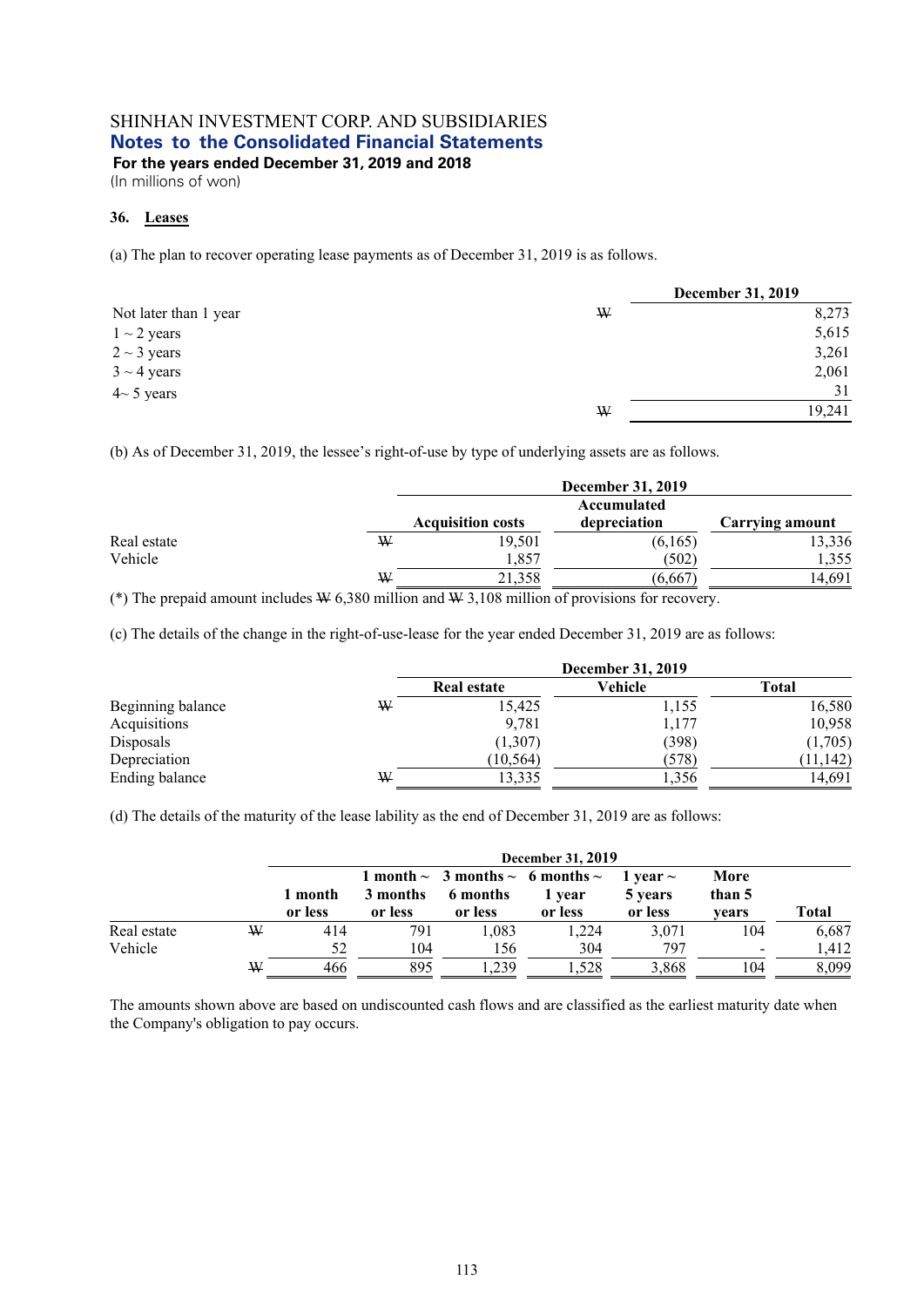SHINHAN INVESTMENT CORP. AND SUBSIDIARIES
**Notes to the Consolidated Financial Statements**
**For the years ended December 31, 2019 and 2018**
(In millions of won)

**36. Leases**

(a) The plan to recover operating lease payments as of December 31, 2019 is as follows.

| | | December 31, 2019 |
|---|---|---|
| Not later than 1 year | ₩ | 8,273 |
| 1 ~ 2 years | | 5,615 |
| 2 ~ 3 years | | 3,261 |
| 3 ~ 4 years | | 2,061 |
| 4~ 5 years | | 31 |
| | ₩ | 19,241 |

(b) As of December 31, 2019, the lessee's right-of-use by type of underlying assets are as follows.

| | | December 31, 2019 | | |
|---|---|---|---|---|
| | | Acquisition costs | Accumulated depreciation | Carrying amount |
| Real estate | ₩ | 19,501 | (6,165) | 13,336 |
| Vehicle | | 1,857 | (502) | 1,355 |
| | ₩ | 21,358 | (6,667) | 14,691 |

(*) The prepaid amount includes ₩ 6,380 million and ₩ 3,108 million of provisions for recovery.

(c) The details of the change in the right-of-use-lease for the year ended December 31, 2019 are as follows:

| | | December 31, 2019 | | |
|---|---|---|---|---|
| | | Real estate | Vehicle | Total |
| Beginning balance | ₩ | 15,425 | 1,155 | 16,580 |
| Acquisitions | | 9,781 | 1,177 | 10,958 |
| Disposals | | (1,307) | (398) | (1,705) |
| Depreciation | | (10,564) | (578) | (11,142) |
| Ending balance | ₩ | 13,335 | 1,356 | 14,691 |

(d) The details of the maturity of the lease lability as the end of December 31, 2019 are as follows:

| | | December 31, 2019 | | | | | | |
|---|---|---|---|---|---|---|---|---|
| | | 1 month or less | 1 month ~ 3 months or less | 3 months ~ 6 months or less | 6 months ~ 1 year or less | 1 year ~ 5 years or less | More than 5 years | Total |
| Real estate | ₩ | 414 | 791 | 1,083 | 1,224 | 3,071 | 104 | 6,687 |
| Vehicle | | 52 | 104 | 156 | 304 | 797 | - | 1,412 |
| | ₩ | 466 | 895 | 1,239 | 1,528 | 3,868 | 104 | 8,099 |

The amounts shown above are based on undiscounted cash flows and are classified as the earliest maturity date when the Company's obligation to pay occurs.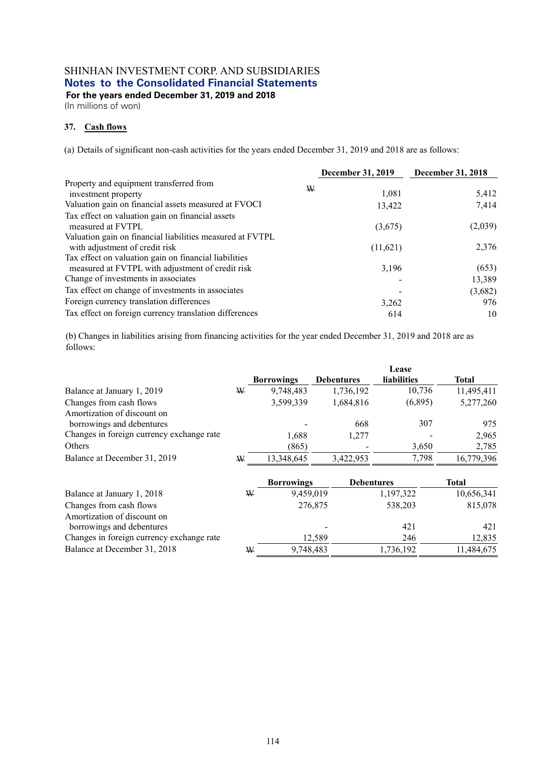SHINHAN INVESTMENT CORP. AND SUBSIDIARIES
**Notes to the Consolidated Financial Statements**
**For the years ended December 31, 2019 and 2018**
(In millions of won)

### 37. Cash flows

(a) Details of significant non-cash activities for the years ended December 31, 2019 and 2018 are as follows:

| | | December 31, 2019 | December 31, 2018 |
|---|---|---|---|
| Property and equipment transferred from investment property | ₩ | 1,081 | 5,412 |
| Valuation gain on financial assets measured at FVOCI | | 13,422 | 7,414 |
| Tax effect on valuation gain on financial assets measured at FVTPL | | (3,675) | (2,039) |
| Valuation gain on financial liabilities measured at FVTPL with adjustment of credit risk | | (11,621) | 2,376 |
| Tax effect on valuation gain on financial liabilities measured at FVTPL with adjustment of credit risk | | 3,196 | (653) |
| Change of investments in associates | | - | 13,389 |
| Tax effect on change of investments in associates | | - | (3,682) |
| Foreign currency translation differences | | 3,262 | 976 |
| Tax effect on foreign currency translation differences | | 614 | 10 |

(b) Changes in liabilities arising from financing activities for the year ended December 31, 2019 and 2018 are as follows:

| | | Borrowings | Debentures | Lease liabilities | Total |
|---|---|---|---|---|---|
| Balance at January 1, 2019 | ₩ | 9,748,483 | 1,736,192 | 10,736 | 11,495,411 |
| Changes from cash flows | | 3,599,339 | 1,684,816 | (6,895) | 5,277,260 |
| Amortization of discount on borrowings and debentures | | - | 668 | 307 | 975 |
| Changes in foreign currency exchange rate | | 1,688 | 1,277 | - | 2,965 |
| Others | | (865) | - | 3,650 | 2,785 |
| Balance at December 31, 2019 | ₩ | 13,348,645 | 3,422,953 | 7,798 | 16,779,396 |

| | | Borrowings | Debentures | Total |
|---|---|---|---|---|
| Balance at January 1, 2018 | ₩ | 9,459,019 | 1,197,322 | 10,656,341 |
| Changes from cash flows | | 276,875 | 538,203 | 815,078 |
| Amortization of discount on borrowings and debentures | | - | 421 | 421 |
| Changes in foreign currency exchange rate | | 12,589 | 246 | 12,835 |
| Balance at December 31, 2018 | ₩ | 9,748,483 | 1,736,192 | 11,484,675 |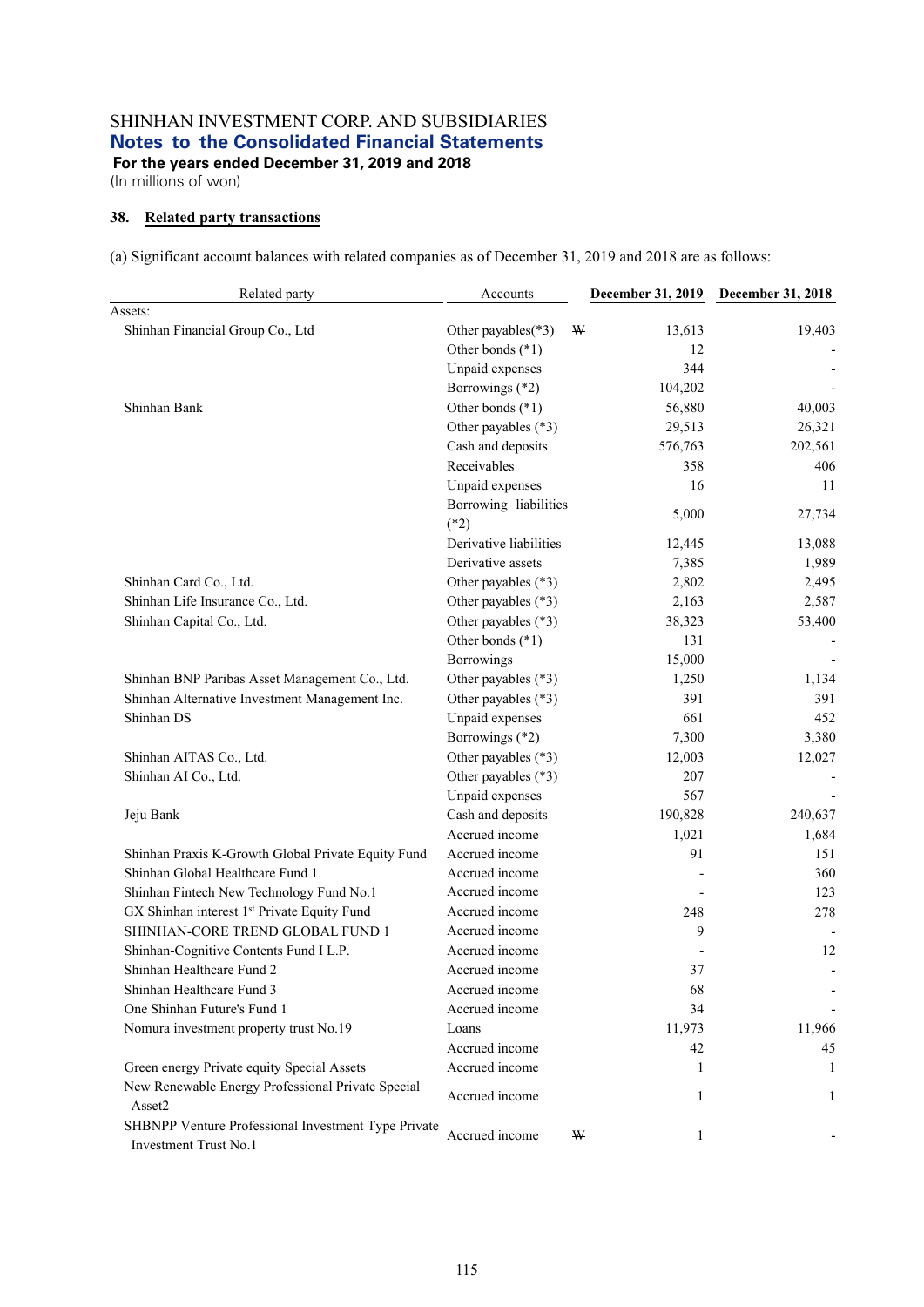SHINHAN INVESTMENT CORP. AND SUBSIDIARIES
**Notes to the Consolidated Financial Statements**
**For the years ended December 31, 2019 and 2018**
(In millions of won)

### 38. Related party transactions

(a) Significant account balances with related companies as of December 31, 2019 and 2018 are as follows:

| Related party | Accounts | | December 31, 2019 | December 31, 2018 |
|---|---|---|---|---|
| Assets: | | | | |
| Shinhan Financial Group Co., Ltd | Other payables(*3) | ₩ | 13,613 | 19,403 |
| | Other bonds (*1) | | 12 | - |
| | Unpaid expenses | | 344 | - |
| | Borrowings (*2) | | 104,202 | - |
| Shinhan Bank | Other bonds (*1) | | 56,880 | 40,003 |
| | Other payables (*3) | | 29,513 | 26,321 |
| | Cash and deposits | | 576,763 | 202,561 |
| | Receivables | | 358 | 406 |
| | Unpaid expenses | | 16 | 11 |
| | Borrowing liabilities (*2) | | 5,000 | 27,734 |
| | Derivative liabilities | | 12,445 | 13,088 |
| | Derivative assets | | 7,385 | 1,989 |
| Shinhan Card Co., Ltd. | Other payables (*3) | | 2,802 | 2,495 |
| Shinhan Life Insurance Co., Ltd. | Other payables (*3) | | 2,163 | 2,587 |
| Shinhan Capital Co., Ltd. | Other payables (*3) | | 38,323 | 53,400 |
| | Other bonds (*1) | | 131 | - |
| | Borrowings | | 15,000 | - |
| Shinhan BNP Paribas Asset Management Co., Ltd. | Other payables (*3) | | 1,250 | 1,134 |
| Shinhan Alternative Investment Management Inc. | Other payables (*3) | | 391 | 391 |
| Shinhan DS | Unpaid expenses | | 661 | 452 |
| | Borrowings (*2) | | 7,300 | 3,380 |
| Shinhan AITAS Co., Ltd. | Other payables (*3) | | 12,003 | 12,027 |
| Shinhan AI Co., Ltd. | Other payables (*3) | | 207 | - |
| | Unpaid expenses | | 567 | - |
| Jeju Bank | Cash and deposits | | 190,828 | 240,637 |
| | Accrued income | | 1,021 | 1,684 |
| Shinhan Praxis K-Growth Global Private Equity Fund | Accrued income | | 91 | 151 |
| Shinhan Global Healthcare Fund 1 | Accrued income | | - | 360 |
| Shinhan Fintech New Technology Fund No.1 | Accrued income | | - | 123 |
| GX Shinhan interest 1st Private Equity Fund | Accrued income | | 248 | 278 |
| SHINHAN-CORE TREND GLOBAL FUND 1 | Accrued income | | 9 | - |
| Shinhan-Cognitive Contents Fund I L.P. | Accrued income | | - | 12 |
| Shinhan Healthcare Fund 2 | Accrued income | | 37 | - |
| Shinhan Healthcare Fund 3 | Accrued income | | 68 | - |
| One Shinhan Future's Fund 1 | Accrued income | | 34 | - |
| Nomura investment property trust No.19 | Loans | | 11,973 | 11,966 |
| | Accrued income | | 42 | 45 |
| Green energy Private equity Special Assets | Accrued income | | 1 | 1 |
| New Renewable Energy Professional Private Special Asset2 | Accrued income | | 1 | 1 |
| SHBNPP Venture Professional Investment Type Private Investment Trust No.1 | Accrued income | ₩ | 1 | - |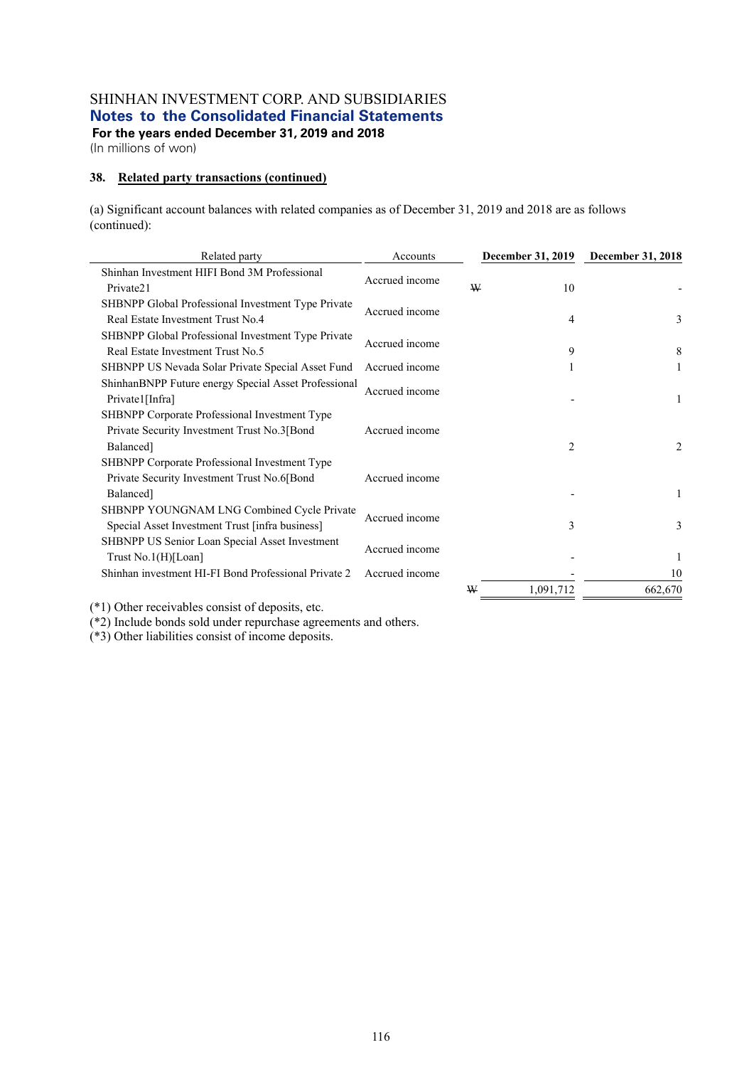SHINHAN INVESTMENT CORP. AND SUBSIDIARIES
**Notes to the Consolidated Financial Statements**
**For the years ended December 31, 2019 and 2018**
(In millions of won)

### 38. Related party transactions (continued)

(a) Significant account balances with related companies as of December 31, 2019 and 2018 are as follows (continued):

| Related party | Accounts | | December 31, 2019 | December 31, 2018 |
|---|---|---|---|---|
| Shinhan Investment HIFI Bond 3M Professional Private21 | Accrued income | ₩ | 10 | - |
| SHBNPP Global Professional Investment Type Private Real Estate Investment Trust No.4 | Accrued income | | 4 | 3 |
| SHBNPP Global Professional Investment Type Private Real Estate Investment Trust No.5 | Accrued income | | 9 | 8 |
| SHBNPP US Nevada Solar Private Special Asset Fund | Accrued income | | 1 | 1 |
| ShinhanBNPP Future energy Special Asset Professional Private1[Infra] | Accrued income | | - | 1 |
| SHBNPP Corporate Professional Investment Type Private Security Investment Trust No.3[Bond Balanced] | Accrued income | | 2 | 2 |
| SHBNPP Corporate Professional Investment Type Private Security Investment Trust No.6[Bond Balanced] | Accrued income | | - | 1 |
| SHBNPP YOUNGNAM LNG Combined Cycle Private Special Asset Investment Trust [infra business] | Accrued income | | 3 | 3 |
| SHBNPP US Senior Loan Special Asset Investment Trust No.1(H)[Loan] | Accrued income | | - | 1 |
| Shinhan investment HI-FI Bond Professional Private 2 | Accrued income | | - | 10 |
| | | ₩ | 1,091,712 | 662,670 |

(*1) Other receivables consist of deposits, etc.
(*2) Include bonds sold under repurchase agreements and others.
(*3) Other liabilities consist of income deposits.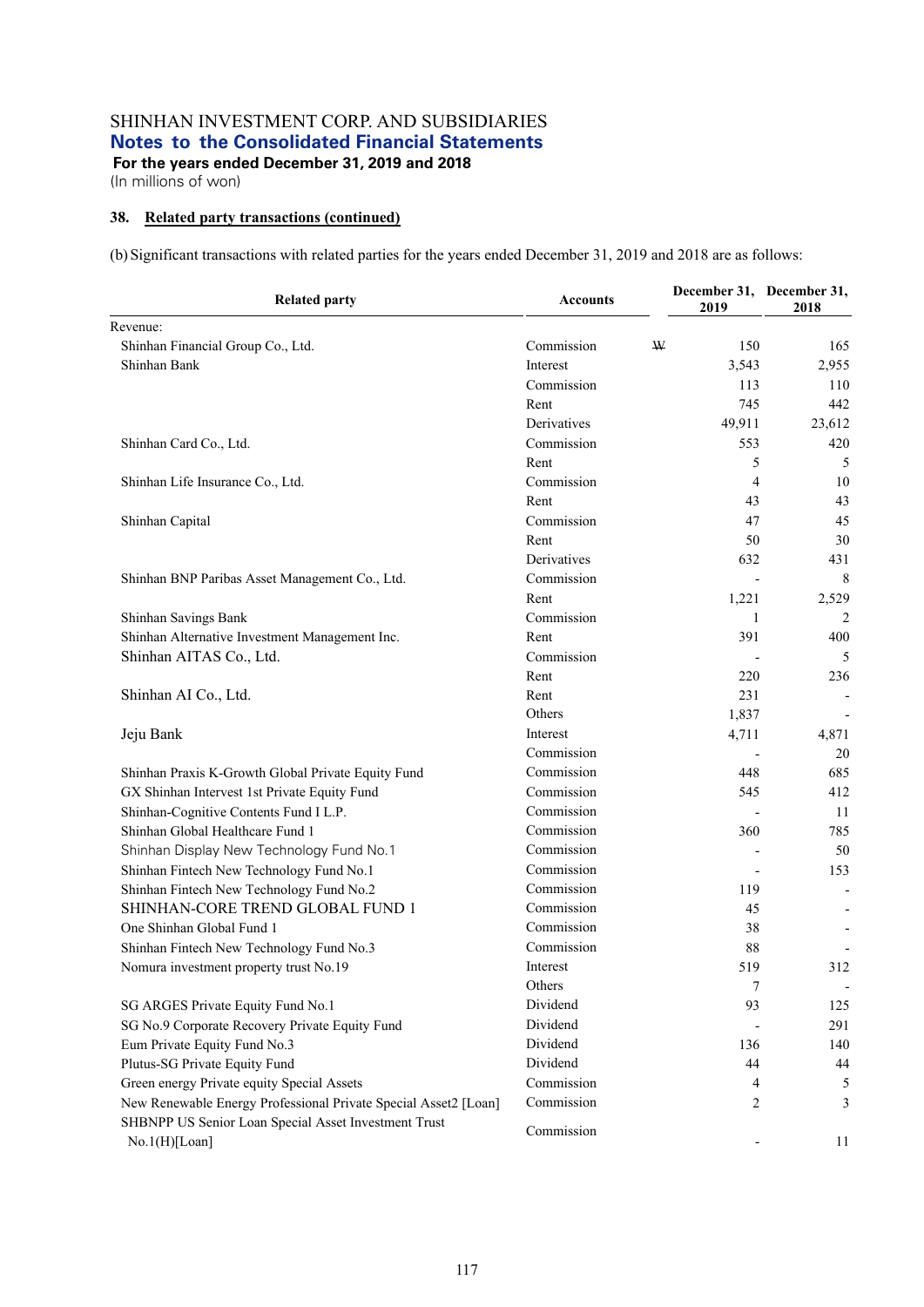SHINHAN INVESTMENT CORP. AND SUBSIDIARIES

## Notes to the Consolidated Financial Statements

**For the years ended December 31, 2019 and 2018**

(In millions of won)

### 38. Related party transactions (continued)

(b) Significant transactions with related parties for the years ended December 31, 2019 and 2018 are as follows:

| Related party | Accounts | | December 31, 2019 | December 31, 2018 |
|---|---|---|---|---|
| Revenue: | | | | |
| Shinhan Financial Group Co., Ltd. | Commission | ₩ | 150 | 165 |
| Shinhan Bank | Interest | | 3,543 | 2,955 |
| | Commission | | 113 | 110 |
| | Rent | | 745 | 442 |
| | Derivatives | | 49,911 | 23,612 |
| Shinhan Card Co., Ltd. | Commission | | 553 | 420 |
| | Rent | | 5 | 5 |
| Shinhan Life Insurance Co., Ltd. | Commission | | 4 | 10 |
| | Rent | | 43 | 43 |
| Shinhan Capital | Commission | | 47 | 45 |
| | Rent | | 50 | 30 |
| | Derivatives | | 632 | 431 |
| Shinhan BNP Paribas Asset Management Co., Ltd. | Commission | | - | 8 |
| | Rent | | 1,221 | 2,529 |
| Shinhan Savings Bank | Commission | | 1 | 2 |
| Shinhan Alternative Investment Management Inc. | Rent | | 391 | 400 |
| Shinhan AITAS Co., Ltd. | Commission | | - | 5 |
| | Rent | | 220 | 236 |
| Shinhan AI Co., Ltd. | Rent | | 231 | - |
| | Others | | 1,837 | - |
| Jeju Bank | Interest | | 4,711 | 4,871 |
| | Commission | | - | 20 |
| Shinhan Praxis K-Growth Global Private Equity Fund | Commission | | 448 | 685 |
| GX Shinhan Intervest 1st Private Equity Fund | Commission | | 545 | 412 |
| Shinhan-Cognitive Contents Fund I L.P. | Commission | | - | 11 |
| Shinhan Global Healthcare Fund 1 | Commission | | 360 | 785 |
| Shinhan Display New Technology Fund No.1 | Commission | | - | 50 |
| Shinhan Fintech New Technology Fund No.1 | Commission | | - | 153 |
| Shinhan Fintech New Technology Fund No.2 | Commission | | 119 | - |
| SHINHAN-CORE TREND GLOBAL FUND 1 | Commission | | 45 | - |
| One Shinhan Global Fund 1 | Commission | | 38 | - |
| Shinhan Fintech New Technology Fund No.3 | Commission | | 88 | - |
| Nomura investment property trust No.19 | Interest | | 519 | 312 |
| | Others | | 7 | - |
| SG ARGES Private Equity Fund No.1 | Dividend | | 93 | 125 |
| SG No.9 Corporate Recovery Private Equity Fund | Dividend | | - | 291 |
| Eum Private Equity Fund No.3 | Dividend | | 136 | 140 |
| Plutus-SG Private Equity Fund | Dividend | | 44 | 44 |
| Green energy Private equity Special Assets | Commission | | 4 | 5 |
| New Renewable Energy Professional Private Special Asset2 [Loan] | Commission | | 2 | 3 |
| SHBNPP US Senior Loan Special Asset Investment Trust No.1(H)[Loan] | Commission | | - | 11 |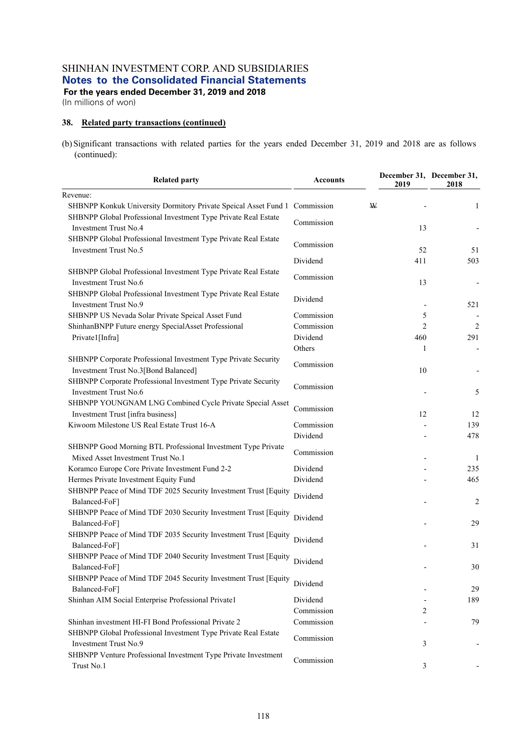SHINHAN INVESTMENT CORP. AND SUBSIDIARIES

## Notes to the Consolidated Financial Statements

**For the years ended December 31, 2019 and 2018**

(In millions of won)

### 38. Related party transactions (continued)

(b) Significant transactions with related parties for the years ended December 31, 2019 and 2018 are as follows (continued):

| Related party | Accounts | | December 31, 2019 | December 31, 2018 |
|---|---|---|---|---|
| Revenue: | | | | |
| SHBNPP Konkuk University Dormitory Private Speical Asset Fund 1 | Commission | ₩ | - | 1 |
| SHBNPP Global Professional Investment Type Private Real Estate Investment Trust No.4 | Commission | | 13 | - |
| SHBNPP Global Professional Investment Type Private Real Estate Investment Trust No.5 | Commission | | 52 | 51 |
| | Dividend | | 411 | 503 |
| SHBNPP Global Professional Investment Type Private Real Estate Investment Trust No.6 | Commission | | 13 | - |
| SHBNPP Global Professional Investment Type Private Real Estate Investment Trust No.9 | Dividend | | - | 521 |
| SHBNPP US Nevada Solar Private Speical Asset Fund | Commission | | 5 | - |
| ShinhanBNPP Future energy SpecialAsset Professional Private1[Infra] | Commission | | 2 | 2 |
| | Dividend | | 460 | 291 |
| | Others | | 1 | - |
| SHBNPP Corporate Professional Investment Type Private Security Investment Trust No.3[Bond Balanced] | Commission | | 10 | - |
| SHBNPP Corporate Professional Investment Type Private Security Investment Trust No.6 | Commission | | - | 5 |
| SHBNPP YOUNGNAM LNG Combined Cycle Private Special Asset Investment Trust [infra business] | Commission | | 12 | 12 |
| Kiwoom Milestone US Real Estate Trust 16-A | Commission | | - | 139 |
| | Dividend | | - | 478 |
| SHBNPP Good Morning BTL Professional Investment Type Private Mixed Asset Investment Trust No.1 | Commission | | - | 1 |
| Koramco Europe Core Private Investment Fund 2-2 | Dividend | | - | 235 |
| Hermes Private Investment Equity Fund | Dividend | | - | 465 |
| SHBNPP Peace of Mind TDF 2025 Security Investment Trust [Equity Balanced-FoF] | Dividend | | - | 2 |
| SHBNPP Peace of Mind TDF 2030 Security Investment Trust [Equity Balanced-FoF] | Dividend | | - | 29 |
| SHBNPP Peace of Mind TDF 2035 Security Investment Trust [Equity Balanced-FoF] | Dividend | | - | 31 |
| SHBNPP Peace of Mind TDF 2040 Security Investment Trust [Equity Balanced-FoF] | Dividend | | - | 30 |
| SHBNPP Peace of Mind TDF 2045 Security Investment Trust [Equity Balanced-FoF] | Dividend | | - | 29 |
| Shinhan AIM Social Enterprise Professional Private1 | Dividend | | - | 189 |
| | Commission | | 2 | |
| Shinhan investment HI-FI Bond Professional Private 2 | Commission | | - | 79 |
| SHBNPP Global Professional Investment Type Private Real Estate Investment Trust No.9 | Commission | | 3 | - |
| SHBNPP Venture Professional Investment Type Private Investment Trust No.1 | Commission | | 3 | - |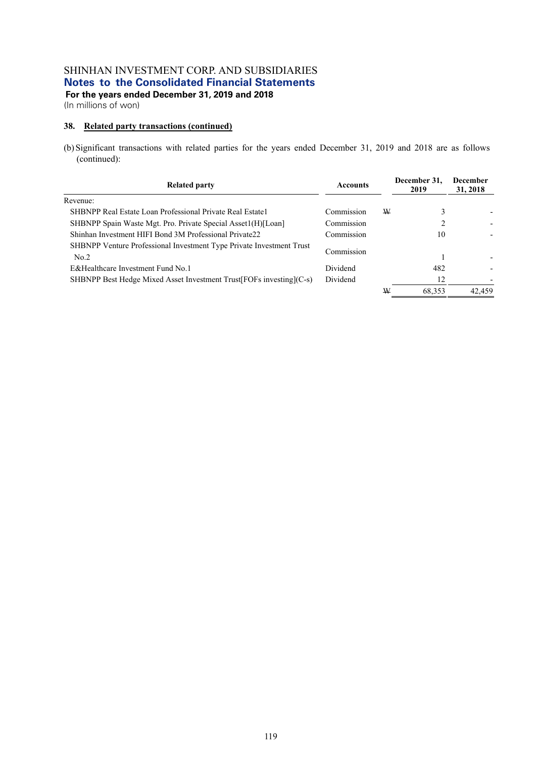SHINHAN INVESTMENT CORP. AND SUBSIDIARIES

**Notes to the Consolidated Financial Statements**

**For the years ended December 31, 2019 and 2018**

(In millions of won)

**38. Related party transactions (continued)**

(b) Significant transactions with related parties for the years ended December 31, 2019 and 2018 are as follows (continued):

| Related party | Accounts | | December 31, 2019 | December 31, 2018 |
|---|---|---|---|---|
| Revenue: | | | | |
| SHBNPP Real Estate Loan Professional Private Real Estate1 | Commission | ₩ | 3 | - |
| SHBNPP Spain Waste Mgt. Pro. Private Special Asset1(H)[Loan] | Commission | | 2 | - |
| Shinhan Investment HIFI Bond 3M Professional Private22 | Commission | | 10 | - |
| SHBNPP Venture Professional Investment Type Private Investment Trust No.2 | Commission | | 1 | - |
| E&Healthcare Investment Fund No.1 | Dividend | | 482 | - |
| SHBNPP Best Hedge Mixed Asset Investment Trust[FOFs investing](C-s) | Dividend | | 12 | - |
| | | ₩ | 68,353 | 42,459 |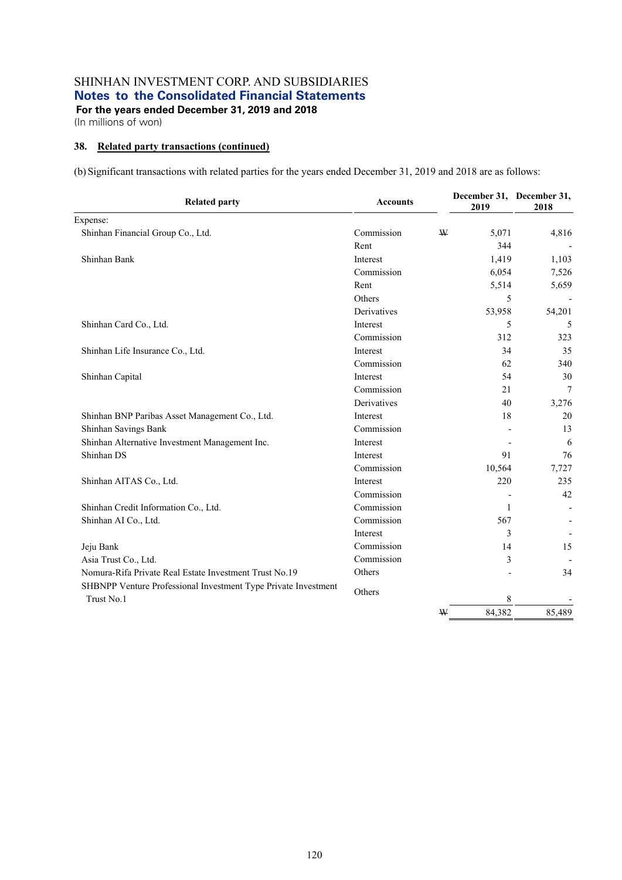SHINHAN INVESTMENT CORP. AND SUBSIDIARIES

**Notes to the Consolidated Financial Statements**

**For the years ended December 31, 2019 and 2018**

(In millions of won)

### 38. Related party transactions (continued)

(b) Significant transactions with related parties for the years ended December 31, 2019 and 2018 are as follows:

| Related party | Accounts | | December 31, 2019 | December 31, 2018 |
|---|---|---|---|---|
| Expense: | | | | |
| Shinhan Financial Group Co., Ltd. | Commission | ₩ | 5,071 | 4,816 |
| | Rent | | 344 | - |
| Shinhan Bank | Interest | | 1,419 | 1,103 |
| | Commission | | 6,054 | 7,526 |
| | Rent | | 5,514 | 5,659 |
| | Others | | 5 | - |
| | Derivatives | | 53,958 | 54,201 |
| Shinhan Card Co., Ltd. | Interest | | 5 | 5 |
| | Commission | | 312 | 323 |
| Shinhan Life Insurance Co., Ltd. | Interest | | 34 | 35 |
| | Commission | | 62 | 340 |
| Shinhan Capital | Interest | | 54 | 30 |
| | Commission | | 21 | 7 |
| | Derivatives | | 40 | 3,276 |
| Shinhan BNP Paribas Asset Management Co., Ltd. | Interest | | 18 | 20 |
| Shinhan Savings Bank | Commission | | - | 13 |
| Shinhan Alternative Investment Management Inc. | Interest | | - | 6 |
| Shinhan DS | Interest | | 91 | 76 |
| | Commission | | 10,564 | 7,727 |
| Shinhan AITAS Co., Ltd. | Interest | | 220 | 235 |
| | Commission | | - | 42 |
| Shinhan Credit Information Co., Ltd. | Commission | | 1 | - |
| Shinhan AI Co., Ltd. | Commission | | 567 | - |
| | Interest | | 3 | - |
| Jeju Bank | Commission | | 14 | 15 |
| Asia Trust Co., Ltd. | Commission | | 3 | - |
| Nomura-Rifa Private Real Estate Investment Trust No.19 | Others | | - | 34 |
| SHBNPP Venture Professional Investment Type Private Investment Trust No.1 | Others | | 8 | - |
| | | ₩ | 84,382 | 85,489 |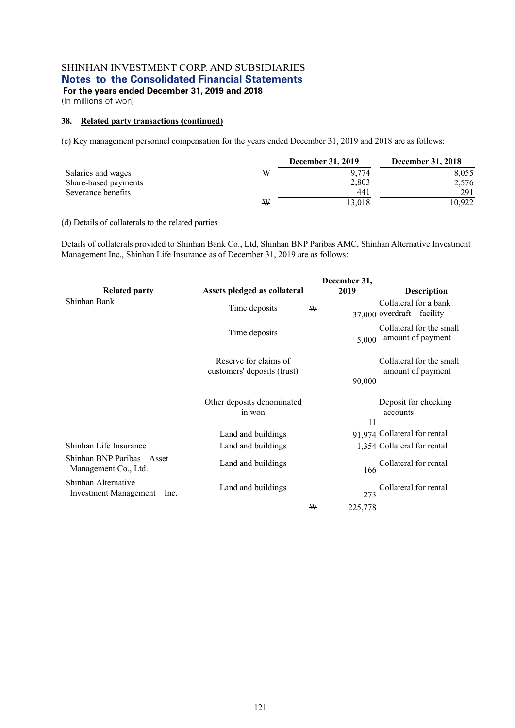SHINHAN INVESTMENT CORP. AND SUBSIDIARIES
## Notes to the Consolidated Financial Statements
**For the years ended December 31, 2019 and 2018**
(In millions of won)

### 38. Related party transactions (continued)

(c) Key management personnel compensation for the years ended December 31, 2019 and 2018 are as follows:

| | | December 31, 2019 | December 31, 2018 |
|---|---|---|---|
| Salaries and wages | ₩ | 9,774 | 8,055 |
| Share-based payments | | 2,803 | 2,576 |
| Severance benefits | | 441 | 291 |
| | ₩ | 13,018 | 10,922 |

(d) Details of collaterals to the related parties

Details of collaterals provided to Shinhan Bank Co., Ltd, Shinhan BNP Paribas AMC, Shinhan Alternative Investment Management Inc., Shinhan Life Insurance as of December 31, 2019 are as follows:

| Related party | Assets pledged as collateral | | December 31, 2019 | Description |
|---|---|---|---|---|
| Shinhan Bank | Time deposits | ₩ | 37,000 | Collateral for a bank overdraft facility |
| | Time deposits | | 5,000 | Collateral for the small amount of payment |
| | Reserve for claims of customers' deposits (trust) | | 90,000 | Collateral for the small amount of payment |
| | Other deposits denominated in won | | 11 | Deposit for checking accounts |
| | Land and buildings | | 91,974 | Collateral for rental |
| Shinhan Life Insurance | Land and buildings | | 1,354 | Collateral for rental |
| Shinhan BNP Paribas Asset Management Co., Ltd. | Land and buildings | | 166 | Collateral for rental |
| Shinhan Alternative Investment Management Inc. | Land and buildings | | 273 | Collateral for rental |
| | | ₩ | 225,778 | |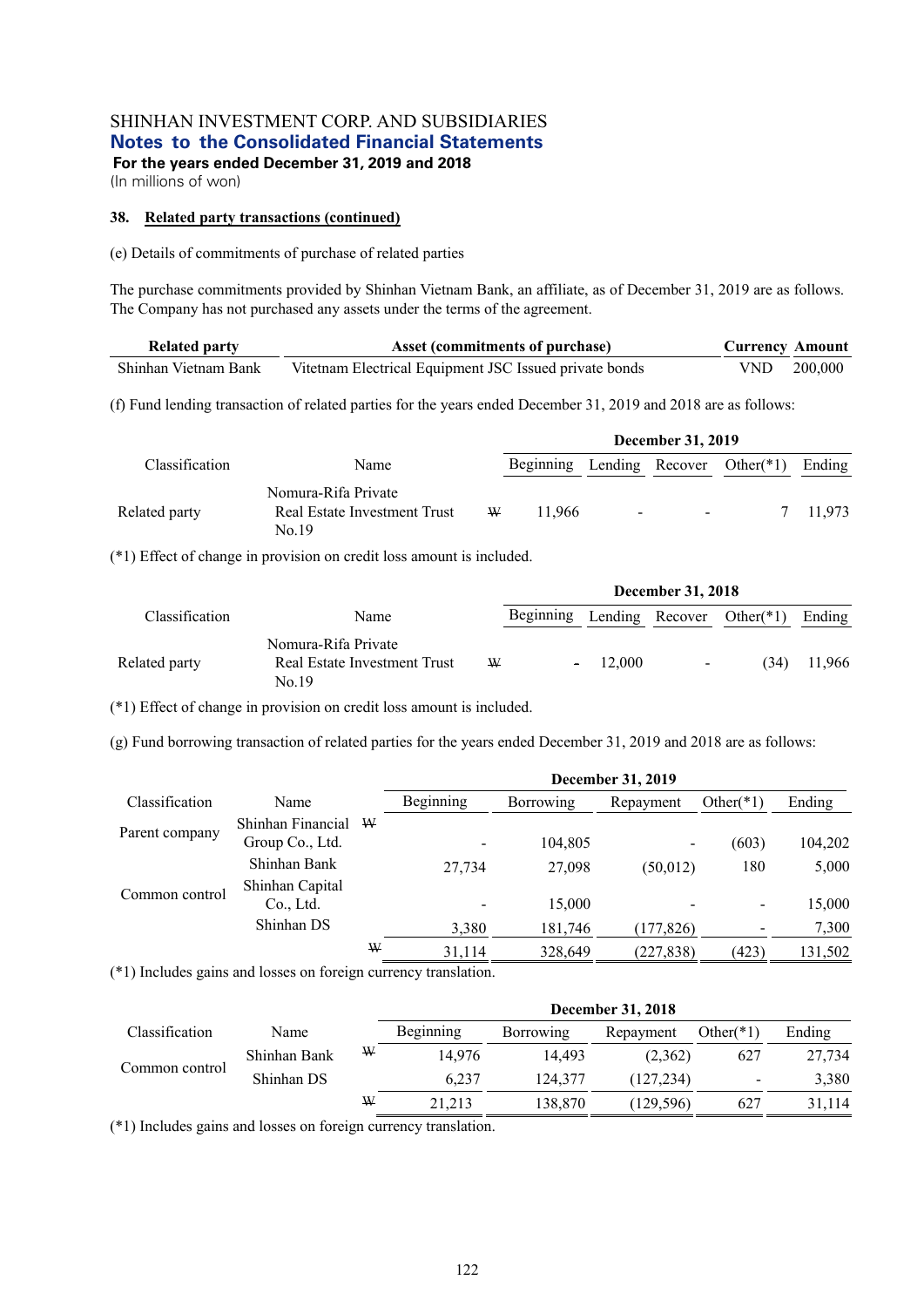SHINHAN INVESTMENT CORP. AND SUBSIDIARIES
## Notes to the Consolidated Financial Statements
**For the years ended December 31, 2019 and 2018**
(In millions of won)

### 38. Related party transactions (continued)

(e) Details of commitments of purchase of related parties

The purchase commitments provided by Shinhan Vietnam Bank, an affiliate, as of December 31, 2019 are as follows. The Company has not purchased any assets under the terms of the agreement.

| Related party | Asset (commitments of purchase) | Currency | Amount |
|---|---|---|---|
| Shinhan Vietnam Bank | Vitetnam Electrical Equipment JSC Issued private bonds | VND | 200,000 |

(f) Fund lending transaction of related parties for the years ended December 31, 2019 and 2018 are as follows:

| Classification | Name | | December 31, 2019 | | | | |
|---|---|---|---|---|---|---|---|
| | | | Beginning | Lending | Recover | Other(*1) | Ending |
| Related party | Nomura-Rifa Private Real Estate Investment Trust No.19 | ₩ | 11,966 | - | - | 7 | 11,973 |

(*1) Effect of change in provision on credit loss amount is included.

| Classification | Name | | December 31, 2018 | | | | |
|---|---|---|---|---|---|---|---|
| | | | Beginning | Lending | Recover | Other(*1) | Ending |
| Related party | Nomura-Rifa Private Real Estate Investment Trust No.19 | ₩ | - | 12,000 | - | (34) | 11,966 |

(*1) Effect of change in provision on credit loss amount is included.

(g) Fund borrowing transaction of related parties for the years ended December 31, 2019 and 2018 are as follows:

| Classification | Name | | December 31, 2019 | | | | |
|---|---|---|---|---|---|---|---|
| | | | Beginning | Borrowing | Repayment | Other(*1) | Ending |
| Parent company | Shinhan Financial Group Co., Ltd. | ₩ | - | 104,805 | - | (603) | 104,202 |
| Common control | Shinhan Bank | | 27,734 | 27,098 | (50,012) | 180 | 5,000 |
| | Shinhan Capital Co., Ltd. | | - | 15,000 | - | - | 15,000 |
| | Shinhan DS | | 3,380 | 181,746 | (177,826) | - | 7,300 |
| | | ₩ | 31,114 | 328,649 | (227,838) | (423) | 131,502 |

(*1) Includes gains and losses on foreign currency translation.

| Classification | Name | | December 31, 2018 | | | | |
|---|---|---|---|---|---|---|---|
| | | | Beginning | Borrowing | Repayment | Other(*1) | Ending |
| Common control | Shinhan Bank | ₩ | 14,976 | 14,493 | (2,362) | 627 | 27,734 |
| | Shinhan DS | | 6,237 | 124,377 | (127,234) | - | 3,380 |
| | | ₩ | 21,213 | 138,870 | (129,596) | 627 | 31,114 |

(*1) Includes gains and losses on foreign currency translation.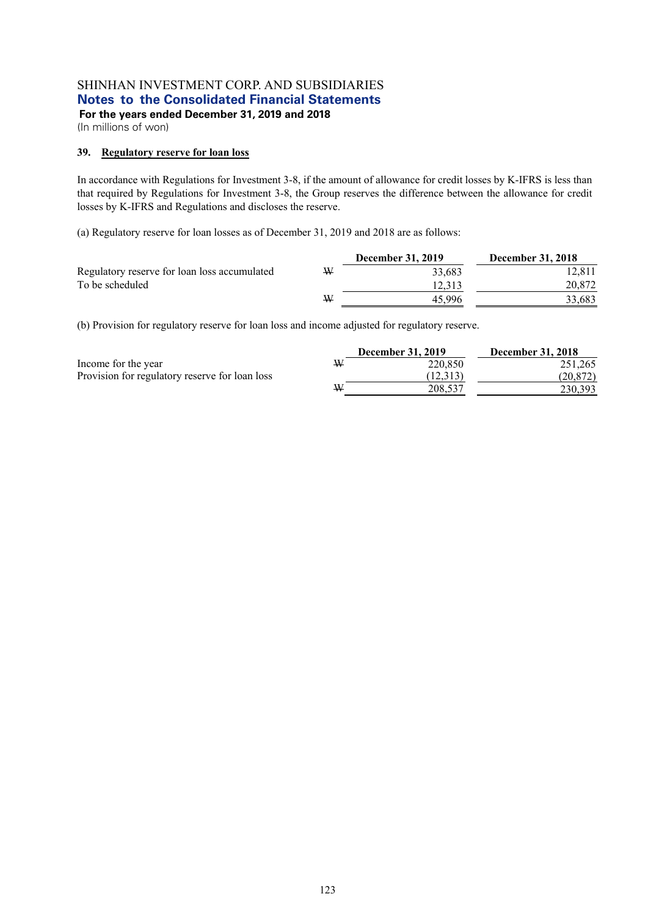SHINHAN INVESTMENT CORP. AND SUBSIDIARIES
**Notes to the Consolidated Financial Statements**
**For the years ended December 31, 2019 and 2018**
(In millions of won)

### 39. Regulatory reserve for loan loss

In accordance with Regulations for Investment 3-8, if the amount of allowance for credit losses by K-IFRS is less than that required by Regulations for Investment 3-8, the Group reserves the difference between the allowance for credit losses by K-IFRS and Regulations and discloses the reserve.

(a) Regulatory reserve for loan losses as of December 31, 2019 and 2018 are as follows:

| | | December 31, 2019 | December 31, 2018 |
|---|---|---|---|
| Regulatory reserve for loan loss accumulated | ₩ | 33,683 | 12,811 |
| To be scheduled | | 12,313 | 20,872 |
| | ₩ | 45,996 | 33,683 |

(b) Provision for regulatory reserve for loan loss and income adjusted for regulatory reserve.

| | | December 31, 2019 | December 31, 2018 |
|---|---|---|---|
| Income for the year | ₩ | 220,850 | 251,265 |
| Provision for regulatory reserve for loan loss | | (12,313) | (20,872) |
| | ₩ | 208,537 | 230,393 |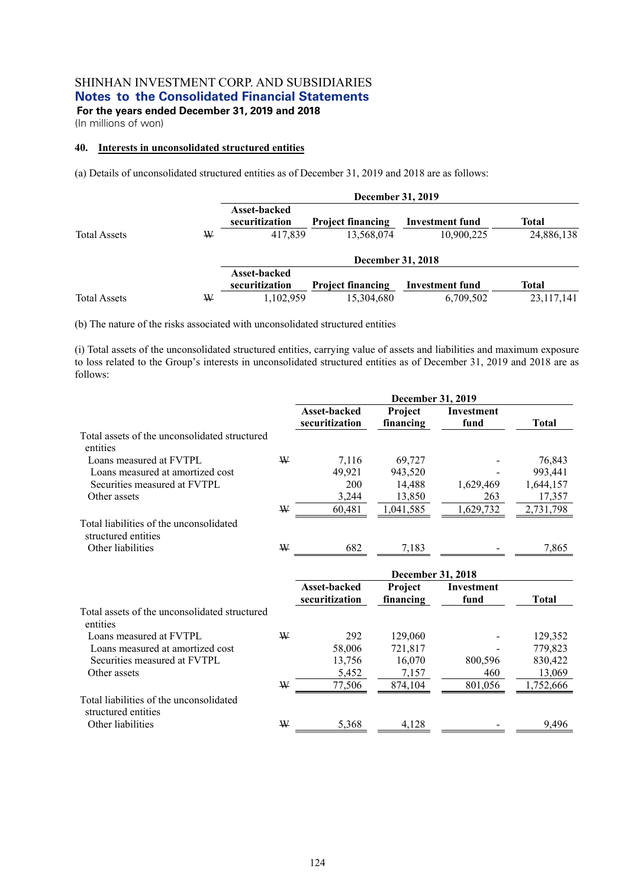SHINHAN INVESTMENT CORP. AND SUBSIDIARIES
**Notes to the Consolidated Financial Statements**
**For the years ended December 31, 2019 and 2018**
(In millions of won)

## 40. Interests in unconsolidated structured entities

(a) Details of unconsolidated structured entities as of December 31, 2019 and 2018 are as follows:

| | | December 31, 2019 | | | |
|---|---|---|---|---|---|
| | | Asset-backed securitization | Project financing | Investment fund | Total |
| Total Assets | ₩ | 417,839 | 13,568,074 | 10,900,225 | 24,886,138 |

| | | December 31, 2018 | | | |
|---|---|---|---|---|---|
| | | Asset-backed securitization | Project financing | Investment fund | Total |
| Total Assets | ₩ | 1,102,959 | 15,304,680 | 6,709,502 | 23,117,141 |

(b) The nature of the risks associated with unconsolidated structured entities

(i) Total assets of the unconsolidated structured entities, carrying value of assets and liabilities and maximum exposure to loss related to the Group's interests in unconsolidated structured entities as of December 31, 2019 and 2018 are as follows:

| | | December 31, 2019 | | | |
|---|---|---|---|---|---|
| | | Asset-backed securitization | Project financing | Investment fund | Total |
| Total assets of the unconsolidated structured entities | | | | | |
| Loans measured at FVTPL | ₩ | 7,116 | 69,727 | - | 76,843 |
| Loans measured at amortized cost | | 49,921 | 943,520 | - | 993,441 |
| Securities measured at FVTPL | | 200 | 14,488 | 1,629,469 | 1,644,157 |
| Other assets | | 3,244 | 13,850 | 263 | 17,357 |
| | ₩ | 60,481 | 1,041,585 | 1,629,732 | 2,731,798 |
| Total liabilities of the unconsolidated structured entities | | | | | |
| Other liabilities | ₩ | 682 | 7,183 | - | 7,865 |

| | | December 31, 2018 | | | |
|---|---|---|---|---|---|
| | | Asset-backed securitization | Project financing | Investment fund | Total |
| Total assets of the unconsolidated structured entities | | | | | |
| Loans measured at FVTPL | ₩ | 292 | 129,060 | - | 129,352 |
| Loans measured at amortized cost | | 58,006 | 721,817 | - | 779,823 |
| Securities measured at FVTPL | | 13,756 | 16,070 | 800,596 | 830,422 |
| Other assets | | 5,452 | 7,157 | 460 | 13,069 |
| | ₩ | 77,506 | 874,104 | 801,056 | 1,752,666 |
| Total liabilities of the unconsolidated structured entities | | | | | |
| Other liabilities | ₩ | 5,368 | 4,128 | - | 9,496 |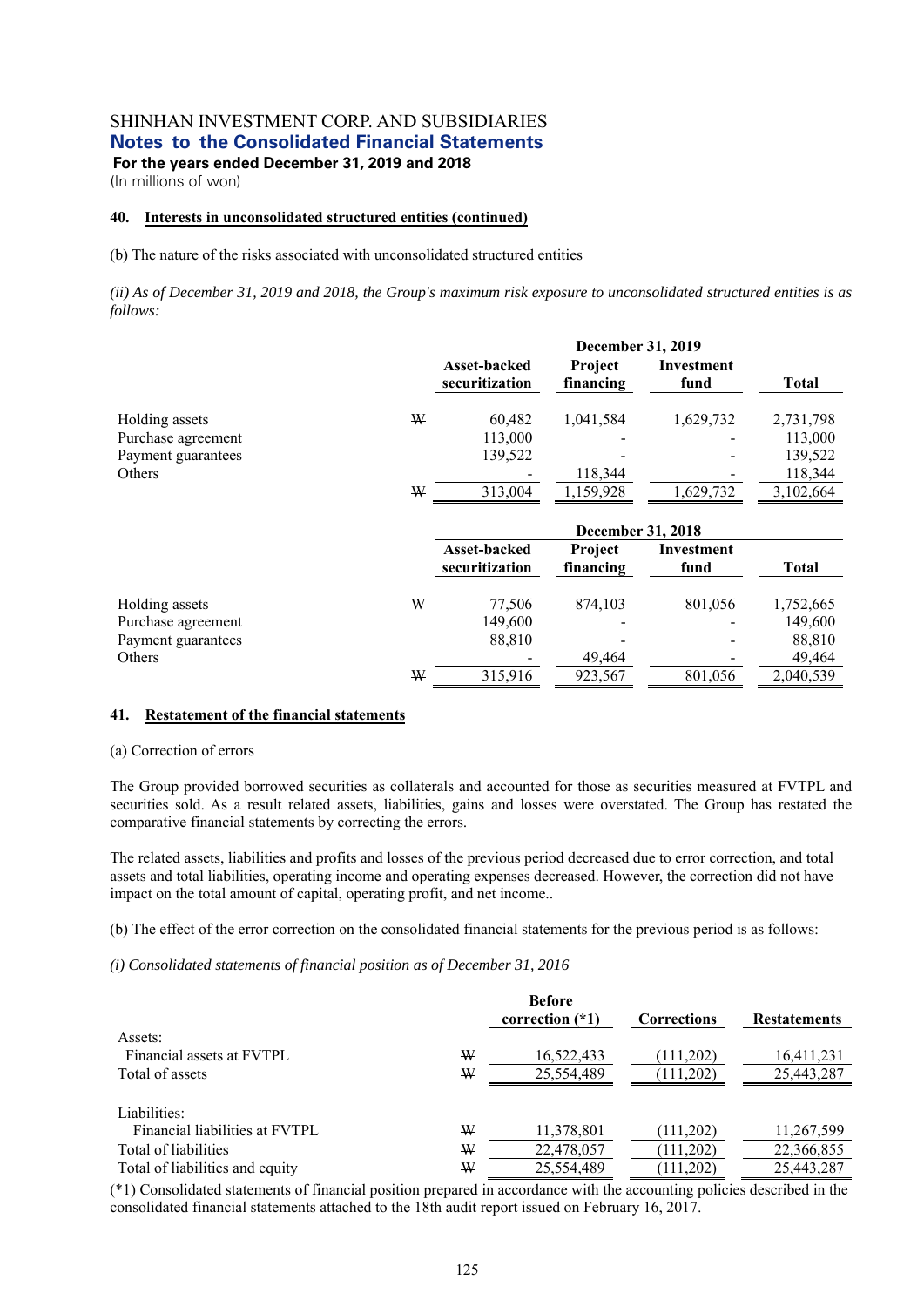SHINHAN INVESTMENT CORP. AND SUBSIDIARIES

**Notes to the Consolidated Financial Statements**

**For the years ended December 31, 2019 and 2018**

(In millions of won)

**40. Interests in unconsolidated structured entities (continued)**

(b) The nature of the risks associated with unconsolidated structured entities

*(ii) As of December 31, 2019 and 2018, the Group's maximum risk exposure to unconsolidated structured entities is as follows:*

| | | December 31, 2019 | | | |
|---|---|---|---|---|---|
| | | Asset-backed securitization | Project financing | Investment fund | Total |
| Holding assets | ₩ | 60,482 | 1,041,584 | 1,629,732 | 2,731,798 |
| Purchase agreement | | 113,000 | - | - | 113,000 |
| Payment guarantees | | 139,522 | - | - | 139,522 |
| Others | | - | 118,344 | - | 118,344 |
| | ₩ | 313,004 | 1,159,928 | 1,629,732 | 3,102,664 |

| | | December 31, 2018 | | | |
|---|---|---|---|---|---|
| | | Asset-backed securitization | Project financing | Investment fund | Total |
| Holding assets | ₩ | 77,506 | 874,103 | 801,056 | 1,752,665 |
| Purchase agreement | | 149,600 | - | - | 149,600 |
| Payment guarantees | | 88,810 | - | - | 88,810 |
| Others | | - | 49,464 | - | 49,464 |
| | ₩ | 315,916 | 923,567 | 801,056 | 2,040,539 |

**41. Restatement of the financial statements**

(a) Correction of errors

The Group provided borrowed securities as collaterals and accounted for those as securities measured at FVTPL and securities sold. As a result related assets, liabilities, gains and losses were overstated. The Group has restated the comparative financial statements by correcting the errors.

The related assets, liabilities and profits and losses of the previous period decreased due to error correction, and total assets and total liabilities, operating income and operating expenses decreased. However, the correction did not have impact on the total amount of capital, operating profit, and net income..

(b) The effect of the error correction on the consolidated financial statements for the previous period is as follows:

*(i) Consolidated statements of financial position as of December 31, 2016*

| | | Before correction (*1) | Corrections | Restatements |
|---|---|---|---|---|
| Assets: | | | | |
| Financial assets at FVTPL | ₩ | 16,522,433 | (111,202) | 16,411,231 |
| Total of assets | ₩ | 25,554,489 | (111,202) | 25,443,287 |
| | | | | |
| Liabilities: | | | | |
| Financial liabilities at FVTPL | ₩ | 11,378,801 | (111,202) | 11,267,599 |
| Total of liabilities | ₩ | 22,478,057 | (111,202) | 22,366,855 |
| Total of liabilities and equity | ₩ | 25,554,489 | (111,202) | 25,443,287 |

(*1) Consolidated statements of financial position prepared in accordance with the accounting policies described in the consolidated financial statements attached to the 18th audit report issued on February 16, 2017.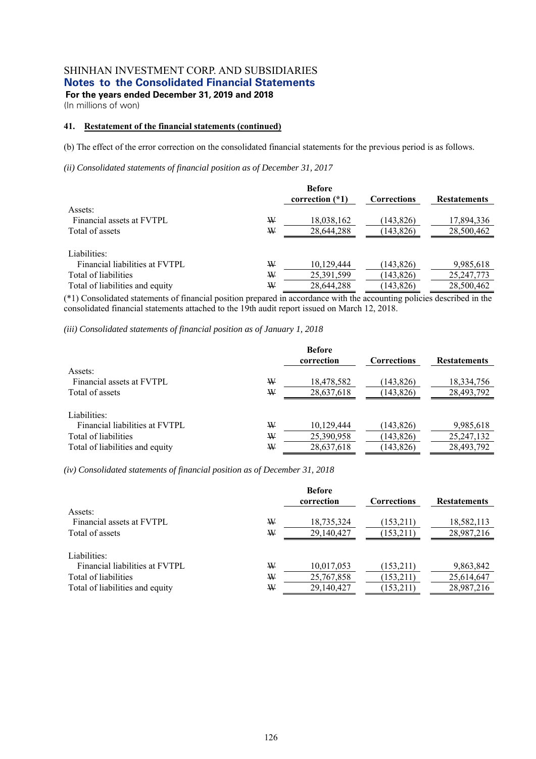SHINHAN INVESTMENT CORP. AND SUBSIDIARIES

**Notes to the Consolidated Financial Statements**

**For the years ended December 31, 2019 and 2018**

(In millions of won)

**41. Restatement of the financial statements (continued)**

(b) The effect of the error correction on the consolidated financial statements for the previous period is as follows.

*(ii) Consolidated statements of financial position as of December 31, 2017*

| | | Before correction (*1) | Corrections | Restatements |
|---|---|---|---|---|
| Assets: | | | | |
| Financial assets at FVTPL | ₩ | 18,038,162 | (143,826) | 17,894,336 |
| Total of assets | ₩ | 28,644,288 | (143,826) | 28,500,462 |
| Liabilities: | | | | |
| Financial liabilities at FVTPL | ₩ | 10,129,444 | (143,826) | 9,985,618 |
| Total of liabilities | ₩ | 25,391,599 | (143,826) | 25,247,773 |
| Total of liabilities and equity | ₩ | 28,644,288 | (143,826) | 28,500,462 |

(*1) Consolidated statements of financial position prepared in accordance with the accounting policies described in the consolidated financial statements attached to the 19th audit report issued on March 12, 2018.

*(iii) Consolidated statements of financial position as of January 1, 2018*

| | | Before correction | Corrections | Restatements |
|---|---|---|---|---|
| Assets: | | | | |
| Financial assets at FVTPL | ₩ | 18,478,582 | (143,826) | 18,334,756 |
| Total of assets | ₩ | 28,637,618 | (143,826) | 28,493,792 |
| Liabilities: | | | | |
| Financial liabilities at FVTPL | ₩ | 10,129,444 | (143,826) | 9,985,618 |
| Total of liabilities | ₩ | 25,390,958 | (143,826) | 25,247,132 |
| Total of liabilities and equity | ₩ | 28,637,618 | (143,826) | 28,493,792 |

*(iv) Consolidated statements of financial position as of December 31, 2018*

| | | Before correction | Corrections | Restatements |
|---|---|---|---|---|
| Assets: | | | | |
| Financial assets at FVTPL | ₩ | 18,735,324 | (153,211) | 18,582,113 |
| Total of assets | ₩ | 29,140,427 | (153,211) | 28,987,216 |
| Liabilities: | | | | |
| Financial liabilities at FVTPL | ₩ | 10,017,053 | (153,211) | 9,863,842 |
| Total of liabilities | ₩ | 25,767,858 | (153,211) | 25,614,647 |
| Total of liabilities and equity | ₩ | 29,140,427 | (153,211) | 28,987,216 |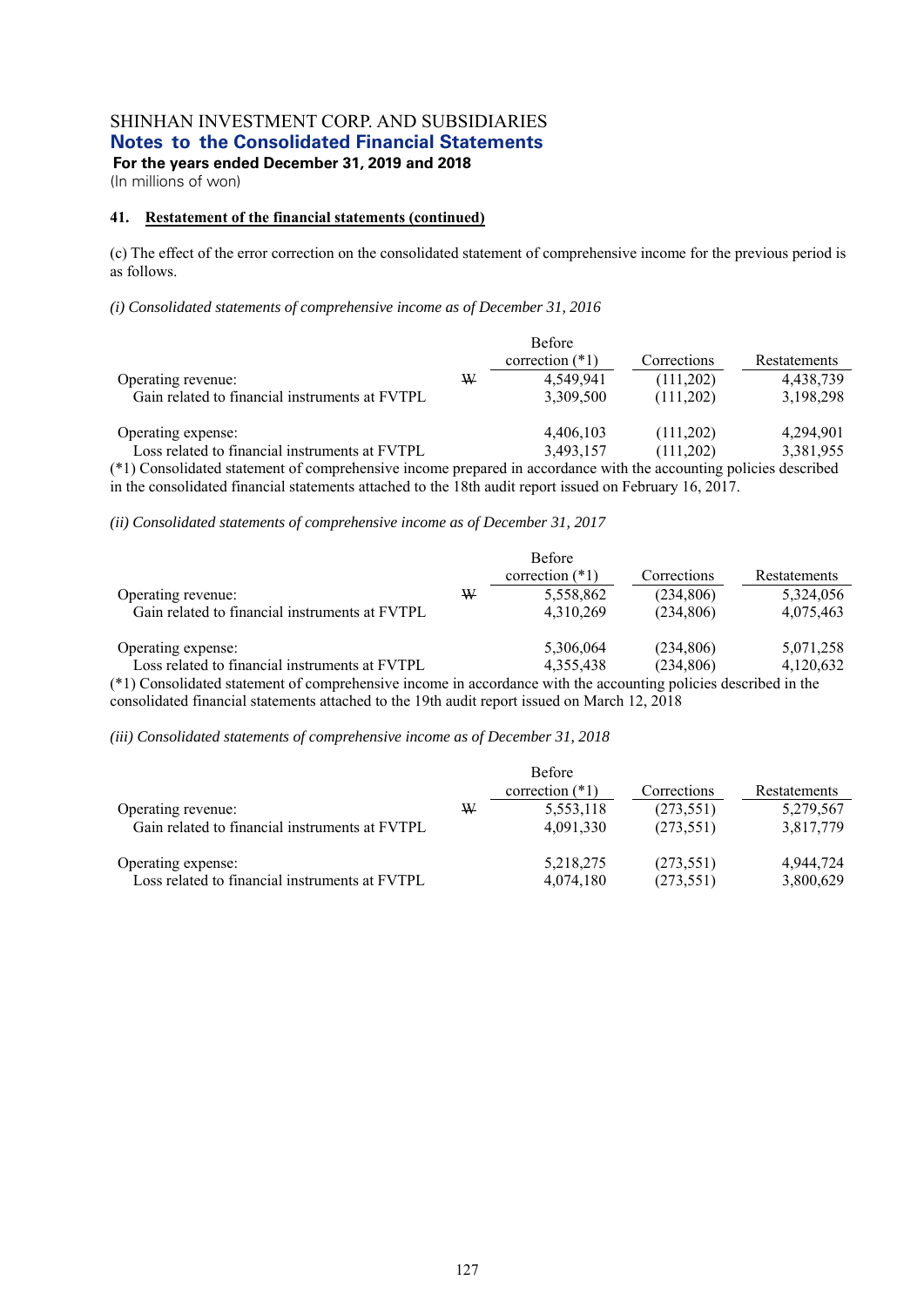SHINHAN INVESTMENT CORP. AND SUBSIDIARIES
**Notes to the Consolidated Financial Statements**
**For the years ended December 31, 2019 and 2018**
(In millions of won)

**41. Restatement of the financial statements (continued)**

(c) The effect of the error correction on the consolidated statement of comprehensive income for the previous period is as follows.

*(i) Consolidated statements of comprehensive income as of December 31, 2016*

| | | Before correction (*1) | Corrections | Restatements |
|---|---|---|---|---|
| Operating revenue: | ₩ | 4,549,941 | (111,202) | 4,438,739 |
| Gain related to financial instruments at FVTPL | | 3,309,500 | (111,202) | 3,198,298 |
| Operating expense: | | 4,406,103 | (111,202) | 4,294,901 |
| Loss related to financial instruments at FVTPL | | 3,493,157 | (111,202) | 3,381,955 |

(*1) Consolidated statement of comprehensive income prepared in accordance with the accounting policies described in the consolidated financial statements attached to the 18th audit report issued on February 16, 2017.

*(ii) Consolidated statements of comprehensive income as of December 31, 2017*

| | | Before correction (*1) | Corrections | Restatements |
|---|---|---|---|---|
| Operating revenue: | ₩ | 5,558,862 | (234,806) | 5,324,056 |
| Gain related to financial instruments at FVTPL | | 4,310,269 | (234,806) | 4,075,463 |
| Operating expense: | | 5,306,064 | (234,806) | 5,071,258 |
| Loss related to financial instruments at FVTPL | | 4,355,438 | (234,806) | 4,120,632 |

(*1) Consolidated statement of comprehensive income in accordance with the accounting policies described in the consolidated financial statements attached to the 19th audit report issued on March 12, 2018

*(iii) Consolidated statements of comprehensive income as of December 31, 2018*

| | | Before correction (*1) | Corrections | Restatements |
|---|---|---|---|---|
| Operating revenue: | ₩ | 5,553,118 | (273,551) | 5,279,567 |
| Gain related to financial instruments at FVTPL | | 4,091,330 | (273,551) | 3,817,779 |
| Operating expense: | | 5,218,275 | (273,551) | 4,944,724 |
| Loss related to financial instruments at FVTPL | | 4,074,180 | (273,551) | 3,800,629 |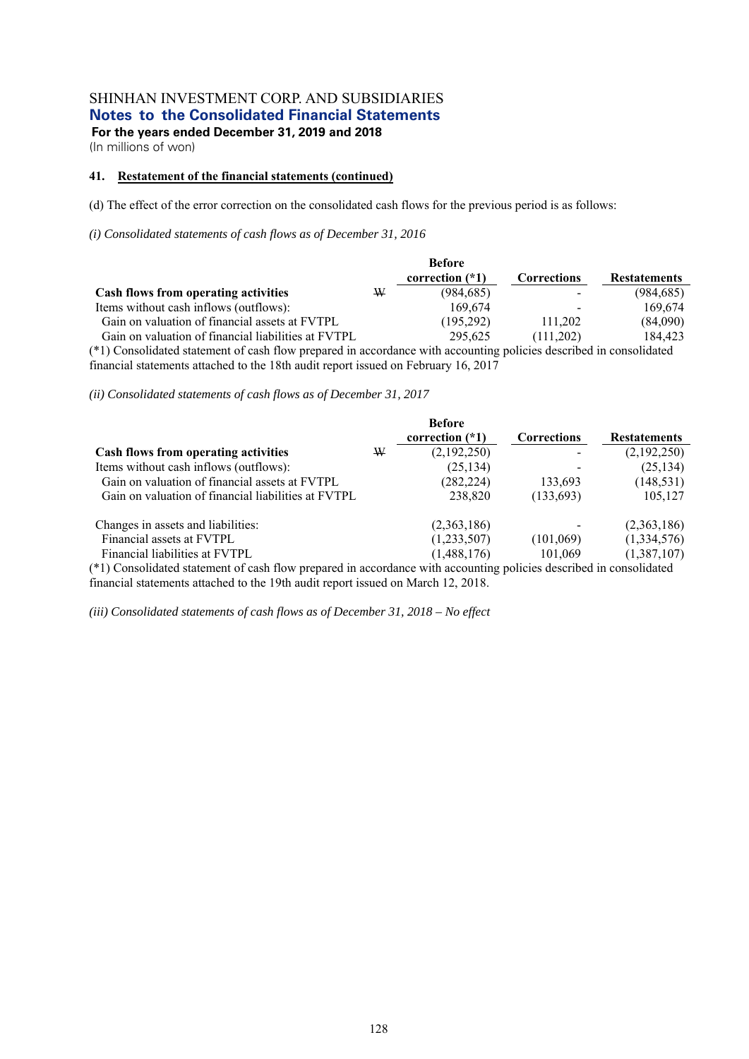SHINHAN INVESTMENT CORP. AND SUBSIDIARIES

**Notes to the Consolidated Financial Statements**

**For the years ended December 31, 2019 and 2018**

(In millions of won)

### 41. Restatement of the financial statements (continued)

(d) The effect of the error correction on the consolidated cash flows for the previous period is as follows:

*(i) Consolidated statements of cash flows as of December 31, 2016*

| | | Before correction (*1) | Corrections | Restatements |
|---|---|---|---|---|
| **Cash flows from operating activities** | ₩ | (984,685) | - | (984,685) |
| Items without cash inflows (outflows): | | 169,674 | - | 169,674 |
| Gain on valuation of financial assets at FVTPL | | (195,292) | 111,202 | (84,090) |
| Gain on valuation of financial liabilities at FVTPL | | 295,625 | (111,202) | 184,423 |

(*1) Consolidated statement of cash flow prepared in accordance with accounting policies described in consolidated financial statements attached to the 18th audit report issued on February 16, 2017

*(ii) Consolidated statements of cash flows as of December 31, 2017*

| | | Before correction (*1) | Corrections | Restatements |
|---|---|---|---|---|
| **Cash flows from operating activities** | ₩ | (2,192,250) | - | (2,192,250) |
| Items without cash inflows (outflows): | | (25,134) | - | (25,134) |
| Gain on valuation of financial assets at FVTPL | | (282,224) | 133,693 | (148,531) |
| Gain on valuation of financial liabilities at FVTPL | | 238,820 | (133,693) | 105,127 |
| Changes in assets and liabilities: | | (2,363,186) | - | (2,363,186) |
| Financial assets at FVTPL | | (1,233,507) | (101,069) | (1,334,576) |
| Financial liabilities at FVTPL | | (1,488,176) | 101,069 | (1,387,107) |

(*1) Consolidated statement of cash flow prepared in accordance with accounting policies described in consolidated financial statements attached to the 19th audit report issued on March 12, 2018.

*(iii) Consolidated statements of cash flows as of December 31, 2018 – No effect*